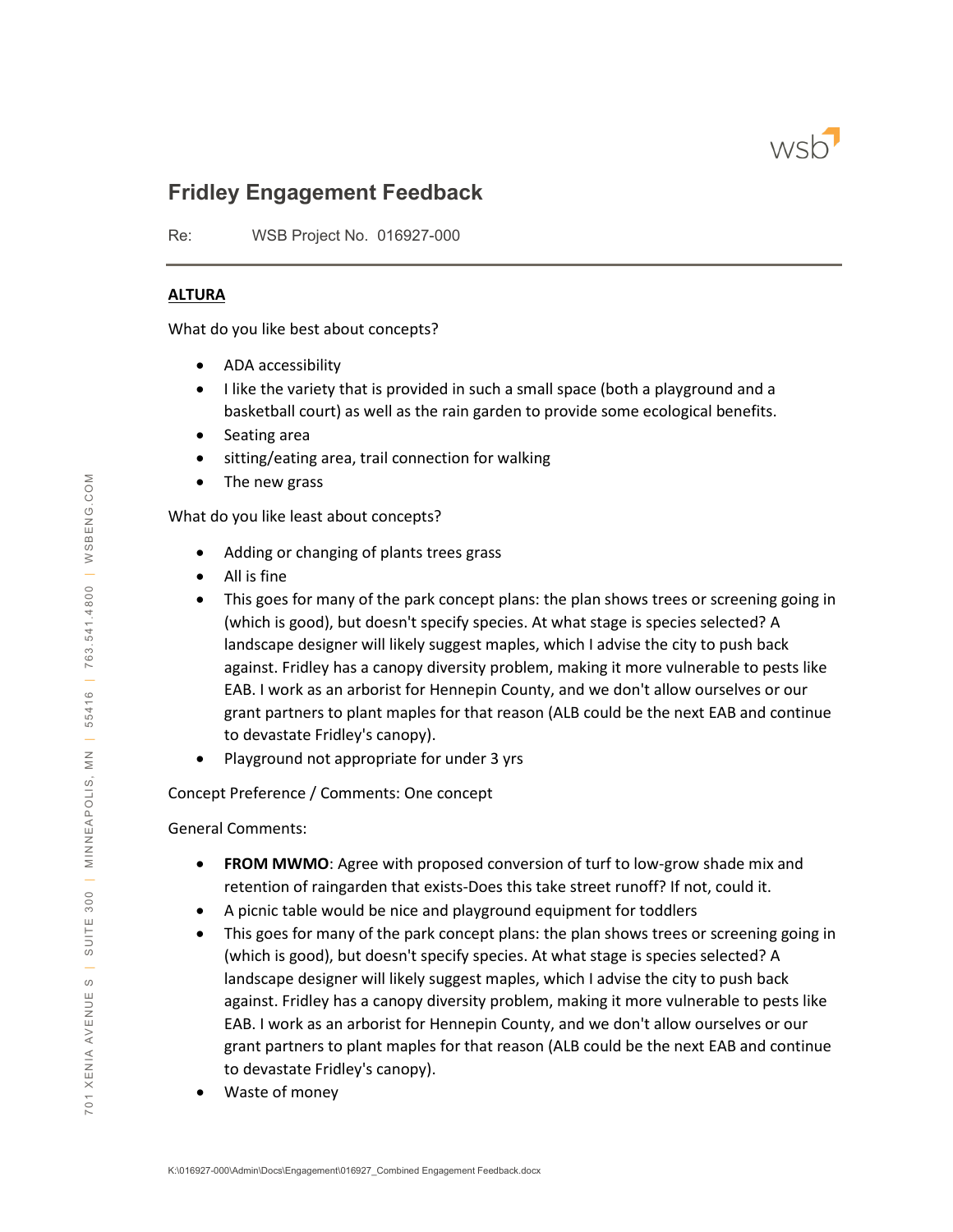# Fridley Engagement Feedback

Re: WSB Project No. 016927-000

---

## ALTURA

What do you like best about concepts?

- ADA accessibility
- I like the variety that is provided in such a small space (both a playground and a basketball court) as well as the rain garden to provide some ecological benefits.
- Seating area
- sitting/eating area, trail connection for walking
- The new grass

What do you like least about concepts?

- Adding or changing of plants trees grass
- All is fine
- This goes for many of the park concept plans: the plan shows trees or screening going in (which is good), but doesn't specify species. At what stage is species selected? A landscape designer will likely suggest maples, which I advise the city to push back against. Fridley has a canopy diversity problem, making it more vulnerable to pests like EAB. I work as an arborist for Hennepin County, and we don't allow ourselves or our grant partners to plant maples for that reason (ALB could be the next EAB and continue to devastate Fridley's canopy).
- Playground not appropriate for under 3 yrs

Concept Preference / Comments: One concept

General Comments:

- **FROM MWMO**: Agree with proposed conversion of turf to low-grow shade mix and retention of raingarden that exists-Does this take street runoff? If not, could it.
- A picnic table would be nice and playground equipment for toddlers
- This goes for many of the park concept plans: the plan shows trees or screening going in (which is good), but doesn't specify species. At what stage is species selected? A landscape designer will likely suggest maples, which I advise the city to push back against. Fridley has a canopy diversity problem, making it more vulnerable to pests like EAB. I work as an arborist for Hennepin County, and we don't allow ourselves or our grant partners to plant maples for that reason (ALB could be the next EAB and continue to devastate Fridley's canopy).
- Waste of money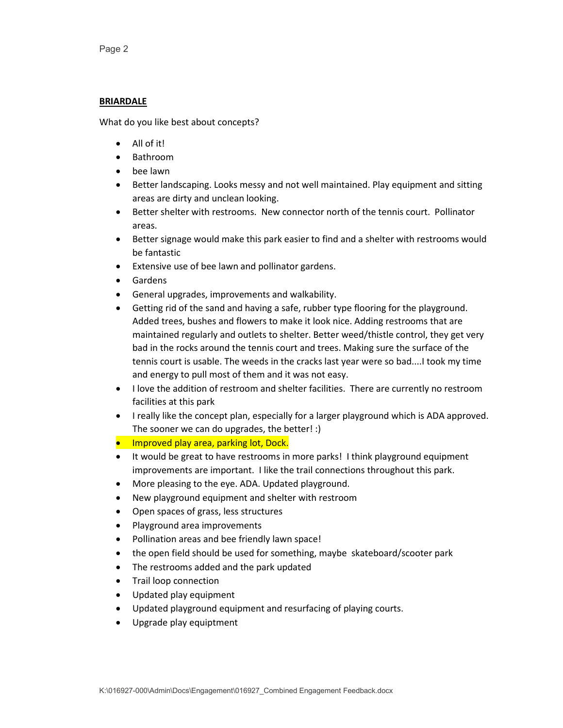**BRIARDALE**

What do you like best about concepts?

- All of it!
- Bathroom
- bee lawn
- Better landscaping. Looks messy and not well maintained. Play equipment and sitting areas are dirty and unclean looking.
- Better shelter with restrooms. New connector north of the tennis court. Pollinator areas.
- Better signage would make this park easier to find and a shelter with restrooms would be fantastic
- Extensive use of bee lawn and pollinator gardens.
- Gardens
- General upgrades, improvements and walkability.
- Getting rid of the sand and having a safe, rubber type flooring for the playground. Added trees, bushes and flowers to make it look nice. Adding restrooms that are maintained regularly and outlets to shelter. Better weed/thistle control, they get very bad in the rocks around the tennis court and trees. Making sure the surface of the tennis court is usable. The weeds in the cracks last year were so bad....I took my time and energy to pull most of them and it was not easy.
- I love the addition of restroom and shelter facilities. There are currently no restroom facilities at this park
- I really like the concept plan, especially for a larger playground which is ADA approved. The sooner we can do upgrades, the better! :)
- Improved play area, parking lot, Dock.
- It would be great to have restrooms in more parks! I think playground equipment improvements are important. I like the trail connections throughout this park.
- More pleasing to the eye. ADA. Updated playground.
- New playground equipment and shelter with restroom
- Open spaces of grass, less structures
- Playground area improvements
- Pollination areas and bee friendly lawn space!
- the open field should be used for something, maybe skateboard/scooter park
- The restrooms added and the park updated
- Trail loop connection
- Updated play equipment
- Updated playground equipment and resurfacing of playing courts.
- Upgrade play equiptment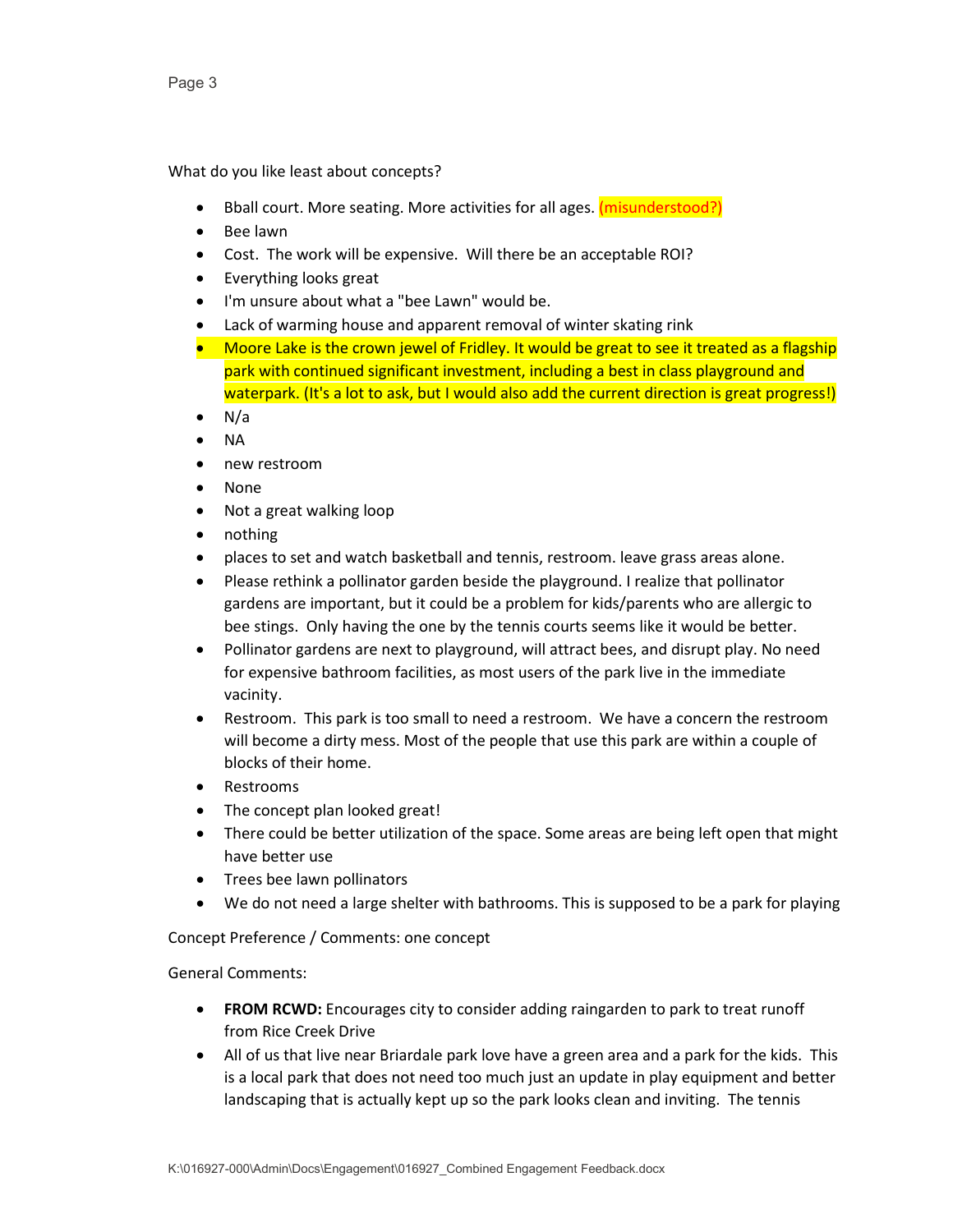What do you like least about concepts?

- Bball court. More seating. More activities for all ages. (misunderstood?)
- Bee lawn
- Cost. The work will be expensive. Will there be an acceptable ROI?
- Everything looks great
- I'm unsure about what a "bee Lawn" would be.
- Lack of warming house and apparent removal of winter skating rink
- Moore Lake is the crown jewel of Fridley. It would be great to see it treated as a flagship park with continued significant investment, including a best in class playground and waterpark. (It's a lot to ask, but I would also add the current direction is great progress!)
- N/a
- NA
- new restroom
- None
- Not a great walking loop
- nothing
- places to set and watch basketball and tennis, restroom. leave grass areas alone.
- Please rethink a pollinator garden beside the playground. I realize that pollinator gardens are important, but it could be a problem for kids/parents who are allergic to bee stings. Only having the one by the tennis courts seems like it would be better.
- Pollinator gardens are next to playground, will attract bees, and disrupt play. No need for expensive bathroom facilities, as most users of the park live in the immediate vacinity.
- Restroom. This park is too small to need a restroom. We have a concern the restroom will become a dirty mess. Most of the people that use this park are within a couple of blocks of their home.
- Restrooms
- The concept plan looked great!
- There could be better utilization of the space. Some areas are being left open that might have better use
- Trees bee lawn pollinators
- We do not need a large shelter with bathrooms. This is supposed to be a park for playing

Concept Preference / Comments: one concept

General Comments:

- **FROM RCWD:** Encourages city to consider adding raingarden to park to treat runoff from Rice Creek Drive
- All of us that live near Briardale park love have a green area and a park for the kids. This is a local park that does not need too much just an update in play equipment and better landscaping that is actually kept up so the park looks clean and inviting. The tennis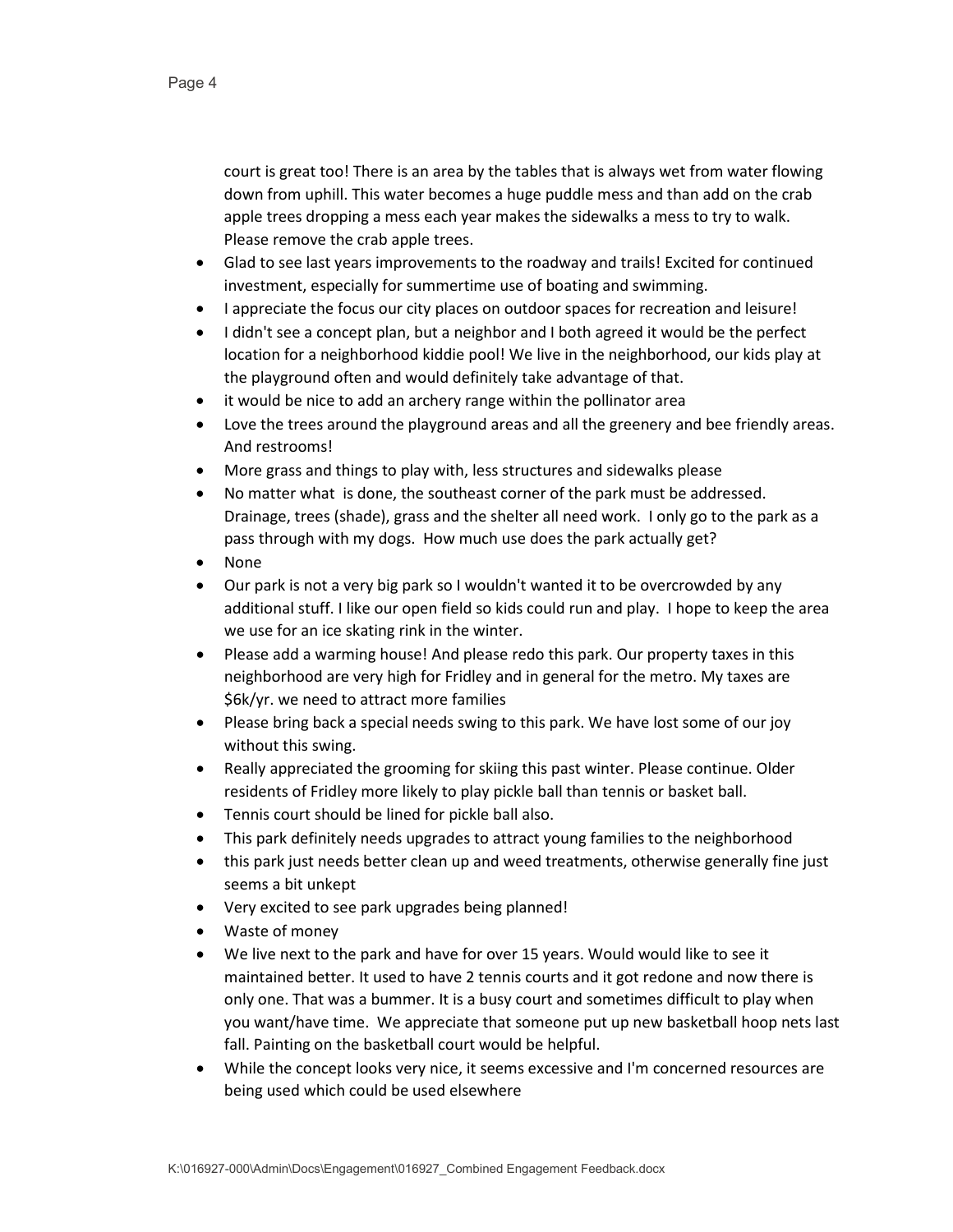court is great too! There is an area by the tables that is always wet from water flowing down from uphill. This water becomes a huge puddle mess and than add on the crab apple trees dropping a mess each year makes the sidewalks a mess to try to walk. Please remove the crab apple trees.

- Glad to see last years improvements to the roadway and trails! Excited for continued investment, especially for summertime use of boating and swimming.
- I appreciate the focus our city places on outdoor spaces for recreation and leisure!
- I didn't see a concept plan, but a neighbor and I both agreed it would be the perfect location for a neighborhood kiddie pool! We live in the neighborhood, our kids play at the playground often and would definitely take advantage of that.
- it would be nice to add an archery range within the pollinator area
- Love the trees around the playground areas and all the greenery and bee friendly areas. And restrooms!
- More grass and things to play with, less structures and sidewalks please
- No matter what is done, the southeast corner of the park must be addressed. Drainage, trees (shade), grass and the shelter all need work. I only go to the park as a pass through with my dogs. How much use does the park actually get?
- None
- Our park is not a very big park so I wouldn't wanted it to be overcrowded by any additional stuff. I like our open field so kids could run and play. I hope to keep the area we use for an ice skating rink in the winter.
- Please add a warming house! And please redo this park. Our property taxes in this neighborhood are very high for Fridley and in general for the metro. My taxes are $6k/yr. we need to attract more families
- Please bring back a special needs swing to this park. We have lost some of our joy without this swing.
- Really appreciated the grooming for skiing this past winter. Please continue. Older residents of Fridley more likely to play pickle ball than tennis or basket ball.
- Tennis court should be lined for pickle ball also.
- This park definitely needs upgrades to attract young families to the neighborhood
- this park just needs better clean up and weed treatments, otherwise generally fine just seems a bit unkept
- Very excited to see park upgrades being planned!
- Waste of money
- We live next to the park and have for over 15 years. Would would like to see it maintained better. It used to have 2 tennis courts and it got redone and now there is only one. That was a bummer. It is a busy court and sometimes difficult to play when you want/have time. We appreciate that someone put up new basketball hoop nets last fall. Painting on the basketball court would be helpful.
- While the concept looks very nice, it seems excessive and I'm concerned resources are being used which could be used elsewhere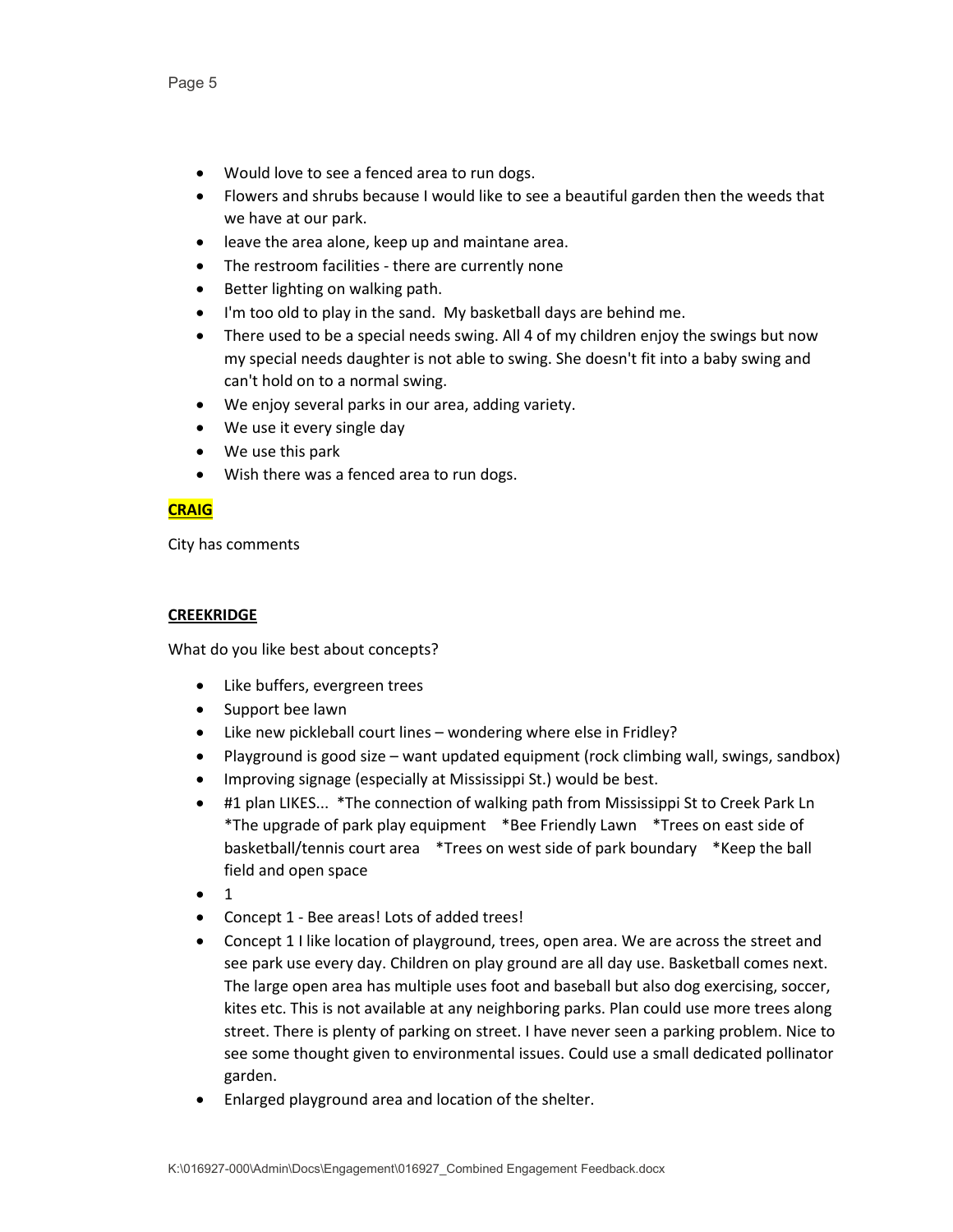- Would love to see a fenced area to run dogs.
- Flowers and shrubs because I would like to see a beautiful garden then the weeds that we have at our park.
- leave the area alone, keep up and maintane area.
- The restroom facilities - there are currently none
- Better lighting on walking path.
- I'm too old to play in the sand. My basketball days are behind me.
- There used to be a special needs swing. All 4 of my children enjoy the swings but now my special needs daughter is not able to swing. She doesn't fit into a baby swing and can't hold on to a normal swing.
- We enjoy several parks in our area, adding variety.
- We use it every single day
- We use this park
- Wish there was a fenced area to run dogs.

**CRAIG**

City has comments

**CREEKRIDGE**

What do you like best about concepts?

- Like buffers, evergreen trees
- Support bee lawn
- Like new pickleball court lines – wondering where else in Fridley?
- Playground is good size – want updated equipment (rock climbing wall, swings, sandbox)
- Improving signage (especially at Mississippi St.) would be best.
- #1 plan LIKES... *The connection of walking path from Mississippi St to Creek Park Ln *The upgrade of park play equipment *Bee Friendly Lawn *Trees on east side of basketball/tennis court area *Trees on west side of park boundary *Keep the ball field and open space
- 1
- Concept 1 - Bee areas! Lots of added trees!
- Concept 1 I like location of playground, trees, open area. We are across the street and see park use every day. Children on play ground are all day use. Basketball comes next. The large open area has multiple uses foot and baseball but also dog exercising, soccer, kites etc. This is not available at any neighboring parks. Plan could use more trees along street. There is plenty of parking on street. I have never seen a parking problem. Nice to see some thought given to environmental issues. Could use a small dedicated pollinator garden.
- Enlarged playground area and location of the shelter.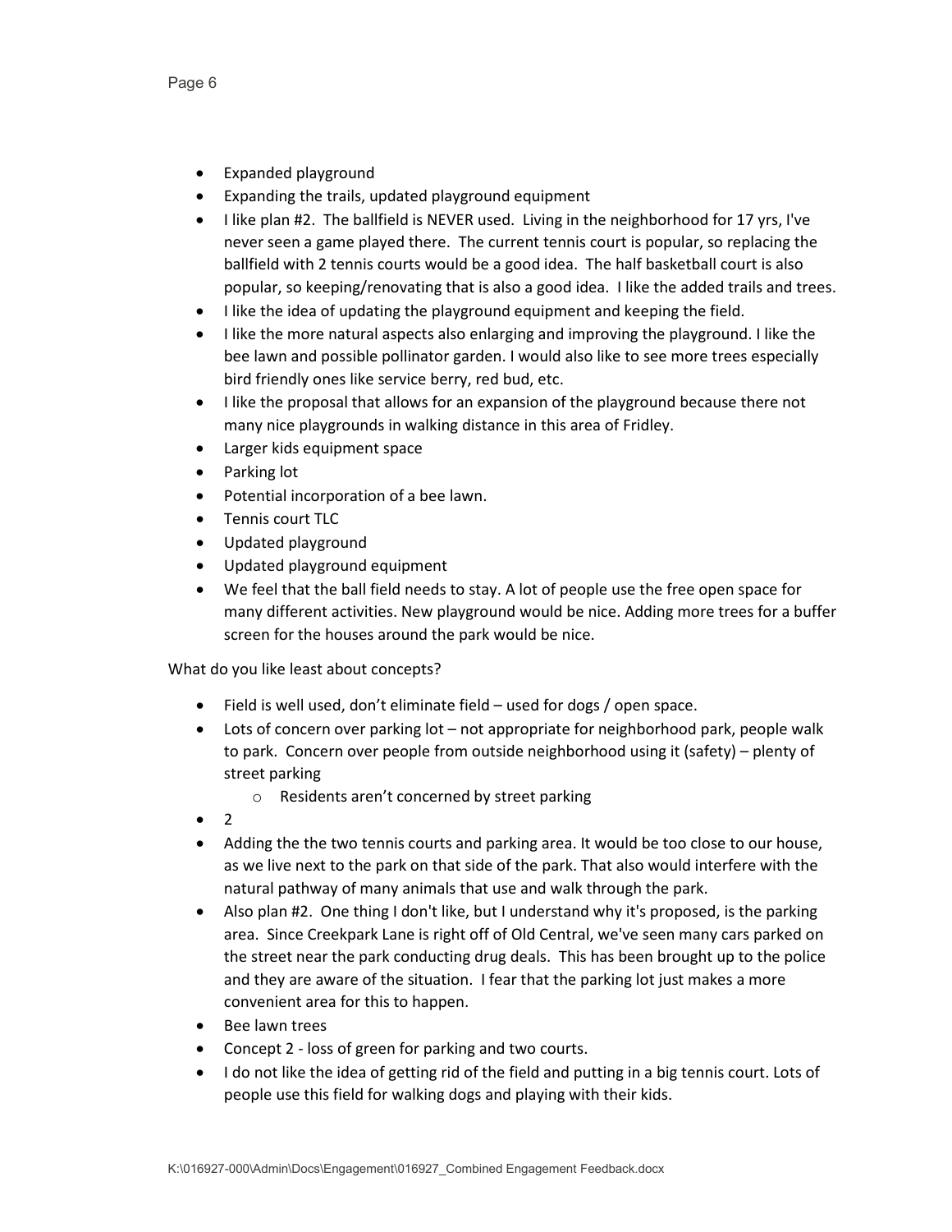- Expanded playground
- Expanding the trails, updated playground equipment
- I like plan #2. The ballfield is NEVER used. Living in the neighborhood for 17 yrs, I've never seen a game played there. The current tennis court is popular, so replacing the ballfield with 2 tennis courts would be a good idea. The half basketball court is also popular, so keeping/renovating that is also a good idea. I like the added trails and trees.
- I like the idea of updating the playground equipment and keeping the field.
- I like the more natural aspects also enlarging and improving the playground. I like the bee lawn and possible pollinator garden. I would also like to see more trees especially bird friendly ones like service berry, red bud, etc.
- I like the proposal that allows for an expansion of the playground because there not many nice playgrounds in walking distance in this area of Fridley.
- Larger kids equipment space
- Parking lot
- Potential incorporation of a bee lawn.
- Tennis court TLC
- Updated playground
- Updated playground equipment
- We feel that the ball field needs to stay. A lot of people use the free open space for many different activities. New playground would be nice. Adding more trees for a buffer screen for the houses around the park would be nice.

What do you like least about concepts?

- Field is well used, don't eliminate field – used for dogs / open space.
- Lots of concern over parking lot – not appropriate for neighborhood park, people walk to park. Concern over people from outside neighborhood using it (safety) – plenty of street parking
    - Residents aren't concerned by street parking
- 2
- Adding the the two tennis courts and parking area. It would be too close to our house, as we live next to the park on that side of the park. That also would interfere with the natural pathway of many animals that use and walk through the park.
- Also plan #2. One thing I don't like, but I understand why it's proposed, is the parking area. Since Creekpark Lane is right off of Old Central, we've seen many cars parked on the street near the park conducting drug deals. This has been brought up to the police and they are aware of the situation. I fear that the parking lot just makes a more convenient area for this to happen.
- Bee lawn trees
- Concept 2 - loss of green for parking and two courts.
- I do not like the idea of getting rid of the field and putting in a big tennis court. Lots of people use this field for walking dogs and playing with their kids.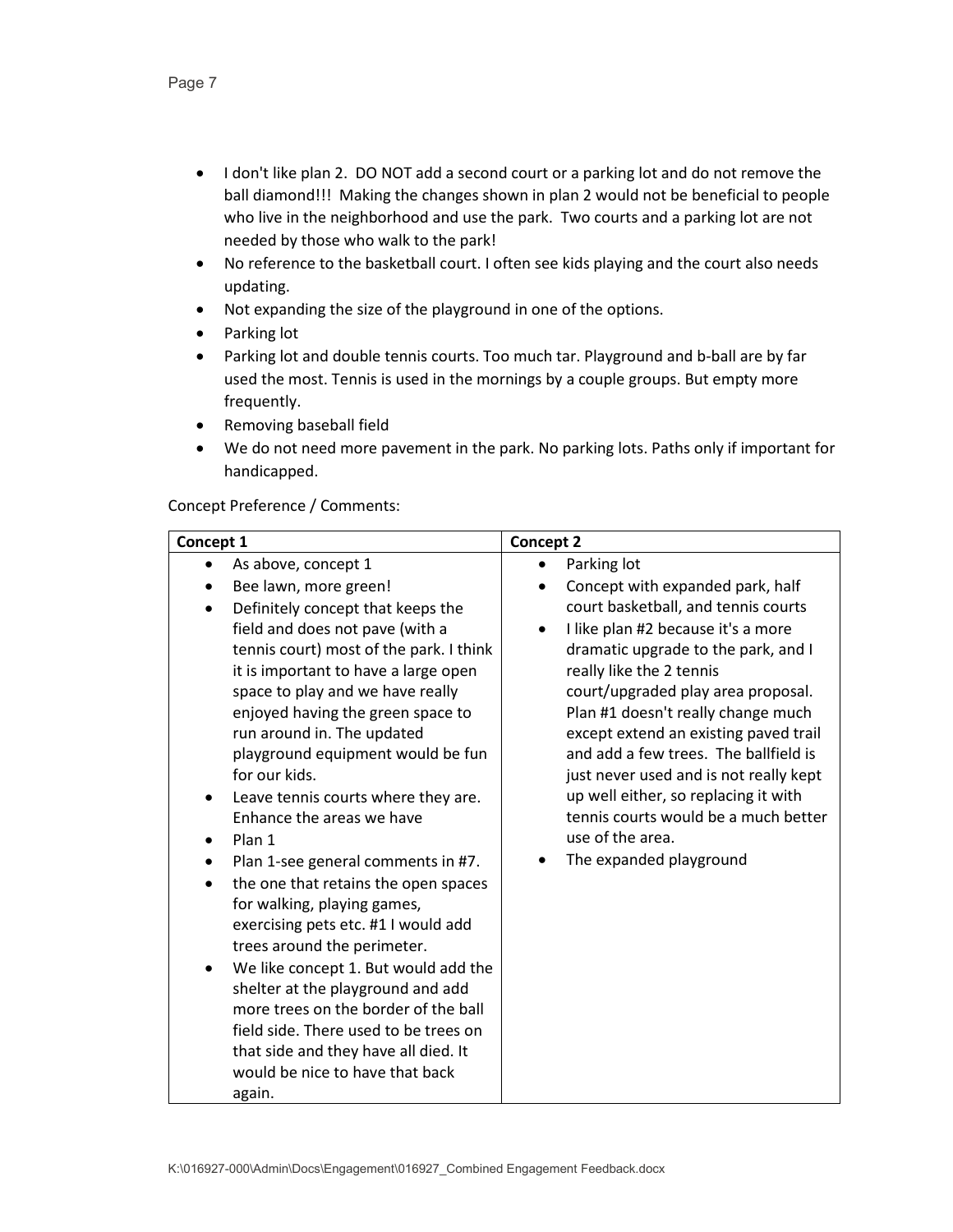- I don't like plan 2.  DO NOT add a second court or a parking lot and do not remove the ball diamond!!!  Making the changes shown in plan 2 would not be beneficial to people who live in the neighborhood and use the park.  Two courts and a parking lot are not needed by those who walk to the park!
- No reference to the basketball court. I often see kids playing and the court also needs updating.
- Not expanding the size of the playground in one of the options.
- Parking lot
- Parking lot and double tennis courts. Too much tar. Playground and b-ball are by far used the most. Tennis is used in the mornings by a couple groups. But empty more frequently.
- Removing baseball field
- We do not need more pavement in the park. No parking lots. Paths only if important for handicapped.

Concept Preference / Comments:

| Concept 1 | Concept 2 |
|---|---|
| • As above, concept 1<br>• Bee lawn, more green!<br>• Definitely concept that keeps the field and does not pave (with a tennis court) most of the park. I think it is important to have a large open space to play and we have really enjoyed having the green space to run around in. The updated playground equipment would be fun for our kids.<br>• Leave tennis courts where they are. Enhance the areas we have<br>• Plan 1<br>• Plan 1-see general comments in #7.<br>• the one that retains the open spaces for walking, playing games, exercising pets etc. #1 I would add trees around the perimeter.<br>• We like concept 1. But would add the shelter at the playground and add more trees on the border of the ball field side. There used to be trees on that side and they have all died. It would be nice to have that back again. | • Parking lot<br>• Concept with expanded park, half court basketball, and tennis courts<br>• I like plan #2 because it's a more dramatic upgrade to the park, and I really like the 2 tennis court/upgraded play area proposal. Plan #1 doesn't really change much except extend an existing paved trail and add a few trees.  The ballfield is just never used and is not really kept up well either, so replacing it with tennis courts would be a much better use of the area.<br>• The expanded playground |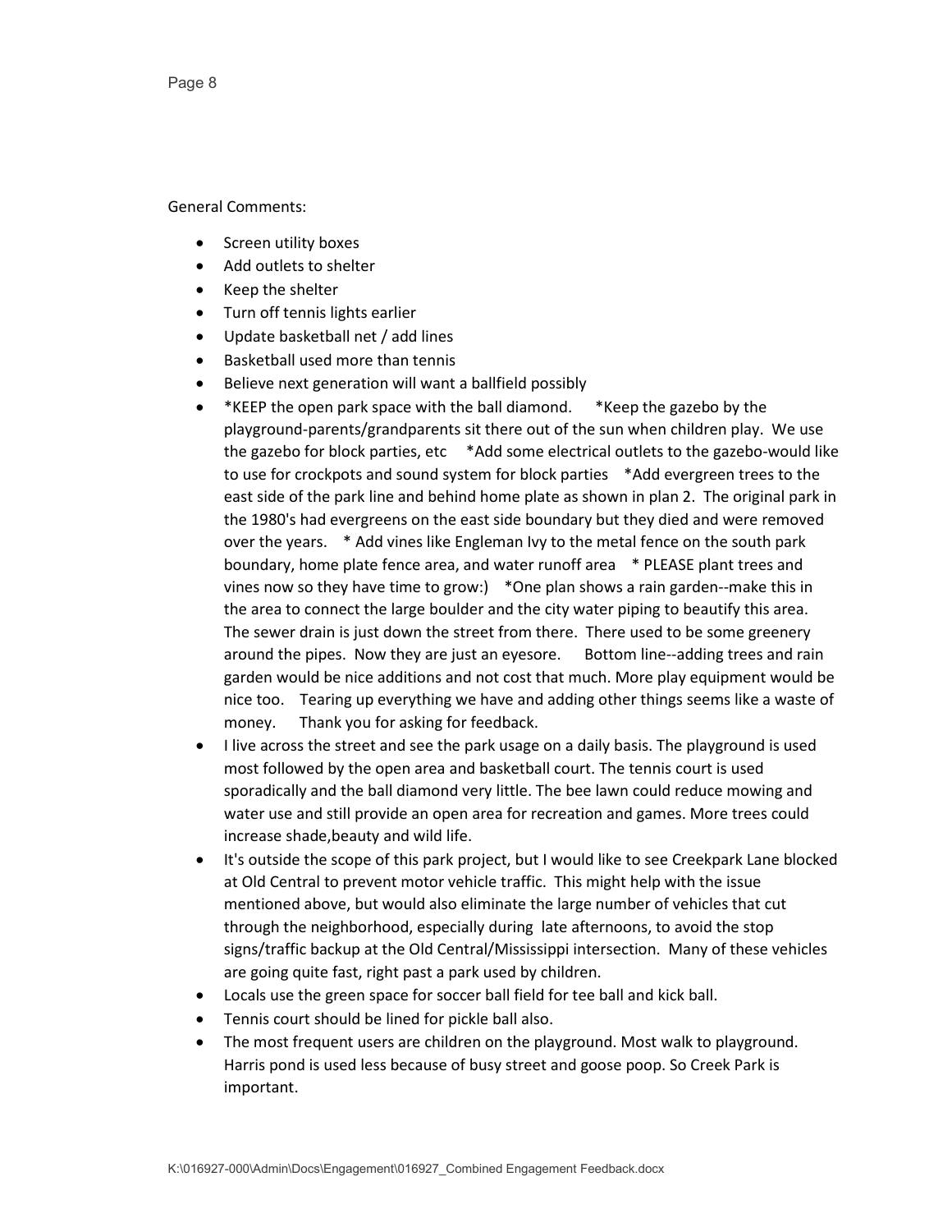General Comments:

- Screen utility boxes
- Add outlets to shelter
- Keep the shelter
- Turn off tennis lights earlier
- Update basketball net / add lines
- Basketball used more than tennis
- Believe next generation will want a ballfield possibly
- *KEEP the open park space with the ball diamond. *Keep the gazebo by the playground-parents/grandparents sit there out of the sun when children play. We use the gazebo for block parties, etc *Add some electrical outlets to the gazebo-would like to use for crockpots and sound system for block parties *Add evergreen trees to the east side of the park line and behind home plate as shown in plan 2. The original park in the 1980's had evergreens on the east side boundary but they died and were removed over the years. * Add vines like Engleman Ivy to the metal fence on the south park boundary, home plate fence area, and water runoff area * PLEASE plant trees and vines now so they have time to grow:) *One plan shows a rain garden--make this in the area to connect the large boulder and the city water piping to beautify this area. The sewer drain is just down the street from there. There used to be some greenery around the pipes. Now they are just an eyesore. Bottom line--adding trees and rain garden would be nice additions and not cost that much. More play equipment would be nice too. Tearing up everything we have and adding other things seems like a waste of money. Thank you for asking for feedback.
- I live across the street and see the park usage on a daily basis. The playground is used most followed by the open area and basketball court. The tennis court is used sporadically and the ball diamond very little. The bee lawn could reduce mowing and water use and still provide an open area for recreation and games. More trees could increase shade,beauty and wild life.
- It's outside the scope of this park project, but I would like to see Creekpark Lane blocked at Old Central to prevent motor vehicle traffic. This might help with the issue mentioned above, but would also eliminate the large number of vehicles that cut through the neighborhood, especially during late afternoons, to avoid the stop signs/traffic backup at the Old Central/Mississippi intersection. Many of these vehicles are going quite fast, right past a park used by children.
- Locals use the green space for soccer ball field for tee ball and kick ball.
- Tennis court should be lined for pickle ball also.
- The most frequent users are children on the playground. Most walk to playground. Harris pond is used less because of busy street and goose poop. So Creek Park is important.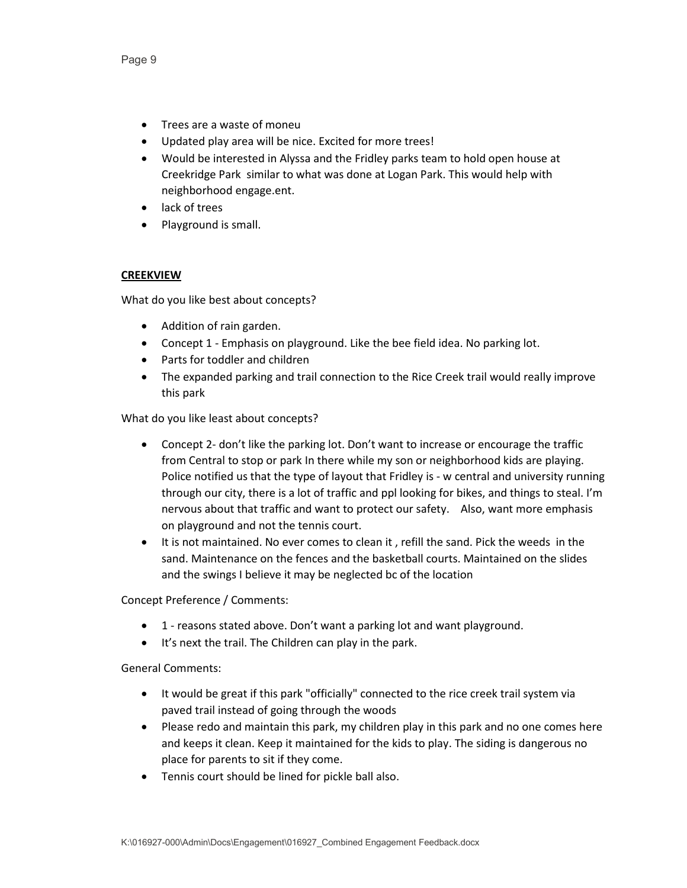- Trees are a waste of moneu
- Updated play area will be nice. Excited for more trees!
- Would be interested in Alyssa and the Fridley parks team to hold open house at Creekridge Park similar to what was done at Logan Park. This would help with neighborhood engage.ent.
- lack of trees
- Playground is small.

**CREEKVIEW**

What do you like best about concepts?

- Addition of rain garden.
- Concept 1 - Emphasis on playground. Like the bee field idea. No parking lot.
- Parts for toddler and children
- The expanded parking and trail connection to the Rice Creek trail would really improve this park

What do you like least about concepts?

- Concept 2- don't like the parking lot. Don't want to increase or encourage the traffic from Central to stop or park In there while my son or neighborhood kids are playing. Police notified us that the type of layout that Fridley is - w central and university running through our city, there is a lot of traffic and ppl looking for bikes, and things to steal. I'm nervous about that traffic and want to protect our safety. Also, want more emphasis on playground and not the tennis court.
- It is not maintained. No ever comes to clean it , refill the sand. Pick the weeds in the sand. Maintenance on the fences and the basketball courts. Maintained on the slides and the swings I believe it may be neglected bc of the location

Concept Preference / Comments:

- 1 - reasons stated above. Don't want a parking lot and want playground.
- It's next the trail. The Children can play in the park.

General Comments:

- It would be great if this park "officially" connected to the rice creek trail system via paved trail instead of going through the woods
- Please redo and maintain this park, my children play in this park and no one comes here and keeps it clean. Keep it maintained for the kids to play. The siding is dangerous no place for parents to sit if they come.
- Tennis court should be lined for pickle ball also.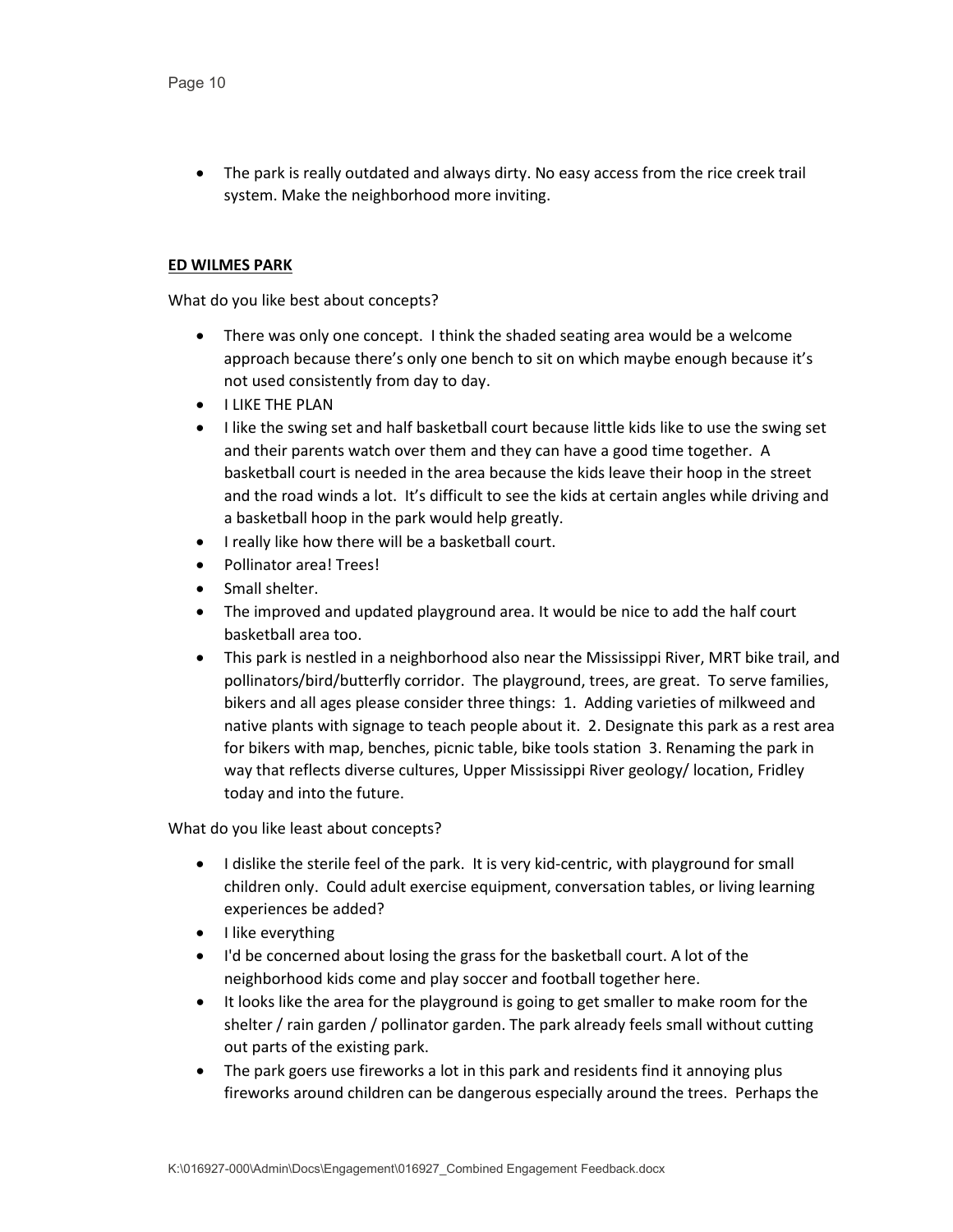- The park is really outdated and always dirty. No easy access from the rice creek trail system. Make the neighborhood more inviting.

**ED WILMES PARK**

What do you like best about concepts?

- There was only one concept. I think the shaded seating area would be a welcome approach because there's only one bench to sit on which maybe enough because it's not used consistently from day to day.
- I LIKE THE PLAN
- I like the swing set and half basketball court because little kids like to use the swing set and their parents watch over them and they can have a good time together. A basketball court is needed in the area because the kids leave their hoop in the street and the road winds a lot. It's difficult to see the kids at certain angles while driving and a basketball hoop in the park would help greatly.
- I really like how there will be a basketball court.
- Pollinator area! Trees!
- Small shelter.
- The improved and updated playground area. It would be nice to add the half court basketball area too.
- This park is nestled in a neighborhood also near the Mississippi River, MRT bike trail, and pollinators/bird/butterfly corridor. The playground, trees, are great. To serve families, bikers and all ages please consider three things: 1. Adding varieties of milkweed and native plants with signage to teach people about it. 2. Designate this park as a rest area for bikers with map, benches, picnic table, bike tools station 3. Renaming the park in way that reflects diverse cultures, Upper Mississippi River geology/ location, Fridley today and into the future.

What do you like least about concepts?

- I dislike the sterile feel of the park. It is very kid-centric, with playground for small children only. Could adult exercise equipment, conversation tables, or living learning experiences be added?
- I like everything
- I'd be concerned about losing the grass for the basketball court. A lot of the neighborhood kids come and play soccer and football together here.
- It looks like the area for the playground is going to get smaller to make room for the shelter / rain garden / pollinator garden. The park already feels small without cutting out parts of the existing park.
- The park goers use fireworks a lot in this park and residents find it annoying plus fireworks around children can be dangerous especially around the trees. Perhaps the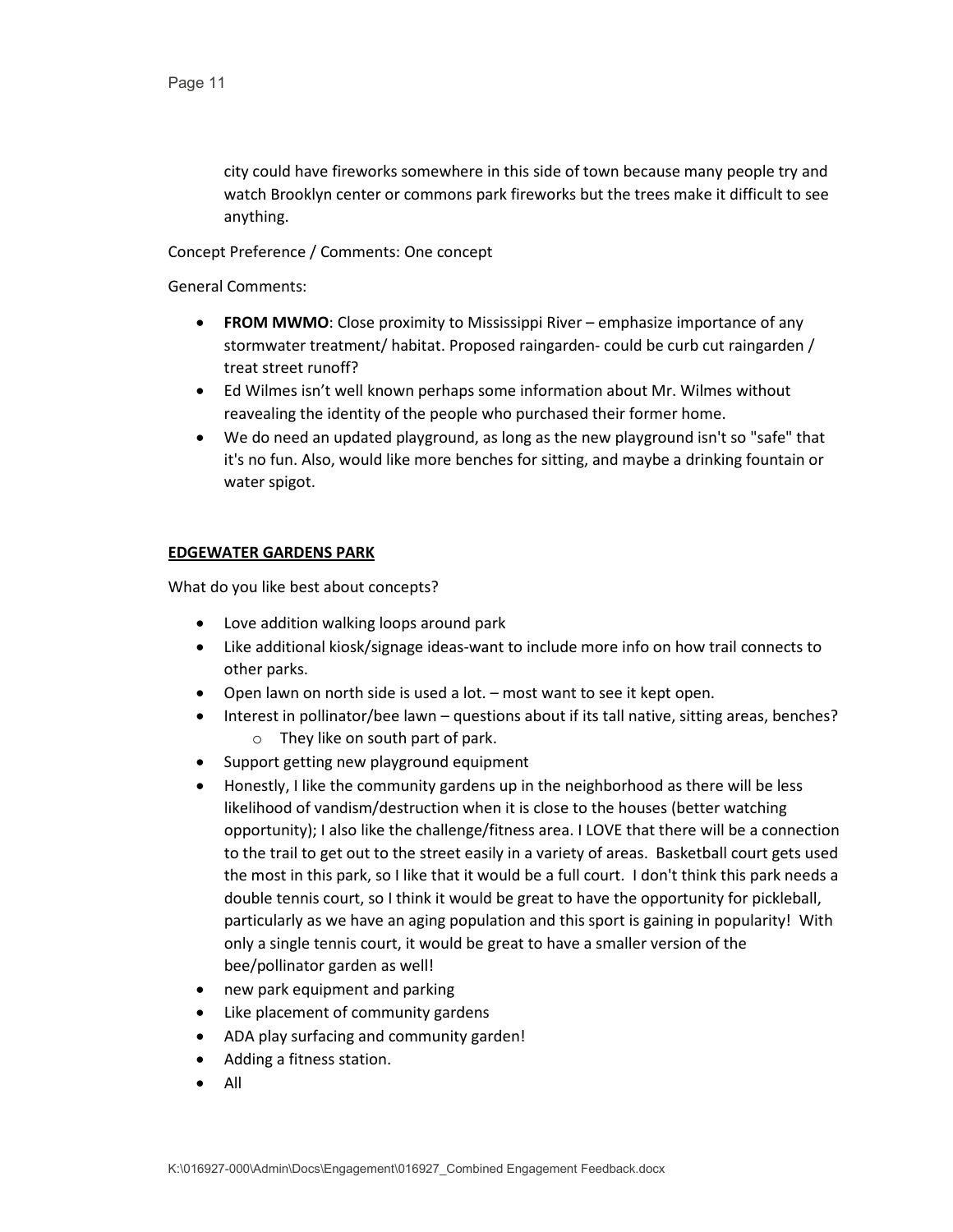city could have fireworks somewhere in this side of town because many people try and watch Brooklyn center or commons park fireworks but the trees make it difficult to see anything.

Concept Preference / Comments: One concept

General Comments:

- **FROM MWMO**: Close proximity to Mississippi River – emphasize importance of any stormwater treatment/ habitat. Proposed raingarden- could be curb cut raingarden / treat street runoff?
- Ed Wilmes isn't well known perhaps some information about Mr. Wilmes without reavealing the identity of the people who purchased their former home.
- We do need an updated playground, as long as the new playground isn't so "safe" that it's no fun. Also, would like more benches for sitting, and maybe a drinking fountain or water spigot.

**EDGEWATER GARDENS PARK**

What do you like best about concepts?

- Love addition walking loops around park
- Like additional kiosk/signage ideas-want to include more info on how trail connects to other parks.
- Open lawn on north side is used a lot. – most want to see it kept open.
- Interest in pollinator/bee lawn – questions about if its tall native, sitting areas, benches?
  - They like on south part of park.
- Support getting new playground equipment
- Honestly, I like the community gardens up in the neighborhood as there will be less likelihood of vandism/destruction when it is close to the houses (better watching opportunity); I also like the challenge/fitness area. I LOVE that there will be a connection to the trail to get out to the street easily in a variety of areas. Basketball court gets used the most in this park, so I like that it would be a full court. I don't think this park needs a double tennis court, so I think it would be great to have the opportunity for pickleball, particularly as we have an aging population and this sport is gaining in popularity! With only a single tennis court, it would be great to have a smaller version of the bee/pollinator garden as well!
- new park equipment and parking
- Like placement of community gardens
- ADA play surfacing and community garden!
- Adding a fitness station.
- All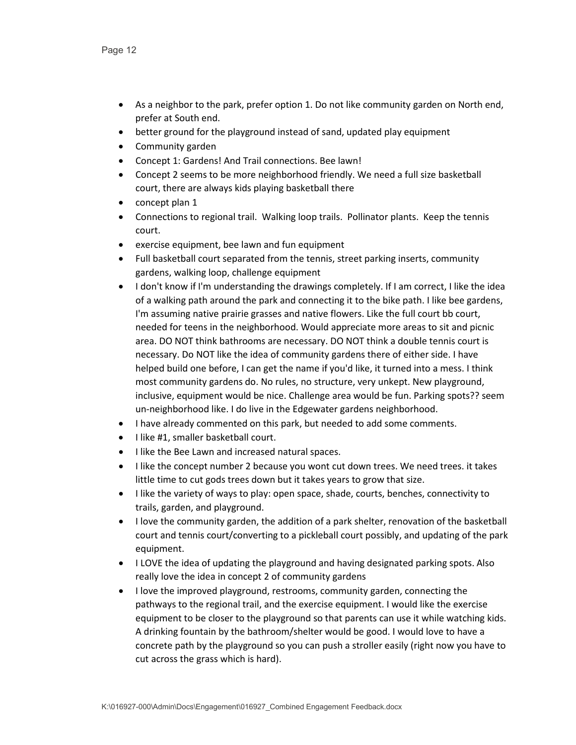- As a neighbor to the park, prefer option 1. Do not like community garden on North end, prefer at South end.
- better ground for the playground instead of sand, updated play equipment
- Community garden
- Concept 1: Gardens! And Trail connections. Bee lawn!
- Concept 2 seems to be more neighborhood friendly. We need a full size basketball court, there are always kids playing basketball there
- concept plan 1
- Connections to regional trail. Walking loop trails. Pollinator plants. Keep the tennis court.
- exercise equipment, bee lawn and fun equipment
- Full basketball court separated from the tennis, street parking inserts, community gardens, walking loop, challenge equipment
- I don't know if I'm understanding the drawings completely. If I am correct, I like the idea of a walking path around the park and connecting it to the bike path. I like bee gardens, I'm assuming native prairie grasses and native flowers. Like the full court bb court, needed for teens in the neighborhood. Would appreciate more areas to sit and picnic area. DO NOT think bathrooms are necessary. DO NOT think a double tennis court is necessary. Do NOT like the idea of community gardens there of either side. I have helped build one before, I can get the name if you'd like, it turned into a mess. I think most community gardens do. No rules, no structure, very unkept. New playground, inclusive, equipment would be nice. Challenge area would be fun. Parking spots?? seem un-neighborhood like. I do live in the Edgewater gardens neighborhood.
- I have already commented on this park, but needed to add some comments.
- I like #1, smaller basketball court.
- I like the Bee Lawn and increased natural spaces.
- I like the concept number 2 because you wont cut down trees. We need trees. it takes little time to cut gods trees down but it takes years to grow that size.
- I like the variety of ways to play: open space, shade, courts, benches, connectivity to trails, garden, and playground.
- I love the community garden, the addition of a park shelter, renovation of the basketball court and tennis court/converting to a pickleball court possibly, and updating of the park equipment.
- I LOVE the idea of updating the playground and having designated parking spots. Also really love the idea in concept 2 of community gardens
- I love the improved playground, restrooms, community garden, connecting the pathways to the regional trail, and the exercise equipment. I would like the exercise equipment to be closer to the playground so that parents can use it while watching kids. A drinking fountain by the bathroom/shelter would be good. I would love to have a concrete path by the playground so you can push a stroller easily (right now you have to cut across the grass which is hard).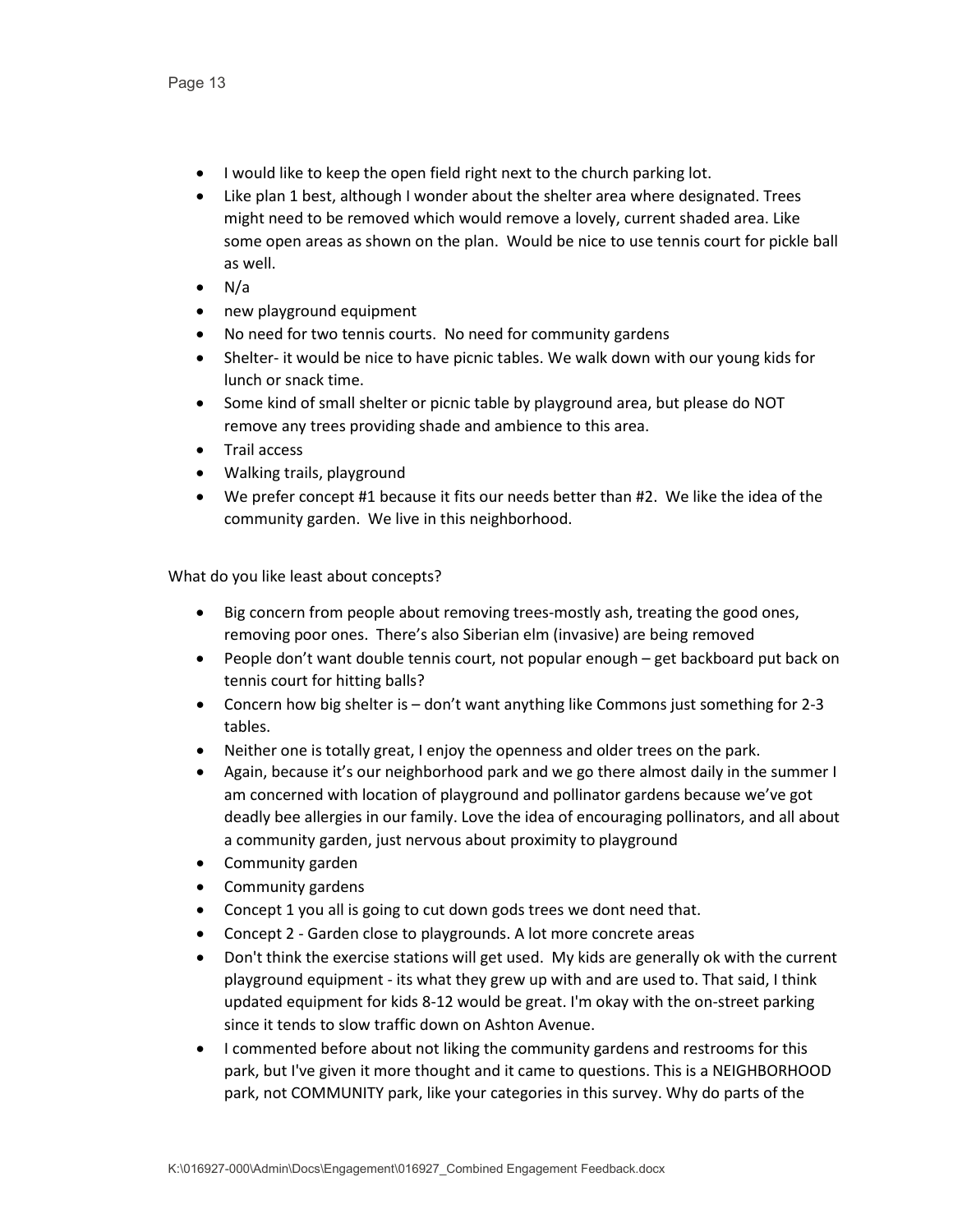- I would like to keep the open field right next to the church parking lot.
- Like plan 1 best, although I wonder about the shelter area where designated. Trees might need to be removed which would remove a lovely, current shaded area. Like some open areas as shown on the plan. Would be nice to use tennis court for pickle ball as well.
- N/a
- new playground equipment
- No need for two tennis courts. No need for community gardens
- Shelter- it would be nice to have picnic tables. We walk down with our young kids for lunch or snack time.
- Some kind of small shelter or picnic table by playground area, but please do NOT remove any trees providing shade and ambience to this area.
- Trail access
- Walking trails, playground
- We prefer concept #1 because it fits our needs better than #2. We like the idea of the community garden. We live in this neighborhood.

What do you like least about concepts?

- Big concern from people about removing trees-mostly ash, treating the good ones, removing poor ones. There's also Siberian elm (invasive) are being removed
- People don't want double tennis court, not popular enough – get backboard put back on tennis court for hitting balls?
- Concern how big shelter is – don't want anything like Commons just something for 2-3 tables.
- Neither one is totally great, I enjoy the openness and older trees on the park.
- Again, because it's our neighborhood park and we go there almost daily in the summer I am concerned with location of playground and pollinator gardens because we've got deadly bee allergies in our family. Love the idea of encouraging pollinators, and all about a community garden, just nervous about proximity to playground
- Community garden
- Community gardens
- Concept 1 you all is going to cut down gods trees we dont need that.
- Concept 2 - Garden close to playgrounds. A lot more concrete areas
- Don't think the exercise stations will get used. My kids are generally ok with the current playground equipment - its what they grew up with and are used to. That said, I think updated equipment for kids 8-12 would be great. I'm okay with the on-street parking since it tends to slow traffic down on Ashton Avenue.
- I commented before about not liking the community gardens and restrooms for this park, but I've given it more thought and it came to questions. This is a NEIGHBORHOOD park, not COMMUNITY park, like your categories in this survey. Why do parts of the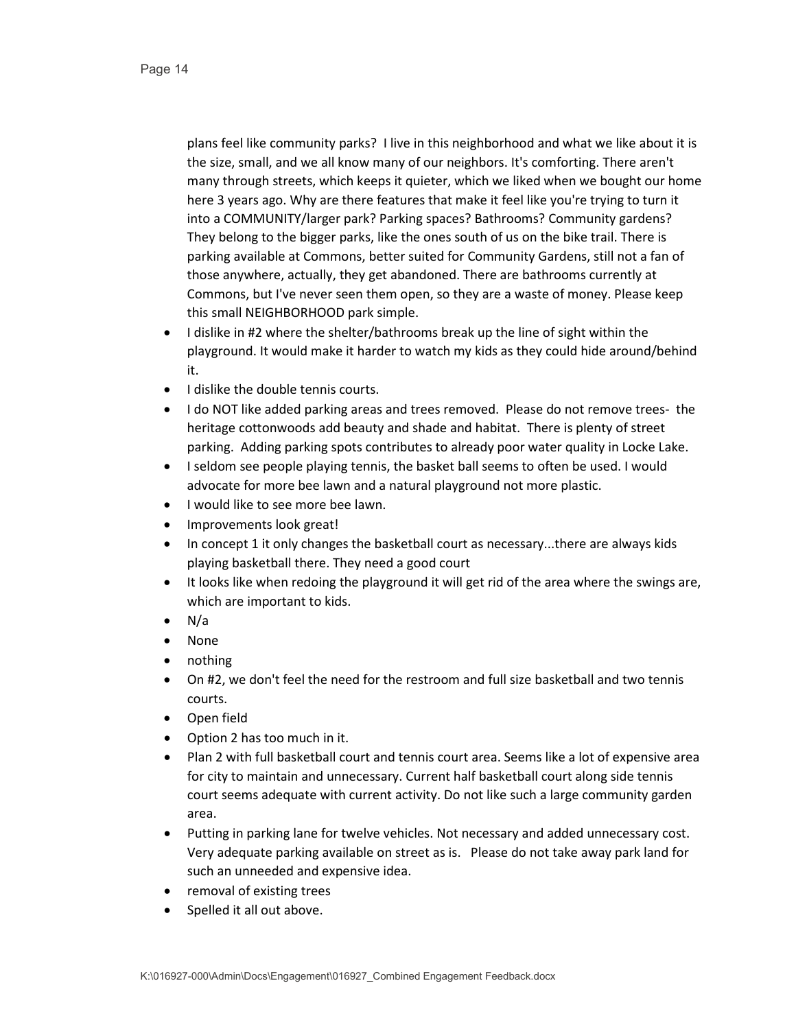plans feel like community parks? I live in this neighborhood and what we like about it is the size, small, and we all know many of our neighbors. It's comforting. There aren't many through streets, which keeps it quieter, which we liked when we bought our home here 3 years ago. Why are there features that make it feel like you're trying to turn it into a COMMUNITY/larger park? Parking spaces? Bathrooms? Community gardens? They belong to the bigger parks, like the ones south of us on the bike trail. There is parking available at Commons, better suited for Community Gardens, still not a fan of those anywhere, actually, they get abandoned. There are bathrooms currently at Commons, but I've never seen them open, so they are a waste of money. Please keep this small NEIGHBORHOOD park simple.

- I dislike in #2 where the shelter/bathrooms break up the line of sight within the playground. It would make it harder to watch my kids as they could hide around/behind it.
- I dislike the double tennis courts.
- I do NOT like added parking areas and trees removed. Please do not remove trees- the heritage cottonwoods add beauty and shade and habitat. There is plenty of street parking. Adding parking spots contributes to already poor water quality in Locke Lake.
- I seldom see people playing tennis, the basket ball seems to often be used. I would advocate for more bee lawn and a natural playground not more plastic.
- I would like to see more bee lawn.
- Improvements look great!
- In concept 1 it only changes the basketball court as necessary...there are always kids playing basketball there. They need a good court
- It looks like when redoing the playground it will get rid of the area where the swings are, which are important to kids.
- N/a
- None
- nothing
- On #2, we don't feel the need for the restroom and full size basketball and two tennis courts.
- Open field
- Option 2 has too much in it.
- Plan 2 with full basketball court and tennis court area. Seems like a lot of expensive area for city to maintain and unnecessary. Current half basketball court along side tennis court seems adequate with current activity. Do not like such a large community garden area.
- Putting in parking lane for twelve vehicles. Not necessary and added unnecessary cost. Very adequate parking available on street as is. Please do not take away park land for such an unneeded and expensive idea.
- removal of existing trees
- Spelled it all out above.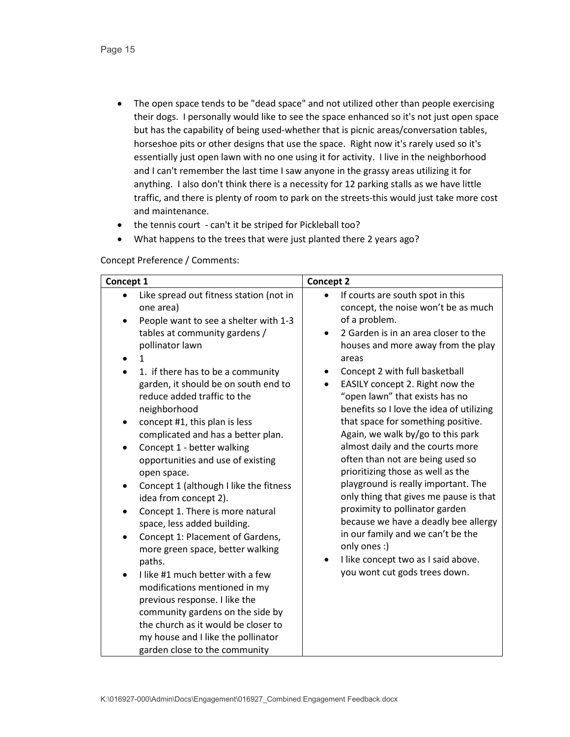- The open space tends to be "dead space" and not utilized other than people exercising their dogs. I personally would like to see the space enhanced so it's not just open space but has the capability of being used-whether that is picnic areas/conversation tables, horseshoe pits or other designs that use the space. Right now it's rarely used so it's essentially just open lawn with no one using it for activity. I live in the neighborhood and I can't remember the last time I saw anyone in the grassy areas utilizing it for anything. I also don't think there is a necessity for 12 parking stalls as we have little traffic, and there is plenty of room to park on the streets-this would just take more cost and maintenance.
- the tennis court - can't it be striped for Pickleball too?
- What happens to the trees that were just planted there 2 years ago?

Concept Preference / Comments:

| Concept 1 | Concept 2 |
|---|---|
| • Like spread out fitness station (not in one area)<br>• People want to see a shelter with 1-3 tables at community gardens / pollinator lawn<br>• 1<br>• 1. if there has to be a community garden, it should be on south end to reduce added traffic to the neighborhood<br>• concept #1, this plan is less complicated and has a better plan.<br>• Concept 1 - better walking opportunities and use of existing open space.<br>• Concept 1 (although I like the fitness idea from concept 2).<br>• Concept 1. There is more natural space, less added building.<br>• Concept 1: Placement of Gardens, more green space, better walking paths.<br>• I like #1 much better with a few modifications mentioned in my previous response. I like the community gardens on the side by the church as it would be closer to my house and I like the pollinator garden close to the community | • If courts are south spot in this concept, the noise won't be as much of a problem.<br>• 2 Garden is in an area closer to the houses and more away from the play areas<br>• Concept 2 with full basketball<br>• EASILY concept 2. Right now the "open lawn" that exists has no benefits so I love the idea of utilizing that space for something positive. Again, we walk by/go to this park almost daily and the courts more often than not are being used so prioritizing those as well as the playground is really important. The only thing that gives me pause is that proximity to pollinator garden because we have a deadly bee allergy in our family and we can't be the only ones :)<br>• I like concept two as I said above. you wont cut gods trees down. |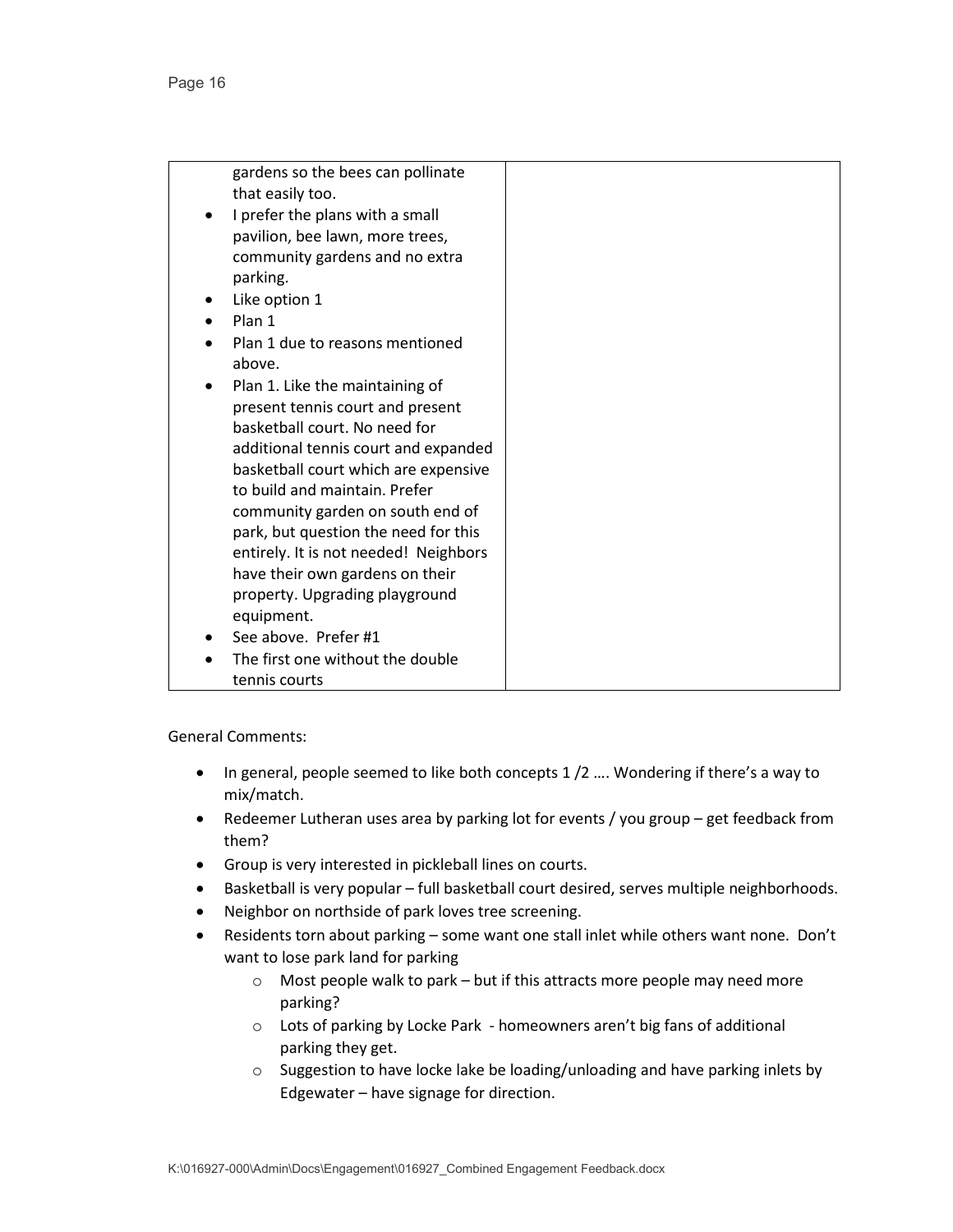| | |
|---|---|
| gardens so the bees can pollinate that easily too.<br>• I prefer the plans with a small pavilion, bee lawn, more trees, community gardens and no extra parking.<br>• Like option 1<br>• Plan 1<br>• Plan 1 due to reasons mentioned above.<br>• Plan 1. Like the maintaining of present tennis court and present basketball court. No need for additional tennis court and expanded basketball court which are expensive to build and maintain. Prefer community garden on south end of park, but question the need for this entirely. It is not needed! Neighbors have their own gardens on their property. Upgrading playground equipment.<br>• See above. Prefer #1<br>• The first one without the double tennis courts | |

General Comments:

- In general, people seemed to like both concepts 1 /2 …. Wondering if there's a way to mix/match.
- Redeemer Lutheran uses area by parking lot for events / you group – get feedback from them?
- Group is very interested in pickleball lines on courts.
- Basketball is very popular – full basketball court desired, serves multiple neighborhoods.
- Neighbor on northside of park loves tree screening.
- Residents torn about parking – some want one stall inlet while others want none. Don't want to lose park land for parking
  - Most people walk to park – but if this attracts more people may need more parking?
  - Lots of parking by Locke Park - homeowners aren't big fans of additional parking they get.
  - Suggestion to have locke lake be loading/unloading and have parking inlets by Edgewater – have signage for direction.

K:\016927-000\Admin\Docs\Engagement\016927_Combined Engagement Feedback.docx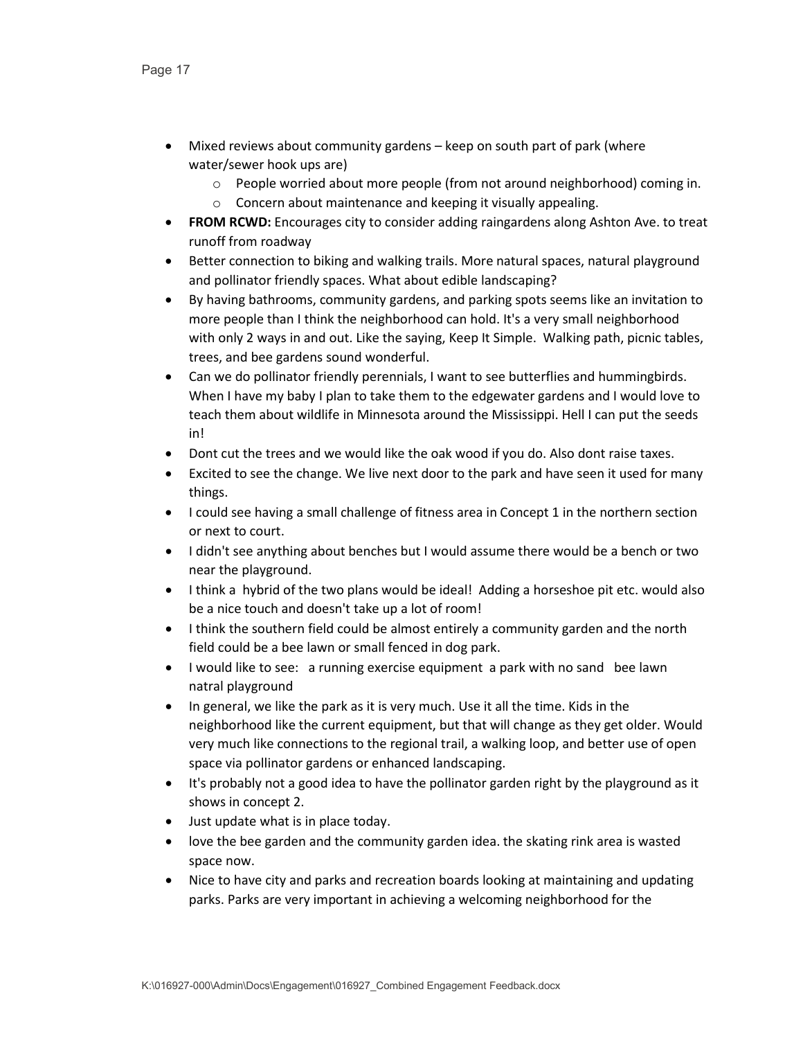- Mixed reviews about community gardens – keep on south part of park (where water/sewer hook ups are)
    - People worried about more people (from not around neighborhood) coming in.
    - Concern about maintenance and keeping it visually appealing.
- **FROM RCWD:** Encourages city to consider adding raingardens along Ashton Ave. to treat runoff from roadway
- Better connection to biking and walking trails. More natural spaces, natural playground and pollinator friendly spaces. What about edible landscaping?
- By having bathrooms, community gardens, and parking spots seems like an invitation to more people than I think the neighborhood can hold. It's a very small neighborhood with only 2 ways in and out. Like the saying, Keep It Simple. Walking path, picnic tables, trees, and bee gardens sound wonderful.
- Can we do pollinator friendly perennials, I want to see butterflies and hummingbirds. When I have my baby I plan to take them to the edgewater gardens and I would love to teach them about wildlife in Minnesota around the Mississippi. Hell I can put the seeds in!
- Dont cut the trees and we would like the oak wood if you do. Also dont raise taxes.
- Excited to see the change. We live next door to the park and have seen it used for many things.
- I could see having a small challenge of fitness area in Concept 1 in the northern section or next to court.
- I didn't see anything about benches but I would assume there would be a bench or two near the playground.
- I think a hybrid of the two plans would be ideal! Adding a horseshoe pit etc. would also be a nice touch and doesn't take up a lot of room!
- I think the southern field could be almost entirely a community garden and the north field could be a bee lawn or small fenced in dog park.
- I would like to see: a running exercise equipment a park with no sand bee lawn natral playground
- In general, we like the park as it is very much. Use it all the time. Kids in the neighborhood like the current equipment, but that will change as they get older. Would very much like connections to the regional trail, a walking loop, and better use of open space via pollinator gardens or enhanced landscaping.
- It's probably not a good idea to have the pollinator garden right by the playground as it shows in concept 2.
- Just update what is in place today.
- love the bee garden and the community garden idea. the skating rink area is wasted space now.
- Nice to have city and parks and recreation boards looking at maintaining and updating parks. Parks are very important in achieving a welcoming neighborhood for the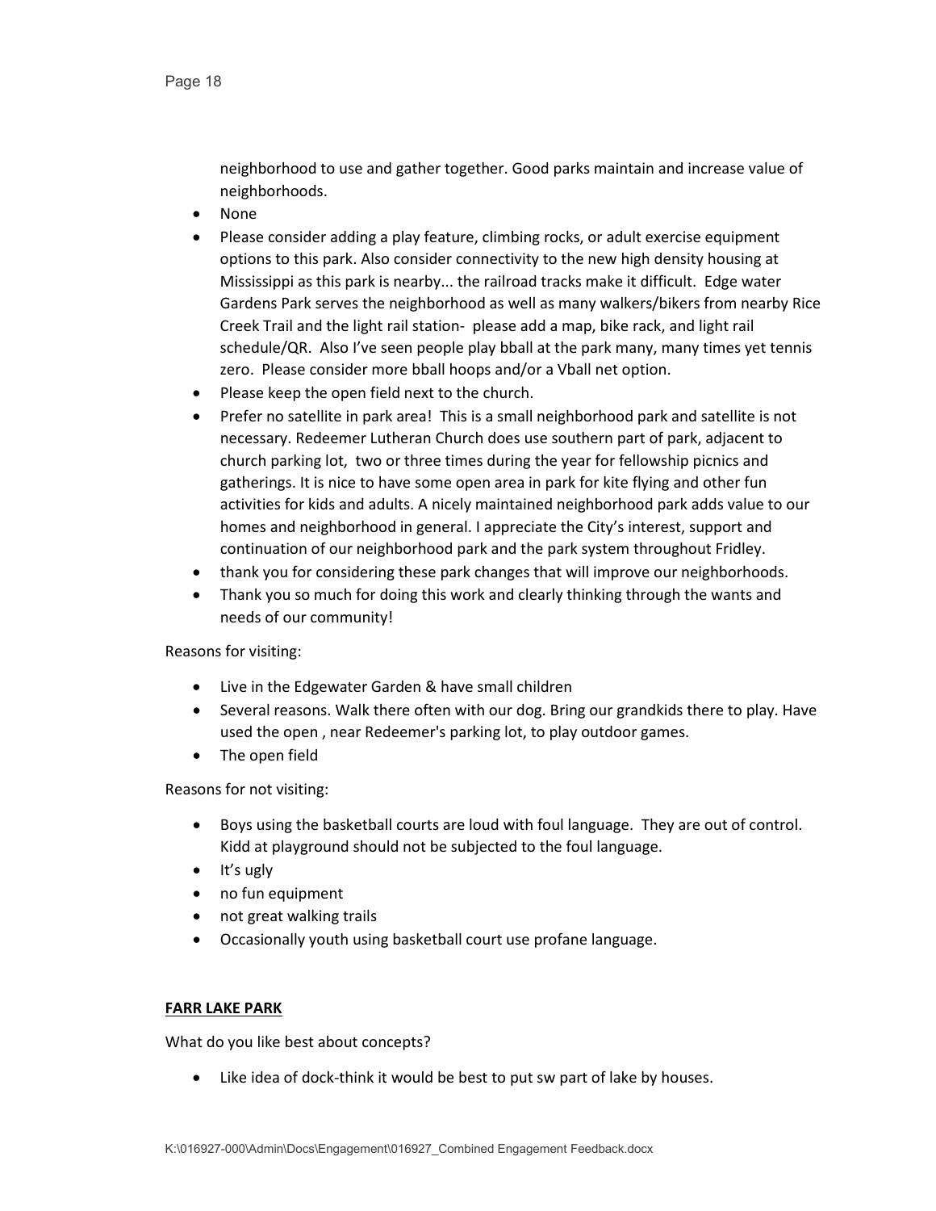neighborhood to use and gather together. Good parks maintain and increase value of neighborhoods.

- None
- Please consider adding a play feature, climbing rocks, or adult exercise equipment options to this park. Also consider connectivity to the new high density housing at Mississippi as this park is nearby... the railroad tracks make it difficult. Edge water Gardens Park serves the neighborhood as well as many walkers/bikers from nearby Rice Creek Trail and the light rail station- please add a map, bike rack, and light rail schedule/QR. Also I've seen people play bball at the park many, many times yet tennis zero. Please consider more bball hoops and/or a Vball net option.
- Please keep the open field next to the church.
- Prefer no satellite in park area! This is a small neighborhood park and satellite is not necessary. Redeemer Lutheran Church does use southern part of park, adjacent to church parking lot, two or three times during the year for fellowship picnics and gatherings. It is nice to have some open area in park for kite flying and other fun activities for kids and adults. A nicely maintained neighborhood park adds value to our homes and neighborhood in general. I appreciate the City's interest, support and continuation of our neighborhood park and the park system throughout Fridley.
- thank you for considering these park changes that will improve our neighborhoods.
- Thank you so much for doing this work and clearly thinking through the wants and needs of our community!

Reasons for visiting:

- Live in the Edgewater Garden & have small children
- Several reasons. Walk there often with our dog. Bring our grandkids there to play. Have used the open , near Redeemer's parking lot, to play outdoor games.
- The open field

Reasons for not visiting:

- Boys using the basketball courts are loud with foul language. They are out of control. Kidd at playground should not be subjected to the foul language.
- It's ugly
- no fun equipment
- not great walking trails
- Occasionally youth using basketball court use profane language.

**FARR LAKE PARK**

What do you like best about concepts?

- Like idea of dock-think it would be best to put sw part of lake by houses.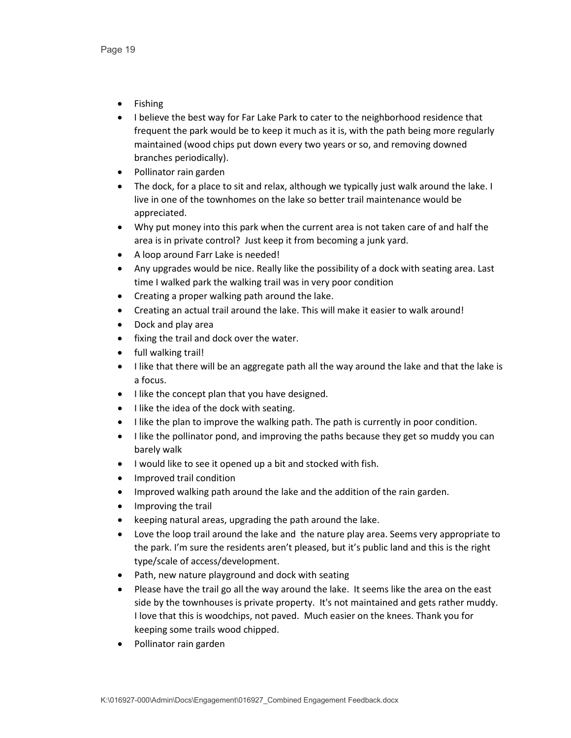- Fishing
- I believe the best way for Far Lake Park to cater to the neighborhood residence that frequent the park would be to keep it much as it is, with the path being more regularly maintained (wood chips put down every two years or so, and removing downed branches periodically).
- Pollinator rain garden
- The dock, for a place to sit and relax, although we typically just walk around the lake. I live in one of the townhomes on the lake so better trail maintenance would be appreciated.
- Why put money into this park when the current area is not taken care of and half the area is in private control? Just keep it from becoming a junk yard.
- A loop around Farr Lake is needed!
- Any upgrades would be nice. Really like the possibility of a dock with seating area. Last time I walked park the walking trail was in very poor condition
- Creating a proper walking path around the lake.
- Creating an actual trail around the lake. This will make it easier to walk around!
- Dock and play area
- fixing the trail and dock over the water.
- full walking trail!
- I like that there will be an aggregate path all the way around the lake and that the lake is a focus.
- I like the concept plan that you have designed.
- I like the idea of the dock with seating.
- I like the plan to improve the walking path. The path is currently in poor condition.
- I like the pollinator pond, and improving the paths because they get so muddy you can barely walk
- I would like to see it opened up a bit and stocked with fish.
- Improved trail condition
- Improved walking path around the lake and the addition of the rain garden.
- Improving the trail
- keeping natural areas, upgrading the path around the lake.
- Love the loop trail around the lake and the nature play area. Seems very appropriate to the park. I'm sure the residents aren't pleased, but it's public land and this is the right type/scale of access/development.
- Path, new nature playground and dock with seating
- Please have the trail go all the way around the lake. It seems like the area on the east side by the townhouses is private property. It's not maintained and gets rather muddy. I love that this is woodchips, not paved. Much easier on the knees. Thank you for keeping some trails wood chipped.
- Pollinator rain garden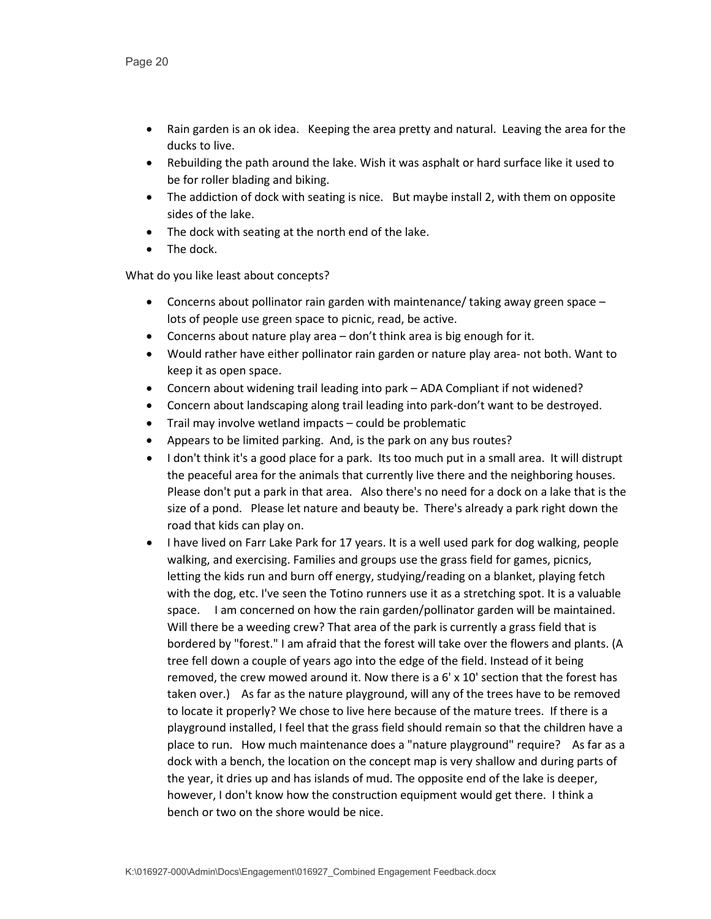- Rain garden is an ok idea. Keeping the area pretty and natural. Leaving the area for the ducks to live.
- Rebuilding the path around the lake. Wish it was asphalt or hard surface like it used to be for roller blading and biking.
- The addiction of dock with seating is nice. But maybe install 2, with them on opposite sides of the lake.
- The dock with seating at the north end of the lake.
- The dock.

What do you like least about concepts?

- Concerns about pollinator rain garden with maintenance/ taking away green space – lots of people use green space to picnic, read, be active.
- Concerns about nature play area – don't think area is big enough for it.
- Would rather have either pollinator rain garden or nature play area- not both. Want to keep it as open space.
- Concern about widening trail leading into park – ADA Compliant if not widened?
- Concern about landscaping along trail leading into park-don't want to be destroyed.
- Trail may involve wetland impacts – could be problematic
- Appears to be limited parking. And, is the park on any bus routes?
- I don't think it's a good place for a park. Its too much put in a small area. It will distrupt the peaceful area for the animals that currently live there and the neighboring houses. Please don't put a park in that area. Also there's no need for a dock on a lake that is the size of a pond. Please let nature and beauty be. There's already a park right down the road that kids can play on.
- I have lived on Farr Lake Park for 17 years. It is a well used park for dog walking, people walking, and exercising. Families and groups use the grass field for games, picnics, letting the kids run and burn off energy, studying/reading on a blanket, playing fetch with the dog, etc. I've seen the Totino runners use it as a stretching spot. It is a valuable space. I am concerned on how the rain garden/pollinator garden will be maintained. Will there be a weeding crew? That area of the park is currently a grass field that is bordered by "forest." I am afraid that the forest will take over the flowers and plants. (A tree fell down a couple of years ago into the edge of the field. Instead of it being removed, the crew mowed around it. Now there is a 6' x 10' section that the forest has taken over.) As far as the nature playground, will any of the trees have to be removed to locate it properly? We chose to live here because of the mature trees. If there is a playground installed, I feel that the grass field should remain so that the children have a place to run. How much maintenance does a "nature playground" require? As far as a dock with a bench, the location on the concept map is very shallow and during parts of the year, it dries up and has islands of mud. The opposite end of the lake is deeper, however, I don't know how the construction equipment would get there. I think a bench or two on the shore would be nice.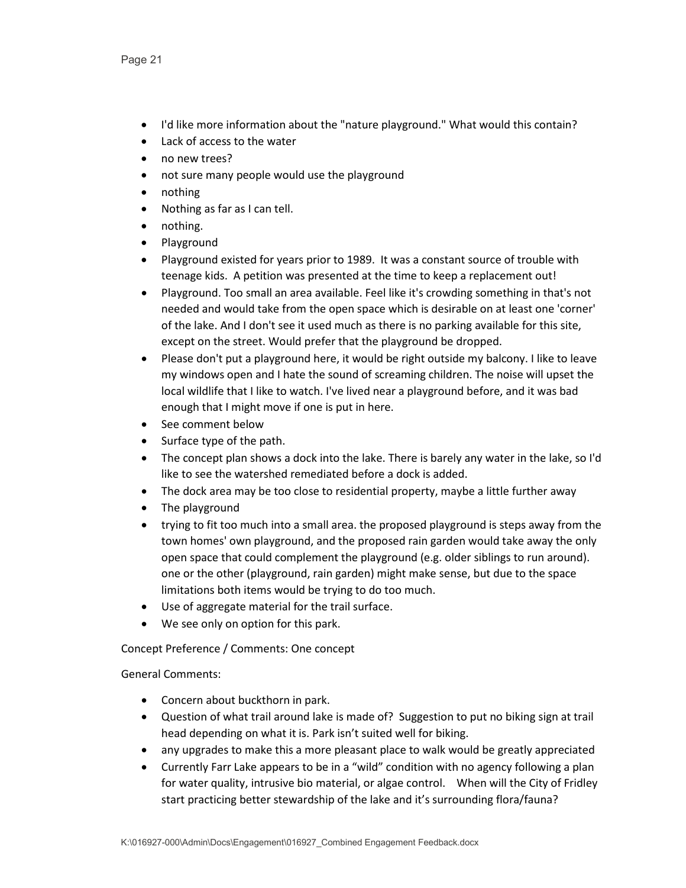- I'd like more information about the "nature playground." What would this contain?
- Lack of access to the water
- no new trees?
- not sure many people would use the playground
- nothing
- Nothing as far as I can tell.
- nothing.
- Playground
- Playground existed for years prior to 1989. It was a constant source of trouble with teenage kids. A petition was presented at the time to keep a replacement out!
- Playground. Too small an area available. Feel like it's crowding something in that's not needed and would take from the open space which is desirable on at least one 'corner' of the lake. And I don't see it used much as there is no parking available for this site, except on the street. Would prefer that the playground be dropped.
- Please don't put a playground here, it would be right outside my balcony. I like to leave my windows open and I hate the sound of screaming children. The noise will upset the local wildlife that I like to watch. I've lived near a playground before, and it was bad enough that I might move if one is put in here.
- See comment below
- Surface type of the path.
- The concept plan shows a dock into the lake. There is barely any water in the lake, so I'd like to see the watershed remediated before a dock is added.
- The dock area may be too close to residential property, maybe a little further away
- The playground
- trying to fit too much into a small area. the proposed playground is steps away from the town homes' own playground, and the proposed rain garden would take away the only open space that could complement the playground (e.g. older siblings to run around). one or the other (playground, rain garden) might make sense, but due to the space limitations both items would be trying to do too much.
- Use of aggregate material for the trail surface.
- We see only on option for this park.

Concept Preference / Comments: One concept

General Comments:

- Concern about buckthorn in park.
- Question of what trail around lake is made of? Suggestion to put no biking sign at trail head depending on what it is. Park isn't suited well for biking.
- any upgrades to make this a more pleasant place to walk would be greatly appreciated
- Currently Farr Lake appears to be in a "wild" condition with no agency following a plan for water quality, intrusive bio material, or algae control. When will the City of Fridley start practicing better stewardship of the lake and it's surrounding flora/fauna?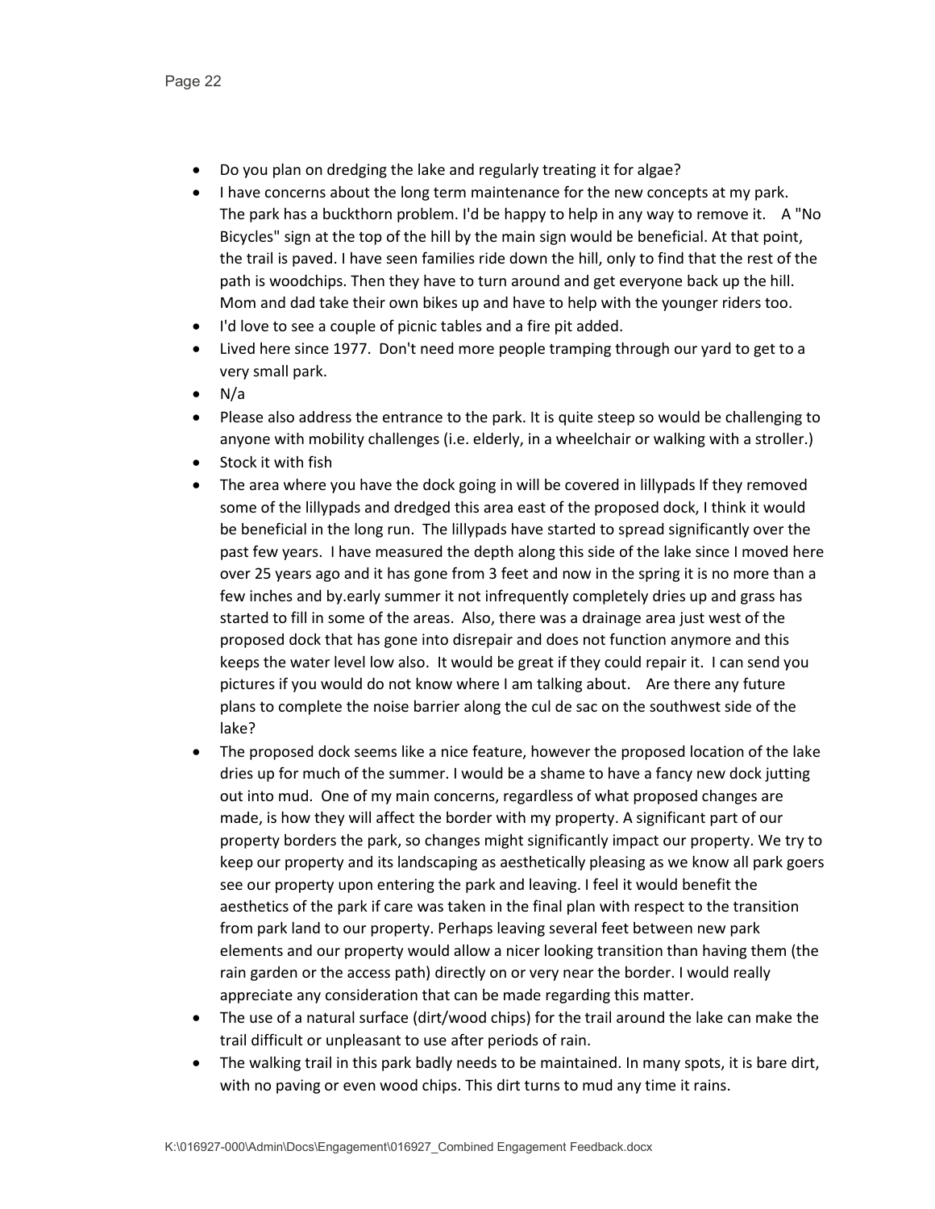- Do you plan on dredging the lake and regularly treating it for algae?
- I have concerns about the long term maintenance for the new concepts at my park. The park has a buckthorn problem. I'd be happy to help in any way to remove it. A "No Bicycles" sign at the top of the hill by the main sign would be beneficial. At that point, the trail is paved. I have seen families ride down the hill, only to find that the rest of the path is woodchips. Then they have to turn around and get everyone back up the hill. Mom and dad take their own bikes up and have to help with the younger riders too.
- I'd love to see a couple of picnic tables and a fire pit added.
- Lived here since 1977. Don't need more people tramping through our yard to get to a very small park.
- N/a
- Please also address the entrance to the park. It is quite steep so would be challenging to anyone with mobility challenges (i.e. elderly, in a wheelchair or walking with a stroller.)
- Stock it with fish
- The area where you have the dock going in will be covered in lillypads If they removed some of the lillypads and dredged this area east of the proposed dock, I think it would be beneficial in the long run. The lillypads have started to spread significantly over the past few years. I have measured the depth along this side of the lake since I moved here over 25 years ago and it has gone from 3 feet and now in the spring it is no more than a few inches and by.early summer it not infrequently completely dries up and grass has started to fill in some of the areas. Also, there was a drainage area just west of the proposed dock that has gone into disrepair and does not function anymore and this keeps the water level low also. It would be great if they could repair it. I can send you pictures if you would do not know where I am talking about. Are there any future plans to complete the noise barrier along the cul de sac on the southwest side of the lake?
- The proposed dock seems like a nice feature, however the proposed location of the lake dries up for much of the summer. I would be a shame to have a fancy new dock jutting out into mud. One of my main concerns, regardless of what proposed changes are made, is how they will affect the border with my property. A significant part of our property borders the park, so changes might significantly impact our property. We try to keep our property and its landscaping as aesthetically pleasing as we know all park goers see our property upon entering the park and leaving. I feel it would benefit the aesthetics of the park if care was taken in the final plan with respect to the transition from park land to our property. Perhaps leaving several feet between new park elements and our property would allow a nicer looking transition than having them (the rain garden or the access path) directly on or very near the border. I would really appreciate any consideration that can be made regarding this matter.
- The use of a natural surface (dirt/wood chips) for the trail around the lake can make the trail difficult or unpleasant to use after periods of rain.
- The walking trail in this park badly needs to be maintained. In many spots, it is bare dirt, with no paving or even wood chips. This dirt turns to mud any time it rains.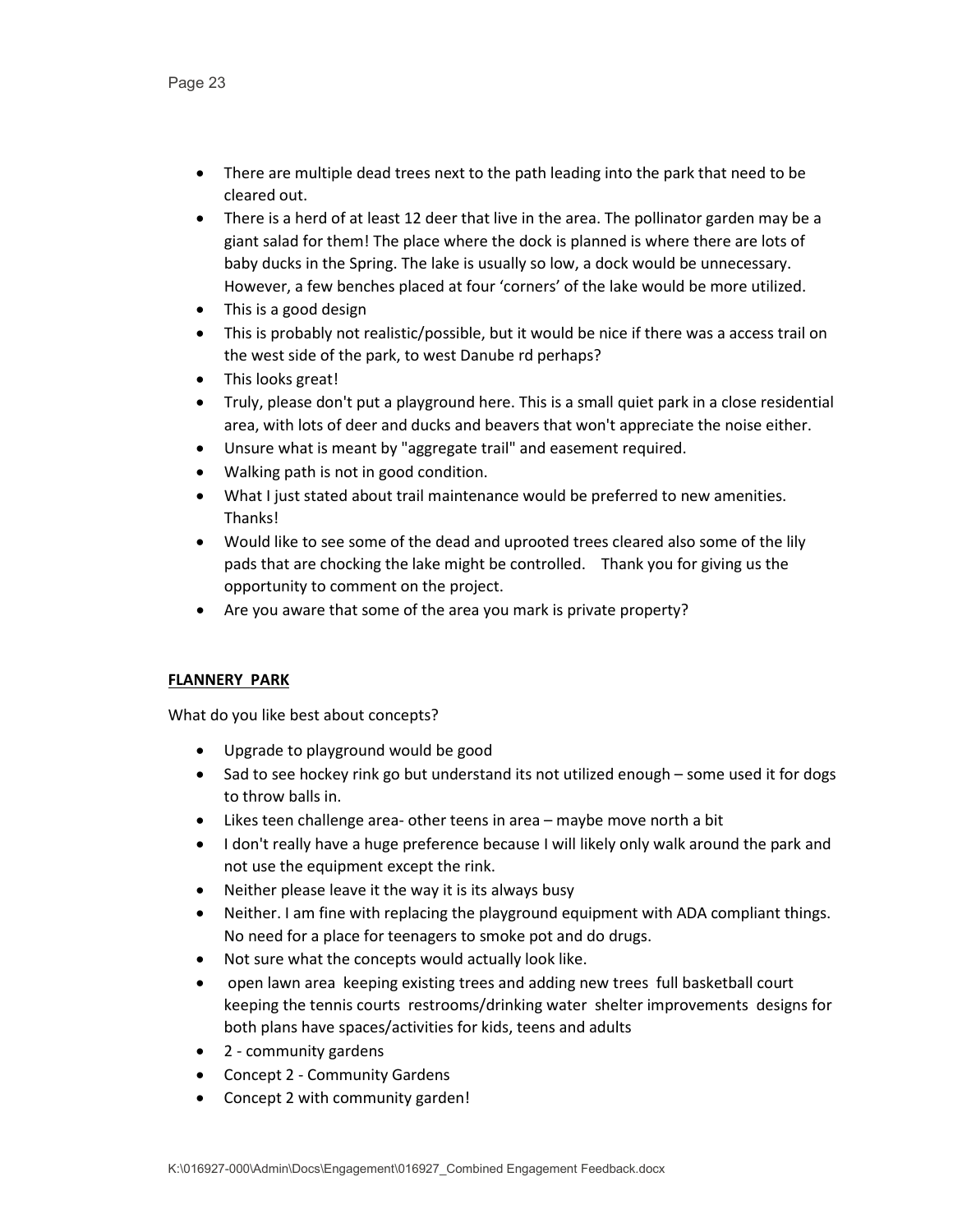- There are multiple dead trees next to the path leading into the park that need to be cleared out.
- There is a herd of at least 12 deer that live in the area. The pollinator garden may be a giant salad for them! The place where the dock is planned is where there are lots of baby ducks in the Spring. The lake is usually so low, a dock would be unnecessary. However, a few benches placed at four 'corners' of the lake would be more utilized.
- This is a good design
- This is probably not realistic/possible, but it would be nice if there was a access trail on the west side of the park, to west Danube rd perhaps?
- This looks great!
- Truly, please don't put a playground here. This is a small quiet park in a close residential area, with lots of deer and ducks and beavers that won't appreciate the noise either.
- Unsure what is meant by "aggregate trail" and easement required.
- Walking path is not in good condition.
- What I just stated about trail maintenance would be preferred to new amenities. Thanks!
- Would like to see some of the dead and uprooted trees cleared also some of the lily pads that are chocking the lake might be controlled. Thank you for giving us the opportunity to comment on the project.
- Are you aware that some of the area you mark is private property?

**FLANNERY PARK**

What do you like best about concepts?

- Upgrade to playground would be good
- Sad to see hockey rink go but understand its not utilized enough – some used it for dogs to throw balls in.
- Likes teen challenge area- other teens in area – maybe move north a bit
- I don't really have a huge preference because I will likely only walk around the park and not use the equipment except the rink.
- Neither please leave it the way it is its always busy
- Neither. I am fine with replacing the playground equipment with ADA compliant things. No need for a place for teenagers to smoke pot and do drugs.
- Not sure what the concepts would actually look like.
- open lawn area keeping existing trees and adding new trees full basketball court keeping the tennis courts restrooms/drinking water shelter improvements designs for both plans have spaces/activities for kids, teens and adults
- 2 - community gardens
- Concept 2 - Community Gardens
- Concept 2 with community garden!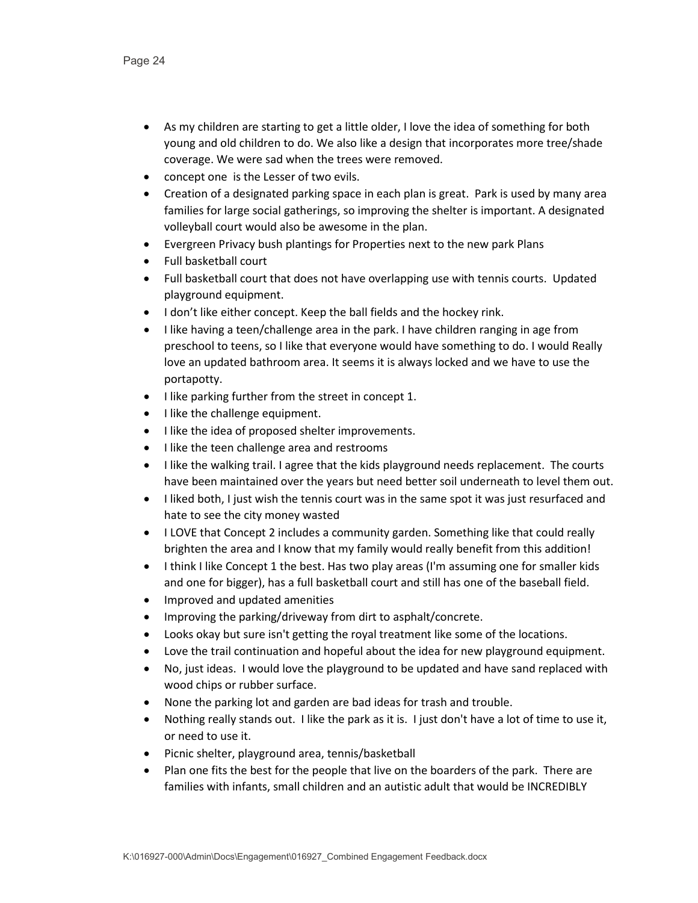- As my children are starting to get a little older, I love the idea of something for both young and old children to do. We also like a design that incorporates more tree/shade coverage. We were sad when the trees were removed.
- concept one  is the Lesser of two evils.
- Creation of a designated parking space in each plan is great.  Park is used by many area families for large social gatherings, so improving the shelter is important. A designated volleyball court would also be awesome in the plan.
- Evergreen Privacy bush plantings for Properties next to the new park Plans
- Full basketball court
- Full basketball court that does not have overlapping use with tennis courts.  Updated playground equipment.
- I don't like either concept. Keep the ball fields and the hockey rink.
- I like having a teen/challenge area in the park. I have children ranging in age from preschool to teens, so I like that everyone would have something to do. I would Really love an updated bathroom area. It seems it is always locked and we have to use the portapotty.
- I like parking further from the street in concept 1.
- I like the challenge equipment.
- I like the idea of proposed shelter improvements.
- I like the teen challenge area and restrooms
- I like the walking trail. I agree that the kids playground needs replacement.  The courts have been maintained over the years but need better soil underneath to level them out.
- I liked both, I just wish the tennis court was in the same spot it was just resurfaced and hate to see the city money wasted
- I LOVE that Concept 2 includes a community garden. Something like that could really brighten the area and I know that my family would really benefit from this addition!
- I think I like Concept 1 the best. Has two play areas (I'm assuming one for smaller kids and one for bigger), has a full basketball court and still has one of the baseball field.
- Improved and updated amenities
- Improving the parking/driveway from dirt to asphalt/concrete.
- Looks okay but sure isn't getting the royal treatment like some of the locations.
- Love the trail continuation and hopeful about the idea for new playground equipment.
- No, just ideas.  I would love the playground to be updated and have sand replaced with wood chips or rubber surface.
- None the parking lot and garden are bad ideas for trash and trouble.
- Nothing really stands out.  I like the park as it is.  I just don't have a lot of time to use it, or need to use it.
- Picnic shelter, playground area, tennis/basketball
- Plan one fits the best for the people that live on the boarders of the park.  There are families with infants, small children and an autistic adult that would be INCREDIBLY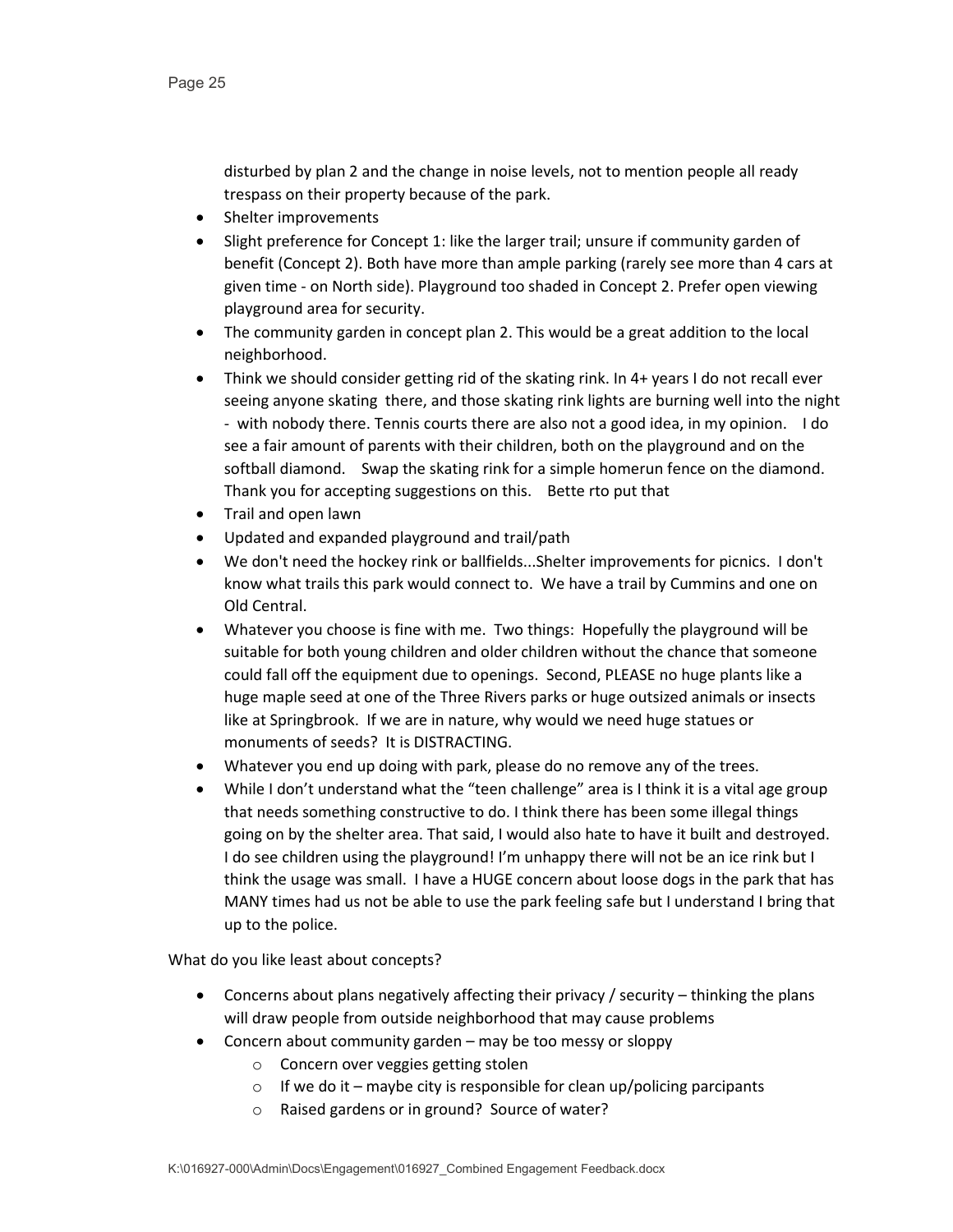disturbed by plan 2 and the change in noise levels, not to mention people all ready trespass on their property because of the park.

- Shelter improvements
- Slight preference for Concept 1: like the larger trail; unsure if community garden of benefit (Concept 2). Both have more than ample parking (rarely see more than 4 cars at given time - on North side). Playground too shaded in Concept 2. Prefer open viewing playground area for security.
- The community garden in concept plan 2. This would be a great addition to the local neighborhood.
- Think we should consider getting rid of the skating rink. In 4+ years I do not recall ever seeing anyone skating there, and those skating rink lights are burning well into the night - with nobody there. Tennis courts there are also not a good idea, in my opinion. I do see a fair amount of parents with their children, both on the playground and on the softball diamond. Swap the skating rink for a simple homerun fence on the diamond. Thank you for accepting suggestions on this. Bette rto put that
- Trail and open lawn
- Updated and expanded playground and trail/path
- We don't need the hockey rink or ballfields...Shelter improvements for picnics. I don't know what trails this park would connect to. We have a trail by Cummins and one on Old Central.
- Whatever you choose is fine with me. Two things: Hopefully the playground will be suitable for both young children and older children without the chance that someone could fall off the equipment due to openings. Second, PLEASE no huge plants like a huge maple seed at one of the Three Rivers parks or huge outsized animals or insects like at Springbrook. If we are in nature, why would we need huge statues or monuments of seeds? It is DISTRACTING.
- Whatever you end up doing with park, please do no remove any of the trees.
- While I don't understand what the "teen challenge" area is I think it is a vital age group that needs something constructive to do. I think there has been some illegal things going on by the shelter area. That said, I would also hate to have it built and destroyed. I do see children using the playground! I'm unhappy there will not be an ice rink but I think the usage was small. I have a HUGE concern about loose dogs in the park that has MANY times had us not be able to use the park feeling safe but I understand I bring that up to the police.

What do you like least about concepts?

- Concerns about plans negatively affecting their privacy / security – thinking the plans will draw people from outside neighborhood that may cause problems
- Concern about community garden – may be too messy or sloppy
  - Concern over veggies getting stolen
  - If we do it – maybe city is responsible for clean up/policing parcipants
  - Raised gardens or in ground? Source of water?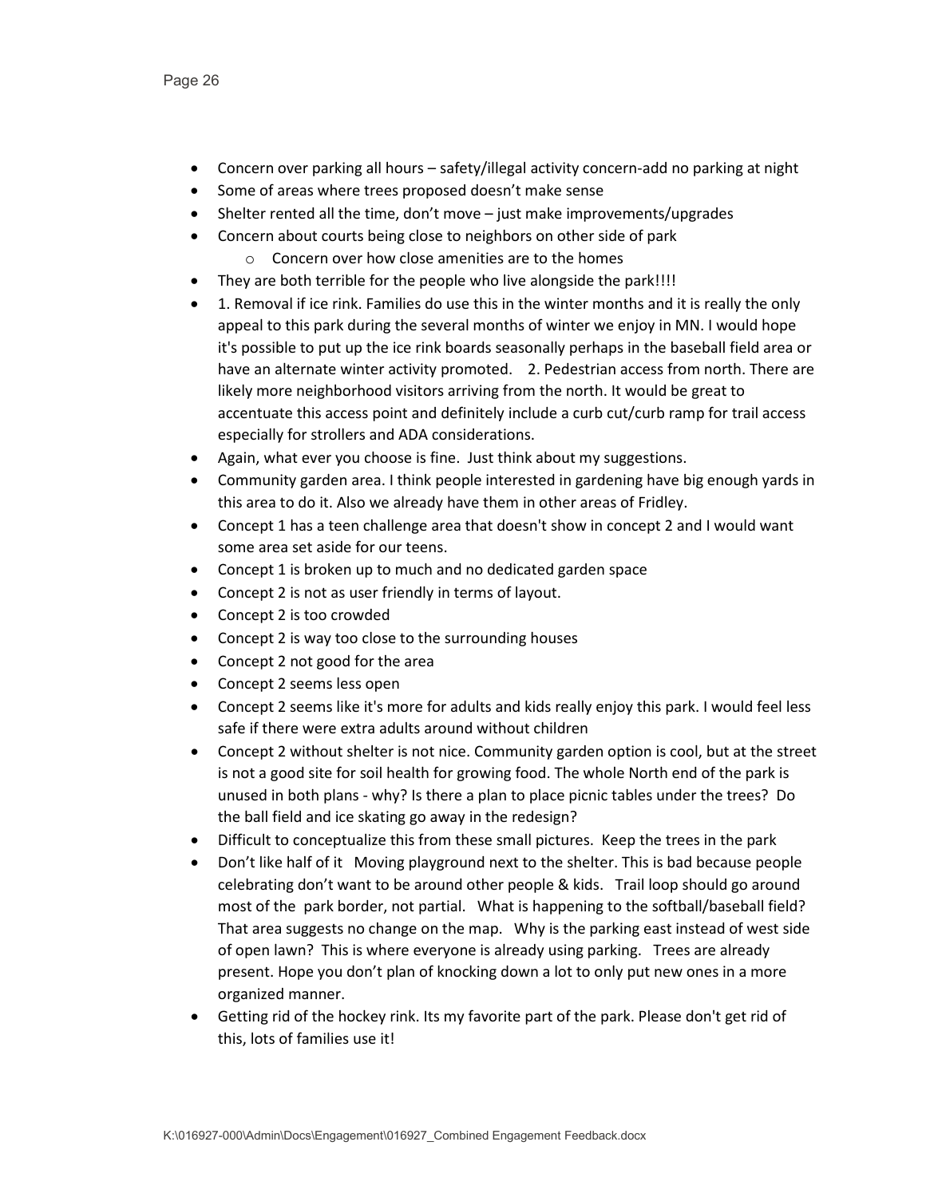- Concern over parking all hours – safety/illegal activity concern-add no parking at night
- Some of areas where trees proposed doesn't make sense
- Shelter rented all the time, don't move – just make improvements/upgrades
- Concern about courts being close to neighbors on other side of park
    - Concern over how close amenities are to the homes
- They are both terrible for the people who live alongside the park!!!!
- 1. Removal if ice rink. Families do use this in the winter months and it is really the only appeal to this park during the several months of winter we enjoy in MN. I would hope it's possible to put up the ice rink boards seasonally perhaps in the baseball field area or have an alternate winter activity promoted.    2. Pedestrian access from north. There are likely more neighborhood visitors arriving from the north. It would be great to accentuate this access point and definitely include a curb cut/curb ramp for trail access especially for strollers and ADA considerations.
- Again, what ever you choose is fine.  Just think about my suggestions.
- Community garden area. I think people interested in gardening have big enough yards in this area to do it. Also we already have them in other areas of Fridley.
- Concept 1 has a teen challenge area that doesn't show in concept 2 and I would want some area set aside for our teens.
- Concept 1 is broken up to much and no dedicated garden space
- Concept 2 is not as user friendly in terms of layout.
- Concept 2 is too crowded
- Concept 2 is way too close to the surrounding houses
- Concept 2 not good for the area
- Concept 2 seems less open
- Concept 2 seems like it's more for adults and kids really enjoy this park. I would feel less safe if there were extra adults around without children
- Concept 2 without shelter is not nice. Community garden option is cool, but at the street is not a good site for soil health for growing food. The whole North end of the park is unused in both plans - why? Is there a plan to place picnic tables under the trees?  Do the ball field and ice skating go away in the redesign?
- Difficult to conceptualize this from these small pictures.  Keep the trees in the park
- Don't like half of it   Moving playground next to the shelter. This is bad because people celebrating don't want to be around other people & kids.   Trail loop should go around most of the  park border, not partial.   What is happening to the softball/baseball field? That area suggests no change on the map.   Why is the parking east instead of west side of open lawn?  This is where everyone is already using parking.   Trees are already present. Hope you don't plan of knocking down a lot to only put new ones in a more organized manner.
- Getting rid of the hockey rink. Its my favorite part of the park. Please don't get rid of this, lots of families use it!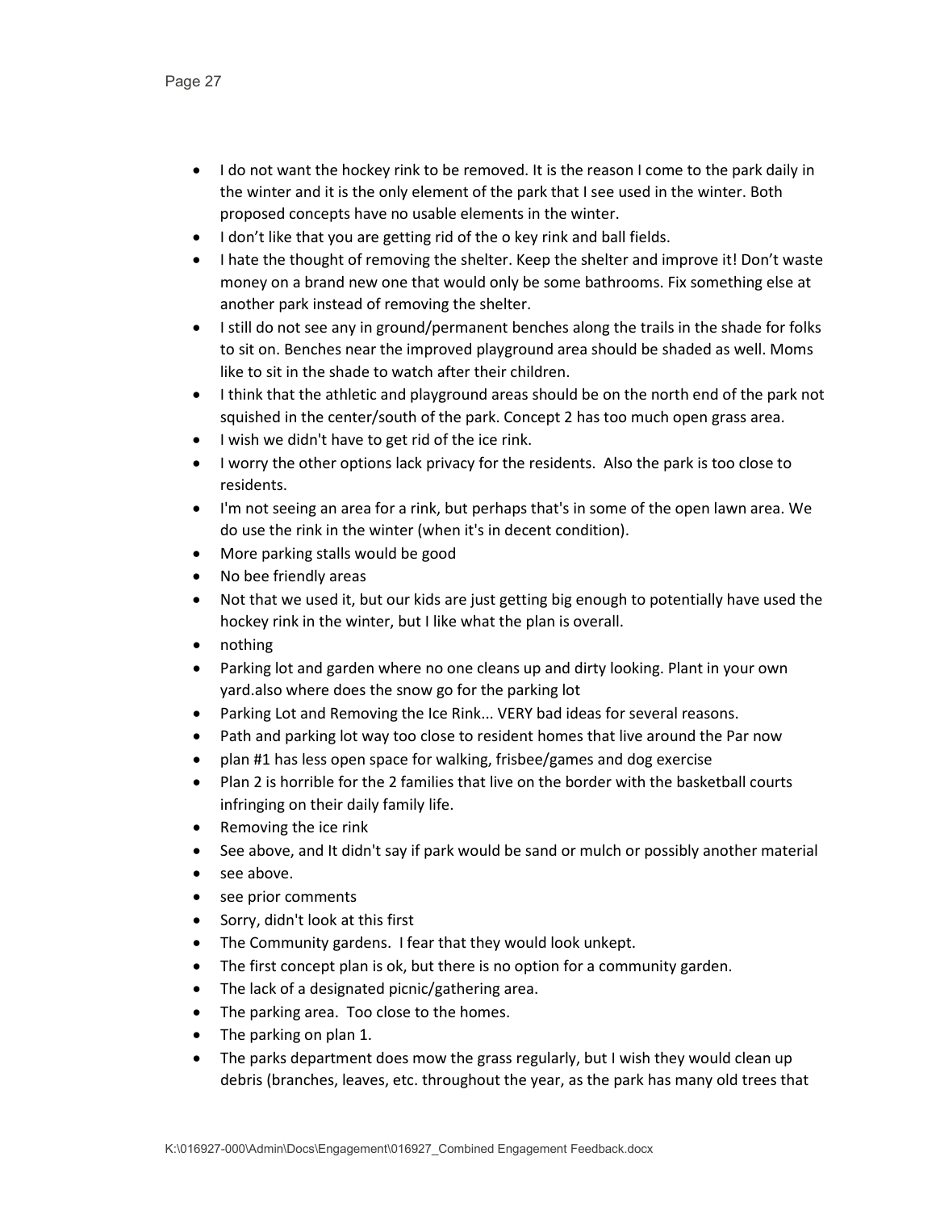- I do not want the hockey rink to be removed. It is the reason I come to the park daily in the winter and it is the only element of the park that I see used in the winter. Both proposed concepts have no usable elements in the winter.
- I don't like that you are getting rid of the o key rink and ball fields.
- I hate the thought of removing the shelter. Keep the shelter and improve it! Don't waste money on a brand new one that would only be some bathrooms. Fix something else at another park instead of removing the shelter.
- I still do not see any in ground/permanent benches along the trails in the shade for folks to sit on. Benches near the improved playground area should be shaded as well. Moms like to sit in the shade to watch after their children.
- I think that the athletic and playground areas should be on the north end of the park not squished in the center/south of the park. Concept 2 has too much open grass area.
- I wish we didn't have to get rid of the ice rink.
- I worry the other options lack privacy for the residents. Also the park is too close to residents.
- I'm not seeing an area for a rink, but perhaps that's in some of the open lawn area. We do use the rink in the winter (when it's in decent condition).
- More parking stalls would be good
- No bee friendly areas
- Not that we used it, but our kids are just getting big enough to potentially have used the hockey rink in the winter, but I like what the plan is overall.
- nothing
- Parking lot and garden where no one cleans up and dirty looking. Plant in your own yard.also where does the snow go for the parking lot
- Parking Lot and Removing the Ice Rink... VERY bad ideas for several reasons.
- Path and parking lot way too close to resident homes that live around the Par now
- plan #1 has less open space for walking, frisbee/games and dog exercise
- Plan 2 is horrible for the 2 families that live on the border with the basketball courts infringing on their daily family life.
- Removing the ice rink
- See above, and It didn't say if park would be sand or mulch or possibly another material
- see above.
- see prior comments
- Sorry, didn't look at this first
- The Community gardens. I fear that they would look unkept.
- The first concept plan is ok, but there is no option for a community garden.
- The lack of a designated picnic/gathering area.
- The parking area. Too close to the homes.
- The parking on plan 1.
- The parks department does mow the grass regularly, but I wish they would clean up debris (branches, leaves, etc. throughout the year, as the park has many old trees that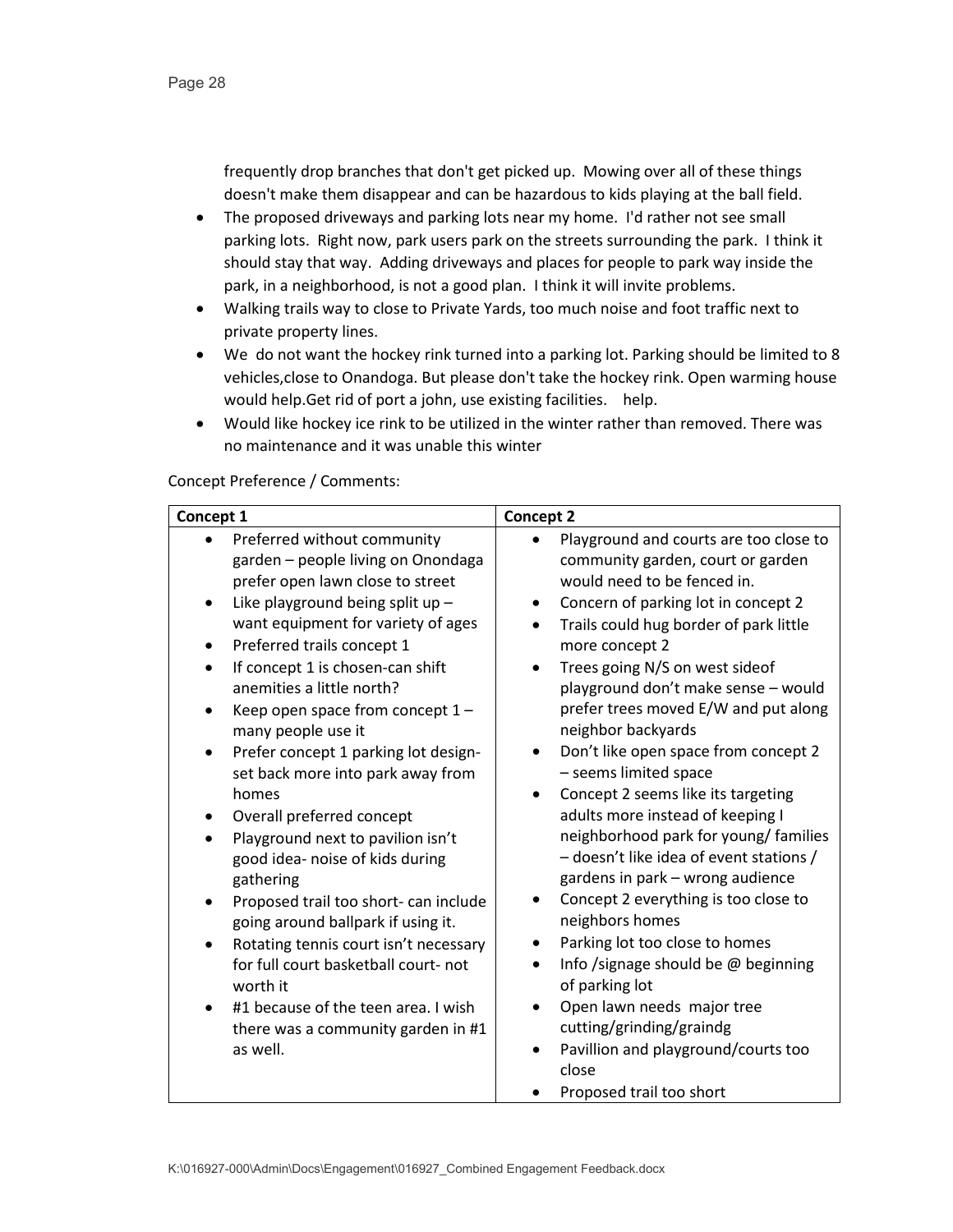frequently drop branches that don't get picked up. Mowing over all of these things doesn't make them disappear and can be hazardous to kids playing at the ball field.

- The proposed driveways and parking lots near my home. I'd rather not see small parking lots. Right now, park users park on the streets surrounding the park. I think it should stay that way. Adding driveways and places for people to park way inside the park, in a neighborhood, is not a good plan. I think it will invite problems.
- Walking trails way to close to Private Yards, too much noise and foot traffic next to private property lines.
- We do not want the hockey rink turned into a parking lot. Parking should be limited to 8 vehicles,close to Onandoga. But please don't take the hockey rink. Open warming house would help.Get rid of port a john, use existing facilities. help.
- Would like hockey ice rink to be utilized in the winter rather than removed. There was no maintenance and it was unable this winter

Concept Preference / Comments:

| Concept 1 | Concept 2 |
| --- | --- |
| • Preferred without community garden – people living on Onondaga prefer open lawn close to street<br>• Like playground being split up – want equipment for variety of ages<br>• Preferred trails concept 1<br>• If concept 1 is chosen-can shift anemities a little north?<br>• Keep open space from concept 1 – many people use it<br>• Prefer concept 1 parking lot design- set back more into park away from homes<br>• Overall preferred concept<br>• Playground next to pavilion isn't good idea- noise of kids during gathering<br>• Proposed trail too short- can include going around ballpark if using it.<br>• Rotating tennis court isn't necessary for full court basketball court- not worth it<br>• #1 because of the teen area. I wish there was a community garden in #1 as well. | • Playground and courts are too close to community garden, court or garden would need to be fenced in.<br>• Concern of parking lot in concept 2<br>• Trails could hug border of park little more concept 2<br>• Trees going N/S on west sideof playground don't make sense – would prefer trees moved E/W and put along neighbor backyards<br>• Don't like open space from concept 2 – seems limited space<br>• Concept 2 seems like its targeting adults more instead of keeping I neighborhood park for young/ families – doesn't like idea of event stations / gardens in park – wrong audience<br>• Concept 2 everything is too close to neighbors homes<br>• Parking lot too close to homes<br>• Info /signage should be @ beginning of parking lot<br>• Open lawn needs major tree cutting/grinding/graindg<br>• Pavillion and playground/courts too close<br>• Proposed trail too short |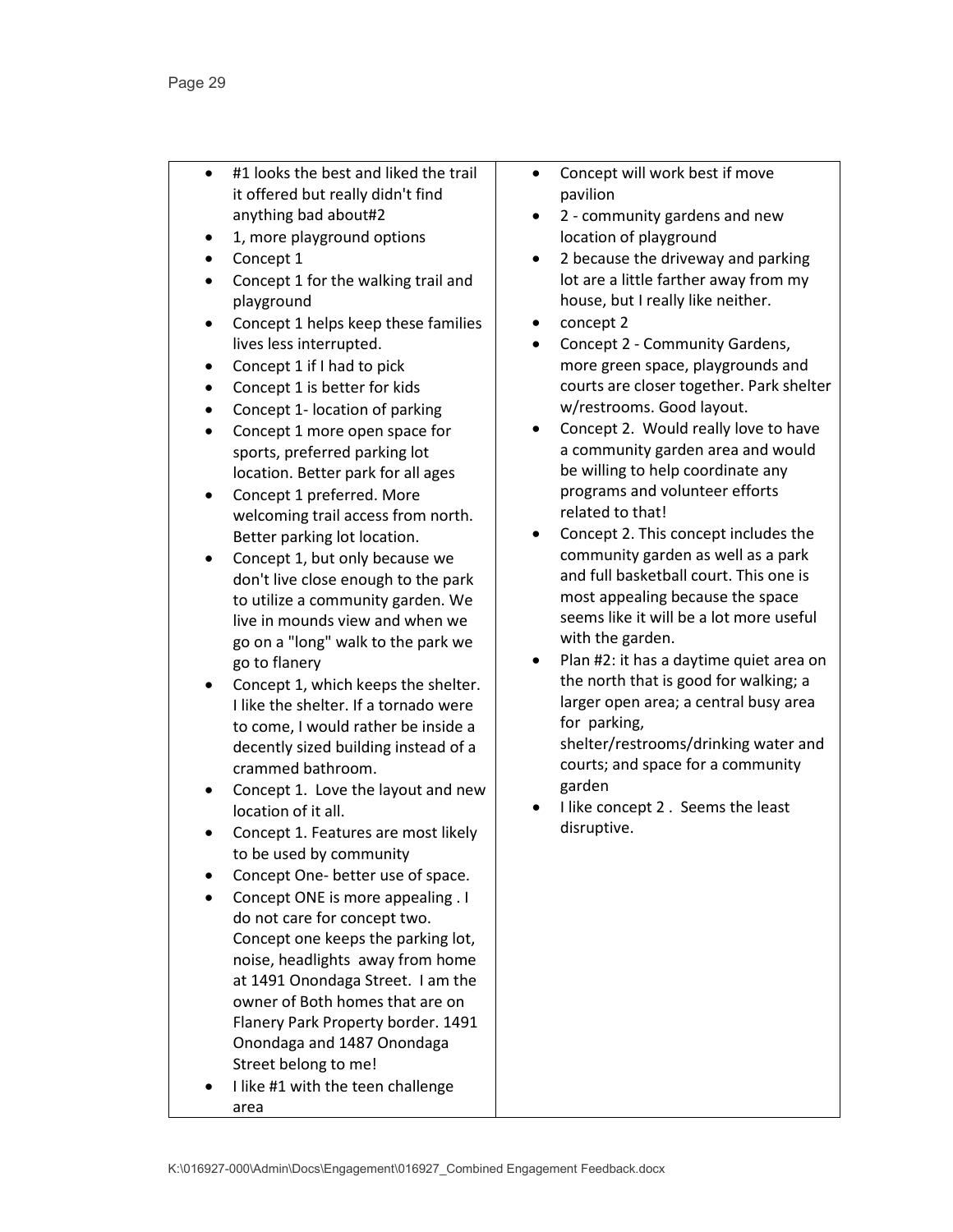| | |
|---|---|
| <ul><li>#1 looks the best and liked the trail it offered but really didn't find anything bad about#2</li><li>1, more playground options</li><li>Concept 1</li><li>Concept 1 for the walking trail and playground</li><li>Concept 1 helps keep these families lives less interrupted.</li><li>Concept 1 if I had to pick</li><li>Concept 1 is better for kids</li><li>Concept 1- location of parking</li><li>Concept 1 more open space for sports, preferred parking lot location. Better park for all ages</li><li>Concept 1 preferred. More welcoming trail access from north. Better parking lot location.</li><li>Concept 1, but only because we don't live close enough to the park to utilize a community garden. We live in mounds view and when we go on a "long" walk to the park we go to flanery</li><li>Concept 1, which keeps the shelter. I like the shelter. If a tornado were to come, I would rather be inside a decently sized building instead of a crammed bathroom.</li><li>Concept 1. Love the layout and new location of it all.</li><li>Concept 1. Features are most likely to be used by community</li><li>Concept One- better use of space.</li><li>Concept ONE is more appealing . I do not care for concept two. Concept one keeps the parking lot, noise, headlights away from home at 1491 Onondaga Street. I am the owner of Both homes that are on Flanery Park Property border. 1491 Onondaga and 1487 Onondaga Street belong to me!</li><li>I like #1 with the teen challenge area</li></ul> | <ul><li>Concept will work best if move pavilion</li><li>2 - community gardens and new location of playground</li><li>2 because the driveway and parking lot are a little farther away from my house, but I really like neither.</li><li>concept 2</li><li>Concept 2 - Community Gardens, more green space, playgrounds and courts are closer together. Park shelter w/restrooms. Good layout.</li><li>Concept 2. Would really love to have a community garden area and would be willing to help coordinate any programs and volunteer efforts related to that!</li><li>Concept 2. This concept includes the community garden as well as a park and full basketball court. This one is most appealing because the space seems like it will be a lot more useful with the garden.</li><li>Plan #2: it has a daytime quiet area on the north that is good for walking; a larger open area; a central busy area for parking, shelter/restrooms/drinking water and courts; and space for a community garden</li><li>I like concept 2 . Seems the least disruptive.</li></ul> |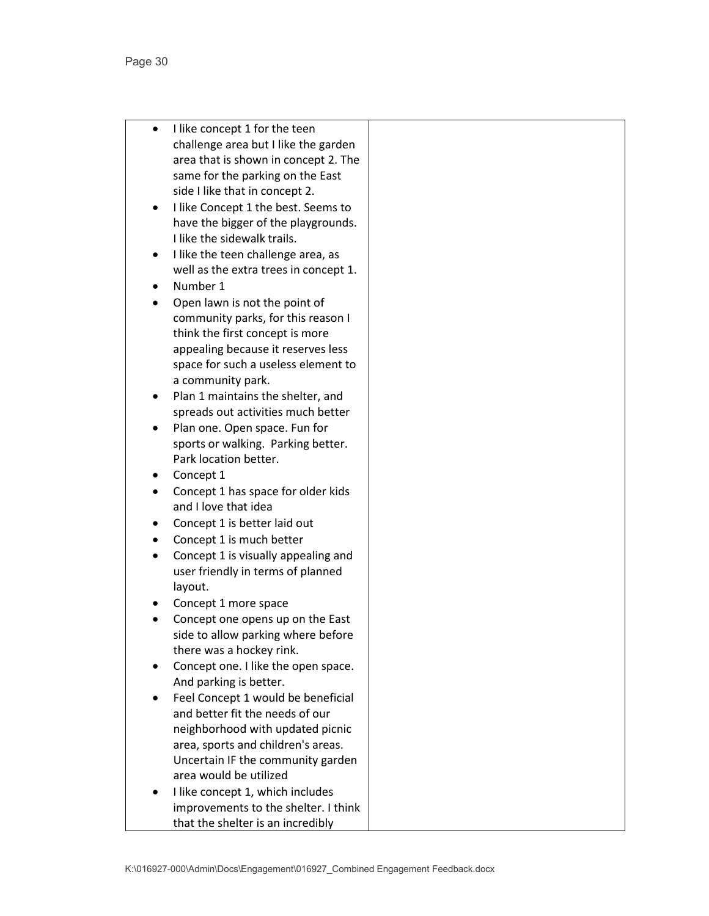| | |
|---|---|
| • I like concept 1 for the teen challenge area but I like the garden area that is shown in concept 2. The same for the parking on the East side I like that in concept 2.<br>• I like Concept 1 the best. Seems to have the bigger of the playgrounds. I like the sidewalk trails.<br>• I like the teen challenge area, as well as the extra trees in concept 1.<br>• Number 1<br>• Open lawn is not the point of community parks, for this reason I think the first concept is more appealing because it reserves less space for such a useless element to a community park.<br>• Plan 1 maintains the shelter, and spreads out activities much better<br>• Plan one. Open space. Fun for sports or walking. Parking better. Park location better.<br>• Concept 1<br>• Concept 1 has space for older kids and I love that idea<br>• Concept 1 is better laid out<br>• Concept 1 is much better<br>• Concept 1 is visually appealing and user friendly in terms of planned layout.<br>• Concept 1 more space<br>• Concept one opens up on the East side to allow parking where before there was a hockey rink.<br>• Concept one. I like the open space. And parking is better.<br>• Feel Concept 1 would be beneficial and better fit the needs of our neighborhood with updated picnic area, sports and children's areas. Uncertain IF the community garden area would be utilized<br>• I like concept 1, which includes improvements to the shelter. I think that the shelter is an incredibly | |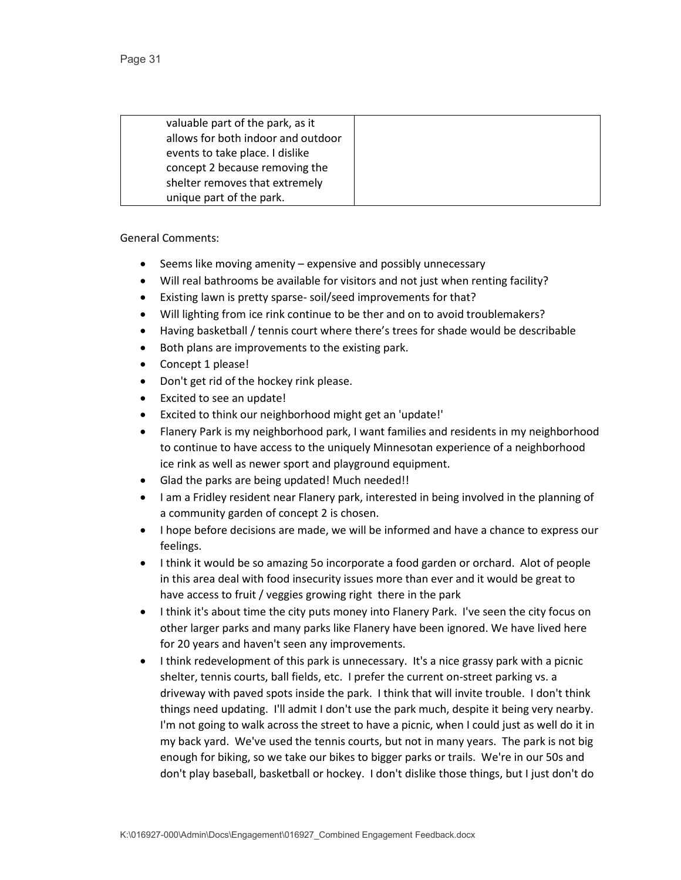| valuable part of the park, as it allows for both indoor and outdoor events to take place. I dislike concept 2 because removing the shelter removes that extremely unique part of the park. | |
|---|---|

General Comments:

- Seems like moving amenity – expensive and possibly unnecessary
- Will real bathrooms be available for visitors and not just when renting facility?
- Existing lawn is pretty sparse- soil/seed improvements for that?
- Will lighting from ice rink continue to be ther and on to avoid troublemakers?
- Having basketball / tennis court where there's trees for shade would be describable
- Both plans are improvements to the existing park.
- Concept 1 please!
- Don't get rid of the hockey rink please.
- Excited to see an update!
- Excited to think our neighborhood might get an 'update!'
- Flanery Park is my neighborhood park, I want families and residents in my neighborhood to continue to have access to the uniquely Minnesotan experience of a neighborhood ice rink as well as newer sport and playground equipment.
- Glad the parks are being updated! Much needed!!
- I am a Fridley resident near Flanery park, interested in being involved in the planning of a community garden of concept 2 is chosen.
- I hope before decisions are made, we will be informed and have a chance to express our feelings.
- I think it would be so amazing 5o incorporate a food garden or orchard. Alot of people in this area deal with food insecurity issues more than ever and it would be great to have access to fruit / veggies growing right there in the park
- I think it's about time the city puts money into Flanery Park. I've seen the city focus on other larger parks and many parks like Flanery have been ignored. We have lived here for 20 years and haven't seen any improvements.
- I think redevelopment of this park is unnecessary. It's a nice grassy park with a picnic shelter, tennis courts, ball fields, etc. I prefer the current on-street parking vs. a driveway with paved spots inside the park. I think that will invite trouble. I don't think things need updating. I'll admit I don't use the park much, despite it being very nearby. I'm not going to walk across the street to have a picnic, when I could just as well do it in my back yard. We've used the tennis courts, but not in many years. The park is not big enough for biking, so we take our bikes to bigger parks or trails. We're in our 50s and don't play baseball, basketball or hockey. I don't dislike those things, but I just don't do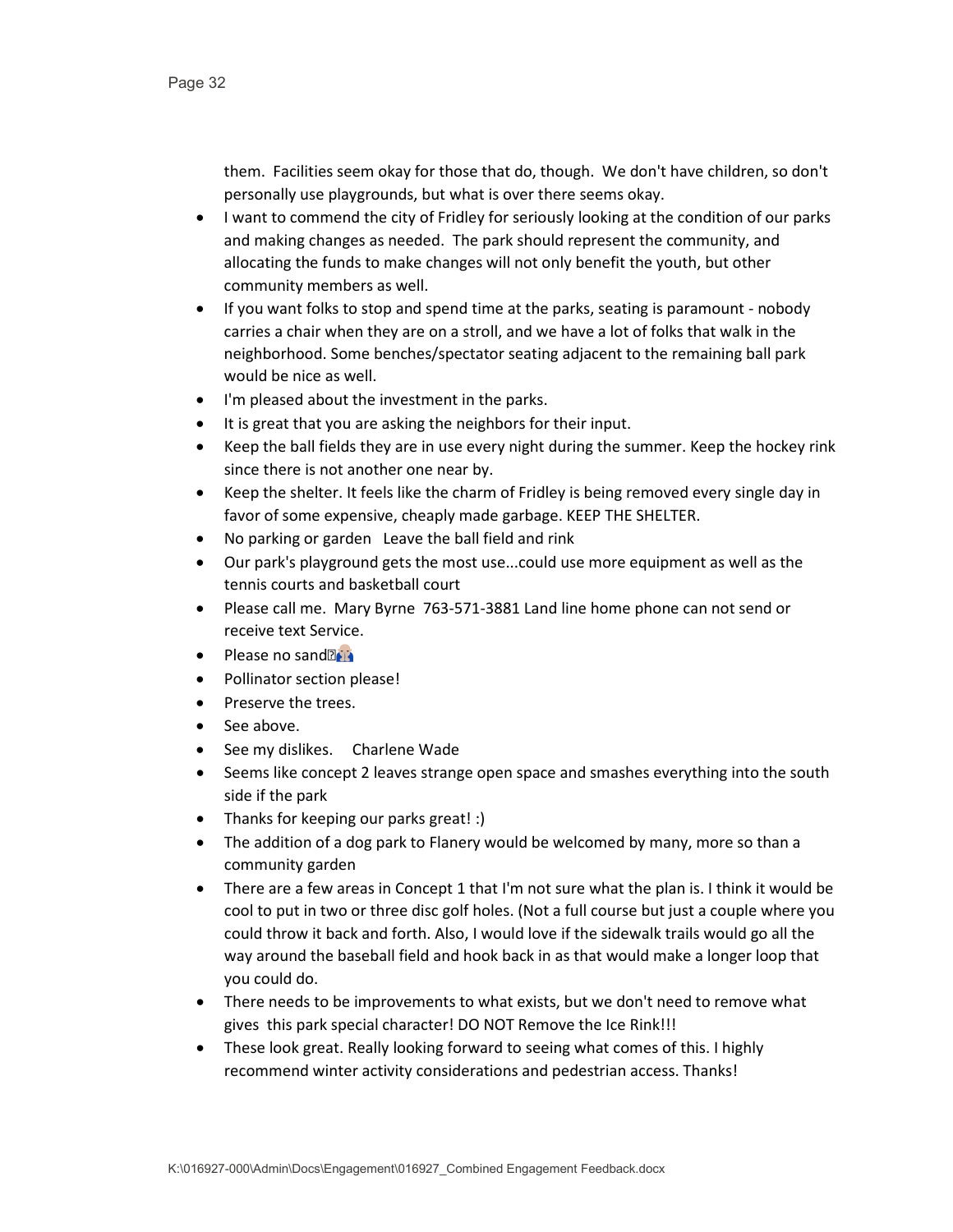them. Facilities seem okay for those that do, though. We don't have children, so don't personally use playgrounds, but what is over there seems okay.

- I want to commend the city of Fridley for seriously looking at the condition of our parks and making changes as needed. The park should represent the community, and allocating the funds to make changes will not only benefit the youth, but other community members as well.
- If you want folks to stop and spend time at the parks, seating is paramount - nobody carries a chair when they are on a stroll, and we have a lot of folks that walk in the neighborhood. Some benches/spectator seating adjacent to the remaining ball park would be nice as well.
- I'm pleased about the investment in the parks.
- It is great that you are asking the neighbors for their input.
- Keep the ball fields they are in use every night during the summer. Keep the hockey rink since there is not another one near by.
- Keep the shelter. It feels like the charm of Fridley is being removed every single day in favor of some expensive, cheaply made garbage. KEEP THE SHELTER.
- No parking or garden Leave the ball field and rink
- Our park's playground gets the most use...could use more equipment as well as the tennis courts and basketball court
- Please call me. Mary Byrne 763-571-3881 Land line home phone can not send or receive text Service.
- Please no sand🙅
- Pollinator section please!
- Preserve the trees.
- See above.
- See my dislikes. Charlene Wade
- Seems like concept 2 leaves strange open space and smashes everything into the south side if the park
- Thanks for keeping our parks great! :)
- The addition of a dog park to Flanery would be welcomed by many, more so than a community garden
- There are a few areas in Concept 1 that I'm not sure what the plan is. I think it would be cool to put in two or three disc golf holes. (Not a full course but just a couple where you could throw it back and forth. Also, I would love if the sidewalk trails would go all the way around the baseball field and hook back in as that would make a longer loop that you could do.
- There needs to be improvements to what exists, but we don't need to remove what gives this park special character! DO NOT Remove the Ice Rink!!!
- These look great. Really looking forward to seeing what comes of this. I highly recommend winter activity considerations and pedestrian access. Thanks!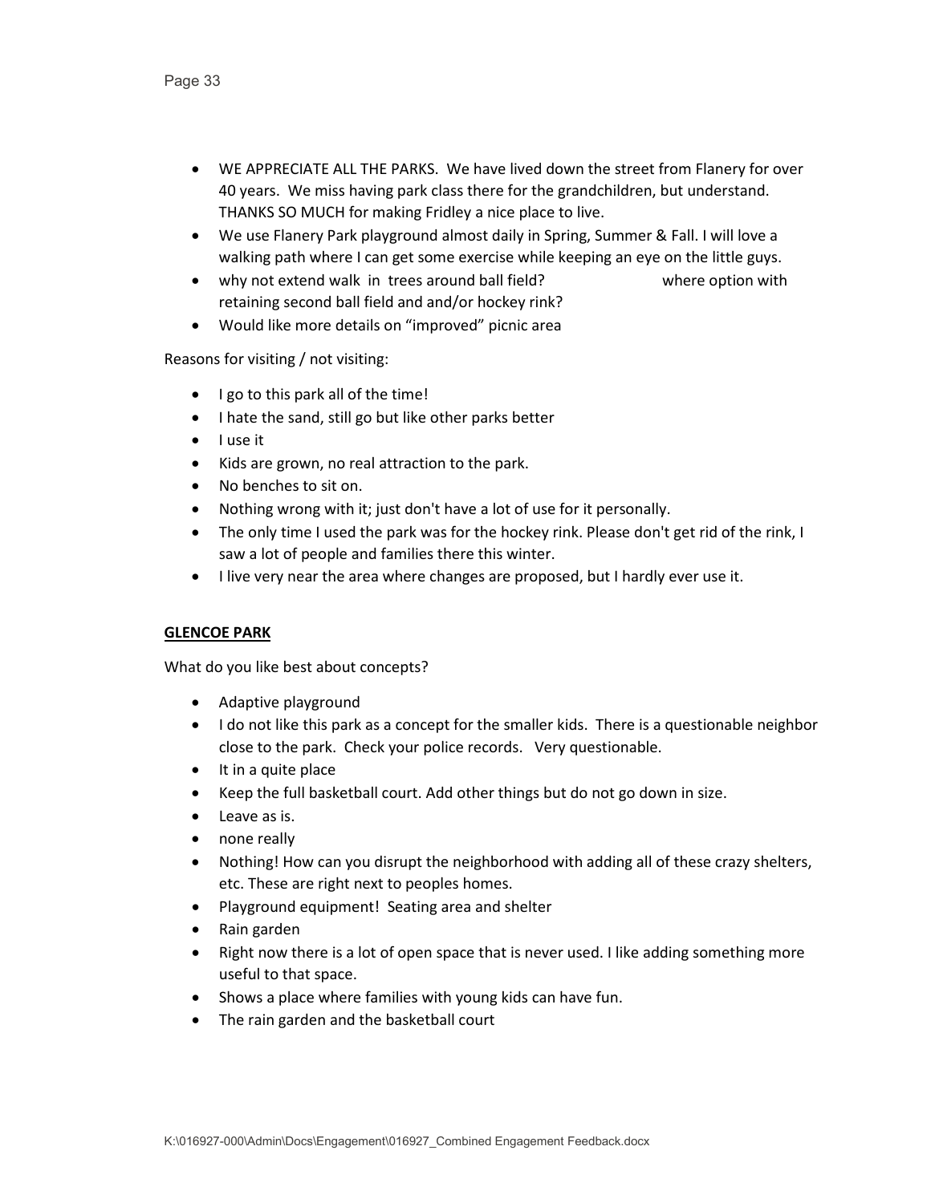- WE APPRECIATE ALL THE PARKS. We have lived down the street from Flanery for over 40 years. We miss having park class there for the grandchildren, but understand. THANKS SO MUCH for making Fridley a nice place to live.
- We use Flanery Park playground almost daily in Spring, Summer & Fall. I will love a walking path where I can get some exercise while keeping an eye on the little guys.
- why not extend walk in trees around ball field? where option with retaining second ball field and and/or hockey rink?
- Would like more details on "improved" picnic area

Reasons for visiting / not visiting:

- I go to this park all of the time!
- I hate the sand, still go but like other parks better
- I use it
- Kids are grown, no real attraction to the park.
- No benches to sit on.
- Nothing wrong with it; just don't have a lot of use for it personally.
- The only time I used the park was for the hockey rink. Please don't get rid of the rink, I saw a lot of people and families there this winter.
- I live very near the area where changes are proposed, but I hardly ever use it.

**GLENCOE PARK**

What do you like best about concepts?

- Adaptive playground
- I do not like this park as a concept for the smaller kids. There is a questionable neighbor close to the park. Check your police records. Very questionable.
- It in a quite place
- Keep the full basketball court. Add other things but do not go down in size.
- Leave as is.
- none really
- Nothing! How can you disrupt the neighborhood with adding all of these crazy shelters, etc. These are right next to peoples homes.
- Playground equipment! Seating area and shelter
- Rain garden
- Right now there is a lot of open space that is never used. I like adding something more useful to that space.
- Shows a place where families with young kids can have fun.
- The rain garden and the basketball court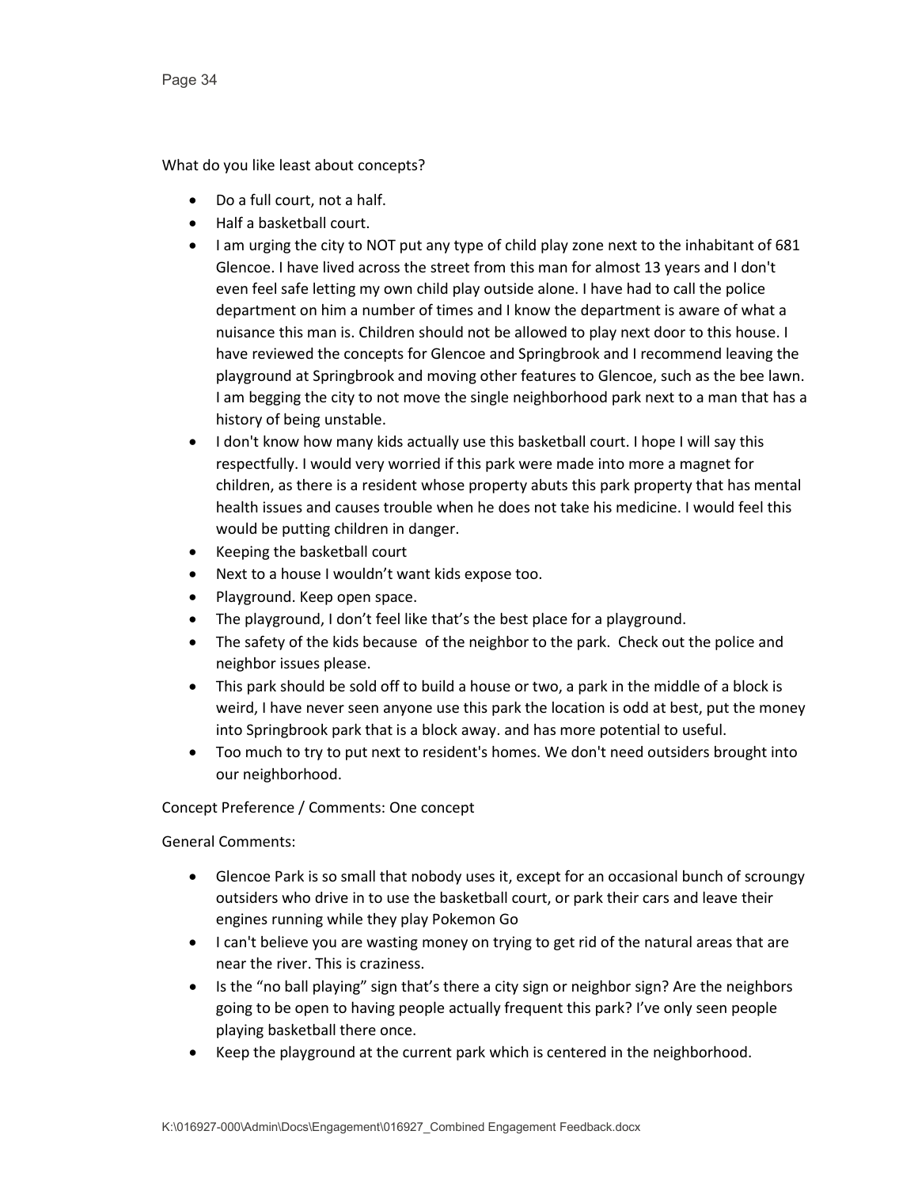What do you like least about concepts?

- Do a full court, not a half.
- Half a basketball court.
- I am urging the city to NOT put any type of child play zone next to the inhabitant of 681 Glencoe. I have lived across the street from this man for almost 13 years and I don't even feel safe letting my own child play outside alone. I have had to call the police department on him a number of times and I know the department is aware of what a nuisance this man is. Children should not be allowed to play next door to this house. I have reviewed the concepts for Glencoe and Springbrook and I recommend leaving the playground at Springbrook and moving other features to Glencoe, such as the bee lawn. I am begging the city to not move the single neighborhood park next to a man that has a history of being unstable.
- I don't know how many kids actually use this basketball court. I hope I will say this respectfully. I would very worried if this park were made into more a magnet for children, as there is a resident whose property abuts this park property that has mental health issues and causes trouble when he does not take his medicine. I would feel this would be putting children in danger.
- Keeping the basketball court
- Next to a house I wouldn't want kids expose too.
- Playground. Keep open space.
- The playground, I don't feel like that's the best place for a playground.
- The safety of the kids because of the neighbor to the park. Check out the police and neighbor issues please.
- This park should be sold off to build a house or two, a park in the middle of a block is weird, I have never seen anyone use this park the location is odd at best, put the money into Springbrook park that is a block away. and has more potential to useful.
- Too much to try to put next to resident's homes. We don't need outsiders brought into our neighborhood.

Concept Preference / Comments: One concept

General Comments:

- Glencoe Park is so small that nobody uses it, except for an occasional bunch of scroungy outsiders who drive in to use the basketball court, or park their cars and leave their engines running while they play Pokemon Go
- I can't believe you are wasting money on trying to get rid of the natural areas that are near the river. This is craziness.
- Is the "no ball playing" sign that's there a city sign or neighbor sign? Are the neighbors going to be open to having people actually frequent this park? I've only seen people playing basketball there once.
- Keep the playground at the current park which is centered in the neighborhood.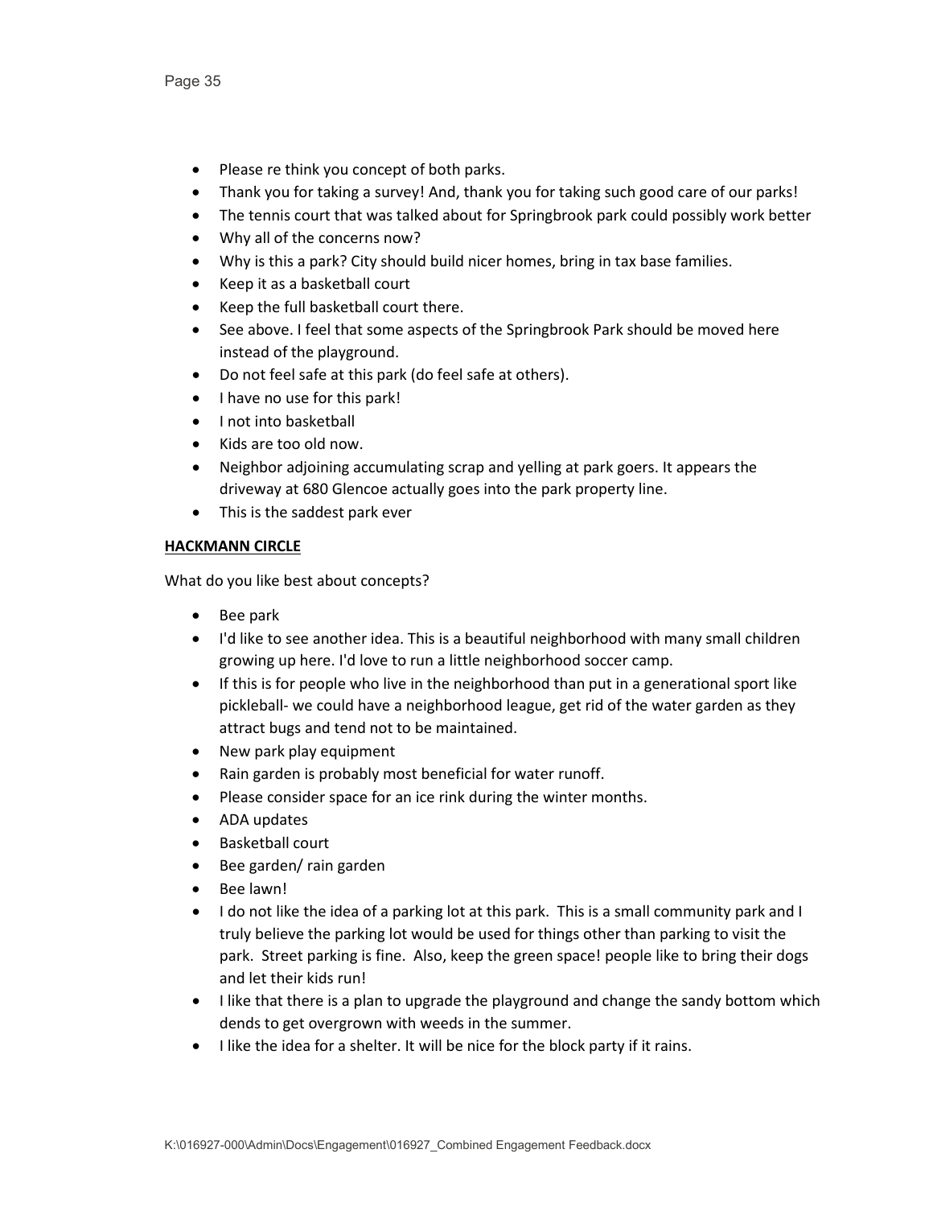- Please re think you concept of both parks.
- Thank you for taking a survey! And, thank you for taking such good care of our parks!
- The tennis court that was talked about for Springbrook park could possibly work better
- Why all of the concerns now?
- Why is this a park? City should build nicer homes, bring in tax base families.
- Keep it as a basketball court
- Keep the full basketball court there.
- See above. I feel that some aspects of the Springbrook Park should be moved here instead of the playground.
- Do not feel safe at this park (do feel safe at others).
- I have no use for this park!
- I not into basketball
- Kids are too old now.
- Neighbor adjoining accumulating scrap and yelling at park goers. It appears the driveway at 680 Glencoe actually goes into the park property line.
- This is the saddest park ever

**HACKMANN CIRCLE**

What do you like best about concepts?

- Bee park
- I'd like to see another idea. This is a beautiful neighborhood with many small children growing up here. I'd love to run a little neighborhood soccer camp.
- If this is for people who live in the neighborhood than put in a generational sport like pickleball- we could have a neighborhood league, get rid of the water garden as they attract bugs and tend not to be maintained.
- New park play equipment
- Rain garden is probably most beneficial for water runoff.
- Please consider space for an ice rink during the winter months.
- ADA updates
- Basketball court
- Bee garden/ rain garden
- Bee lawn!
- I do not like the idea of a parking lot at this park. This is a small community park and I truly believe the parking lot would be used for things other than parking to visit the park. Street parking is fine. Also, keep the green space! people like to bring their dogs and let their kids run!
- I like that there is a plan to upgrade the playground and change the sandy bottom which dends to get overgrown with weeds in the summer.
- I like the idea for a shelter. It will be nice for the block party if it rains.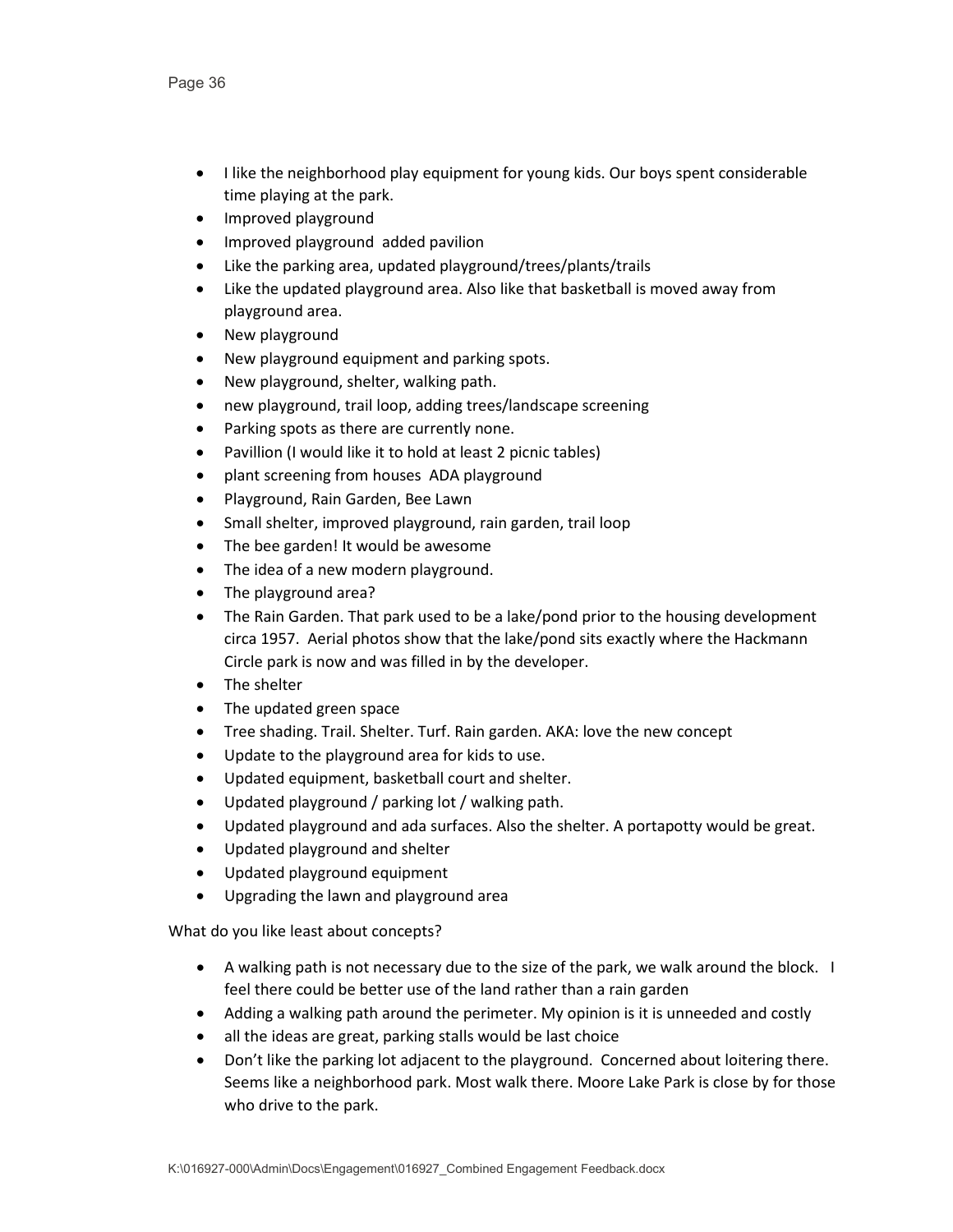- I like the neighborhood play equipment for young kids. Our boys spent considerable time playing at the park.
- Improved playground
- Improved playground  added pavilion
- Like the parking area, updated playground/trees/plants/trails
- Like the updated playground area. Also like that basketball is moved away from playground area.
- New playground
- New playground equipment and parking spots.
- New playground, shelter, walking path.
- new playground, trail loop, adding trees/landscape screening
- Parking spots as there are currently none.
- Pavillion (I would like it to hold at least 2 picnic tables)
- plant screening from houses  ADA playground
- Playground, Rain Garden, Bee Lawn
- Small shelter, improved playground, rain garden, trail loop
- The bee garden! It would be awesome
- The idea of a new modern playground.
- The playground area?
- The Rain Garden. That park used to be a lake/pond prior to the housing development circa 1957.  Aerial photos show that the lake/pond sits exactly where the Hackmann Circle park is now and was filled in by the developer.
- The shelter
- The updated green space
- Tree shading. Trail. Shelter. Turf. Rain garden. AKA: love the new concept
- Update to the playground area for kids to use.
- Updated equipment, basketball court and shelter.
- Updated playground / parking lot / walking path.
- Updated playground and ada surfaces. Also the shelter. A portapotty would be great.
- Updated playground and shelter
- Updated playground equipment
- Upgrading the lawn and playground area

What do you like least about concepts?

- A walking path is not necessary due to the size of the park, we walk around the block.   I feel there could be better use of the land rather than a rain garden
- Adding a walking path around the perimeter. My opinion is it is unneeded and costly
- all the ideas are great, parking stalls would be last choice
- Don't like the parking lot adjacent to the playground.  Concerned about loitering there. Seems like a neighborhood park. Most walk there. Moore Lake Park is close by for those who drive to the park.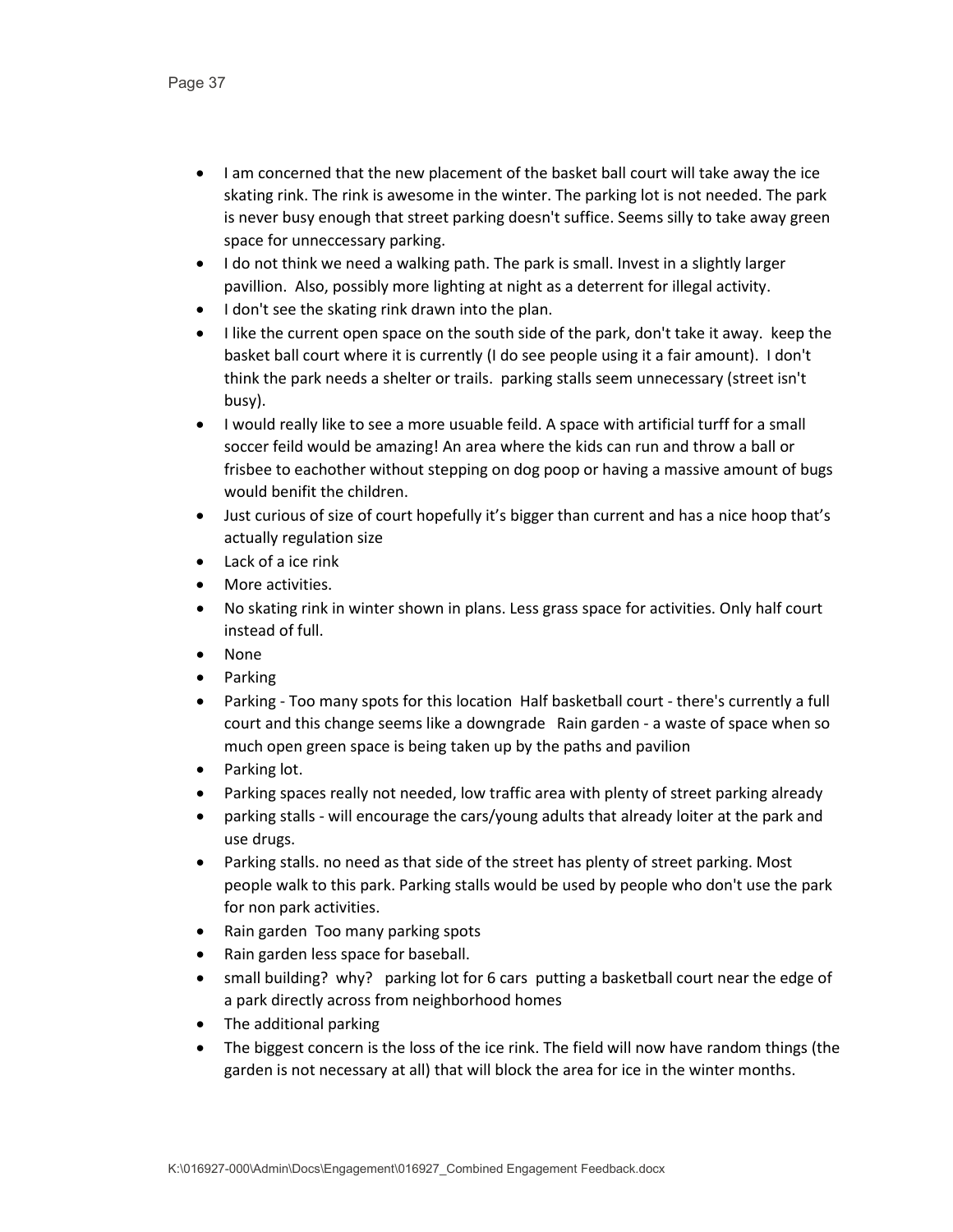- I am concerned that the new placement of the basket ball court will take away the ice skating rink. The rink is awesome in the winter. The parking lot is not needed. The park is never busy enough that street parking doesn't suffice. Seems silly to take away green space for unneccessary parking.
- I do not think we need a walking path. The park is small. Invest in a slightly larger pavillion. Also, possibly more lighting at night as a deterrent for illegal activity.
- I don't see the skating rink drawn into the plan.
- I like the current open space on the south side of the park, don't take it away. keep the basket ball court where it is currently (I do see people using it a fair amount). I don't think the park needs a shelter or trails. parking stalls seem unnecessary (street isn't busy).
- I would really like to see a more usuable feild. A space with artificial turff for a small soccer feild would be amazing! An area where the kids can run and throw a ball or frisbee to eachother without stepping on dog poop or having a massive amount of bugs would benifit the children.
- Just curious of size of court hopefully it's bigger than current and has a nice hoop that's actually regulation size
- Lack of a ice rink
- More activities.
- No skating rink in winter shown in plans. Less grass space for activities. Only half court instead of full.
- None
- Parking
- Parking - Too many spots for this location Half basketball court - there's currently a full court and this change seems like a downgrade Rain garden - a waste of space when so much open green space is being taken up by the paths and pavilion
- Parking lot.
- Parking spaces really not needed, low traffic area with plenty of street parking already
- parking stalls - will encourage the cars/young adults that already loiter at the park and use drugs.
- Parking stalls. no need as that side of the street has plenty of street parking. Most people walk to this park. Parking stalls would be used by people who don't use the park for non park activities.
- Rain garden Too many parking spots
- Rain garden less space for baseball.
- small building? why? parking lot for 6 cars putting a basketball court near the edge of a park directly across from neighborhood homes
- The additional parking
- The biggest concern is the loss of the ice rink. The field will now have random things (the garden is not necessary at all) that will block the area for ice in the winter months.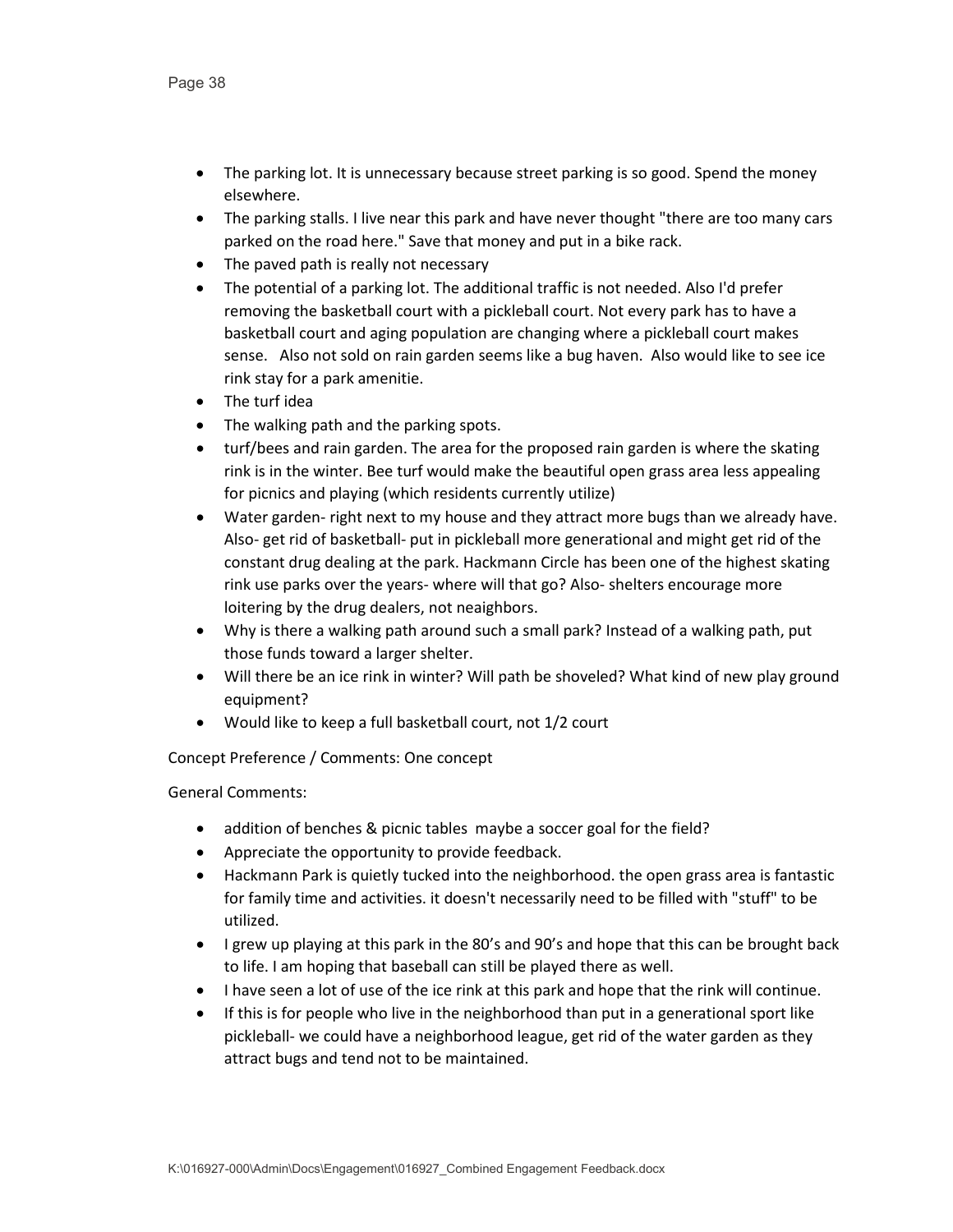- The parking lot. It is unnecessary because street parking is so good. Spend the money elsewhere.
- The parking stalls. I live near this park and have never thought "there are too many cars parked on the road here." Save that money and put in a bike rack.
- The paved path is really not necessary
- The potential of a parking lot. The additional traffic is not needed. Also I'd prefer removing the basketball court with a pickleball court. Not every park has to have a basketball court and aging population are changing where a pickleball court makes sense. Also not sold on rain garden seems like a bug haven. Also would like to see ice rink stay for a park amenitie.
- The turf idea
- The walking path and the parking spots.
- turf/bees and rain garden. The area for the proposed rain garden is where the skating rink is in the winter. Bee turf would make the beautiful open grass area less appealing for picnics and playing (which residents currently utilize)
- Water garden- right next to my house and they attract more bugs than we already have. Also- get rid of basketball- put in pickleball more generational and might get rid of the constant drug dealing at the park. Hackmann Circle has been one of the highest skating rink use parks over the years- where will that go? Also- shelters encourage more loitering by the drug dealers, not neaighbors.
- Why is there a walking path around such a small park? Instead of a walking path, put those funds toward a larger shelter.
- Will there be an ice rink in winter? Will path be shoveled? What kind of new play ground equipment?
- Would like to keep a full basketball court, not 1/2 court

Concept Preference / Comments: One concept

General Comments:

- addition of benches & picnic tables maybe a soccer goal for the field?
- Appreciate the opportunity to provide feedback.
- Hackmann Park is quietly tucked into the neighborhood. the open grass area is fantastic for family time and activities. it doesn't necessarily need to be filled with "stuff" to be utilized.
- I grew up playing at this park in the 80's and 90's and hope that this can be brought back to life. I am hoping that baseball can still be played there as well.
- I have seen a lot of use of the ice rink at this park and hope that the rink will continue.
- If this is for people who live in the neighborhood than put in a generational sport like pickleball- we could have a neighborhood league, get rid of the water garden as they attract bugs and tend not to be maintained.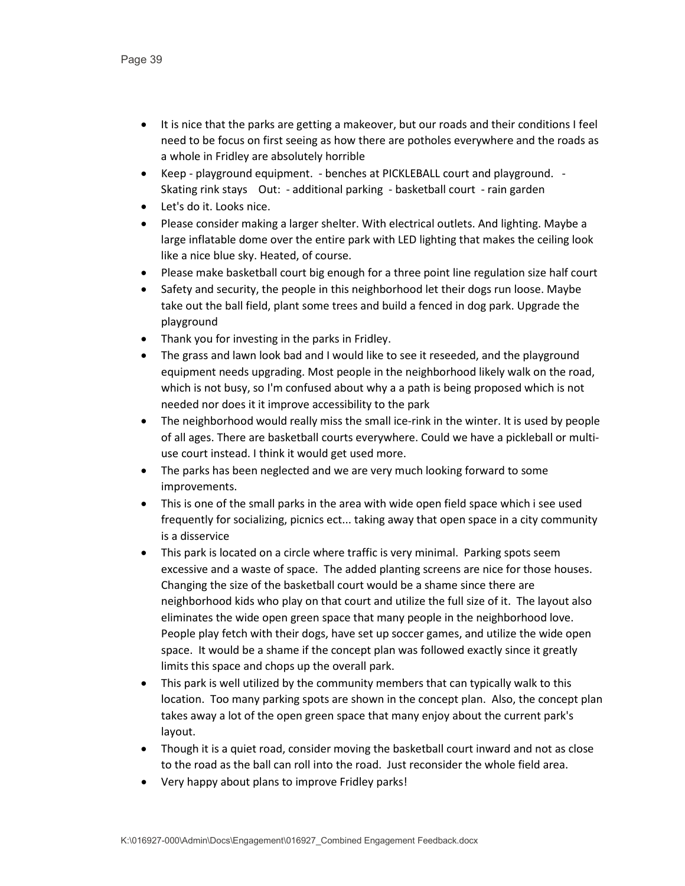- It is nice that the parks are getting a makeover, but our roads and their conditions I feel need to be focus on first seeing as how there are potholes everywhere and the roads as a whole in Fridley are absolutely horrible
- Keep - playground equipment. - benches at PICKLEBALL court and playground. - Skating rink stays Out: - additional parking - basketball court - rain garden
- Let's do it. Looks nice.
- Please consider making a larger shelter. With electrical outlets. And lighting. Maybe a large inflatable dome over the entire park with LED lighting that makes the ceiling look like a nice blue sky. Heated, of course.
- Please make basketball court big enough for a three point line regulation size half court
- Safety and security, the people in this neighborhood let their dogs run loose. Maybe take out the ball field, plant some trees and build a fenced in dog park. Upgrade the playground
- Thank you for investing in the parks in Fridley.
- The grass and lawn look bad and I would like to see it reseeded, and the playground equipment needs upgrading. Most people in the neighborhood likely walk on the road, which is not busy, so I'm confused about why a a path is being proposed which is not needed nor does it it improve accessibility to the park
- The neighborhood would really miss the small ice-rink in the winter. It is used by people of all ages. There are basketball courts everywhere. Could we have a pickleball or multi-use court instead. I think it would get used more.
- The parks has been neglected and we are very much looking forward to some improvements.
- This is one of the small parks in the area with wide open field space which i see used frequently for socializing, picnics ect... taking away that open space in a city community is a disservice
- This park is located on a circle where traffic is very minimal. Parking spots seem excessive and a waste of space. The added planting screens are nice for those houses. Changing the size of the basketball court would be a shame since there are neighborhood kids who play on that court and utilize the full size of it. The layout also eliminates the wide open green space that many people in the neighborhood love. People play fetch with their dogs, have set up soccer games, and utilize the wide open space. It would be a shame if the concept plan was followed exactly since it greatly limits this space and chops up the overall park.
- This park is well utilized by the community members that can typically walk to this location. Too many parking spots are shown in the concept plan. Also, the concept plan takes away a lot of the open green space that many enjoy about the current park's layout.
- Though it is a quiet road, consider moving the basketball court inward and not as close to the road as the ball can roll into the road. Just reconsider the whole field area.
- Very happy about plans to improve Fridley parks!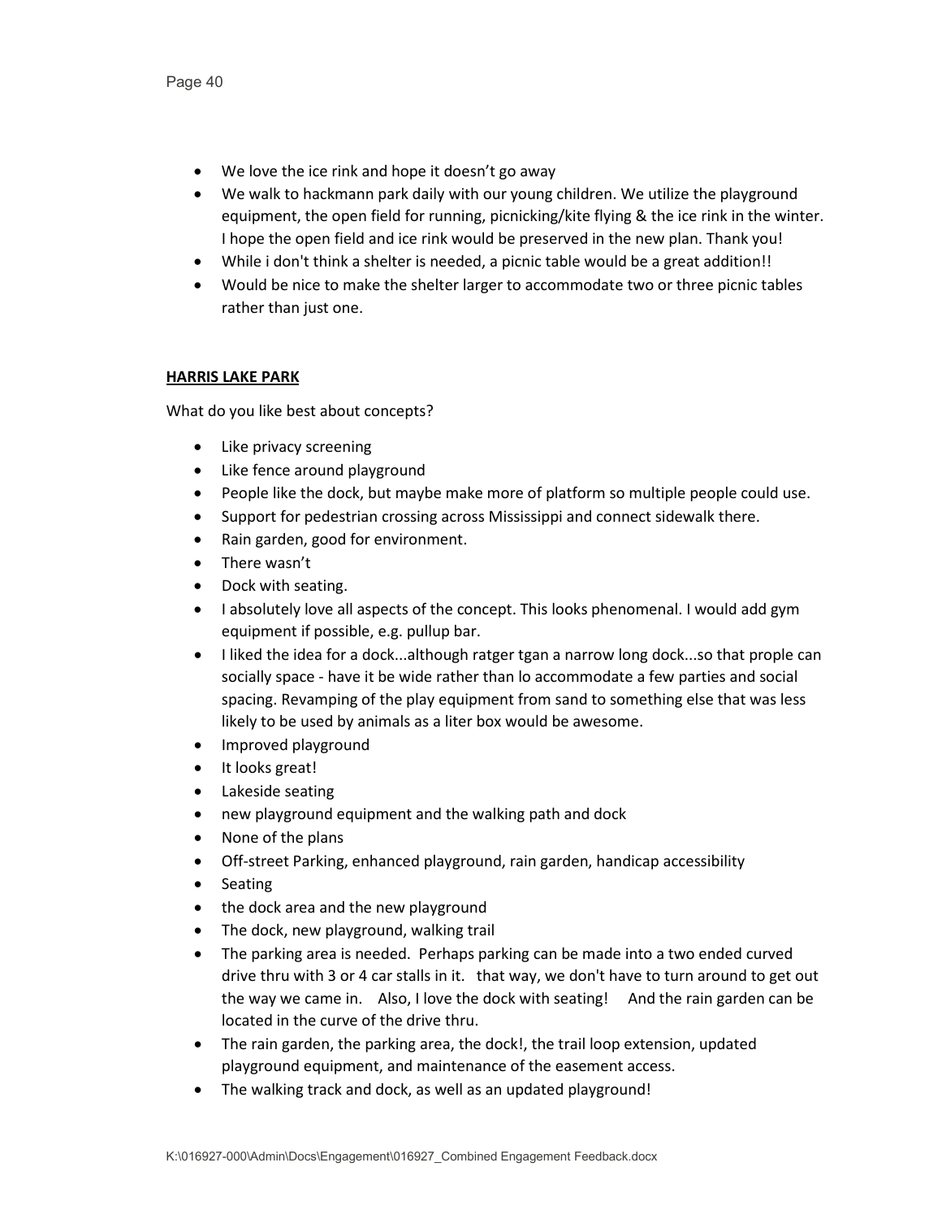- We love the ice rink and hope it doesn't go away
- We walk to hackmann park daily with our young children. We utilize the playground equipment, the open field for running, picnicking/kite flying & the ice rink in the winter. I hope the open field and ice rink would be preserved in the new plan. Thank you!
- While i don't think a shelter is needed, a picnic table would be a great addition!!
- Would be nice to make the shelter larger to accommodate two or three picnic tables rather than just one.

**HARRIS LAKE PARK**

What do you like best about concepts?

- Like privacy screening
- Like fence around playground
- People like the dock, but maybe make more of platform so multiple people could use.
- Support for pedestrian crossing across Mississippi and connect sidewalk there.
- Rain garden, good for environment.
- There wasn't
- Dock with seating.
- I absolutely love all aspects of the concept. This looks phenomenal. I would add gym equipment if possible, e.g. pullup bar.
- I liked the idea for a dock...although ratger tgan a narrow long dock...so that prople can socially space - have it be wide rather than lo accommodate a few parties and social spacing. Revamping of the play equipment from sand to something else that was less likely to be used by animals as a liter box would be awesome.
- Improved playground
- It looks great!
- Lakeside seating
- new playground equipment and the walking path and dock
- None of the plans
- Off-street Parking, enhanced playground, rain garden, handicap accessibility
- Seating
- the dock area and the new playground
- The dock, new playground, walking trail
- The parking area is needed. Perhaps parking can be made into a two ended curved drive thru with 3 or 4 car stalls in it. that way, we don't have to turn around to get out the way we came in. Also, I love the dock with seating! And the rain garden can be located in the curve of the drive thru.
- The rain garden, the parking area, the dock!, the trail loop extension, updated playground equipment, and maintenance of the easement access.
- The walking track and dock, as well as an updated playground!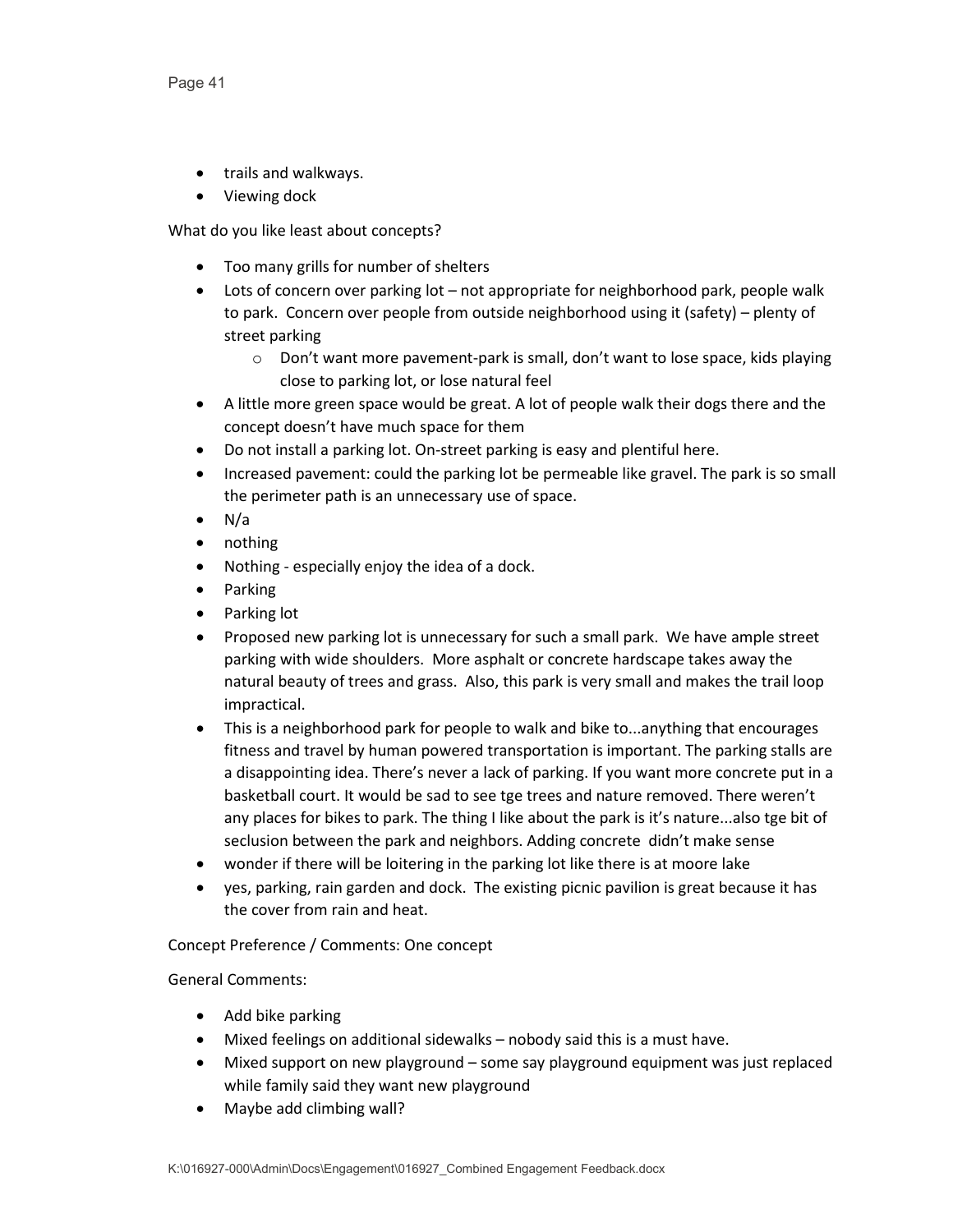- trails and walkways.
- Viewing dock

What do you like least about concepts?

- Too many grills for number of shelters
- Lots of concern over parking lot – not appropriate for neighborhood park, people walk to park. Concern over people from outside neighborhood using it (safety) – plenty of street parking
    - Don't want more pavement-park is small, don't want to lose space, kids playing close to parking lot, or lose natural feel
- A little more green space would be great. A lot of people walk their dogs there and the concept doesn't have much space for them
- Do not install a parking lot. On-street parking is easy and plentiful here.
- Increased pavement: could the parking lot be permeable like gravel. The park is so small the perimeter path is an unnecessary use of space.
- N/a
- nothing
- Nothing - especially enjoy the idea of a dock.
- Parking
- Parking lot
- Proposed new parking lot is unnecessary for such a small park. We have ample street parking with wide shoulders. More asphalt or concrete hardscape takes away the natural beauty of trees and grass. Also, this park is very small and makes the trail loop impractical.
- This is a neighborhood park for people to walk and bike to...anything that encourages fitness and travel by human powered transportation is important. The parking stalls are a disappointing idea. There's never a lack of parking. If you want more concrete put in a basketball court. It would be sad to see tge trees and nature removed. There weren't any places for bikes to park. The thing I like about the park is it's nature...also tge bit of seclusion between the park and neighbors. Adding concrete didn't make sense
- wonder if there will be loitering in the parking lot like there is at moore lake
- yes, parking, rain garden and dock. The existing picnic pavilion is great because it has the cover from rain and heat.

Concept Preference / Comments: One concept

General Comments:

- Add bike parking
- Mixed feelings on additional sidewalks – nobody said this is a must have.
- Mixed support on new playground – some say playground equipment was just replaced while family said they want new playground
- Maybe add climbing wall?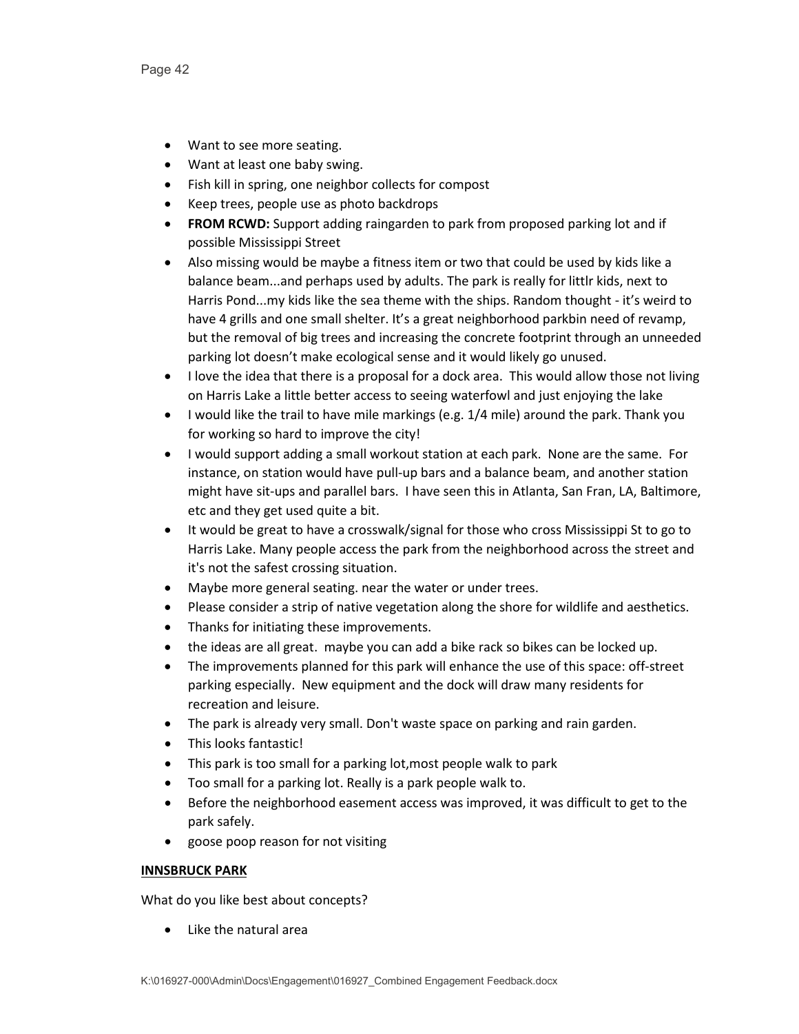- Want to see more seating.
- Want at least one baby swing.
- Fish kill in spring, one neighbor collects for compost
- Keep trees, people use as photo backdrops
- **FROM RCWD:** Support adding raingarden to park from proposed parking lot and if possible Mississippi Street
- Also missing would be maybe a fitness item or two that could be used by kids like a balance beam...and perhaps used by adults. The park is really for littlr kids, next to Harris Pond...my kids like the sea theme with the ships. Random thought - it's weird to have 4 grills and one small shelter. It's a great neighborhood parkbin need of revamp, but the removal of big trees and increasing the concrete footprint through an unneeded parking lot doesn't make ecological sense and it would likely go unused.
- I love the idea that there is a proposal for a dock area. This would allow those not living on Harris Lake a little better access to seeing waterfowl and just enjoying the lake
- I would like the trail to have mile markings (e.g. 1/4 mile) around the park. Thank you for working so hard to improve the city!
- I would support adding a small workout station at each park. None are the same. For instance, on station would have pull-up bars and a balance beam, and another station might have sit-ups and parallel bars. I have seen this in Atlanta, San Fran, LA, Baltimore, etc and they get used quite a bit.
- It would be great to have a crosswalk/signal for those who cross Mississippi St to go to Harris Lake. Many people access the park from the neighborhood across the street and it's not the safest crossing situation.
- Maybe more general seating. near the water or under trees.
- Please consider a strip of native vegetation along the shore for wildlife and aesthetics.
- Thanks for initiating these improvements.
- the ideas are all great. maybe you can add a bike rack so bikes can be locked up.
- The improvements planned for this park will enhance the use of this space: off-street parking especially. New equipment and the dock will draw many residents for recreation and leisure.
- The park is already very small. Don't waste space on parking and rain garden.
- This looks fantastic!
- This park is too small for a parking lot,most people walk to park
- Too small for a parking lot. Really is a park people walk to.
- Before the neighborhood easement access was improved, it was difficult to get to the park safely.
- goose poop reason for not visiting

**INNSBRUCK PARK**

What do you like best about concepts?

- Like the natural area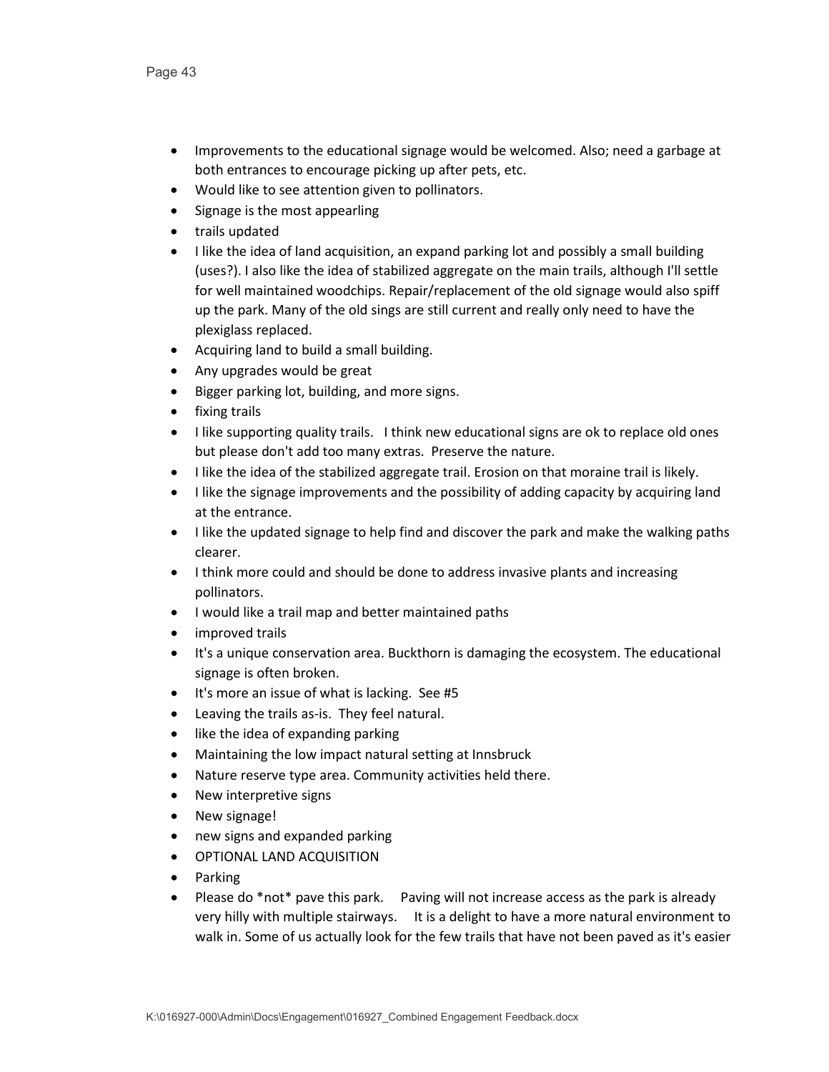- Improvements to the educational signage would be welcomed. Also; need a garbage at both entrances to encourage picking up after pets, etc.
- Would like to see attention given to pollinators.
- Signage is the most appearling
- trails updated
- I like the idea of land acquisition, an expand parking lot and possibly a small building (uses?). I also like the idea of stabilized aggregate on the main trails, although I'll settle for well maintained woodchips. Repair/replacement of the old signage would also spiff up the park. Many of the old sings are still current and really only need to have the plexiglass replaced.
- Acquiring land to build a small building.
- Any upgrades would be great
- Bigger parking lot, building, and more signs.
- fixing trails
- I like supporting quality trails. I think new educational signs are ok to replace old ones but please don't add too many extras. Preserve the nature.
- I like the idea of the stabilized aggregate trail. Erosion on that moraine trail is likely.
- I like the signage improvements and the possibility of adding capacity by acquiring land at the entrance.
- I like the updated signage to help find and discover the park and make the walking paths clearer.
- I think more could and should be done to address invasive plants and increasing pollinators.
- I would like a trail map and better maintained paths
- improved trails
- It's a unique conservation area. Buckthorn is damaging the ecosystem. The educational signage is often broken.
- It's more an issue of what is lacking. See #5
- Leaving the trails as-is. They feel natural.
- like the idea of expanding parking
- Maintaining the low impact natural setting at Innsbruck
- Nature reserve type area. Community activities held there.
- New interpretive signs
- New signage!
- new signs and expanded parking
- OPTIONAL LAND ACQUISITION
- Parking
- Please do *not* pave this park. Paving will not increase access as the park is already very hilly with multiple stairways. It is a delight to have a more natural environment to walk in. Some of us actually look for the few trails that have not been paved as it's easier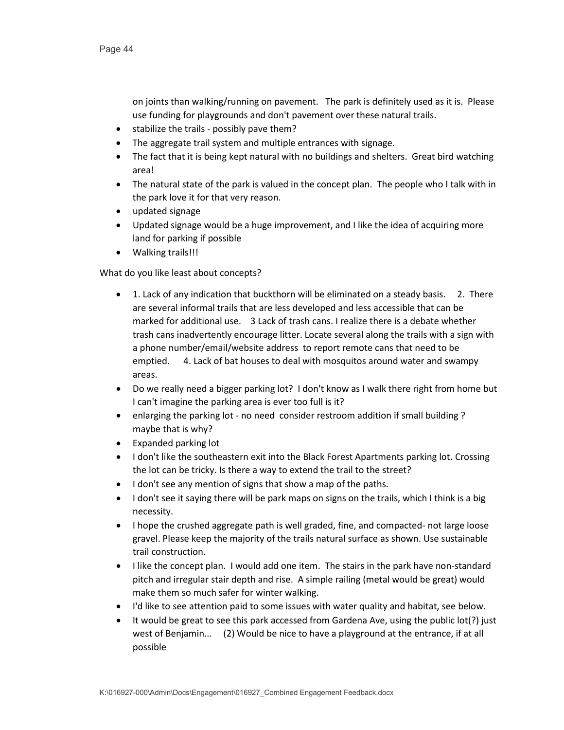on joints than walking/running on pavement. The park is definitely used as it is. Please use funding for playgrounds and don't pavement over these natural trails.

- stabilize the trails - possibly pave them?
- The aggregate trail system and multiple entrances with signage.
- The fact that it is being kept natural with no buildings and shelters. Great bird watching area!
- The natural state of the park is valued in the concept plan. The people who I talk with in the park love it for that very reason.
- updated signage
- Updated signage would be a huge improvement, and I like the idea of acquiring more land for parking if possible
- Walking trails!!!

What do you like least about concepts?

- 1. Lack of any indication that buckthorn will be eliminated on a steady basis. 2. There are several informal trails that are less developed and less accessible that can be marked for additional use. 3 Lack of trash cans. I realize there is a debate whether trash cans inadvertently encourage litter. Locate several along the trails with a sign with a phone number/email/website address to report remote cans that need to be emptied. 4. Lack of bat houses to deal with mosquitos around water and swampy areas.
- Do we really need a bigger parking lot? I don't know as I walk there right from home but I can't imagine the parking area is ever too full is it?
- enlarging the parking lot - no need consider restroom addition if small building ? maybe that is why?
- Expanded parking lot
- I don't like the southeastern exit into the Black Forest Apartments parking lot. Crossing the lot can be tricky. Is there a way to extend the trail to the street?
- I don't see any mention of signs that show a map of the paths.
- I don't see it saying there will be park maps on signs on the trails, which I think is a big necessity.
- I hope the crushed aggregate path is well graded, fine, and compacted- not large loose gravel. Please keep the majority of the trails natural surface as shown. Use sustainable trail construction.
- I like the concept plan. I would add one item. The stairs in the park have non-standard pitch and irregular stair depth and rise. A simple railing (metal would be great) would make them so much safer for winter walking.
- I'd like to see attention paid to some issues with water quality and habitat, see below.
- It would be great to see this park accessed from Gardena Ave, using the public lot(?) just west of Benjamin... (2) Would be nice to have a playground at the entrance, if at all possible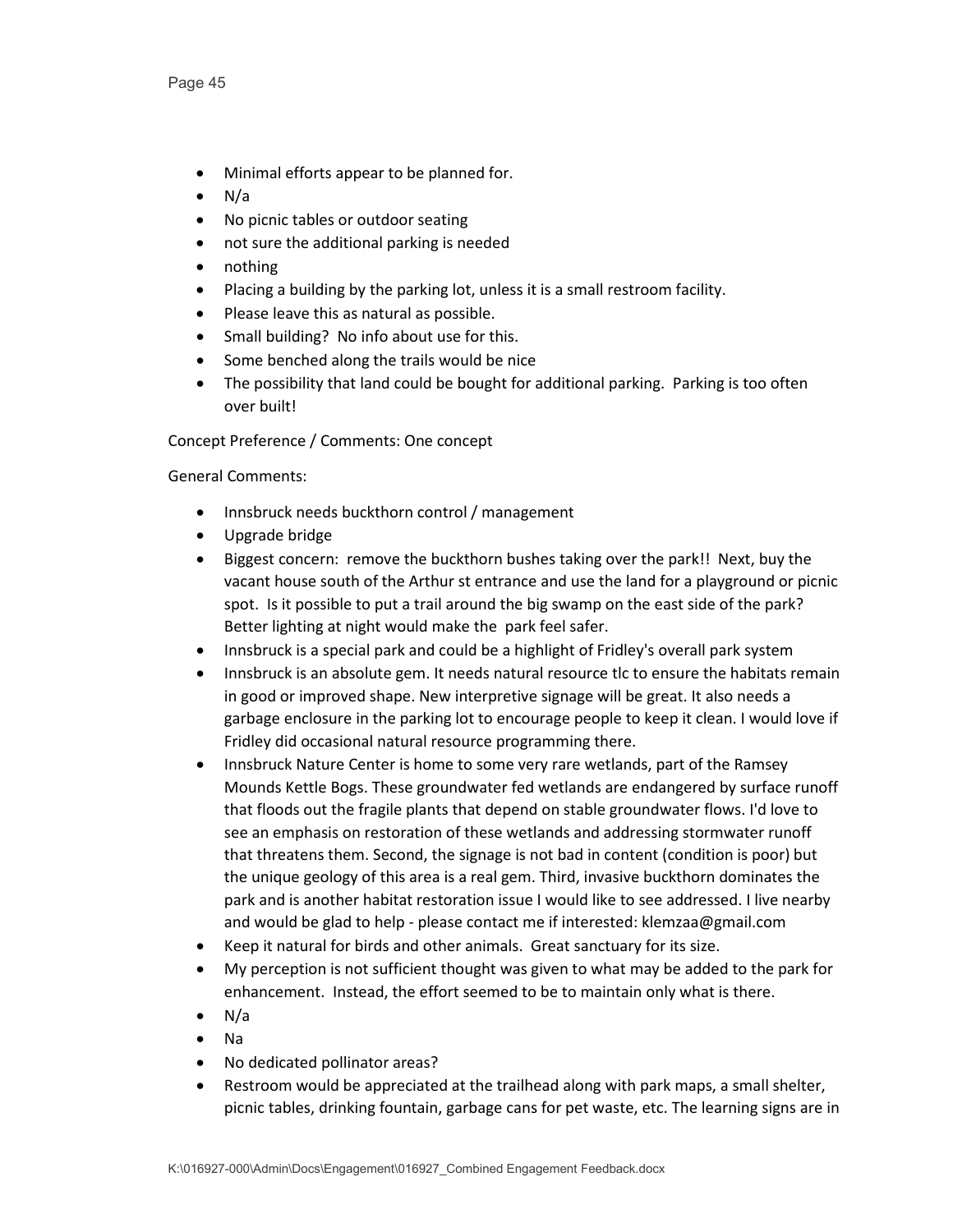- Minimal efforts appear to be planned for.
- N/a
- No picnic tables or outdoor seating
- not sure the additional parking is needed
- nothing
- Placing a building by the parking lot, unless it is a small restroom facility.
- Please leave this as natural as possible.
- Small building?  No info about use for this.
- Some benched along the trails would be nice
- The possibility that land could be bought for additional parking.  Parking is too often over built!

Concept Preference / Comments: One concept

General Comments:

- Innsbruck needs buckthorn control / management
- Upgrade bridge
- Biggest concern:  remove the buckthorn bushes taking over the park!!  Next, buy the vacant house south of the Arthur st entrance and use the land for a playground or picnic spot.  Is it possible to put a trail around the big swamp on the east side of the park? Better lighting at night would make the  park feel safer.
- Innsbruck is a special park and could be a highlight of Fridley's overall park system
- Innsbruck is an absolute gem. It needs natural resource tlc to ensure the habitats remain in good or improved shape. New interpretive signage will be great. It also needs a garbage enclosure in the parking lot to encourage people to keep it clean. I would love if Fridley did occasional natural resource programming there.
- Innsbruck Nature Center is home to some very rare wetlands, part of the Ramsey Mounds Kettle Bogs. These groundwater fed wetlands are endangered by surface runoff that floods out the fragile plants that depend on stable groundwater flows. I'd love to see an emphasis on restoration of these wetlands and addressing stormwater runoff that threatens them. Second, the signage is not bad in content (condition is poor) but the unique geology of this area is a real gem. Third, invasive buckthorn dominates the park and is another habitat restoration issue I would like to see addressed. I live nearby and would be glad to help - please contact me if interested: klemzaa@gmail.com
- Keep it natural for birds and other animals.  Great sanctuary for its size.
- My perception is not sufficient thought was given to what may be added to the park for enhancement.  Instead, the effort seemed to be to maintain only what is there.
- N/a
- Na
- No dedicated pollinator areas?
- Restroom would be appreciated at the trailhead along with park maps, a small shelter, picnic tables, drinking fountain, garbage cans for pet waste, etc. The learning signs are in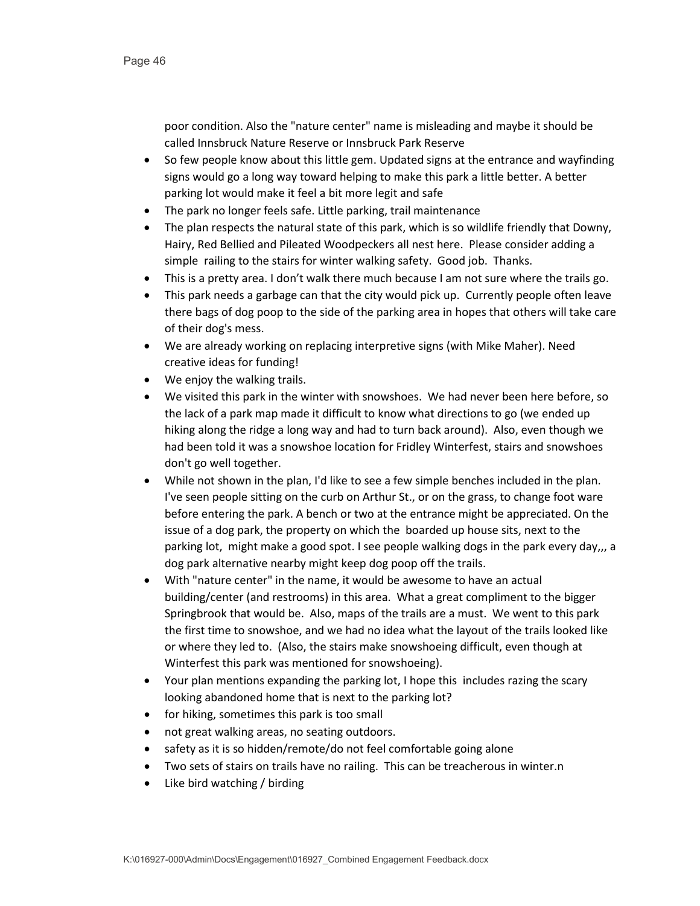poor condition. Also the "nature center" name is misleading and maybe it should be called Innsbruck Nature Reserve or Innsbruck Park Reserve

- So few people know about this little gem. Updated signs at the entrance and wayfinding signs would go a long way toward helping to make this park a little better. A better parking lot would make it feel a bit more legit and safe
- The park no longer feels safe. Little parking, trail maintenance
- The plan respects the natural state of this park, which is so wildlife friendly that Downy, Hairy, Red Bellied and Pileated Woodpeckers all nest here. Please consider adding a simple railing to the stairs for winter walking safety. Good job. Thanks.
- This is a pretty area. I don't walk there much because I am not sure where the trails go.
- This park needs a garbage can that the city would pick up. Currently people often leave there bags of dog poop to the side of the parking area in hopes that others will take care of their dog's mess.
- We are already working on replacing interpretive signs (with Mike Maher). Need creative ideas for funding!
- We enjoy the walking trails.
- We visited this park in the winter with snowshoes. We had never been here before, so the lack of a park map made it difficult to know what directions to go (we ended up hiking along the ridge a long way and had to turn back around). Also, even though we had been told it was a snowshoe location for Fridley Winterfest, stairs and snowshoes don't go well together.
- While not shown in the plan, I'd like to see a few simple benches included in the plan. I've seen people sitting on the curb on Arthur St., or on the grass, to change foot ware before entering the park. A bench or two at the entrance might be appreciated. On the issue of a dog park, the property on which the boarded up house sits, next to the parking lot, might make a good spot. I see people walking dogs in the park every day,,, a dog park alternative nearby might keep dog poop off the trails.
- With "nature center" in the name, it would be awesome to have an actual building/center (and restrooms) in this area. What a great compliment to the bigger Springbrook that would be. Also, maps of the trails are a must. We went to this park the first time to snowshoe, and we had no idea what the layout of the trails looked like or where they led to. (Also, the stairs make snowshoeing difficult, even though at Winterfest this park was mentioned for snowshoeing).
- Your plan mentions expanding the parking lot, I hope this includes razing the scary looking abandoned home that is next to the parking lot?
- for hiking, sometimes this park is too small
- not great walking areas, no seating outdoors.
- safety as it is so hidden/remote/do not feel comfortable going alone
- Two sets of stairs on trails have no railing. This can be treacherous in winter.n
- Like bird watching / birding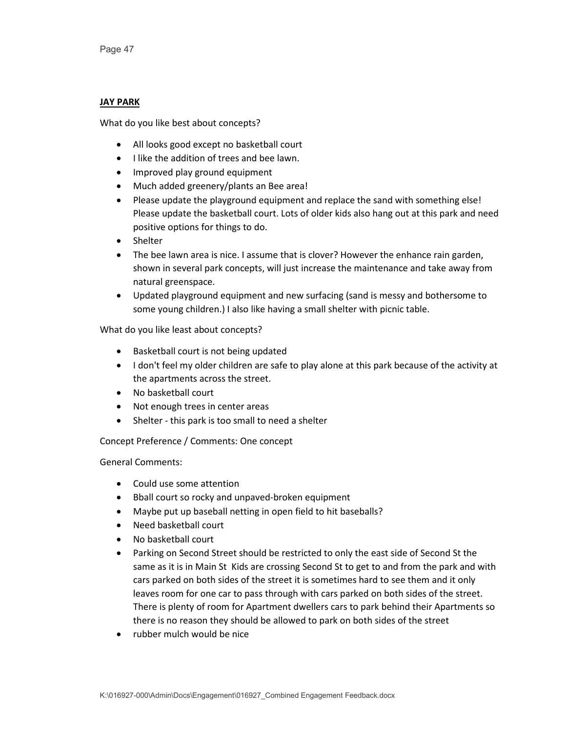**JAY PARK**

What do you like best about concepts?

- All looks good except no basketball court
- I like the addition of trees and bee lawn.
- Improved play ground equipment
- Much added greenery/plants an Bee area!
- Please update the playground equipment and replace the sand with something else! Please update the basketball court. Lots of older kids also hang out at this park and need positive options for things to do.
- Shelter
- The bee lawn area is nice. I assume that is clover? However the enhance rain garden, shown in several park concepts, will just increase the maintenance and take away from natural greenspace.
- Updated playground equipment and new surfacing (sand is messy and bothersome to some young children.) I also like having a small shelter with picnic table.

What do you like least about concepts?

- Basketball court is not being updated
- I don't feel my older children are safe to play alone at this park because of the activity at the apartments across the street.
- No basketball court
- Not enough trees in center areas
- Shelter - this park is too small to need a shelter

Concept Preference / Comments: One concept

General Comments:

- Could use some attention
- Bball court so rocky and unpaved-broken equipment
- Maybe put up baseball netting in open field to hit baseballs?
- Need basketball court
- No basketball court
- Parking on Second Street should be restricted to only the east side of Second St the same as it is in Main St Kids are crossing Second St to get to and from the park and with cars parked on both sides of the street it is sometimes hard to see them and it only leaves room for one car to pass through with cars parked on both sides of the street. There is plenty of room for Apartment dwellers cars to park behind their Apartments so there is no reason they should be allowed to park on both sides of the street
- rubber mulch would be nice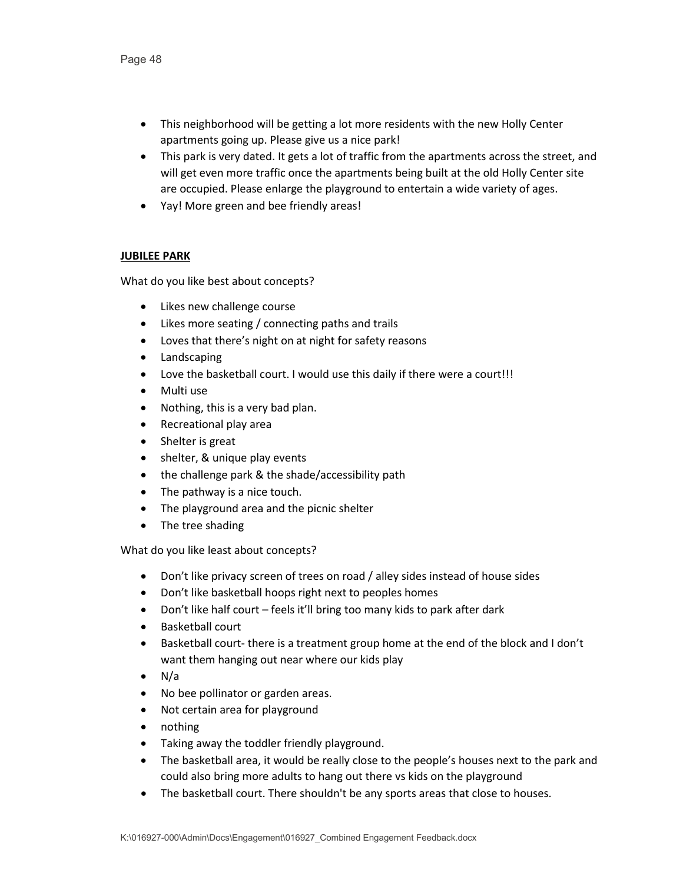- This neighborhood will be getting a lot more residents with the new Holly Center apartments going up. Please give us a nice park!
- This park is very dated. It gets a lot of traffic from the apartments across the street, and will get even more traffic once the apartments being built at the old Holly Center site are occupied. Please enlarge the playground to entertain a wide variety of ages.
- Yay! More green and bee friendly areas!

**JUBILEE PARK**

What do you like best about concepts?

- Likes new challenge course
- Likes more seating / connecting paths and trails
- Loves that there's night on at night for safety reasons
- Landscaping
- Love the basketball court. I would use this daily if there were a court!!!
- Multi use
- Nothing, this is a very bad plan.
- Recreational play area
- Shelter is great
- shelter, & unique play events
- the challenge park & the shade/accessibility path
- The pathway is a nice touch.
- The playground area and the picnic shelter
- The tree shading

What do you like least about concepts?

- Don't like privacy screen of trees on road / alley sides instead of house sides
- Don't like basketball hoops right next to peoples homes
- Don't like half court – feels it'll bring too many kids to park after dark
- Basketball court
- Basketball court- there is a treatment group home at the end of the block and I don't want them hanging out near where our kids play
- N/a
- No bee pollinator or garden areas.
- Not certain area for playground
- nothing
- Taking away the toddler friendly playground.
- The basketball area, it would be really close to the people's houses next to the park and could also bring more adults to hang out there vs kids on the playground
- The basketball court. There shouldn't be any sports areas that close to houses.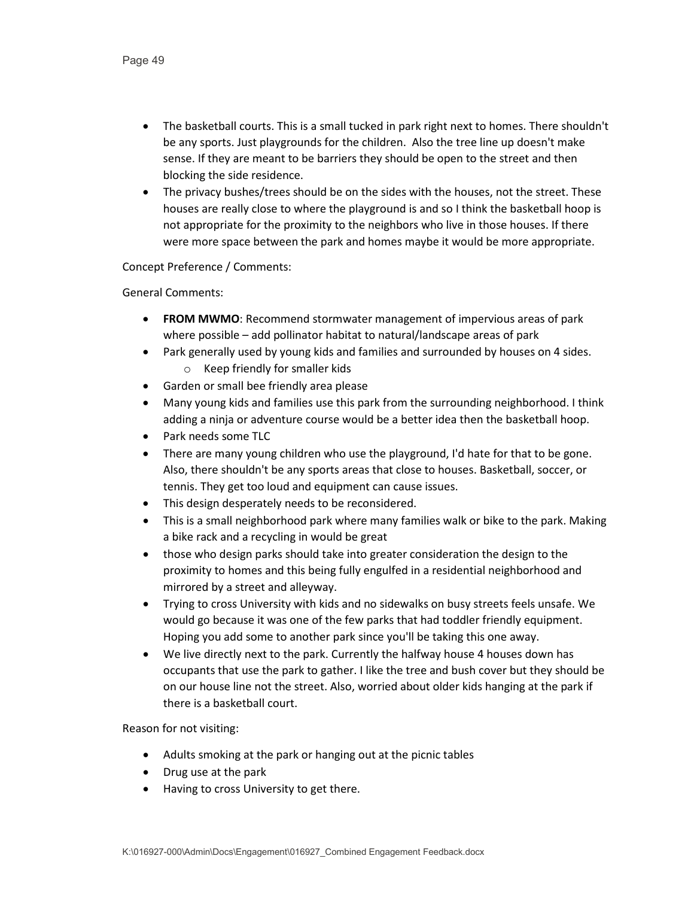- The basketball courts. This is a small tucked in park right next to homes. There shouldn't be any sports. Just playgrounds for the children.  Also the tree line up doesn't make sense. If they are meant to be barriers they should be open to the street and then blocking the side residence.
- The privacy bushes/trees should be on the sides with the houses, not the street. These houses are really close to where the playground is and so I think the basketball hoop is not appropriate for the proximity to the neighbors who live in those houses. If there were more space between the park and homes maybe it would be more appropriate.

Concept Preference / Comments:

General Comments:

- **FROM MWMO**: Recommend stormwater management of impervious areas of park where possible – add pollinator habitat to natural/landscape areas of park
- Park generally used by young kids and families and surrounded by houses on 4 sides.
  - Keep friendly for smaller kids
- Garden or small bee friendly area please
- Many young kids and families use this park from the surrounding neighborhood. I think adding a ninja or adventure course would be a better idea then the basketball hoop.
- Park needs some TLC
- There are many young children who use the playground, I'd hate for that to be gone. Also, there shouldn't be any sports areas that close to houses. Basketball, soccer, or tennis. They get too loud and equipment can cause issues.
- This design desperately needs to be reconsidered.
- This is a small neighborhood park where many families walk or bike to the park. Making a bike rack and a recycling in would be great
- those who design parks should take into greater consideration the design to the proximity to homes and this being fully engulfed in a residential neighborhood and mirrored by a street and alleyway.
- Trying to cross University with kids and no sidewalks on busy streets feels unsafe. We would go because it was one of the few parks that had toddler friendly equipment. Hoping you add some to another park since you'll be taking this one away.
- We live directly next to the park. Currently the halfway house 4 houses down has occupants that use the park to gather. I like the tree and bush cover but they should be on our house line not the street. Also, worried about older kids hanging at the park if there is a basketball court.

Reason for not visiting:

- Adults smoking at the park or hanging out at the picnic tables
- Drug use at the park
- Having to cross University to get there.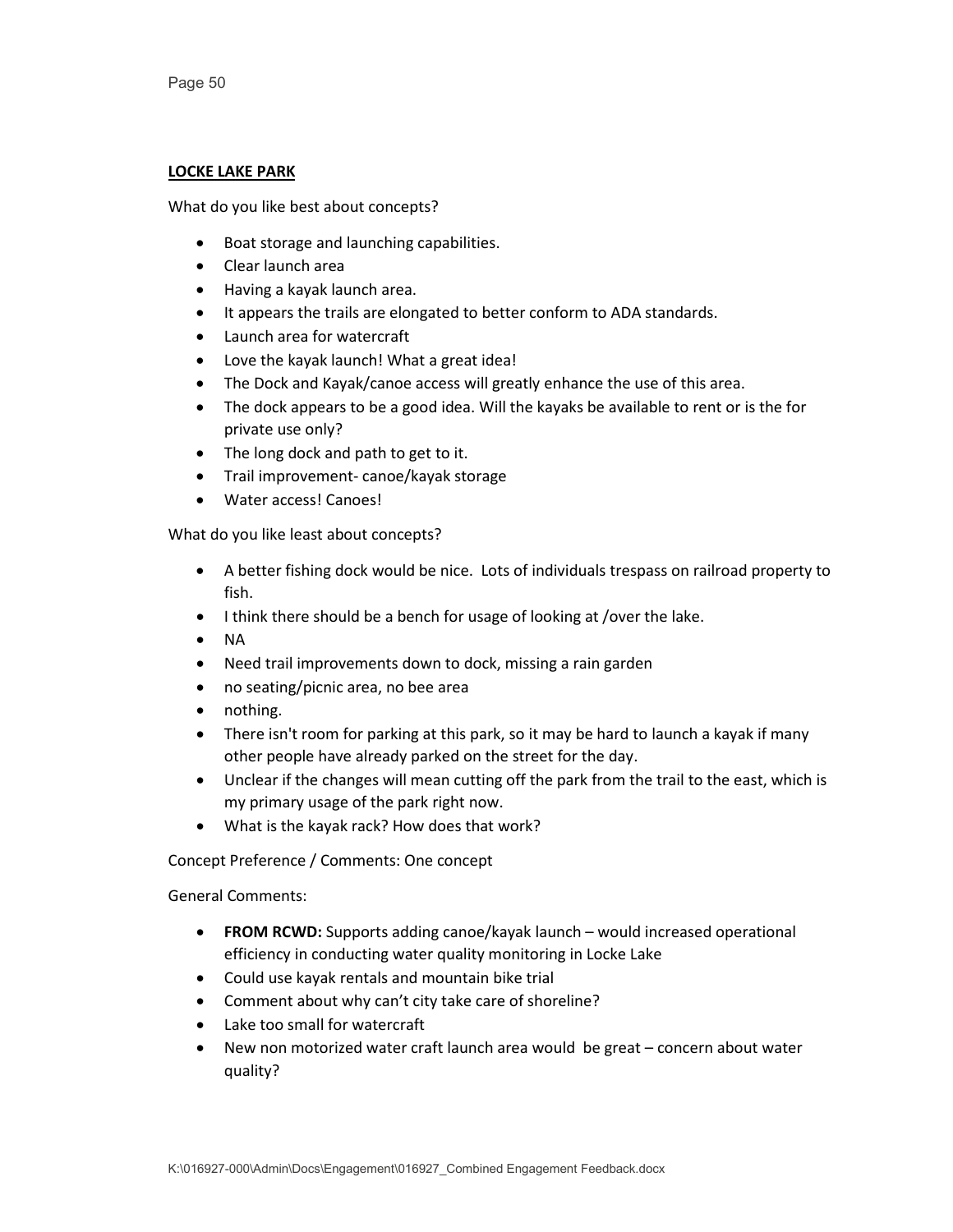## LOCKE LAKE PARK

What do you like best about concepts?

- Boat storage and launching capabilities.
- Clear launch area
- Having a kayak launch area.
- It appears the trails are elongated to better conform to ADA standards.
- Launch area for watercraft
- Love the kayak launch! What a great idea!
- The Dock and Kayak/canoe access will greatly enhance the use of this area.
- The dock appears to be a good idea. Will the kayaks be available to rent or is the for private use only?
- The long dock and path to get to it.
- Trail improvement- canoe/kayak storage
- Water access! Canoes!

What do you like least about concepts?

- A better fishing dock would be nice. Lots of individuals trespass on railroad property to fish.
- I think there should be a bench for usage of looking at /over the lake.
- NA
- Need trail improvements down to dock, missing a rain garden
- no seating/picnic area, no bee area
- nothing.
- There isn't room for parking at this park, so it may be hard to launch a kayak if many other people have already parked on the street for the day.
- Unclear if the changes will mean cutting off the park from the trail to the east, which is my primary usage of the park right now.
- What is the kayak rack? How does that work?

Concept Preference / Comments: One concept

General Comments:

- **FROM RCWD:** Supports adding canoe/kayak launch – would increased operational efficiency in conducting water quality monitoring in Locke Lake
- Could use kayak rentals and mountain bike trial
- Comment about why can't city take care of shoreline?
- Lake too small for watercraft
- New non motorized water craft launch area would be great – concern about water quality?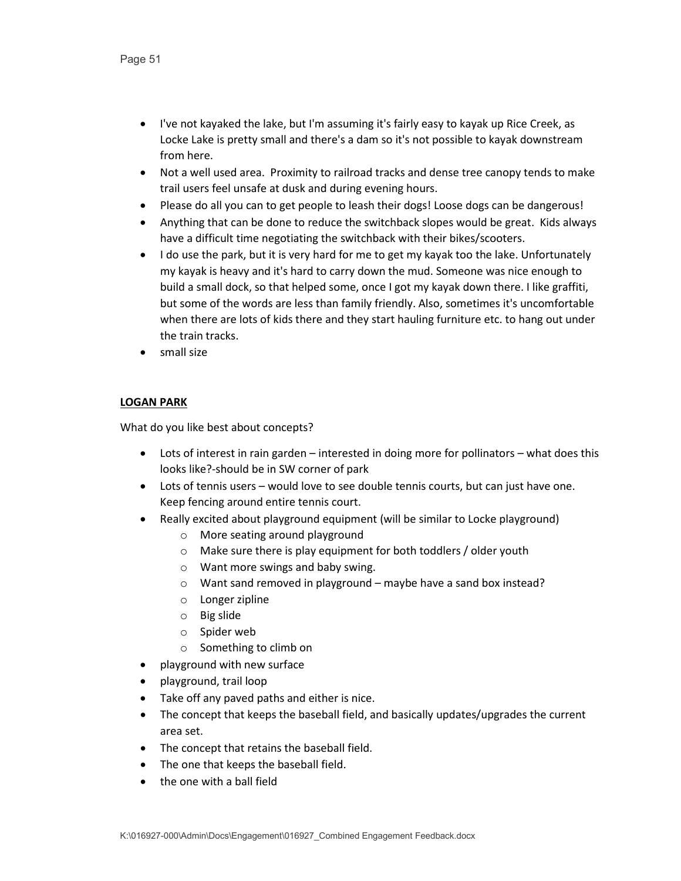- I've not kayaked the lake, but I'm assuming it's fairly easy to kayak up Rice Creek, as Locke Lake is pretty small and there's a dam so it's not possible to kayak downstream from here.
- Not a well used area. Proximity to railroad tracks and dense tree canopy tends to make trail users feel unsafe at dusk and during evening hours.
- Please do all you can to get people to leash their dogs! Loose dogs can be dangerous!
- Anything that can be done to reduce the switchback slopes would be great. Kids always have a difficult time negotiating the switchback with their bikes/scooters.
- I do use the park, but it is very hard for me to get my kayak too the lake. Unfortunately my kayak is heavy and it's hard to carry down the mud. Someone was nice enough to build a small dock, so that helped some, once I got my kayak down there. I like graffiti, but some of the words are less than family friendly. Also, sometimes it's uncomfortable when there are lots of kids there and they start hauling furniture etc. to hang out under the train tracks.
- small size

**LOGAN PARK**

What do you like best about concepts?

- Lots of interest in rain garden – interested in doing more for pollinators – what does this looks like?-should be in SW corner of park
- Lots of tennis users – would love to see double tennis courts, but can just have one. Keep fencing around entire tennis court.
- Really excited about playground equipment (will be similar to Locke playground)
  - More seating around playground
  - Make sure there is play equipment for both toddlers / older youth
  - Want more swings and baby swing.
  - Want sand removed in playground – maybe have a sand box instead?
  - Longer zipline
  - Big slide
  - Spider web
  - Something to climb on
- playground with new surface
- playground, trail loop
- Take off any paved paths and either is nice.
- The concept that keeps the baseball field, and basically updates/upgrades the current area set.
- The concept that retains the baseball field.
- The one that keeps the baseball field.
- the one with a ball field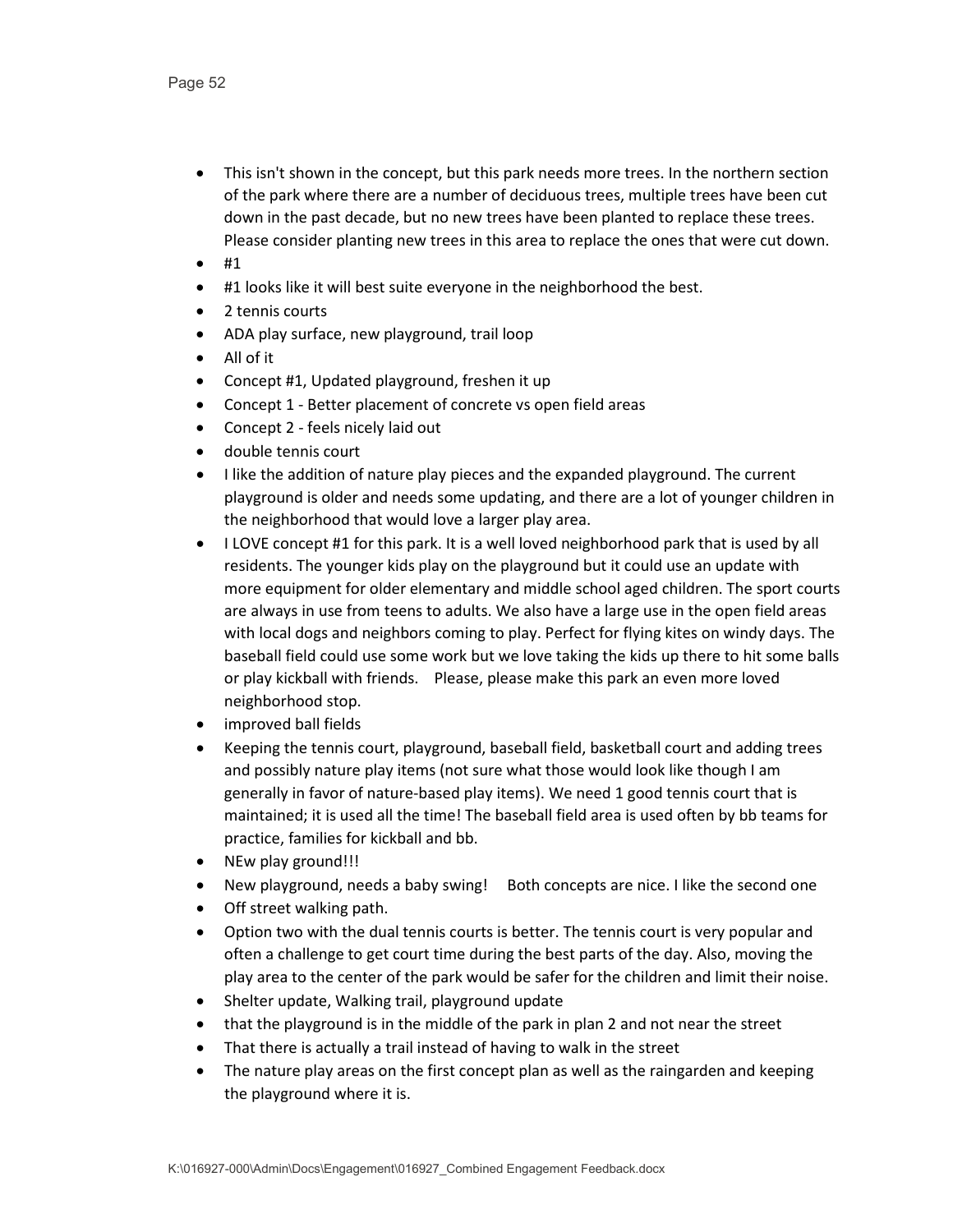- This isn't shown in the concept, but this park needs more trees. In the northern section of the park where there are a number of deciduous trees, multiple trees have been cut down in the past decade, but no new trees have been planted to replace these trees. Please consider planting new trees in this area to replace the ones that were cut down.
- #1
- #1 looks like it will best suite everyone in the neighborhood the best.
- 2 tennis courts
- ADA play surface, new playground, trail loop
- All of it
- Concept #1, Updated playground, freshen it up
- Concept 1 - Better placement of concrete vs open field areas
- Concept 2 - feels nicely laid out
- double tennis court
- I like the addition of nature play pieces and the expanded playground. The current playground is older and needs some updating, and there are a lot of younger children in the neighborhood that would love a larger play area.
- I LOVE concept #1 for this park. It is a well loved neighborhood park that is used by all residents. The younger kids play on the playground but it could use an update with more equipment for older elementary and middle school aged children. The sport courts are always in use from teens to adults. We also have a large use in the open field areas with local dogs and neighbors coming to play. Perfect for flying kites on windy days. The baseball field could use some work but we love taking the kids up there to hit some balls or play kickball with friends.    Please, please make this park an even more loved neighborhood stop.
- improved ball fields
- Keeping the tennis court, playground, baseball field, basketball court and adding trees and possibly nature play items (not sure what those would look like though I am generally in favor of nature-based play items). We need 1 good tennis court that is maintained; it is used all the time! The baseball field area is used often by bb teams for practice, families for kickball and bb.
- NEw play ground!!!
- New playground, needs a baby swing!    Both concepts are nice. I like the second one
- Off street walking path.
- Option two with the dual tennis courts is better. The tennis court is very popular and often a challenge to get court time during the best parts of the day. Also, moving the play area to the center of the park would be safer for the children and limit their noise.
- Shelter update, Walking trail, playground update
- that the playground is in the middle of the park in plan 2 and not near the street
- That there is actually a trail instead of having to walk in the street
- The nature play areas on the first concept plan as well as the raingarden and keeping the playground where it is.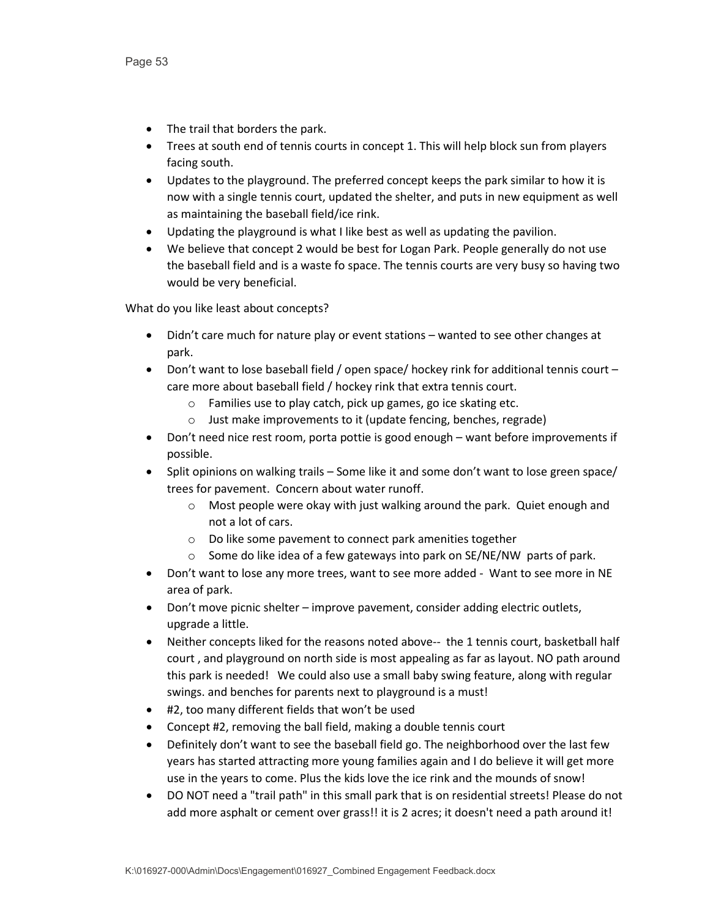- The trail that borders the park.
- Trees at south end of tennis courts in concept 1. This will help block sun from players facing south.
- Updates to the playground. The preferred concept keeps the park similar to how it is now with a single tennis court, updated the shelter, and puts in new equipment as well as maintaining the baseball field/ice rink.
- Updating the playground is what I like best as well as updating the pavilion.
- We believe that concept 2 would be best for Logan Park. People generally do not use the baseball field and is a waste fo space. The tennis courts are very busy so having two would be very beneficial.

What do you like least about concepts?

- Didn't care much for nature play or event stations – wanted to see other changes at park.
- Don't want to lose baseball field / open space/ hockey rink for additional tennis court – care more about baseball field / hockey rink that extra tennis court.
  - Families use to play catch, pick up games, go ice skating etc.
  - Just make improvements to it (update fencing, benches, regrade)
- Don't need nice rest room, porta pottie is good enough – want before improvements if possible.
- Split opinions on walking trails – Some like it and some don't want to lose green space/ trees for pavement. Concern about water runoff.
  - Most people were okay with just walking around the park. Quiet enough and not a lot of cars.
  - Do like some pavement to connect park amenities together
  - Some do like idea of a few gateways into park on SE/NE/NW parts of park.
- Don't want to lose any more trees, want to see more added - Want to see more in NE area of park.
- Don't move picnic shelter – improve pavement, consider adding electric outlets, upgrade a little.
- Neither concepts liked for the reasons noted above-- the 1 tennis court, basketball half court , and playground on north side is most appealing as far as layout. NO path around this park is needed! We could also use a small baby swing feature, along with regular swings. and benches for parents next to playground is a must!
- #2, too many different fields that won't be used
- Concept #2, removing the ball field, making a double tennis court
- Definitely don't want to see the baseball field go. The neighborhood over the last few years has started attracting more young families again and I do believe it will get more use in the years to come. Plus the kids love the ice rink and the mounds of snow!
- DO NOT need a "trail path" in this small park that is on residential streets! Please do not add more asphalt or cement over grass!! it is 2 acres; it doesn't need a path around it!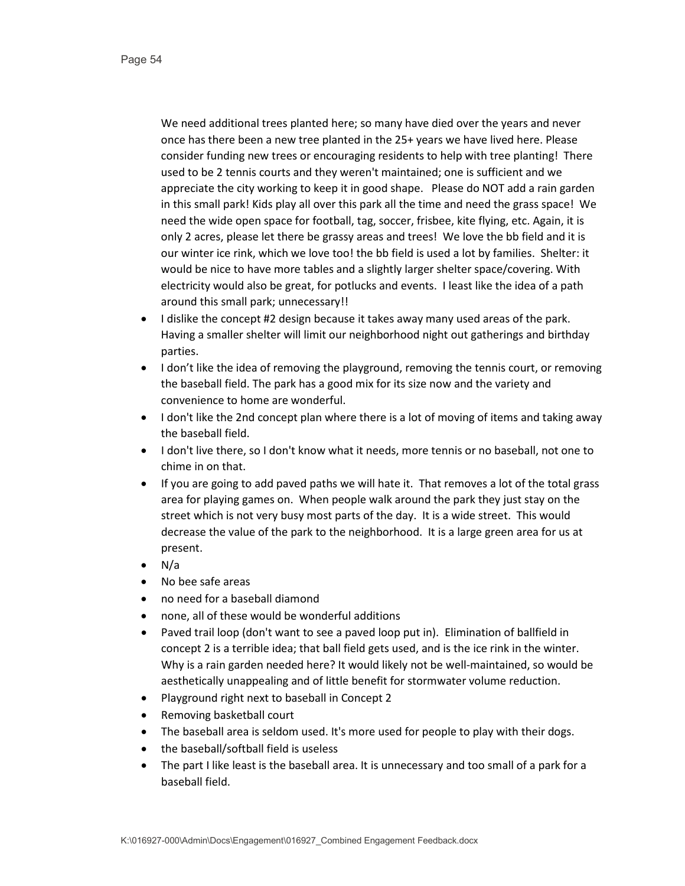We need additional trees planted here; so many have died over the years and never once has there been a new tree planted in the 25+ years we have lived here. Please consider funding new trees or encouraging residents to help with tree planting! There used to be 2 tennis courts and they weren't maintained; one is sufficient and we appreciate the city working to keep it in good shape. Please do NOT add a rain garden in this small park! Kids play all over this park all the time and need the grass space! We need the wide open space for football, tag, soccer, frisbee, kite flying, etc. Again, it is only 2 acres, please let there be grassy areas and trees! We love the bb field and it is our winter ice rink, which we love too! the bb field is used a lot by families. Shelter: it would be nice to have more tables and a slightly larger shelter space/covering. With electricity would also be great, for potlucks and events. I least like the idea of a path around this small park; unnecessary!!

- I dislike the concept #2 design because it takes away many used areas of the park. Having a smaller shelter will limit our neighborhood night out gatherings and birthday parties.
- I don't like the idea of removing the playground, removing the tennis court, or removing the baseball field. The park has a good mix for its size now and the variety and convenience to home are wonderful.
- I don't like the 2nd concept plan where there is a lot of moving of items and taking away the baseball field.
- I don't live there, so I don't know what it needs, more tennis or no baseball, not one to chime in on that.
- If you are going to add paved paths we will hate it. That removes a lot of the total grass area for playing games on. When people walk around the park they just stay on the street which is not very busy most parts of the day. It is a wide street. This would decrease the value of the park to the neighborhood. It is a large green area for us at present.
- N/a
- No bee safe areas
- no need for a baseball diamond
- none, all of these would be wonderful additions
- Paved trail loop (don't want to see a paved loop put in). Elimination of ballfield in concept 2 is a terrible idea; that ball field gets used, and is the ice rink in the winter. Why is a rain garden needed here? It would likely not be well-maintained, so would be aesthetically unappealing and of little benefit for stormwater volume reduction.
- Playground right next to baseball in Concept 2
- Removing basketball court
- The baseball area is seldom used. It's more used for people to play with their dogs.
- the baseball/softball field is useless
- The part I like least is the baseball area. It is unnecessary and too small of a park for a baseball field.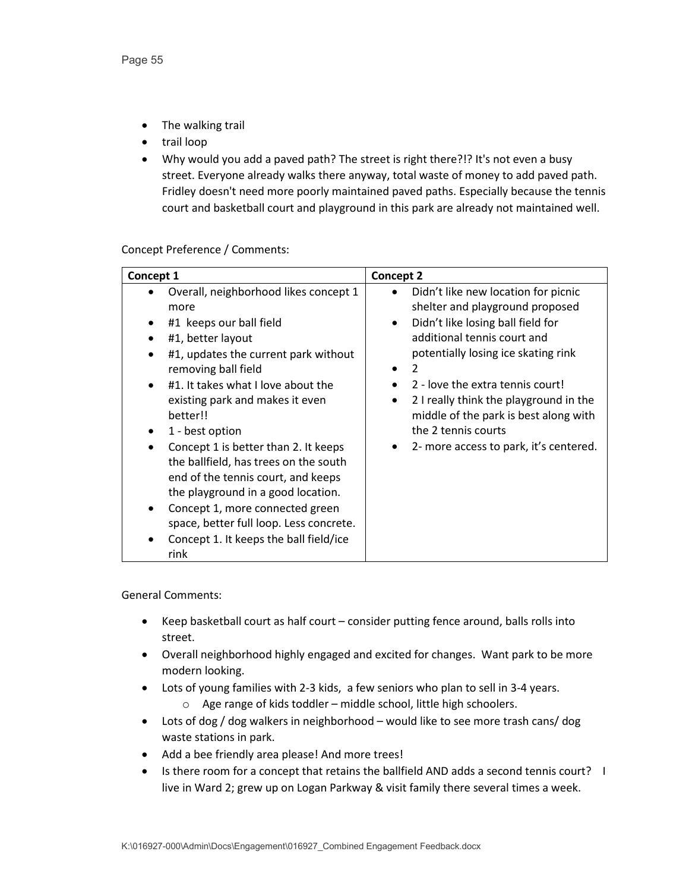- The walking trail
- trail loop
- Why would you add a paved path? The street is right there?!? It's not even a busy street. Everyone already walks there anyway, total waste of money to add paved path. Fridley doesn't need more poorly maintained paved paths. Especially because the tennis court and basketball court and playground in this park are already not maintained well.

Concept Preference / Comments:

| Concept 1 | Concept 2 |
| --- | --- |
| • Overall, neighborhood likes concept 1 more<br>• #1 keeps our ball field<br>• #1, better layout<br>• #1, updates the current park without removing ball field<br>• #1. It takes what I love about the existing park and makes it even better!!<br>• 1 - best option<br>• Concept 1 is better than 2. It keeps the ballfield, has trees on the south end of the tennis court, and keeps the playground in a good location.<br>• Concept 1, more connected green space, better full loop. Less concrete.<br>• Concept 1. It keeps the ball field/ice rink | • Didn't like new location for picnic shelter and playground proposed<br>• Didn't like losing ball field for additional tennis court and potentially losing ice skating rink<br>• 2<br>• 2 - love the extra tennis court!<br>• 2 I really think the playground in the middle of the park is best along with the 2 tennis courts<br>• 2- more access to park, it's centered. |

General Comments:

- Keep basketball court as half court – consider putting fence around, balls rolls into street.
- Overall neighborhood highly engaged and excited for changes. Want park to be more modern looking.
- Lots of young families with 2-3 kids, a few seniors who plan to sell in 3-4 years.
  - Age range of kids toddler – middle school, little high schoolers.
- Lots of dog / dog walkers in neighborhood – would like to see more trash cans/ dog waste stations in park.
- Add a bee friendly area please! And more trees!
- Is there room for a concept that retains the ballfield AND adds a second tennis court? I live in Ward 2; grew up on Logan Parkway & visit family there several times a week.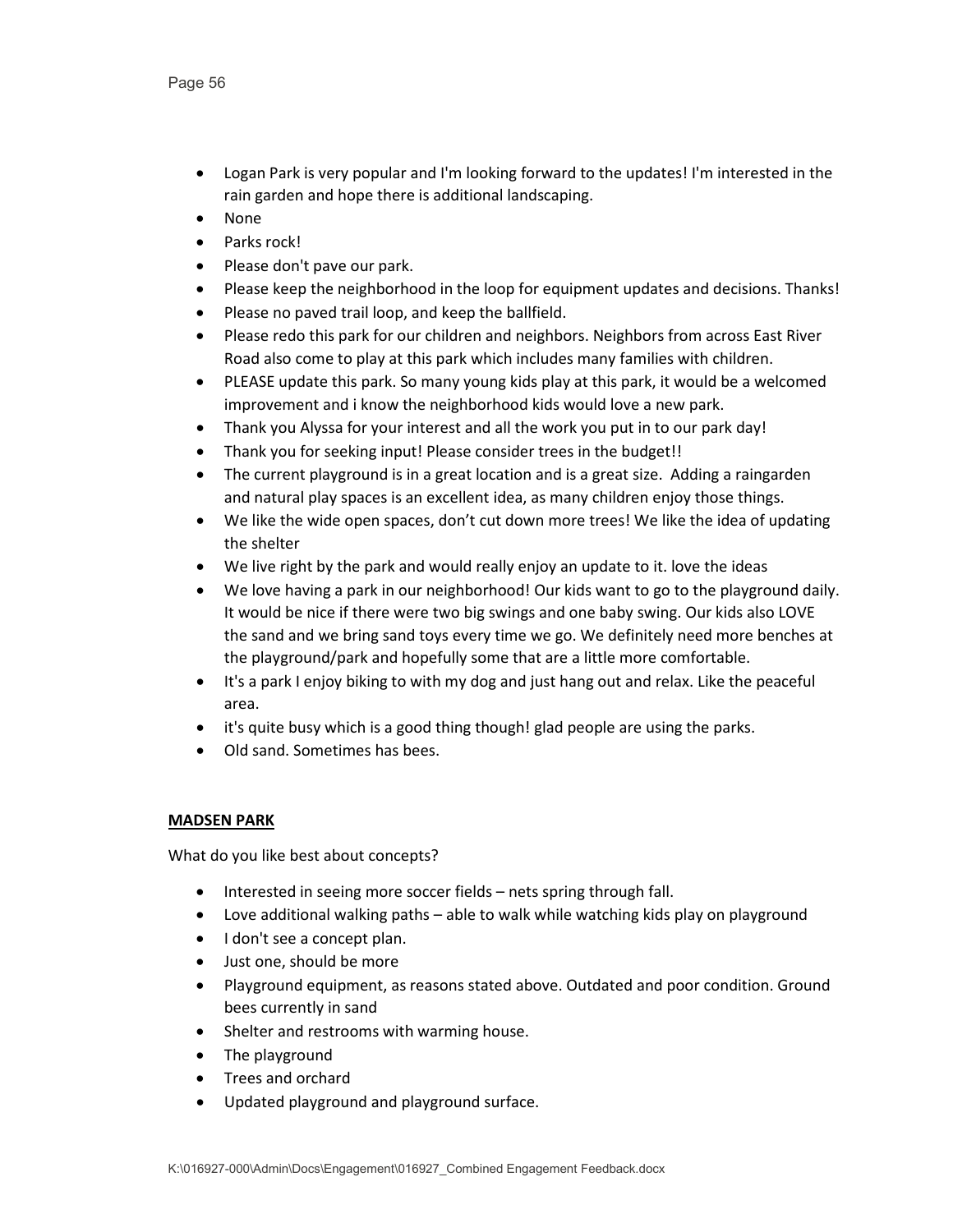- Logan Park is very popular and I'm looking forward to the updates! I'm interested in the rain garden and hope there is additional landscaping.
- None
- Parks rock!
- Please don't pave our park.
- Please keep the neighborhood in the loop for equipment updates and decisions. Thanks!
- Please no paved trail loop, and keep the ballfield.
- Please redo this park for our children and neighbors. Neighbors from across East River Road also come to play at this park which includes many families with children.
- PLEASE update this park. So many young kids play at this park, it would be a welcomed improvement and i know the neighborhood kids would love a new park.
- Thank you Alyssa for your interest and all the work you put in to our park day!
- Thank you for seeking input! Please consider trees in the budget!!
- The current playground is in a great location and is a great size. Adding a raingarden and natural play spaces is an excellent idea, as many children enjoy those things.
- We like the wide open spaces, don't cut down more trees! We like the idea of updating the shelter
- We live right by the park and would really enjoy an update to it. love the ideas
- We love having a park in our neighborhood! Our kids want to go to the playground daily. It would be nice if there were two big swings and one baby swing. Our kids also LOVE the sand and we bring sand toys every time we go. We definitely need more benches at the playground/park and hopefully some that are a little more comfortable.
- It's a park I enjoy biking to with my dog and just hang out and relax. Like the peaceful area.
- it's quite busy which is a good thing though! glad people are using the parks.
- Old sand. Sometimes has bees.

**MADSEN PARK**

What do you like best about concepts?

- Interested in seeing more soccer fields – nets spring through fall.
- Love additional walking paths – able to walk while watching kids play on playground
- I don't see a concept plan.
- Just one, should be more
- Playground equipment, as reasons stated above. Outdated and poor condition. Ground bees currently in sand
- Shelter and restrooms with warming house.
- The playground
- Trees and orchard
- Updated playground and playground surface.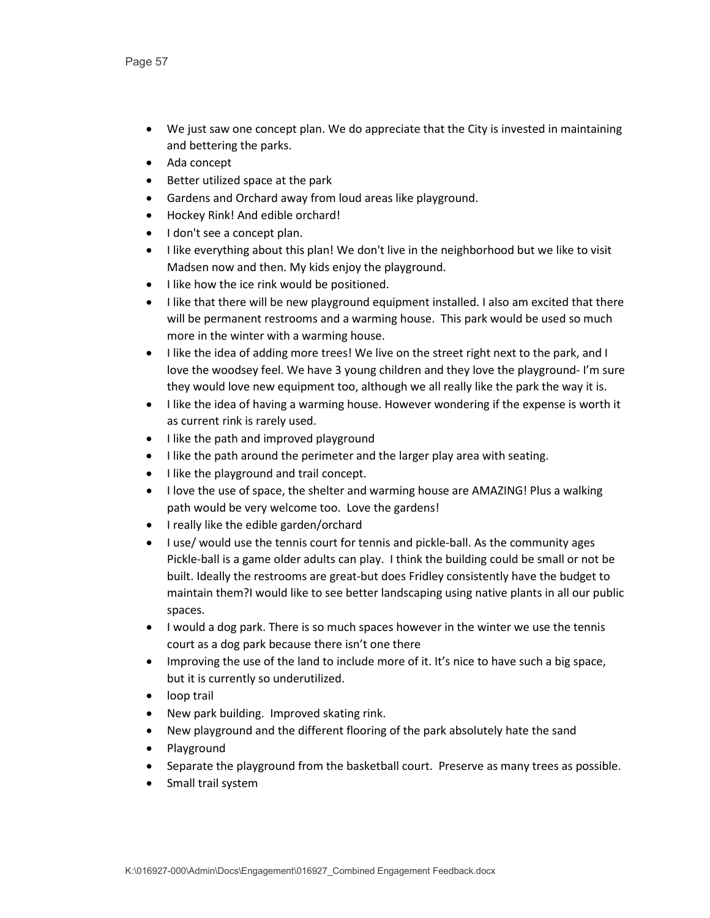- We just saw one concept plan. We do appreciate that the City is invested in maintaining and bettering the parks.
- Ada concept
- Better utilized space at the park
- Gardens and Orchard away from loud areas like playground.
- Hockey Rink! And edible orchard!
- I don't see a concept plan.
- I like everything about this plan! We don't live in the neighborhood but we like to visit Madsen now and then. My kids enjoy the playground.
- I like how the ice rink would be positioned.
- I like that there will be new playground equipment installed. I also am excited that there will be permanent restrooms and a warming house. This park would be used so much more in the winter with a warming house.
- I like the idea of adding more trees! We live on the street right next to the park, and I love the woodsey feel. We have 3 young children and they love the playground- I'm sure they would love new equipment too, although we all really like the park the way it is.
- I like the idea of having a warming house. However wondering if the expense is worth it as current rink is rarely used.
- I like the path and improved playground
- I like the path around the perimeter and the larger play area with seating.
- I like the playground and trail concept.
- I love the use of space, the shelter and warming house are AMAZING! Plus a walking path would be very welcome too. Love the gardens!
- I really like the edible garden/orchard
- I use/ would use the tennis court for tennis and pickle-ball. As the community ages Pickle-ball is a game older adults can play. I think the building could be small or not be built. Ideally the restrooms are great-but does Fridley consistently have the budget to maintain them?I would like to see better landscaping using native plants in all our public spaces.
- I would a dog park. There is so much spaces however in the winter we use the tennis court as a dog park because there isn't one there
- Improving the use of the land to include more of it. It's nice to have such a big space, but it is currently so underutilized.
- loop trail
- New park building. Improved skating rink.
- New playground and the different flooring of the park absolutely hate the sand
- Playground
- Separate the playground from the basketball court. Preserve as many trees as possible.
- Small trail system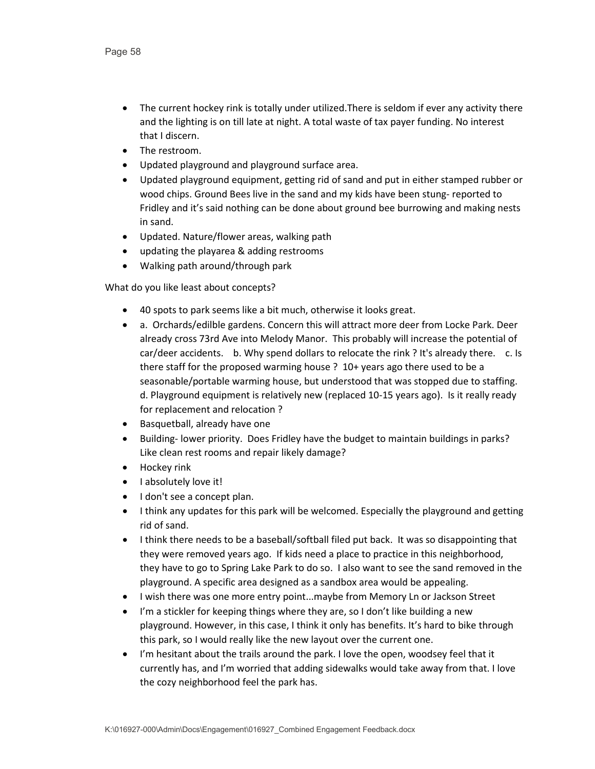- The current hockey rink is totally under utilized.There is seldom if ever any activity there and the lighting is on till late at night. A total waste of tax payer funding. No interest that I discern.
- The restroom.
- Updated playground and playground surface area.
- Updated playground equipment, getting rid of sand and put in either stamped rubber or wood chips. Ground Bees live in the sand and my kids have been stung- reported to Fridley and it's said nothing can be done about ground bee burrowing and making nests in sand.
- Updated. Nature/flower areas, walking path
- updating the playarea & adding restrooms
- Walking path around/through park

What do you like least about concepts?

- 40 spots to park seems like a bit much, otherwise it looks great.
- a. Orchards/edilble gardens. Concern this will attract more deer from Locke Park. Deer already cross 73rd Ave into Melody Manor. This probably will increase the potential of car/deer accidents. b. Why spend dollars to relocate the rink ? It's already there. c. Is there staff for the proposed warming house ? 10+ years ago there used to be a seasonable/portable warming house, but understood that was stopped due to staffing. d. Playground equipment is relatively new (replaced 10-15 years ago). Is it really ready for replacement and relocation ?
- Basquetball, already have one
- Building- lower priority. Does Fridley have the budget to maintain buildings in parks? Like clean rest rooms and repair likely damage?
- Hockey rink
- I absolutely love it!
- I don't see a concept plan.
- I think any updates for this park will be welcomed. Especially the playground and getting rid of sand.
- I think there needs to be a baseball/softball filed put back. It was so disappointing that they were removed years ago. If kids need a place to practice in this neighborhood, they have to go to Spring Lake Park to do so. I also want to see the sand removed in the playground. A specific area designed as a sandbox area would be appealing.
- I wish there was one more entry point...maybe from Memory Ln or Jackson Street
- I'm a stickler for keeping things where they are, so I don't like building a new playground. However, in this case, I think it only has benefits. It's hard to bike through this park, so I would really like the new layout over the current one.
- I'm hesitant about the trails around the park. I love the open, woodsey feel that it currently has, and I'm worried that adding sidewalks would take away from that. I love the cozy neighborhood feel the park has.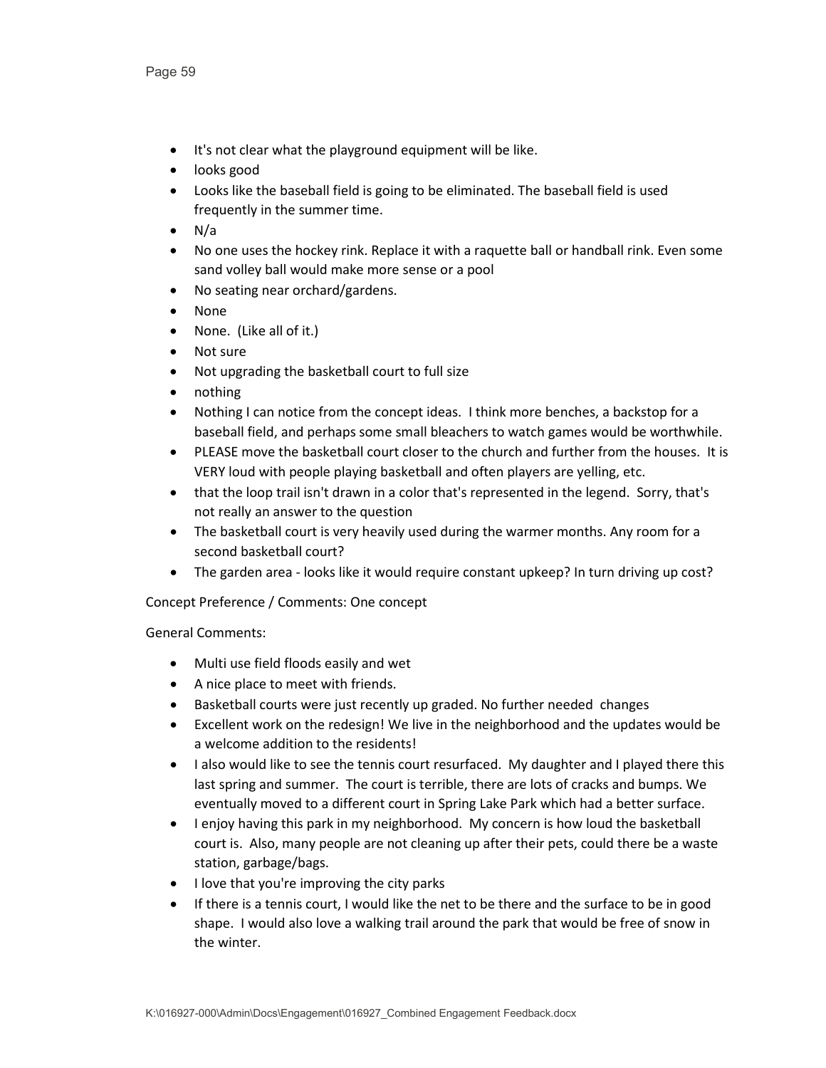- It's not clear what the playground equipment will be like.
- looks good
- Looks like the baseball field is going to be eliminated. The baseball field is used frequently in the summer time.
- N/a
- No one uses the hockey rink. Replace it with a raquette ball or handball rink. Even some sand volley ball would make more sense or a pool
- No seating near orchard/gardens.
- None
- None. (Like all of it.)
- Not sure
- Not upgrading the basketball court to full size
- nothing
- Nothing I can notice from the concept ideas. I think more benches, a backstop for a baseball field, and perhaps some small bleachers to watch games would be worthwhile.
- PLEASE move the basketball court closer to the church and further from the houses. It is VERY loud with people playing basketball and often players are yelling, etc.
- that the loop trail isn't drawn in a color that's represented in the legend. Sorry, that's not really an answer to the question
- The basketball court is very heavily used during the warmer months. Any room for a second basketball court?
- The garden area - looks like it would require constant upkeep? In turn driving up cost?

Concept Preference / Comments: One concept

General Comments:

- Multi use field floods easily and wet
- A nice place to meet with friends.
- Basketball courts were just recently up graded. No further needed changes
- Excellent work on the redesign! We live in the neighborhood and the updates would be a welcome addition to the residents!
- I also would like to see the tennis court resurfaced. My daughter and I played there this last spring and summer. The court is terrible, there are lots of cracks and bumps. We eventually moved to a different court in Spring Lake Park which had a better surface.
- I enjoy having this park in my neighborhood. My concern is how loud the basketball court is. Also, many people are not cleaning up after their pets, could there be a waste station, garbage/bags.
- I love that you're improving the city parks
- If there is a tennis court, I would like the net to be there and the surface to be in good shape. I would also love a walking trail around the park that would be free of snow in the winter.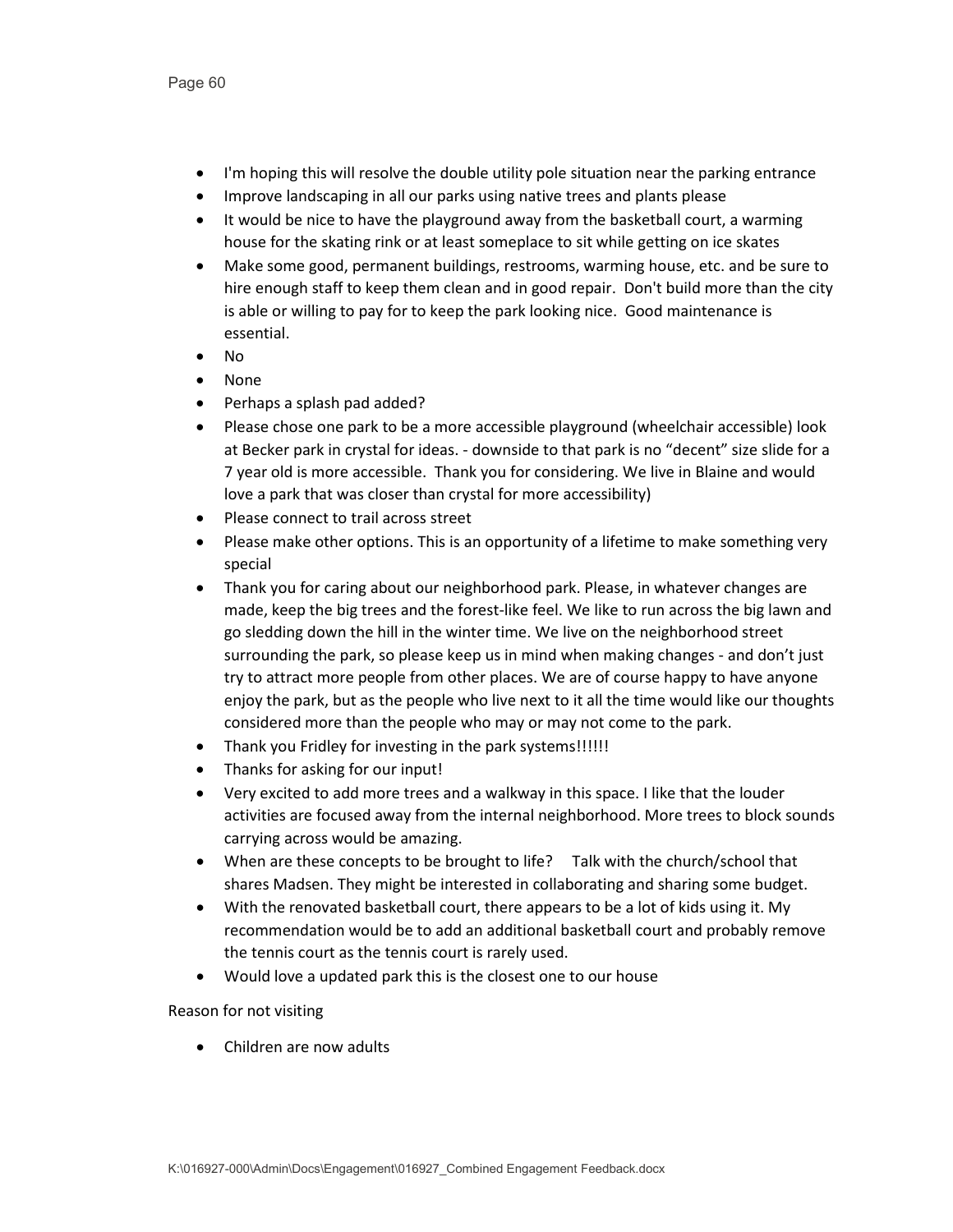- I'm hoping this will resolve the double utility pole situation near the parking entrance
- Improve landscaping in all our parks using native trees and plants please
- It would be nice to have the playground away from the basketball court, a warming house for the skating rink or at least someplace to sit while getting on ice skates
- Make some good, permanent buildings, restrooms, warming house, etc. and be sure to hire enough staff to keep them clean and in good repair. Don't build more than the city is able or willing to pay for to keep the park looking nice. Good maintenance is essential.
- No
- None
- Perhaps a splash pad added?
- Please chose one park to be a more accessible playground (wheelchair accessible) look at Becker park in crystal for ideas. - downside to that park is no "decent" size slide for a 7 year old is more accessible. Thank you for considering. We live in Blaine and would love a park that was closer than crystal for more accessibility)
- Please connect to trail across street
- Please make other options. This is an opportunity of a lifetime to make something very special
- Thank you for caring about our neighborhood park. Please, in whatever changes are made, keep the big trees and the forest-like feel. We like to run across the big lawn and go sledding down the hill in the winter time. We live on the neighborhood street surrounding the park, so please keep us in mind when making changes - and don't just try to attract more people from other places. We are of course happy to have anyone enjoy the park, but as the people who live next to it all the time would like our thoughts considered more than the people who may or may not come to the park.
- Thank you Fridley for investing in the park systems!!!!!!
- Thanks for asking for our input!
- Very excited to add more trees and a walkway in this space. I like that the louder activities are focused away from the internal neighborhood. More trees to block sounds carrying across would be amazing.
- When are these concepts to be brought to life? Talk with the church/school that shares Madsen. They might be interested in collaborating and sharing some budget.
- With the renovated basketball court, there appears to be a lot of kids using it. My recommendation would be to add an additional basketball court and probably remove the tennis court as the tennis court is rarely used.
- Would love a updated park this is the closest one to our house

Reason for not visiting

- Children are now adults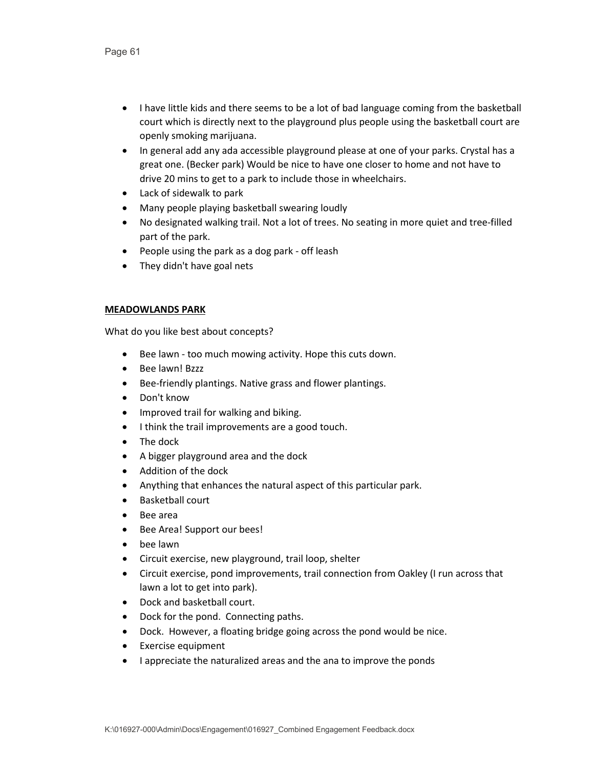- I have little kids and there seems to be a lot of bad language coming from the basketball court which is directly next to the playground plus people using the basketball court are openly smoking marijuana.
- In general add any ada accessible playground please at one of your parks. Crystal has a great one. (Becker park) Would be nice to have one closer to home and not have to drive 20 mins to get to a park to include those in wheelchairs.
- Lack of sidewalk to park
- Many people playing basketball swearing loudly
- No designated walking trail. Not a lot of trees. No seating in more quiet and tree-filled part of the park.
- People using the park as a dog park - off leash
- They didn't have goal nets

**MEADOWLANDS PARK**

What do you like best about concepts?

- Bee lawn - too much mowing activity. Hope this cuts down.
- Bee lawn! Bzzz
- Bee-friendly plantings. Native grass and flower plantings.
- Don't know
- Improved trail for walking and biking.
- I think the trail improvements are a good touch.
- The dock
- A bigger playground area and the dock
- Addition of the dock
- Anything that enhances the natural aspect of this particular park.
- Basketball court
- Bee area
- Bee Area! Support our bees!
- bee lawn
- Circuit exercise, new playground, trail loop, shelter
- Circuit exercise, pond improvements, trail connection from Oakley (I run across that lawn a lot to get into park).
- Dock and basketball court.
- Dock for the pond. Connecting paths.
- Dock. However, a floating bridge going across the pond would be nice.
- Exercise equipment
- I appreciate the naturalized areas and the ana to improve the ponds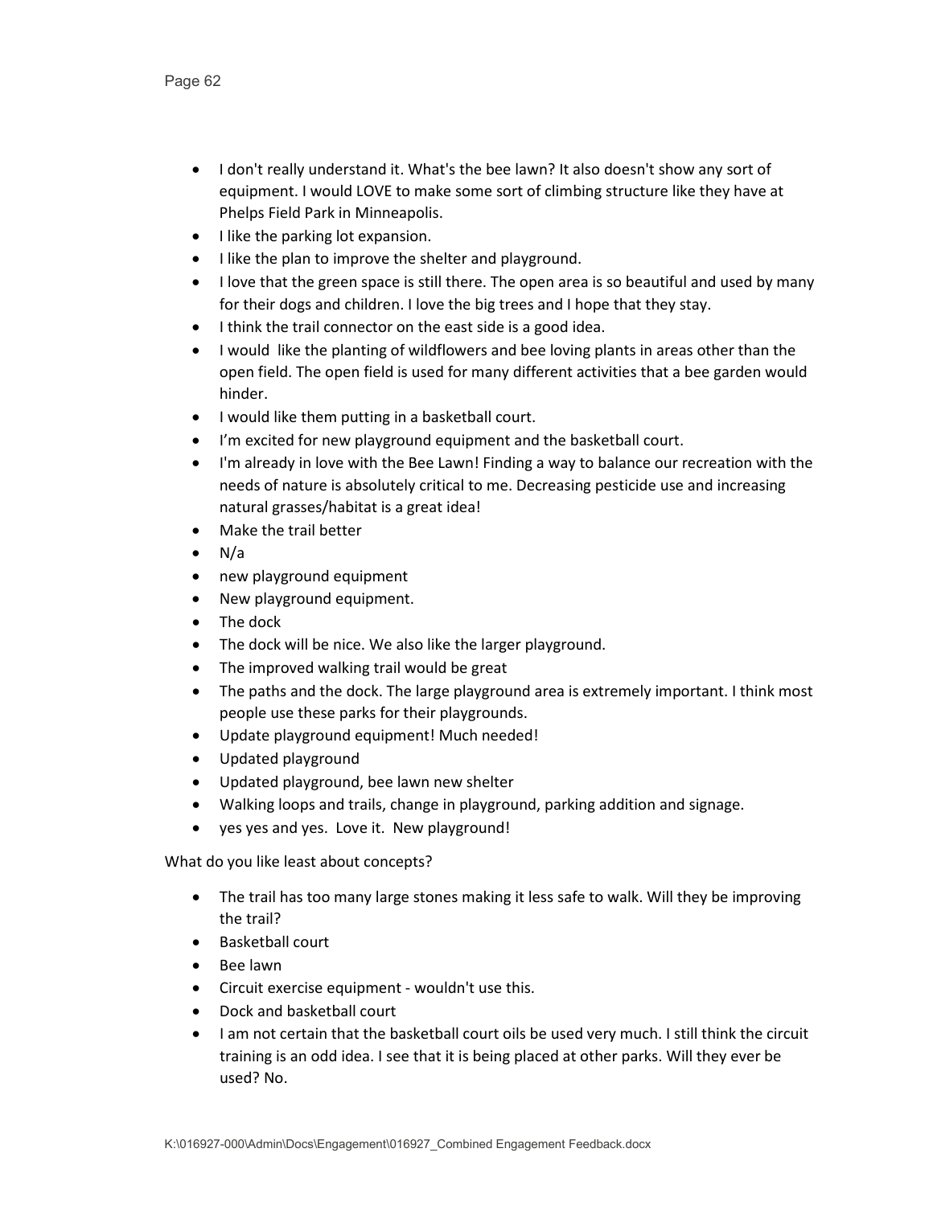- I don't really understand it. What's the bee lawn? It also doesn't show any sort of equipment. I would LOVE to make some sort of climbing structure like they have at Phelps Field Park in Minneapolis.
- I like the parking lot expansion.
- I like the plan to improve the shelter and playground.
- I love that the green space is still there. The open area is so beautiful and used by many for their dogs and children. I love the big trees and I hope that they stay.
- I think the trail connector on the east side is a good idea.
- I would like the planting of wildflowers and bee loving plants in areas other than the open field. The open field is used for many different activities that a bee garden would hinder.
- I would like them putting in a basketball court.
- I'm excited for new playground equipment and the basketball court.
- I'm already in love with the Bee Lawn! Finding a way to balance our recreation with the needs of nature is absolutely critical to me. Decreasing pesticide use and increasing natural grasses/habitat is a great idea!
- Make the trail better
- N/a
- new playground equipment
- New playground equipment.
- The dock
- The dock will be nice. We also like the larger playground.
- The improved walking trail would be great
- The paths and the dock. The large playground area is extremely important. I think most people use these parks for their playgrounds.
- Update playground equipment! Much needed!
- Updated playground
- Updated playground, bee lawn new shelter
- Walking loops and trails, change in playground, parking addition and signage.
- yes yes and yes. Love it. New playground!

What do you like least about concepts?

- The trail has too many large stones making it less safe to walk. Will they be improving the trail?
- Basketball court
- Bee lawn
- Circuit exercise equipment - wouldn't use this.
- Dock and basketball court
- I am not certain that the basketball court oils be used very much. I still think the circuit training is an odd idea. I see that it is being placed at other parks. Will they ever be used? No.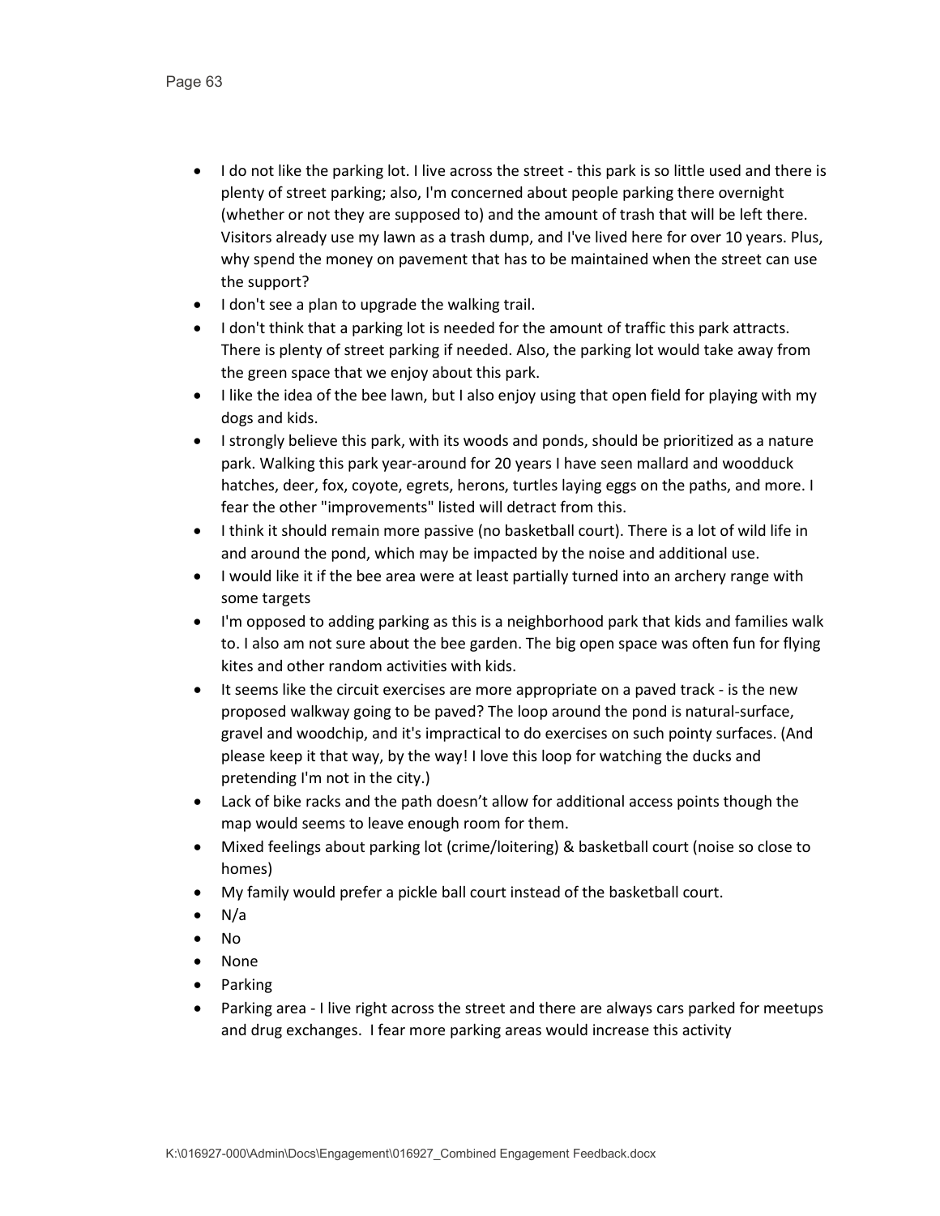- I do not like the parking lot. I live across the street - this park is so little used and there is plenty of street parking; also, I'm concerned about people parking there overnight (whether or not they are supposed to) and the amount of trash that will be left there. Visitors already use my lawn as a trash dump, and I've lived here for over 10 years. Plus, why spend the money on pavement that has to be maintained when the street can use the support?
- I don't see a plan to upgrade the walking trail.
- I don't think that a parking lot is needed for the amount of traffic this park attracts. There is plenty of street parking if needed. Also, the parking lot would take away from the green space that we enjoy about this park.
- I like the idea of the bee lawn, but I also enjoy using that open field for playing with my dogs and kids.
- I strongly believe this park, with its woods and ponds, should be prioritized as a nature park. Walking this park year-around for 20 years I have seen mallard and woodduck hatches, deer, fox, coyote, egrets, herons, turtles laying eggs on the paths, and more. I fear the other "improvements" listed will detract from this.
- I think it should remain more passive (no basketball court). There is a lot of wild life in and around the pond, which may be impacted by the noise and additional use.
- I would like it if the bee area were at least partially turned into an archery range with some targets
- I'm opposed to adding parking as this is a neighborhood park that kids and families walk to. I also am not sure about the bee garden. The big open space was often fun for flying kites and other random activities with kids.
- It seems like the circuit exercises are more appropriate on a paved track - is the new proposed walkway going to be paved? The loop around the pond is natural-surface, gravel and woodchip, and it's impractical to do exercises on such pointy surfaces. (And please keep it that way, by the way! I love this loop for watching the ducks and pretending I'm not in the city.)
- Lack of bike racks and the path doesn't allow for additional access points though the map would seems to leave enough room for them.
- Mixed feelings about parking lot (crime/loitering) & basketball court (noise so close to homes)
- My family would prefer a pickle ball court instead of the basketball court.
- N/a
- No
- None
- Parking
- Parking area - I live right across the street and there are always cars parked for meetups and drug exchanges. I fear more parking areas would increase this activity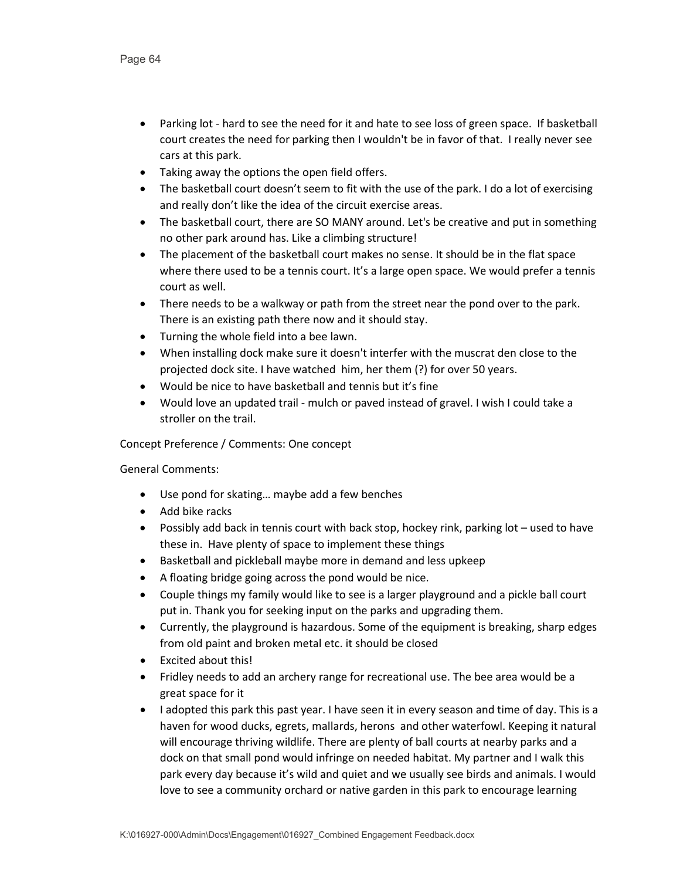- Parking lot - hard to see the need for it and hate to see loss of green space. If basketball court creates the need for parking then I wouldn't be in favor of that. I really never see cars at this park.
- Taking away the options the open field offers.
- The basketball court doesn't seem to fit with the use of the park. I do a lot of exercising and really don't like the idea of the circuit exercise areas.
- The basketball court, there are SO MANY around. Let's be creative and put in something no other park around has. Like a climbing structure!
- The placement of the basketball court makes no sense. It should be in the flat space where there used to be a tennis court. It's a large open space. We would prefer a tennis court as well.
- There needs to be a walkway or path from the street near the pond over to the park. There is an existing path there now and it should stay.
- Turning the whole field into a bee lawn.
- When installing dock make sure it doesn't interfer with the muscrat den close to the projected dock site. I have watched him, her them (?) for over 50 years.
- Would be nice to have basketball and tennis but it's fine
- Would love an updated trail - mulch or paved instead of gravel. I wish I could take a stroller on the trail.

Concept Preference / Comments: One concept

General Comments:

- Use pond for skating… maybe add a few benches
- Add bike racks
- Possibly add back in tennis court with back stop, hockey rink, parking lot – used to have these in. Have plenty of space to implement these things
- Basketball and pickleball maybe more in demand and less upkeep
- A floating bridge going across the pond would be nice.
- Couple things my family would like to see is a larger playground and a pickle ball court put in. Thank you for seeking input on the parks and upgrading them.
- Currently, the playground is hazardous. Some of the equipment is breaking, sharp edges from old paint and broken metal etc. it should be closed
- Excited about this!
- Fridley needs to add an archery range for recreational use. The bee area would be a great space for it
- I adopted this park this past year. I have seen it in every season and time of day. This is a haven for wood ducks, egrets, mallards, herons and other waterfowl. Keeping it natural will encourage thriving wildlife. There are plenty of ball courts at nearby parks and a dock on that small pond would infringe on needed habitat. My partner and I walk this park every day because it's wild and quiet and we usually see birds and animals. I would love to see a community orchard or native garden in this park to encourage learning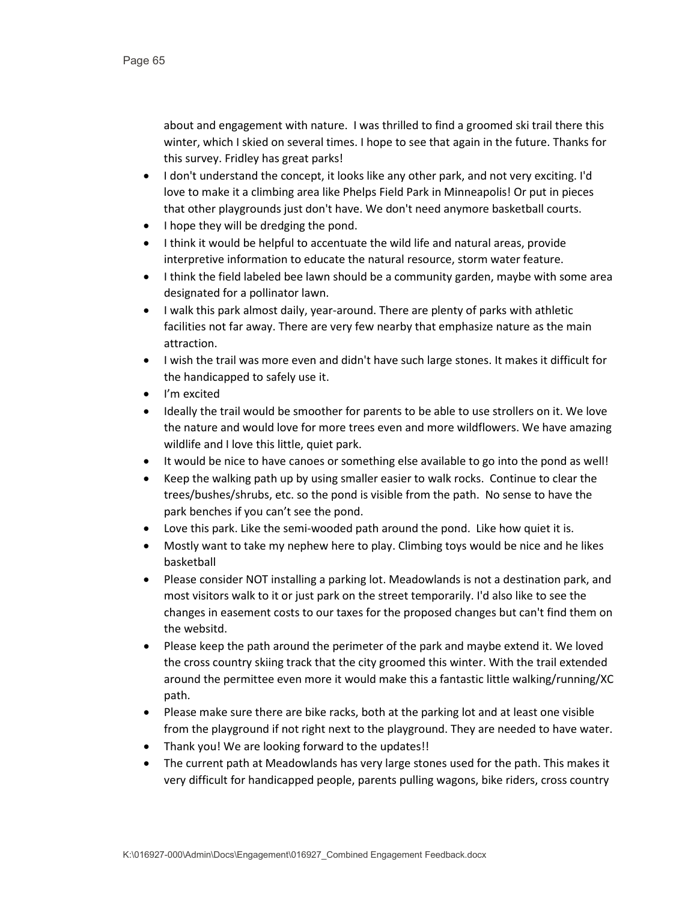about and engagement with nature. I was thrilled to find a groomed ski trail there this winter, which I skied on several times. I hope to see that again in the future. Thanks for this survey. Fridley has great parks!

- I don't understand the concept, it looks like any other park, and not very exciting. I'd love to make it a climbing area like Phelps Field Park in Minneapolis! Or put in pieces that other playgrounds just don't have. We don't need anymore basketball courts.
- I hope they will be dredging the pond.
- I think it would be helpful to accentuate the wild life and natural areas, provide interpretive information to educate the natural resource, storm water feature.
- I think the field labeled bee lawn should be a community garden, maybe with some area designated for a pollinator lawn.
- I walk this park almost daily, year-around. There are plenty of parks with athletic facilities not far away. There are very few nearby that emphasize nature as the main attraction.
- I wish the trail was more even and didn't have such large stones. It makes it difficult for the handicapped to safely use it.
- I'm excited
- Ideally the trail would be smoother for parents to be able to use strollers on it. We love the nature and would love for more trees even and more wildflowers. We have amazing wildlife and I love this little, quiet park.
- It would be nice to have canoes or something else available to go into the pond as well!
- Keep the walking path up by using smaller easier to walk rocks. Continue to clear the trees/bushes/shrubs, etc. so the pond is visible from the path. No sense to have the park benches if you can't see the pond.
- Love this park. Like the semi-wooded path around the pond. Like how quiet it is.
- Mostly want to take my nephew here to play. Climbing toys would be nice and he likes basketball
- Please consider NOT installing a parking lot. Meadowlands is not a destination park, and most visitors walk to it or just park on the street temporarily. I'd also like to see the changes in easement costs to our taxes for the proposed changes but can't find them on the websitd.
- Please keep the path around the perimeter of the park and maybe extend it. We loved the cross country skiing track that the city groomed this winter. With the trail extended around the permittee even more it would make this a fantastic little walking/running/XC path.
- Please make sure there are bike racks, both at the parking lot and at least one visible from the playground if not right next to the playground. They are needed to have water.
- Thank you! We are looking forward to the updates!!
- The current path at Meadowlands has very large stones used for the path. This makes it very difficult for handicapped people, parents pulling wagons, bike riders, cross country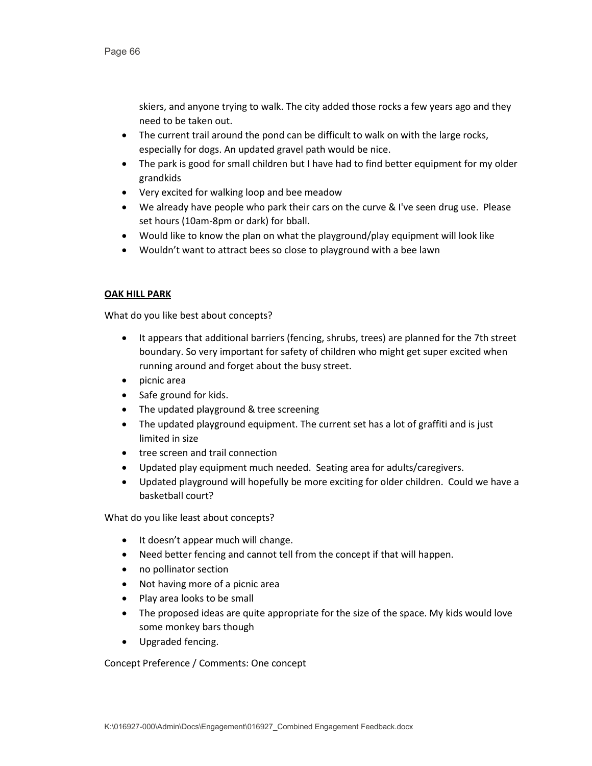skiers, and anyone trying to walk. The city added those rocks a few years ago and they need to be taken out.

- The current trail around the pond can be difficult to walk on with the large rocks, especially for dogs. An updated gravel path would be nice.
- The park is good for small children but I have had to find better equipment for my older grandkids
- Very excited for walking loop and bee meadow
- We already have people who park their cars on the curve & I've seen drug use. Please set hours (10am-8pm or dark) for bball.
- Would like to know the plan on what the playground/play equipment will look like
- Wouldn't want to attract bees so close to playground with a bee lawn

## <u>OAK HILL PARK</u>

What do you like best about concepts?

- It appears that additional barriers (fencing, shrubs, trees) are planned for the 7th street boundary. So very important for safety of children who might get super excited when running around and forget about the busy street.
- picnic area
- Safe ground for kids.
- The updated playground & tree screening
- The updated playground equipment. The current set has a lot of graffiti and is just limited in size
- tree screen and trail connection
- Updated play equipment much needed. Seating area for adults/caregivers.
- Updated playground will hopefully be more exciting for older children. Could we have a basketball court?

What do you like least about concepts?

- It doesn't appear much will change.
- Need better fencing and cannot tell from the concept if that will happen.
- no pollinator section
- Not having more of a picnic area
- Play area looks to be small
- The proposed ideas are quite appropriate for the size of the space. My kids would love some monkey bars though
- Upgraded fencing.

Concept Preference / Comments: One concept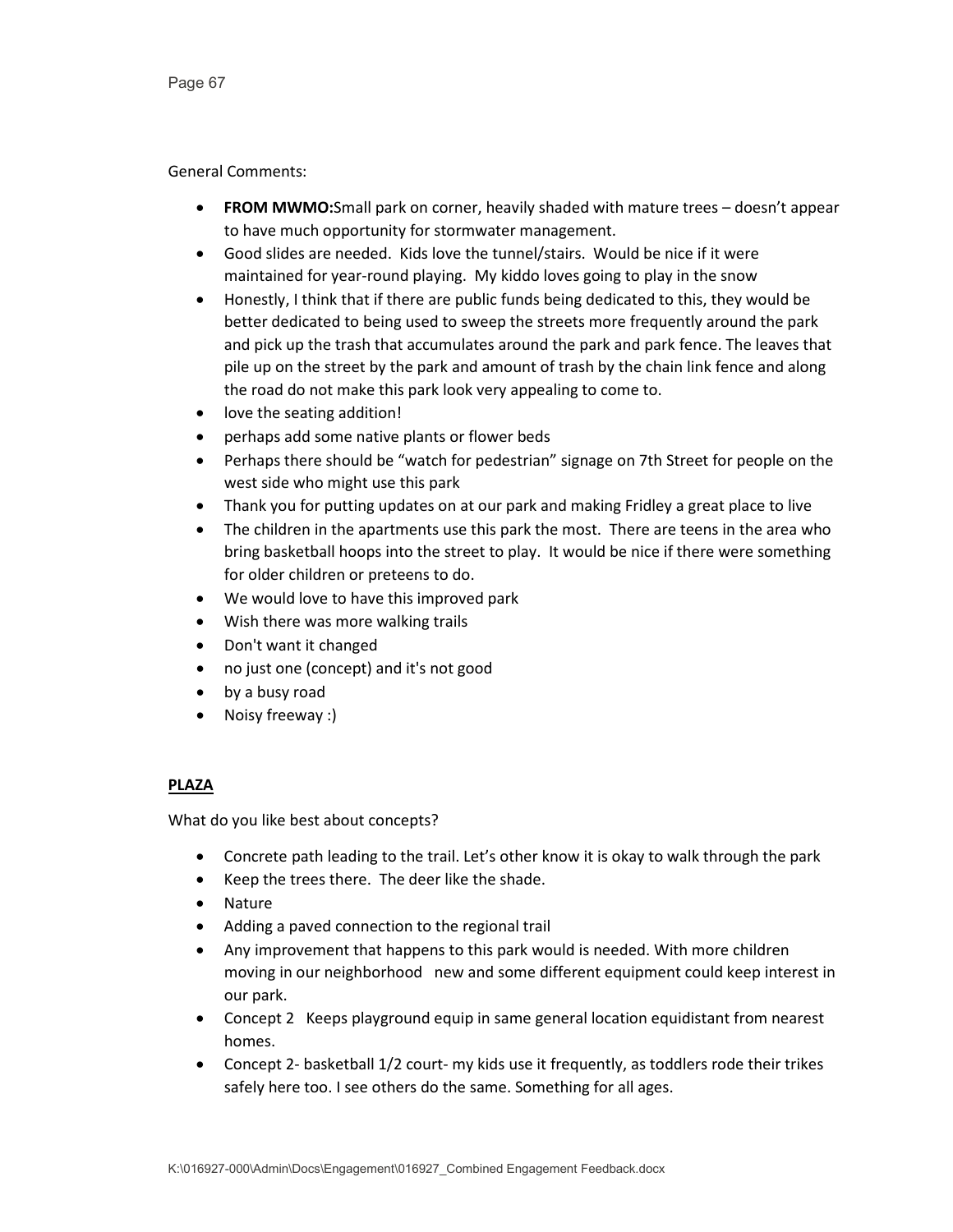General Comments:

- **FROM MWMO:**Small park on corner, heavily shaded with mature trees – doesn't appear to have much opportunity for stormwater management.
- Good slides are needed. Kids love the tunnel/stairs. Would be nice if it were maintained for year-round playing. My kiddo loves going to play in the snow
- Honestly, I think that if there are public funds being dedicated to this, they would be better dedicated to being used to sweep the streets more frequently around the park and pick up the trash that accumulates around the park and park fence. The leaves that pile up on the street by the park and amount of trash by the chain link fence and along the road do not make this park look very appealing to come to.
- love the seating addition!
- perhaps add some native plants or flower beds
- Perhaps there should be "watch for pedestrian" signage on 7th Street for people on the west side who might use this park
- Thank you for putting updates on at our park and making Fridley a great place to live
- The children in the apartments use this park the most. There are teens in the area who bring basketball hoops into the street to play. It would be nice if there were something for older children or preteens to do.
- We would love to have this improved park
- Wish there was more walking trails
- Don't want it changed
- no just one (concept) and it's not good
- by a busy road
- Noisy freeway :)

## PLAZA

What do you like best about concepts?

- Concrete path leading to the trail. Let's other know it is okay to walk through the park
- Keep the trees there. The deer like the shade.
- Nature
- Adding a paved connection to the regional trail
- Any improvement that happens to this park would is needed. With more children moving in our neighborhood new and some different equipment could keep interest in our park.
- Concept 2 Keeps playground equip in same general location equidistant from nearest homes.
- Concept 2- basketball 1/2 court- my kids use it frequently, as toddlers rode their trikes safely here too. I see others do the same. Something for all ages.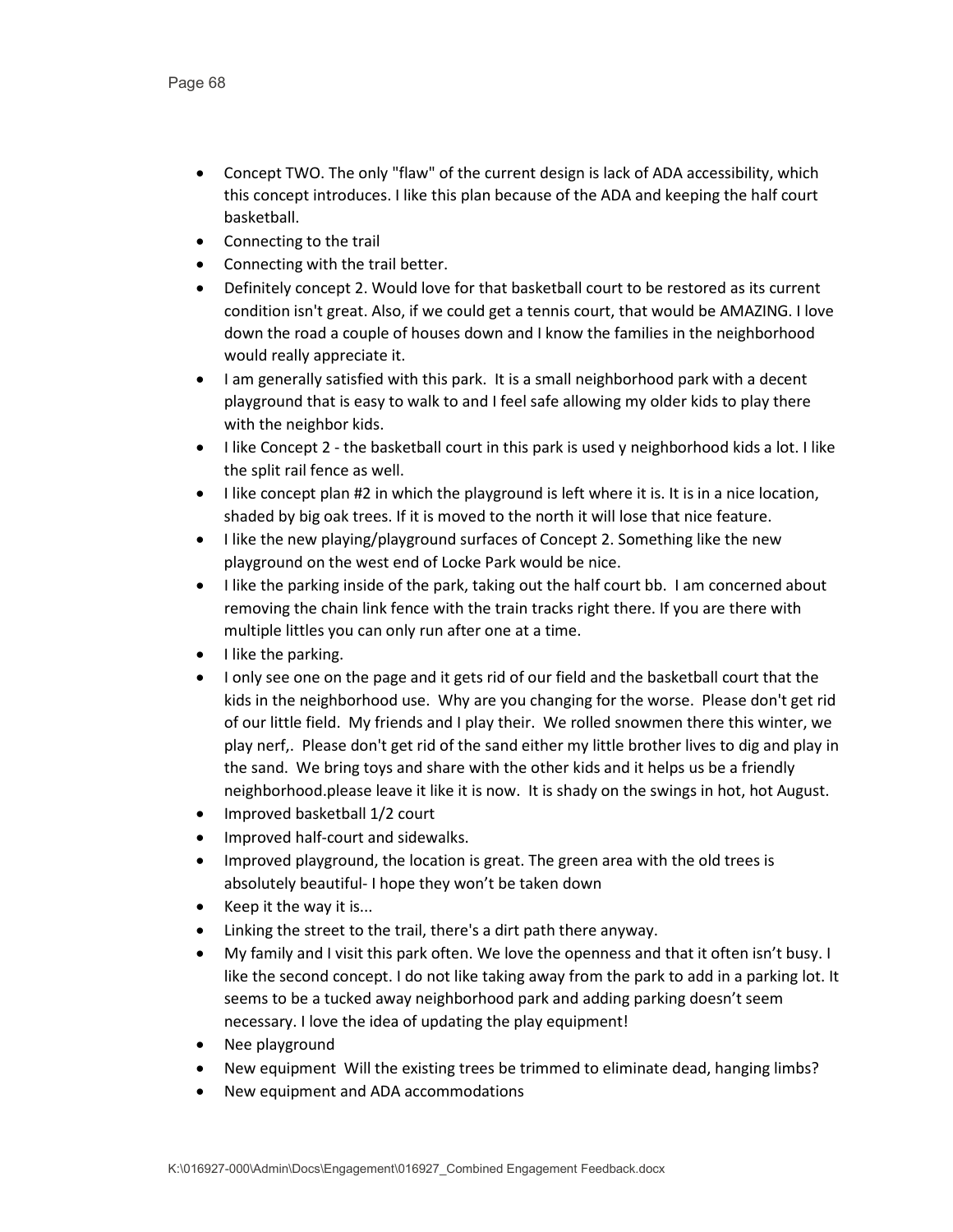- Concept TWO. The only "flaw" of the current design is lack of ADA accessibility, which this concept introduces. I like this plan because of the ADA and keeping the half court basketball.
- Connecting to the trail
- Connecting with the trail better.
- Definitely concept 2. Would love for that basketball court to be restored as its current condition isn't great. Also, if we could get a tennis court, that would be AMAZING. I love down the road a couple of houses down and I know the families in the neighborhood would really appreciate it.
- I am generally satisfied with this park. It is a small neighborhood park with a decent playground that is easy to walk to and I feel safe allowing my older kids to play there with the neighbor kids.
- I like Concept 2 - the basketball court in this park is used y neighborhood kids a lot. I like the split rail fence as well.
- I like concept plan #2 in which the playground is left where it is. It is in a nice location, shaded by big oak trees. If it is moved to the north it will lose that nice feature.
- I like the new playing/playground surfaces of Concept 2. Something like the new playground on the west end of Locke Park would be nice.
- I like the parking inside of the park, taking out the half court bb. I am concerned about removing the chain link fence with the train tracks right there. If you are there with multiple littles you can only run after one at a time.
- I like the parking.
- I only see one on the page and it gets rid of our field and the basketball court that the kids in the neighborhood use. Why are you changing for the worse. Please don't get rid of our little field. My friends and I play their. We rolled snowmen there this winter, we play nerf,. Please don't get rid of the sand either my little brother lives to dig and play in the sand. We bring toys and share with the other kids and it helps us be a friendly neighborhood.please leave it like it is now. It is shady on the swings in hot, hot August.
- Improved basketball 1/2 court
- Improved half-court and sidewalks.
- Improved playground, the location is great. The green area with the old trees is absolutely beautiful- I hope they won't be taken down
- Keep it the way it is...
- Linking the street to the trail, there's a dirt path there anyway.
- My family and I visit this park often. We love the openness and that it often isn't busy. I like the second concept. I do not like taking away from the park to add in a parking lot. It seems to be a tucked away neighborhood park and adding parking doesn't seem necessary. I love the idea of updating the play equipment!
- Nee playground
- New equipment Will the existing trees be trimmed to eliminate dead, hanging limbs?
- New equipment and ADA accommodations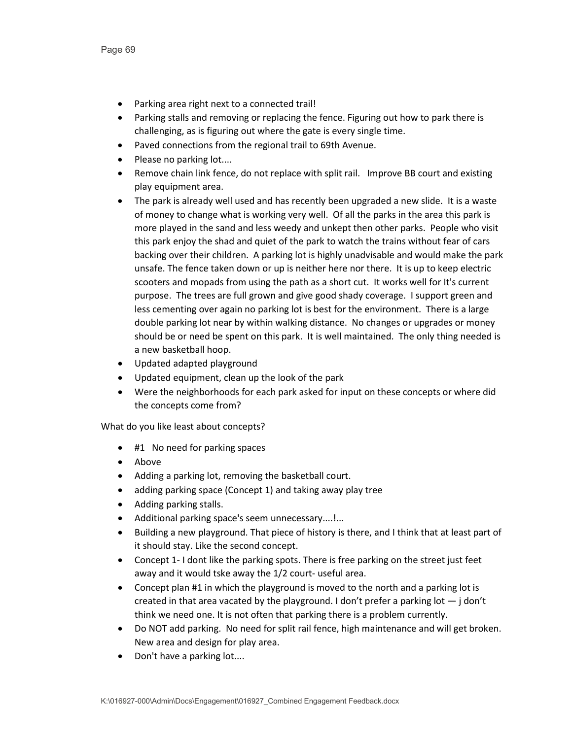- Parking area right next to a connected trail!
- Parking stalls and removing or replacing the fence. Figuring out how to park there is challenging, as is figuring out where the gate is every single time.
- Paved connections from the regional trail to 69th Avenue.
- Please no parking lot....
- Remove chain link fence, do not replace with split rail.   Improve BB court and existing play equipment area.
- The park is already well used and has recently been upgraded a new slide.  It is a waste of money to change what is working very well.  Of all the parks in the area this park is more played in the sand and less weedy and unkept then other parks.  People who visit this park enjoy the shad and quiet of the park to watch the trains without fear of cars backing over their children.  A parking lot is highly unadvisable and would make the park unsafe. The fence taken down or up is neither here nor there.  It is up to keep electric scooters and mopads from using the path as a short cut.  It works well for It's current purpose.  The trees are full grown and give good shady coverage.  I support green and less cementing over again no parking lot is best for the environment.  There is a large double parking lot near by within walking distance.  No changes or upgrades or money should be or need be spent on this park.  It is well maintained.  The only thing needed is a new basketball hoop.
- Updated adapted playground
- Updated equipment, clean up the look of the park
- Were the neighborhoods for each park asked for input on these concepts or where did the concepts come from?

What do you like least about concepts?

- #1   No need for parking spaces
- Above
- Adding a parking lot, removing the basketball court.
- adding parking space (Concept 1) and taking away play tree
- Adding parking stalls.
- Additional parking space's seem unnecessary....!...
- Building a new playground. That piece of history is there, and I think that at least part of it should stay. Like the second concept.
- Concept 1- I dont like the parking spots. There is free parking on the street just feet away and it would tske away the 1/2 court- useful area.
- Concept plan #1 in which the playground is moved to the north and a parking lot is created in that area vacated by the playground. I don't prefer a parking lot — j don't think we need one. It is not often that parking there is a problem currently.
- Do NOT add parking.  No need for split rail fence, high maintenance and will get broken. New area and design for play area.
- Don't have a parking lot....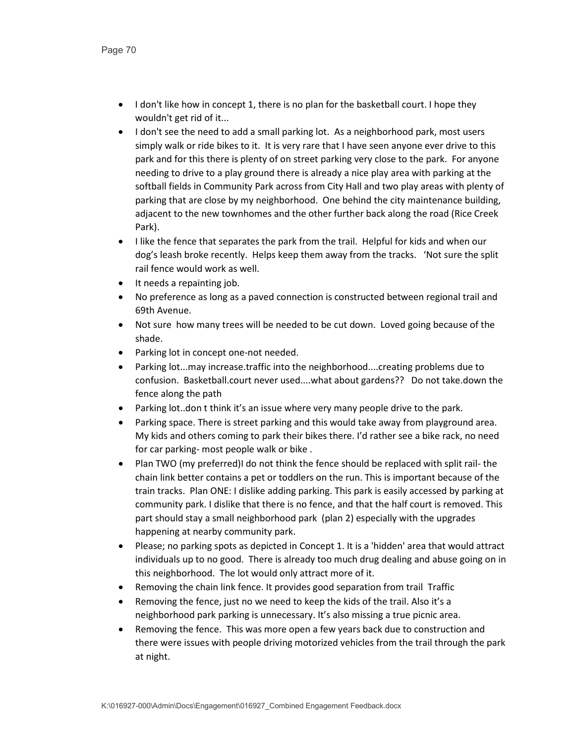- I don't like how in concept 1, there is no plan for the basketball court. I hope they wouldn't get rid of it...
- I don't see the need to add a small parking lot. As a neighborhood park, most users simply walk or ride bikes to it. It is very rare that I have seen anyone ever drive to this park and for this there is plenty of on street parking very close to the park. For anyone needing to drive to a play ground there is already a nice play area with parking at the softball fields in Community Park across from City Hall and two play areas with plenty of parking that are close by my neighborhood. One behind the city maintenance building, adjacent to the new townhomes and the other further back along the road (Rice Creek Park).
- I like the fence that separates the park from the trail. Helpful for kids and when our dog's leash broke recently. Helps keep them away from the tracks. 'Not sure the split rail fence would work as well.
- It needs a repainting job.
- No preference as long as a paved connection is constructed between regional trail and 69th Avenue.
- Not sure how many trees will be needed to be cut down. Loved going because of the shade.
- Parking lot in concept one-not needed.
- Parking lot...may increase.traffic into the neighborhood....creating problems due to confusion. Basketball.court never used....what about gardens?? Do not take.down the fence along the path
- Parking lot..don t think it's an issue where very many people drive to the park.
- Parking space. There is street parking and this would take away from playground area. My kids and others coming to park their bikes there. I'd rather see a bike rack, no need for car parking- most people walk or bike .
- Plan TWO (my preferred)I do not think the fence should be replaced with split rail- the chain link better contains a pet or toddlers on the run. This is important because of the train tracks. Plan ONE: I dislike adding parking. This park is easily accessed by parking at community park. I dislike that there is no fence, and that the half court is removed. This part should stay a small neighborhood park (plan 2) especially with the upgrades happening at nearby community park.
- Please; no parking spots as depicted in Concept 1. It is a 'hidden' area that would attract individuals up to no good. There is already too much drug dealing and abuse going on in this neighborhood. The lot would only attract more of it.
- Removing the chain link fence. It provides good separation from trail Traffic
- Removing the fence, just no we need to keep the kids of the trail. Also it's a neighborhood park parking is unnecessary. It's also missing a true picnic area.
- Removing the fence. This was more open a few years back due to construction and there were issues with people driving motorized vehicles from the trail through the park at night.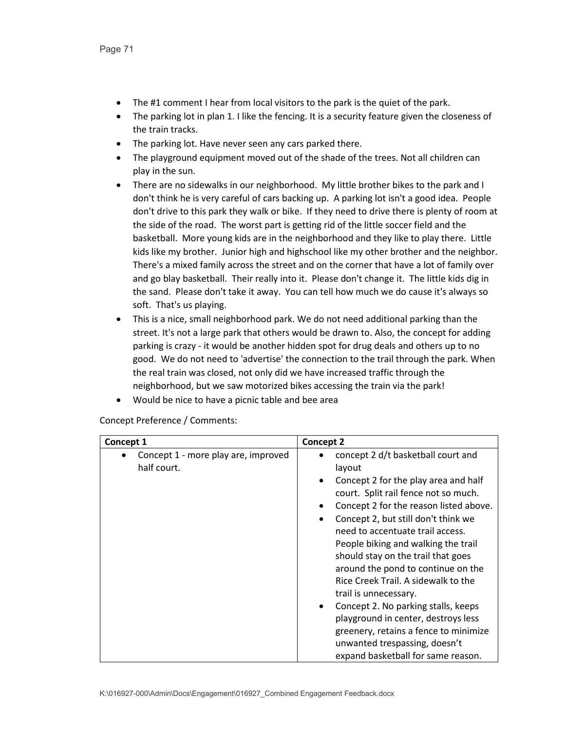- The #1 comment I hear from local visitors to the park is the quiet of the park.
- The parking lot in plan 1. I like the fencing. It is a security feature given the closeness of the train tracks.
- The parking lot. Have never seen any cars parked there.
- The playground equipment moved out of the shade of the trees. Not all children can play in the sun.
- There are no sidewalks in our neighborhood. My little brother bikes to the park and I don't think he is very careful of cars backing up. A parking lot isn't a good idea. People don't drive to this park they walk or bike. If they need to drive there is plenty of room at the side of the road. The worst part is getting rid of the little soccer field and the basketball. More young kids are in the neighborhood and they like to play there. Little kids like my brother. Junior high and highschool like my other brother and the neighbor. There's a mixed family across the street and on the corner that have a lot of family over and go blay basketball. Their really into it. Please don't change it. The little kids dig in the sand. Please don't take it away. You can tell how much we do cause it's always so soft. That's us playing.
- This is a nice, small neighborhood park. We do not need additional parking than the street. It's not a large park that others would be drawn to. Also, the concept for adding parking is crazy - it would be another hidden spot for drug deals and others up to no good. We do not need to 'advertise' the connection to the trail through the park. When the real train was closed, not only did we have increased traffic through the neighborhood, but we saw motorized bikes accessing the train via the park!
- Would be nice to have a picnic table and bee area

Concept Preference / Comments:

| Concept 1 | Concept 2 |
|---|---|
| • Concept 1 - more play are, improved half court. | • concept 2 d/t basketball court and layout<br>• Concept 2 for the play area and half court. Split rail fence not so much.<br>• Concept 2 for the reason listed above.<br>• Concept 2, but still don't think we need to accentuate trail access. People biking and walking the trail should stay on the trail that goes around the pond to continue on the Rice Creek Trail. A sidewalk to the trail is unnecessary.<br>• Concept 2. No parking stalls, keeps playground in center, destroys less greenery, retains a fence to minimize unwanted trespassing, doesn't expand basketball for same reason. |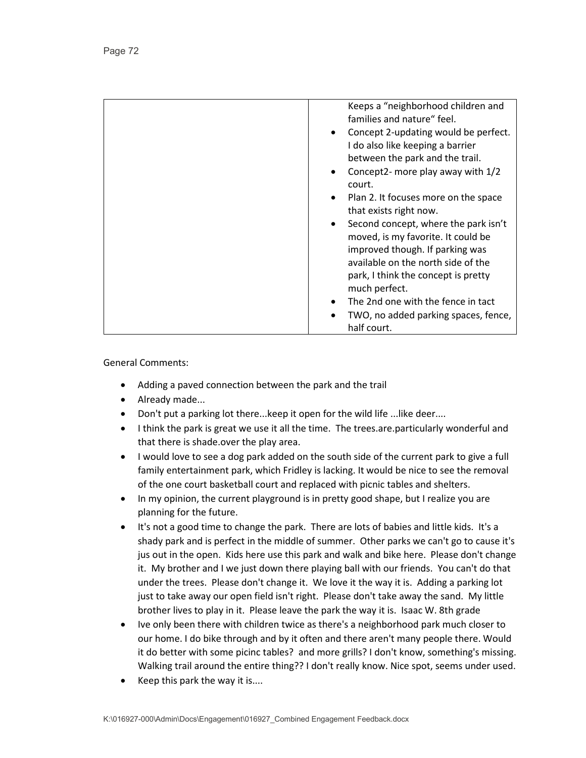| | |
|---|---|
| | Keeps a “neighborhood children and families and nature“ feel.<br>• Concept 2-updating would be perfect. I do also like keeping a barrier between the park and the trail.<br>• Concept2- more play away with 1/2 court.<br>• Plan 2. It focuses more on the space that exists right now.<br>• Second concept, where the park isn’t moved, is my favorite. It could be improved though. If parking was available on the north side of the park, I think the concept is pretty much perfect.<br>• The 2nd one with the fence in tact<br>• TWO, no added parking spaces, fence, half court. |

General Comments:

- Adding a paved connection between the park and the trail
- Already made...
- Don't put a parking lot there...keep it open for the wild life ...like deer....
- I think the park is great we use it all the time. The trees.are.particularly wonderful and that there is shade.over the play area.
- I would love to see a dog park added on the south side of the current park to give a full family entertainment park, which Fridley is lacking. It would be nice to see the removal of the one court basketball court and replaced with picnic tables and shelters.
- In my opinion, the current playground is in pretty good shape, but I realize you are planning for the future.
- It's not a good time to change the park. There are lots of babies and little kids. It's a shady park and is perfect in the middle of summer. Other parks we can't go to cause it's jus out in the open. Kids here use this park and walk and bike here. Please don't change it. My brother and I we just down there playing ball with our friends. You can't do that under the trees. Please don't change it. We love it the way it is. Adding a parking lot just to take away our open field isn't right. Please don't take away the sand. My little brother lives to play in it. Please leave the park the way it is. Isaac W. 8th grade
- Ive only been there with children twice as there's a neighborhood park much closer to our home. I do bike through and by it often and there aren't many people there. Would it do better with some picinc tables? and more grills? I don't know, something's missing. Walking trail around the entire thing?? I don't really know. Nice spot, seems under used.
- Keep this park the way it is....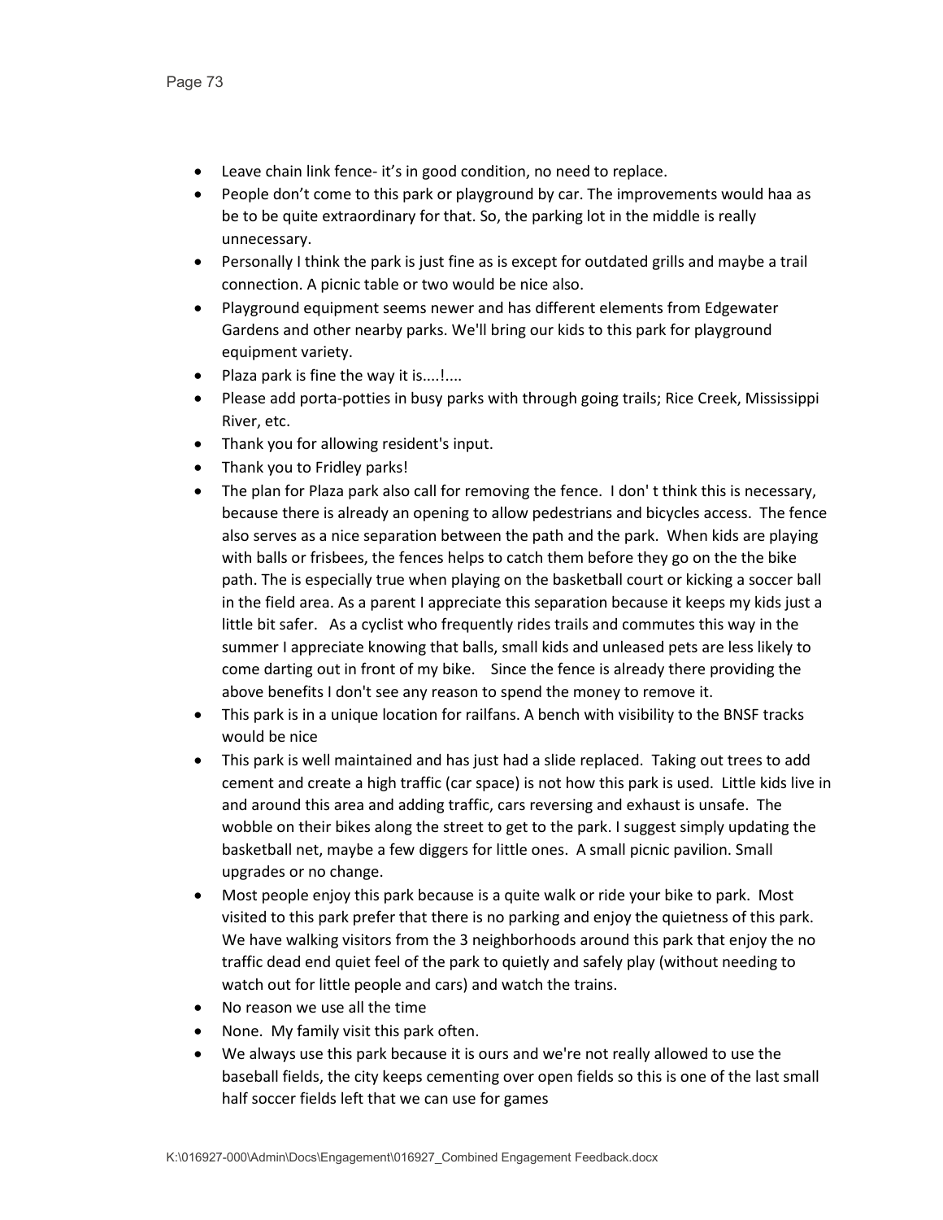- Leave chain link fence- it's in good condition, no need to replace.
- People don't come to this park or playground by car. The improvements would haa as be to be quite extraordinary for that. So, the parking lot in the middle is really unnecessary.
- Personally I think the park is just fine as is except for outdated grills and maybe a trail connection. A picnic table or two would be nice also.
- Playground equipment seems newer and has different elements from Edgewater Gardens and other nearby parks. We'll bring our kids to this park for playground equipment variety.
- Plaza park is fine the way it is....!....
- Please add porta-potties in busy parks with through going trails; Rice Creek, Mississippi River, etc.
- Thank you for allowing resident's input.
- Thank you to Fridley parks!
- The plan for Plaza park also call for removing the fence. I don' t think this is necessary, because there is already an opening to allow pedestrians and bicycles access. The fence also serves as a nice separation between the path and the park. When kids are playing with balls or frisbees, the fences helps to catch them before they go on the the bike path. The is especially true when playing on the basketball court or kicking a soccer ball in the field area. As a parent I appreciate this separation because it keeps my kids just a little bit safer. As a cyclist who frequently rides trails and commutes this way in the summer I appreciate knowing that balls, small kids and unleased pets are less likely to come darting out in front of my bike. Since the fence is already there providing the above benefits I don't see any reason to spend the money to remove it.
- This park is in a unique location for railfans. A bench with visibility to the BNSF tracks would be nice
- This park is well maintained and has just had a slide replaced. Taking out trees to add cement and create a high traffic (car space) is not how this park is used. Little kids live in and around this area and adding traffic, cars reversing and exhaust is unsafe. The wobble on their bikes along the street to get to the park. I suggest simply updating the basketball net, maybe a few diggers for little ones. A small picnic pavilion. Small upgrades or no change.
- Most people enjoy this park because is a quite walk or ride your bike to park. Most visited to this park prefer that there is no parking and enjoy the quietness of this park. We have walking visitors from the 3 neighborhoods around this park that enjoy the no traffic dead end quiet feel of the park to quietly and safely play (without needing to watch out for little people and cars) and watch the trains.
- No reason we use all the time
- None. My family visit this park often.
- We always use this park because it is ours and we're not really allowed to use the baseball fields, the city keeps cementing over open fields so this is one of the last small half soccer fields left that we can use for games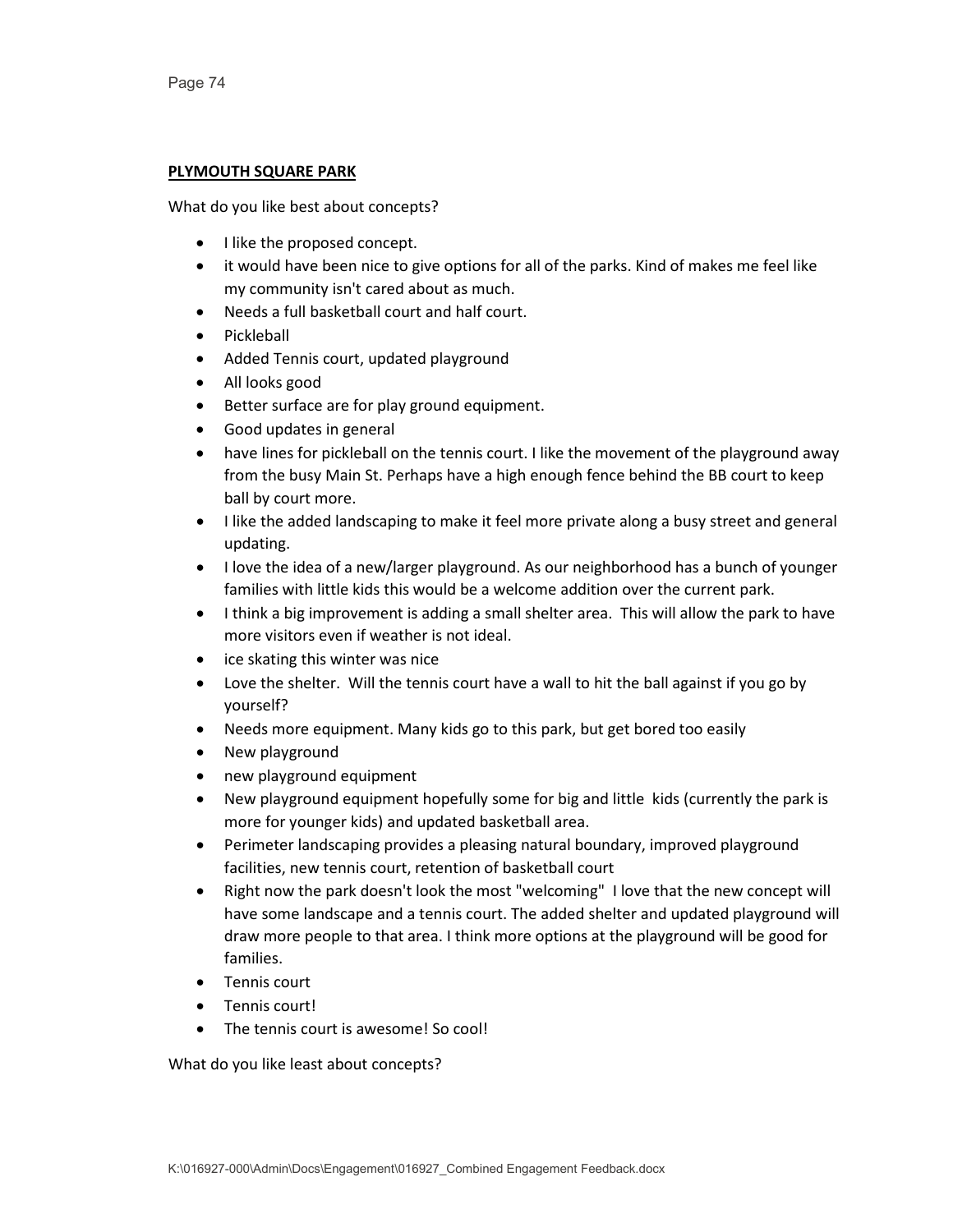**PLYMOUTH SQUARE PARK**

What do you like best about concepts?

- I like the proposed concept.
- it would have been nice to give options for all of the parks. Kind of makes me feel like my community isn't cared about as much.
- Needs a full basketball court and half court.
- Pickleball
- Added Tennis court, updated playground
- All looks good
- Better surface are for play ground equipment.
- Good updates in general
- have lines for pickleball on the tennis court. I like the movement of the playground away from the busy Main St. Perhaps have a high enough fence behind the BB court to keep ball by court more.
- I like the added landscaping to make it feel more private along a busy street and general updating.
- I love the idea of a new/larger playground. As our neighborhood has a bunch of younger families with little kids this would be a welcome addition over the current park.
- I think a big improvement is adding a small shelter area. This will allow the park to have more visitors even if weather is not ideal.
- ice skating this winter was nice
- Love the shelter. Will the tennis court have a wall to hit the ball against if you go by yourself?
- Needs more equipment. Many kids go to this park, but get bored too easily
- New playground
- new playground equipment
- New playground equipment hopefully some for big and little kids (currently the park is more for younger kids) and updated basketball area.
- Perimeter landscaping provides a pleasing natural boundary, improved playground facilities, new tennis court, retention of basketball court
- Right now the park doesn't look the most "welcoming" I love that the new concept will have some landscape and a tennis court. The added shelter and updated playground will draw more people to that area. I think more options at the playground will be good for families.
- Tennis court
- Tennis court!
- The tennis court is awesome! So cool!

What do you like least about concepts?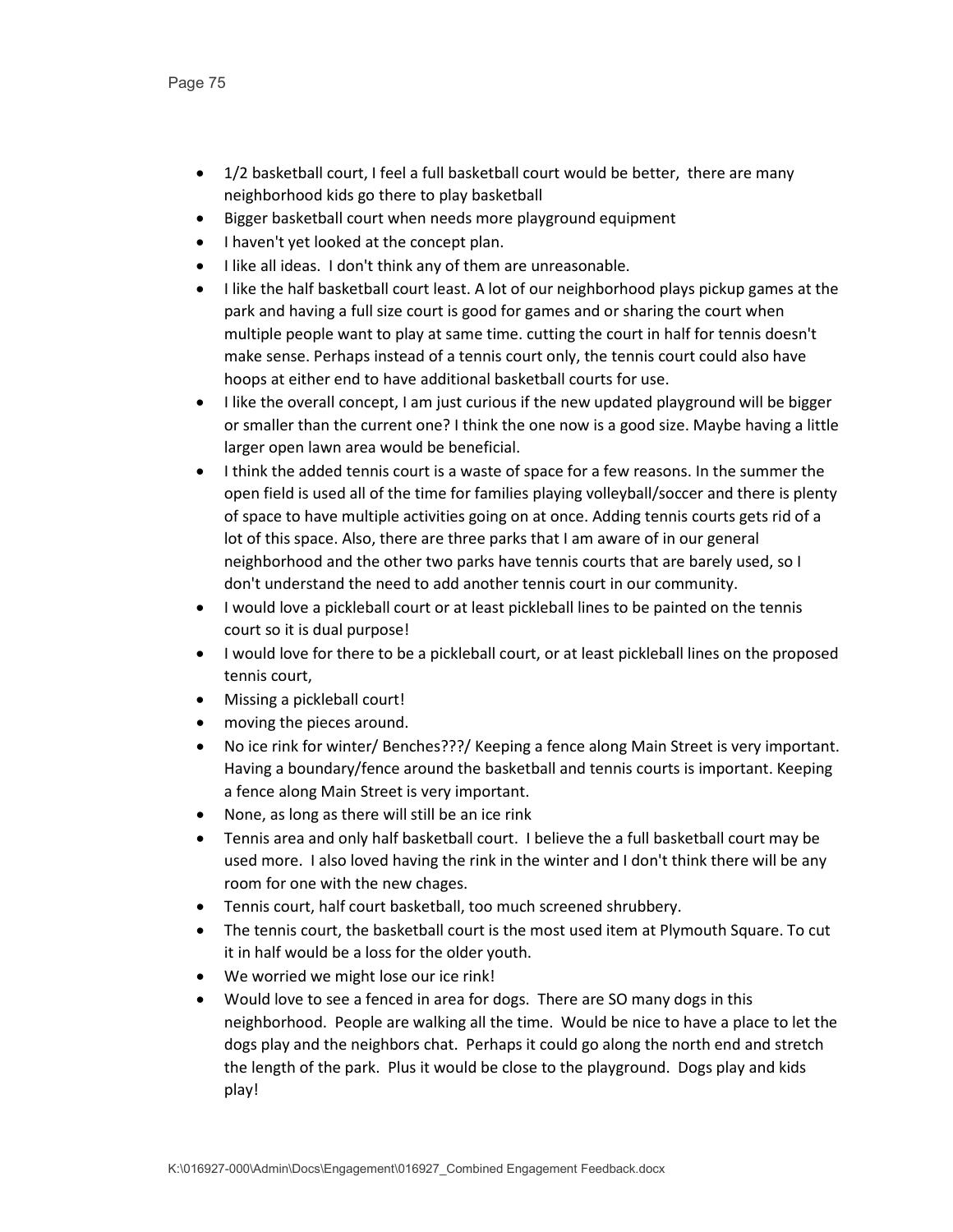- 1/2 basketball court, I feel a full basketball court would be better,  there are many neighborhood kids go there to play basketball
- Bigger basketball court when needs more playground equipment
- I haven't yet looked at the concept plan.
- I like all ideas.  I don't think any of them are unreasonable.
- I like the half basketball court least. A lot of our neighborhood plays pickup games at the park and having a full size court is good for games and or sharing the court when multiple people want to play at same time. cutting the court in half for tennis doesn't make sense. Perhaps instead of a tennis court only, the tennis court could also have hoops at either end to have additional basketball courts for use.
- I like the overall concept, I am just curious if the new updated playground will be bigger or smaller than the current one? I think the one now is a good size. Maybe having a little larger open lawn area would be beneficial.
- I think the added tennis court is a waste of space for a few reasons. In the summer the open field is used all of the time for families playing volleyball/soccer and there is plenty of space to have multiple activities going on at once. Adding tennis courts gets rid of a lot of this space. Also, there are three parks that I am aware of in our general neighborhood and the other two parks have tennis courts that are barely used, so I don't understand the need to add another tennis court in our community.
- I would love a pickleball court or at least pickleball lines to be painted on the tennis court so it is dual purpose!
- I would love for there to be a pickleball court, or at least pickleball lines on the proposed tennis court,
- Missing a pickleball court!
- moving the pieces around.
- No ice rink for winter/ Benches???/ Keeping a fence along Main Street is very important. Having a boundary/fence around the basketball and tennis courts is important. Keeping a fence along Main Street is very important.
- None, as long as there will still be an ice rink
- Tennis area and only half basketball court.  I believe the a full basketball court may be used more.  I also loved having the rink in the winter and I don't think there will be any room for one with the new chages.
- Tennis court, half court basketball, too much screened shrubbery.
- The tennis court, the basketball court is the most used item at Plymouth Square. To cut it in half would be a loss for the older youth.
- We worried we might lose our ice rink!
- Would love to see a fenced in area for dogs.  There are SO many dogs in this neighborhood.  People are walking all the time.  Would be nice to have a place to let the dogs play and the neighbors chat.  Perhaps it could go along the north end and stretch the length of the park.  Plus it would be close to the playground.  Dogs play and kids play!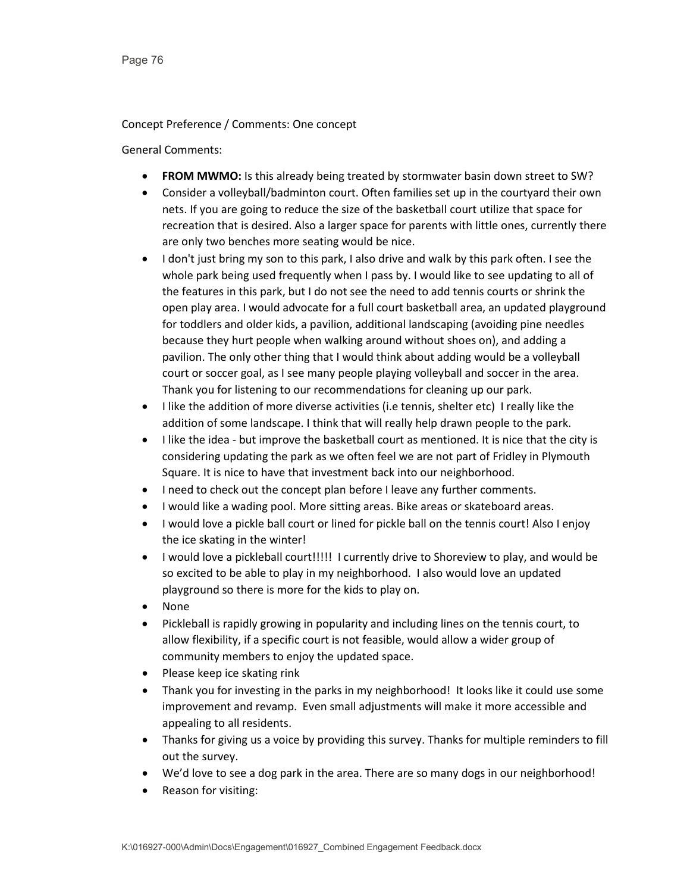Concept Preference / Comments: One concept

General Comments:

- **FROM MWMO:** Is this already being treated by stormwater basin down street to SW?
- Consider a volleyball/badminton court. Often families set up in the courtyard their own nets. If you are going to reduce the size of the basketball court utilize that space for recreation that is desired. Also a larger space for parents with little ones, currently there are only two benches more seating would be nice.
- I don't just bring my son to this park, I also drive and walk by this park often. I see the whole park being used frequently when I pass by. I would like to see updating to all of the features in this park, but I do not see the need to add tennis courts or shrink the open play area. I would advocate for a full court basketball area, an updated playground for toddlers and older kids, a pavilion, additional landscaping (avoiding pine needles because they hurt people when walking around without shoes on), and adding a pavilion. The only other thing that I would think about adding would be a volleyball court or soccer goal, as I see many people playing volleyball and soccer in the area. Thank you for listening to our recommendations for cleaning up our park.
- I like the addition of more diverse activities (i.e tennis, shelter etc) I really like the addition of some landscape. I think that will really help drawn people to the park.
- I like the idea - but improve the basketball court as mentioned. It is nice that the city is considering updating the park as we often feel we are not part of Fridley in Plymouth Square. It is nice to have that investment back into our neighborhood.
- I need to check out the concept plan before I leave any further comments.
- I would like a wading pool. More sitting areas. Bike areas or skateboard areas.
- I would love a pickle ball court or lined for pickle ball on the tennis court! Also I enjoy the ice skating in the winter!
- I would love a pickleball court!!!!! I currently drive to Shoreview to play, and would be so excited to be able to play in my neighborhood. I also would love an updated playground so there is more for the kids to play on.
- None
- Pickleball is rapidly growing in popularity and including lines on the tennis court, to allow flexibility, if a specific court is not feasible, would allow a wider group of community members to enjoy the updated space.
- Please keep ice skating rink
- Thank you for investing in the parks in my neighborhood! It looks like it could use some improvement and revamp. Even small adjustments will make it more accessible and appealing to all residents.
- Thanks for giving us a voice by providing this survey. Thanks for multiple reminders to fill out the survey.
- We'd love to see a dog park in the area. There are so many dogs in our neighborhood!
- Reason for visiting: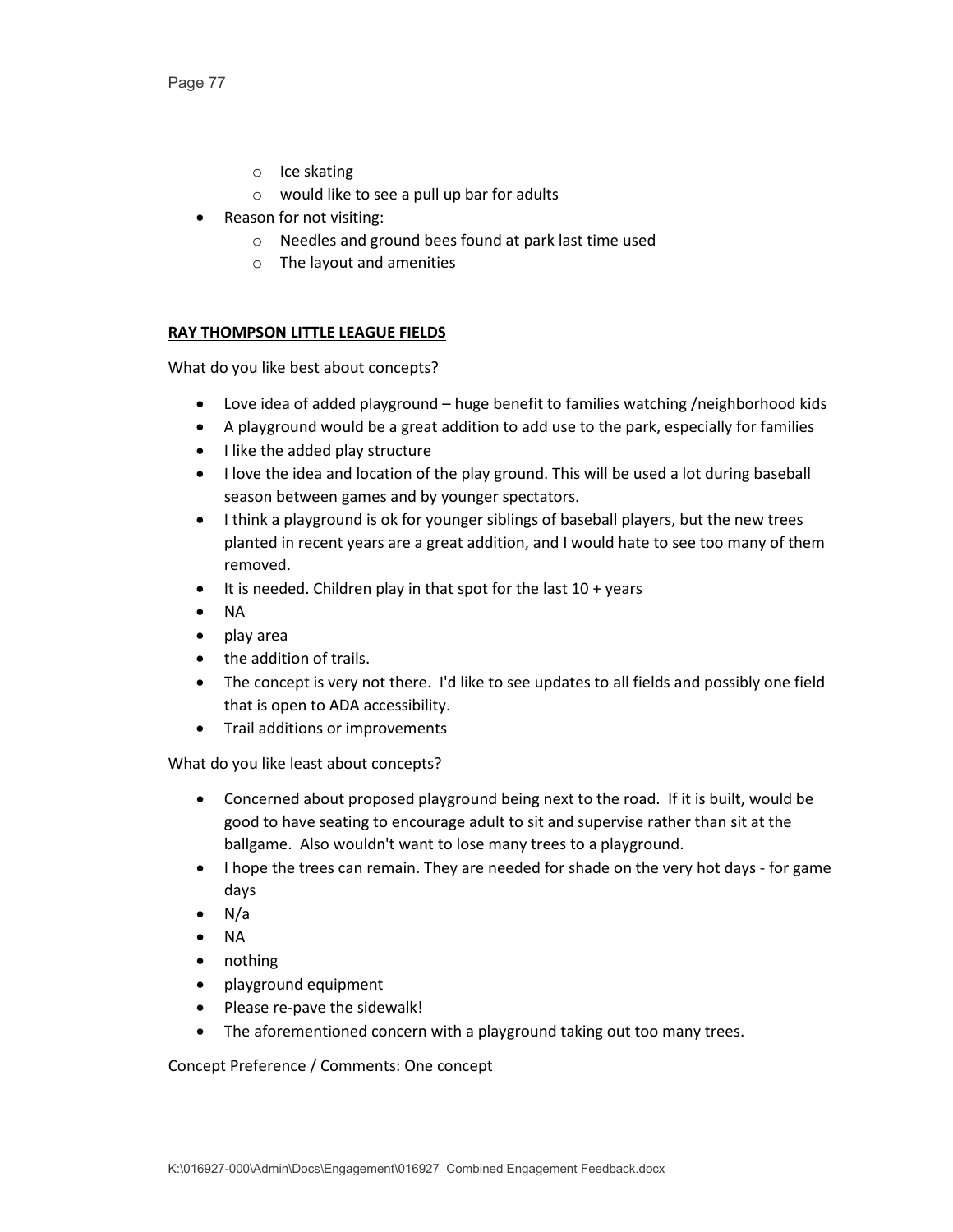- Ice skating
  - would like to see a pull up bar for adults
- Reason for not visiting:
  - Needles and ground bees found at park last time used
  - The layout and amenities

**RAY THOMPSON LITTLE LEAGUE FIELDS**

What do you like best about concepts?

- Love idea of added playground – huge benefit to families watching /neighborhood kids
- A playground would be a great addition to add use to the park, especially for families
- I like the added play structure
- I love the idea and location of the play ground. This will be used a lot during baseball season between games and by younger spectators.
- I think a playground is ok for younger siblings of baseball players, but the new trees planted in recent years are a great addition, and I would hate to see too many of them removed.
- It is needed. Children play in that spot for the last 10 + years
- NA
- play area
- the addition of trails.
- The concept is very not there. I'd like to see updates to all fields and possibly one field that is open to ADA accessibility.
- Trail additions or improvements

What do you like least about concepts?

- Concerned about proposed playground being next to the road. If it is built, would be good to have seating to encourage adult to sit and supervise rather than sit at the ballgame. Also wouldn't want to lose many trees to a playground.
- I hope the trees can remain. They are needed for shade on the very hot days - for game days
- N/a
- NA
- nothing
- playground equipment
- Please re-pave the sidewalk!
- The aforementioned concern with a playground taking out too many trees.

Concept Preference / Comments: One concept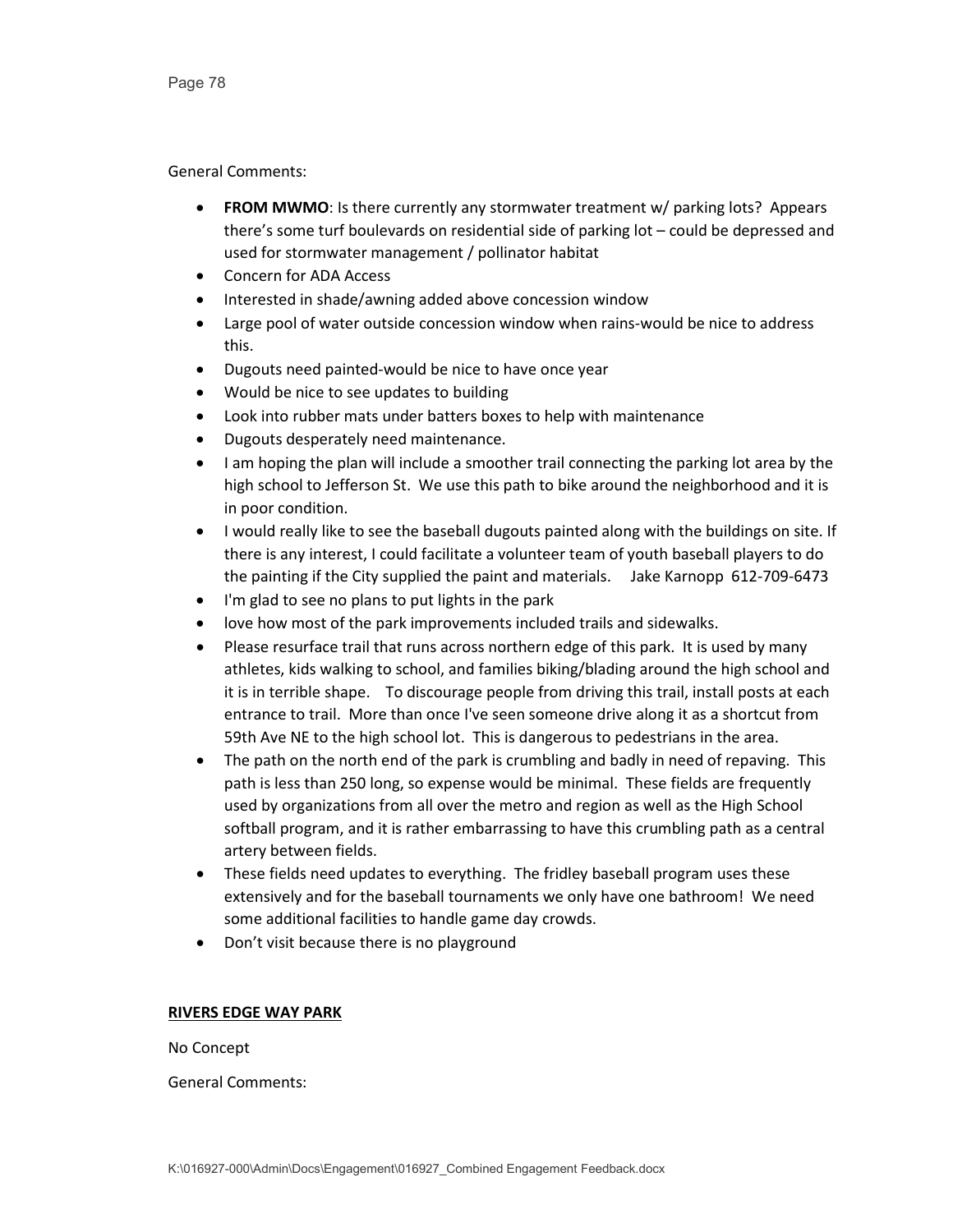General Comments:

- **FROM MWMO**: Is there currently any stormwater treatment w/ parking lots? Appears there's some turf boulevards on residential side of parking lot – could be depressed and used for stormwater management / pollinator habitat
- Concern for ADA Access
- Interested in shade/awning added above concession window
- Large pool of water outside concession window when rains-would be nice to address this.
- Dugouts need painted-would be nice to have once year
- Would be nice to see updates to building
- Look into rubber mats under batters boxes to help with maintenance
- Dugouts desperately need maintenance.
- I am hoping the plan will include a smoother trail connecting the parking lot area by the high school to Jefferson St. We use this path to bike around the neighborhood and it is in poor condition.
- I would really like to see the baseball dugouts painted along with the buildings on site. If there is any interest, I could facilitate a volunteer team of youth baseball players to do the painting if the City supplied the paint and materials. Jake Karnopp 612-709-6473
- I'm glad to see no plans to put lights in the park
- love how most of the park improvements included trails and sidewalks.
- Please resurface trail that runs across northern edge of this park. It is used by many athletes, kids walking to school, and families biking/blading around the high school and it is in terrible shape. To discourage people from driving this trail, install posts at each entrance to trail. More than once I've seen someone drive along it as a shortcut from 59th Ave NE to the high school lot. This is dangerous to pedestrians in the area.
- The path on the north end of the park is crumbling and badly in need of repaving. This path is less than 250 long, so expense would be minimal. These fields are frequently used by organizations from all over the metro and region as well as the High School softball program, and it is rather embarrassing to have this crumbling path as a central artery between fields.
- These fields need updates to everything. The fridley baseball program uses these extensively and for the baseball tournaments we only have one bathroom! We need some additional facilities to handle game day crowds.
- Don't visit because there is no playground

**RIVERS EDGE WAY PARK**

No Concept

General Comments: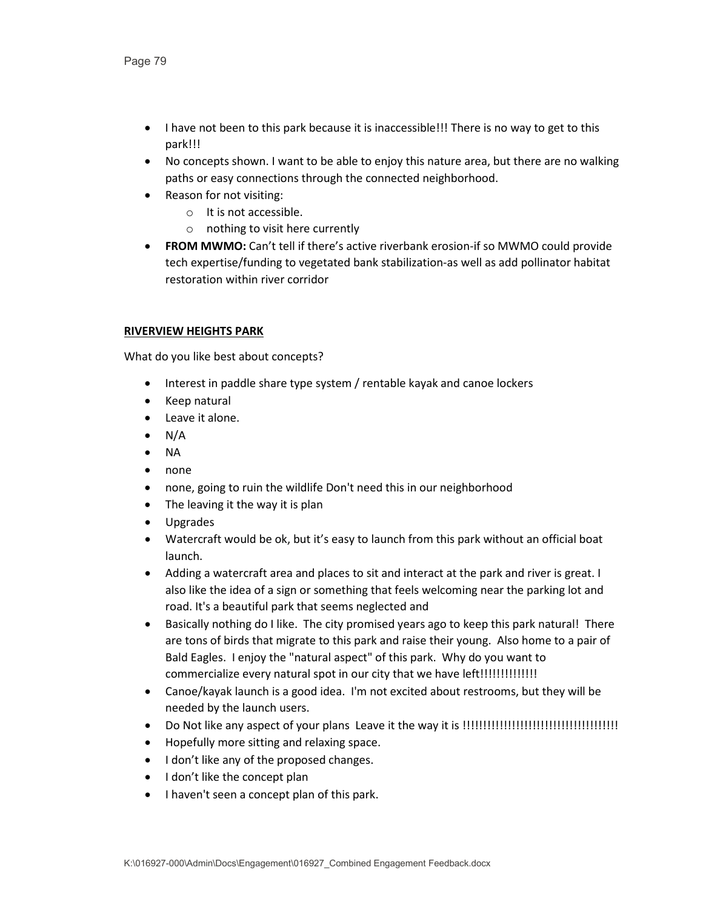- I have not been to this park because it is inaccessible!!! There is no way to get to this park!!!
- No concepts shown. I want to be able to enjoy this nature area, but there are no walking paths or easy connections through the connected neighborhood.
- Reason for not visiting:
  - It is not accessible.
  - nothing to visit here currently
- **FROM MWMO:** Can't tell if there's active riverbank erosion-if so MWMO could provide tech expertise/funding to vegetated bank stabilization-as well as add pollinator habitat restoration within river corridor

**RIVERVIEW HEIGHTS PARK**

What do you like best about concepts?

- Interest in paddle share type system / rentable kayak and canoe lockers
- Keep natural
- Leave it alone.
- N/A
- NA
- none
- none, going to ruin the wildlife Don't need this in our neighborhood
- The leaving it the way it is plan
- Upgrades
- Watercraft would be ok, but it's easy to launch from this park without an official boat launch.
- Adding a watercraft area and places to sit and interact at the park and river is great. I also like the idea of a sign or something that feels welcoming near the parking lot and road. It's a beautiful park that seems neglected and
- Basically nothing do I like. The city promised years ago to keep this park natural! There are tons of birds that migrate to this park and raise their young. Also home to a pair of Bald Eagles. I enjoy the "natural aspect" of this park. Why do you want to commercialize every natural spot in our city that we have left!!!!!!!!!!!!!!
- Canoe/kayak launch is a good idea. I'm not excited about restrooms, but they will be needed by the launch users.
- Do Not like any aspect of your plans Leave it the way it is !!!!!!!!!!!!!!!!!!!!!!!!!!!!!!!!!!!!!!!
- Hopefully more sitting and relaxing space.
- I don't like any of the proposed changes.
- I don't like the concept plan
- I haven't seen a concept plan of this park.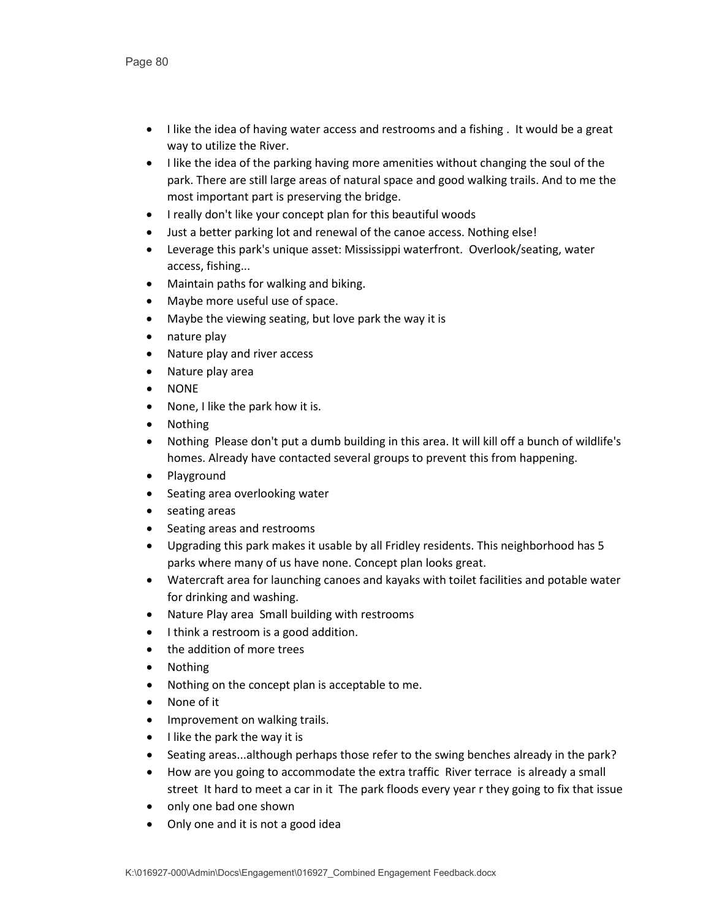- I like the idea of having water access and restrooms and a fishing . It would be a great way to utilize the River.
- I like the idea of the parking having more amenities without changing the soul of the park. There are still large areas of natural space and good walking trails. And to me the most important part is preserving the bridge.
- I really don't like your concept plan for this beautiful woods
- Just a better parking lot and renewal of the canoe access. Nothing else!
- Leverage this park's unique asset: Mississippi waterfront. Overlook/seating, water access, fishing...
- Maintain paths for walking and biking.
- Maybe more useful use of space.
- Maybe the viewing seating, but love park the way it is
- nature play
- Nature play and river access
- Nature play area
- NONE
- None, I like the park how it is.
- Nothing
- Nothing Please don't put a dumb building in this area. It will kill off a bunch of wildlife's homes. Already have contacted several groups to prevent this from happening.
- Playground
- Seating area overlooking water
- seating areas
- Seating areas and restrooms
- Upgrading this park makes it usable by all Fridley residents. This neighborhood has 5 parks where many of us have none. Concept plan looks great.
- Watercraft area for launching canoes and kayaks with toilet facilities and potable water for drinking and washing.
- Nature Play area Small building with restrooms
- I think a restroom is a good addition.
- the addition of more trees
- Nothing
- Nothing on the concept plan is acceptable to me.
- None of it
- Improvement on walking trails.
- I like the park the way it is
- Seating areas...although perhaps those refer to the swing benches already in the park?
- How are you going to accommodate the extra traffic River terrace is already a small street It hard to meet a car in it The park floods every year r they going to fix that issue
- only one bad one shown
- Only one and it is not a good idea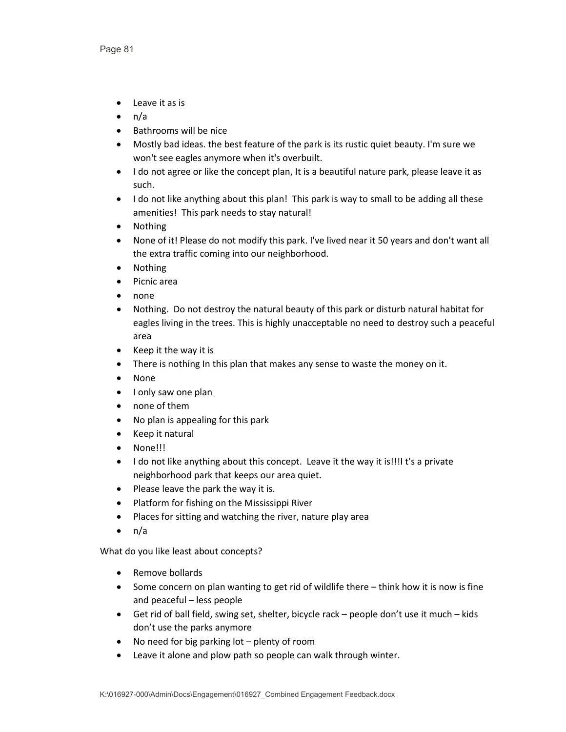- Leave it as is
- n/a
- Bathrooms will be nice
- Mostly bad ideas. the best feature of the park is its rustic quiet beauty. I'm sure we won't see eagles anymore when it's overbuilt.
- I do not agree or like the concept plan, It is a beautiful nature park, please leave it as such.
- I do not like anything about this plan! This park is way to small to be adding all these amenities! This park needs to stay natural!
- Nothing
- None of it! Please do not modify this park. I've lived near it 50 years and don't want all the extra traffic coming into our neighborhood.
- Nothing
- Picnic area
- none
- Nothing. Do not destroy the natural beauty of this park or disturb natural habitat for eagles living in the trees. This is highly unacceptable no need to destroy such a peaceful area
- Keep it the way it is
- There is nothing In this plan that makes any sense to waste the money on it.
- None
- I only saw one plan
- none of them
- No plan is appealing for this park
- Keep it natural
- None!!!
- I do not like anything about this concept. Leave it the way it is!!!I t's a private neighborhood park that keeps our area quiet.
- Please leave the park the way it is.
- Platform for fishing on the Mississippi River
- Places for sitting and watching the river, nature play area
- n/a

What do you like least about concepts?

- Remove bollards
- Some concern on plan wanting to get rid of wildlife there – think how it is now is fine and peaceful – less people
- Get rid of ball field, swing set, shelter, bicycle rack – people don't use it much – kids don't use the parks anymore
- No need for big parking lot – plenty of room
- Leave it alone and plow path so people can walk through winter.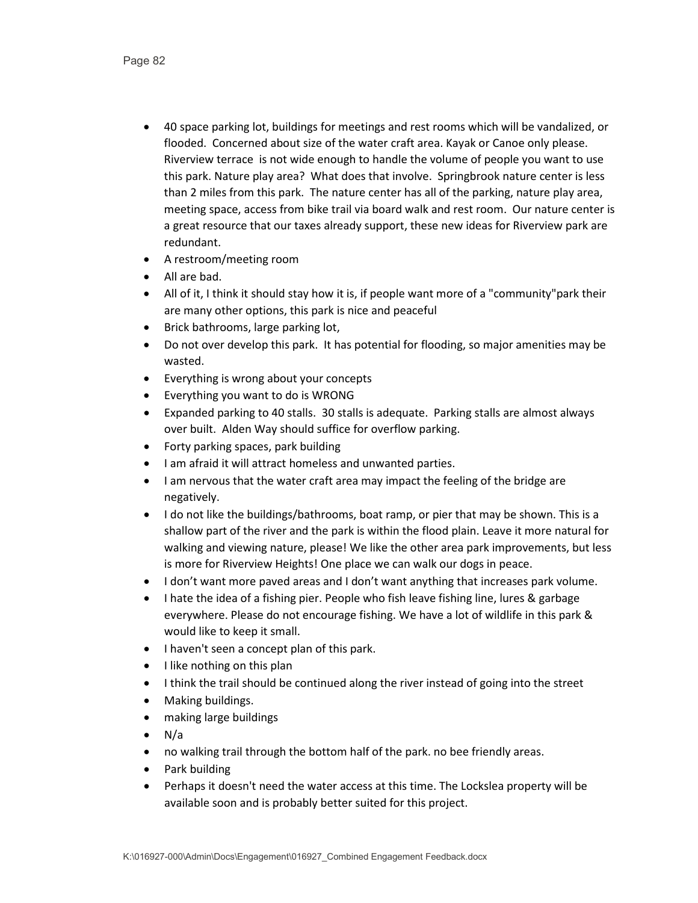- 40 space parking lot, buildings for meetings and rest rooms which will be vandalized, or flooded. Concerned about size of the water craft area. Kayak or Canoe only please. Riverview terrace is not wide enough to handle the volume of people you want to use this park. Nature play area? What does that involve. Springbrook nature center is less than 2 miles from this park. The nature center has all of the parking, nature play area, meeting space, access from bike trail via board walk and rest room. Our nature center is a great resource that our taxes already support, these new ideas for Riverview park are redundant.
- A restroom/meeting room
- All are bad.
- All of it, I think it should stay how it is, if people want more of a "community"park their are many other options, this park is nice and peaceful
- Brick bathrooms, large parking lot,
- Do not over develop this park. It has potential for flooding, so major amenities may be wasted.
- Everything is wrong about your concepts
- Everything you want to do is WRONG
- Expanded parking to 40 stalls. 30 stalls is adequate. Parking stalls are almost always over built. Alden Way should suffice for overflow parking.
- Forty parking spaces, park building
- I am afraid it will attract homeless and unwanted parties.
- I am nervous that the water craft area may impact the feeling of the bridge are negatively.
- I do not like the buildings/bathrooms, boat ramp, or pier that may be shown. This is a shallow part of the river and the park is within the flood plain. Leave it more natural for walking and viewing nature, please! We like the other area park improvements, but less is more for Riverview Heights! One place we can walk our dogs in peace.
- I don't want more paved areas and I don't want anything that increases park volume.
- I hate the idea of a fishing pier. People who fish leave fishing line, lures & garbage everywhere. Please do not encourage fishing. We have a lot of wildlife in this park & would like to keep it small.
- I haven't seen a concept plan of this park.
- I like nothing on this plan
- I think the trail should be continued along the river instead of going into the street
- Making buildings.
- making large buildings
- N/a
- no walking trail through the bottom half of the park. no bee friendly areas.
- Park building
- Perhaps it doesn't need the water access at this time. The Lockslea property will be available soon and is probably better suited for this project.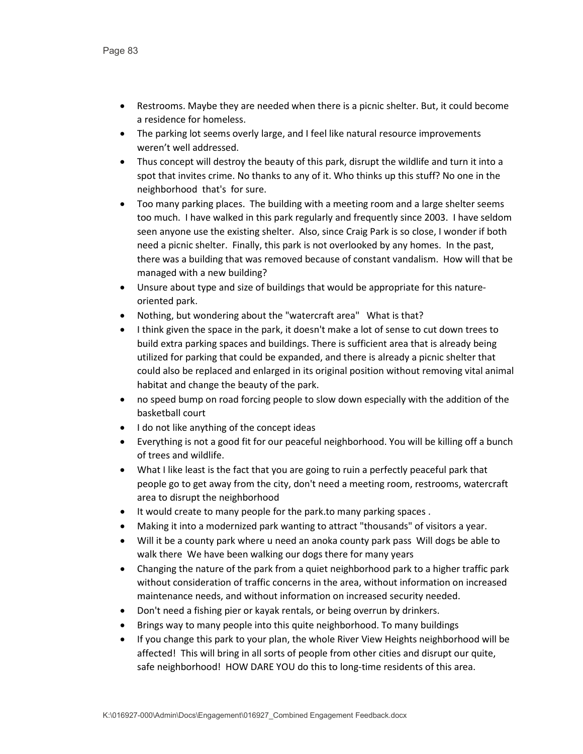- Restrooms. Maybe they are needed when there is a picnic shelter. But, it could become a residence for homeless.
- The parking lot seems overly large, and I feel like natural resource improvements weren't well addressed.
- Thus concept will destroy the beauty of this park, disrupt the wildlife and turn it into a spot that invites crime. No thanks to any of it. Who thinks up this stuff? No one in the neighborhood that's for sure.
- Too many parking places. The building with a meeting room and a large shelter seems too much. I have walked in this park regularly and frequently since 2003. I have seldom seen anyone use the existing shelter. Also, since Craig Park is so close, I wonder if both need a picnic shelter. Finally, this park is not overlooked by any homes. In the past, there was a building that was removed because of constant vandalism. How will that be managed with a new building?
- Unsure about type and size of buildings that would be appropriate for this nature-oriented park.
- Nothing, but wondering about the "watercraft area" What is that?
- I think given the space in the park, it doesn't make a lot of sense to cut down trees to build extra parking spaces and buildings. There is sufficient area that is already being utilized for parking that could be expanded, and there is already a picnic shelter that could also be replaced and enlarged in its original position without removing vital animal habitat and change the beauty of the park.
- no speed bump on road forcing people to slow down especially with the addition of the basketball court
- I do not like anything of the concept ideas
- Everything is not a good fit for our peaceful neighborhood. You will be killing off a bunch of trees and wildlife.
- What I like least is the fact that you are going to ruin a perfectly peaceful park that people go to get away from the city, don't need a meeting room, restrooms, watercraft area to disrupt the neighborhood
- It would create to many people for the park.to many parking spaces .
- Making it into a modernized park wanting to attract "thousands" of visitors a year.
- Will it be a county park where u need an anoka county park pass Will dogs be able to walk there We have been walking our dogs there for many years
- Changing the nature of the park from a quiet neighborhood park to a higher traffic park without consideration of traffic concerns in the area, without information on increased maintenance needs, and without information on increased security needed.
- Don't need a fishing pier or kayak rentals, or being overrun by drinkers.
- Brings way to many people into this quite neighborhood. To many buildings
- If you change this park to your plan, the whole River View Heights neighborhood will be affected! This will bring in all sorts of people from other cities and disrupt our quite, safe neighborhood! HOW DARE YOU do this to long-time residents of this area.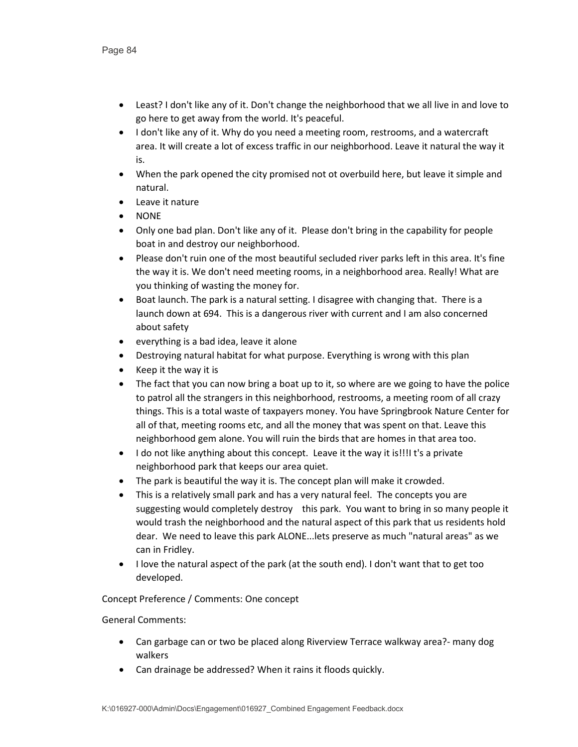- Least? I don't like any of it. Don't change the neighborhood that we all live in and love to go here to get away from the world. It's peaceful.
- I don't like any of it. Why do you need a meeting room, restrooms, and a watercraft area. It will create a lot of excess traffic in our neighborhood. Leave it natural the way it is.
- When the park opened the city promised not ot overbuild here, but leave it simple and natural.
- Leave it nature
- NONE
- Only one bad plan. Don't like any of it. Please don't bring in the capability for people boat in and destroy our neighborhood.
- Please don't ruin one of the most beautiful secluded river parks left in this area. It's fine the way it is. We don't need meeting rooms, in a neighborhood area. Really! What are you thinking of wasting the money for.
- Boat launch. The park is a natural setting. I disagree with changing that. There is a launch down at 694. This is a dangerous river with current and I am also concerned about safety
- everything is a bad idea, leave it alone
- Destroying natural habitat for what purpose. Everything is wrong with this plan
- Keep it the way it is
- The fact that you can now bring a boat up to it, so where are we going to have the police to patrol all the strangers in this neighborhood, restrooms, a meeting room of all crazy things. This is a total waste of taxpayers money. You have Springbrook Nature Center for all of that, meeting rooms etc, and all the money that was spent on that. Leave this neighborhood gem alone. You will ruin the birds that are homes in that area too.
- I do not like anything about this concept. Leave it the way it is!!!I t's a private neighborhood park that keeps our area quiet.
- The park is beautiful the way it is. The concept plan will make it crowded.
- This is a relatively small park and has a very natural feel. The concepts you are suggesting would completely destroy this park. You want to bring in so many people it would trash the neighborhood and the natural aspect of this park that us residents hold dear. We need to leave this park ALONE...lets preserve as much "natural areas" as we can in Fridley.
- I love the natural aspect of the park (at the south end). I don't want that to get too developed.

Concept Preference / Comments: One concept

General Comments:

- Can garbage can or two be placed along Riverview Terrace walkway area?- many dog walkers
- Can drainage be addressed? When it rains it floods quickly.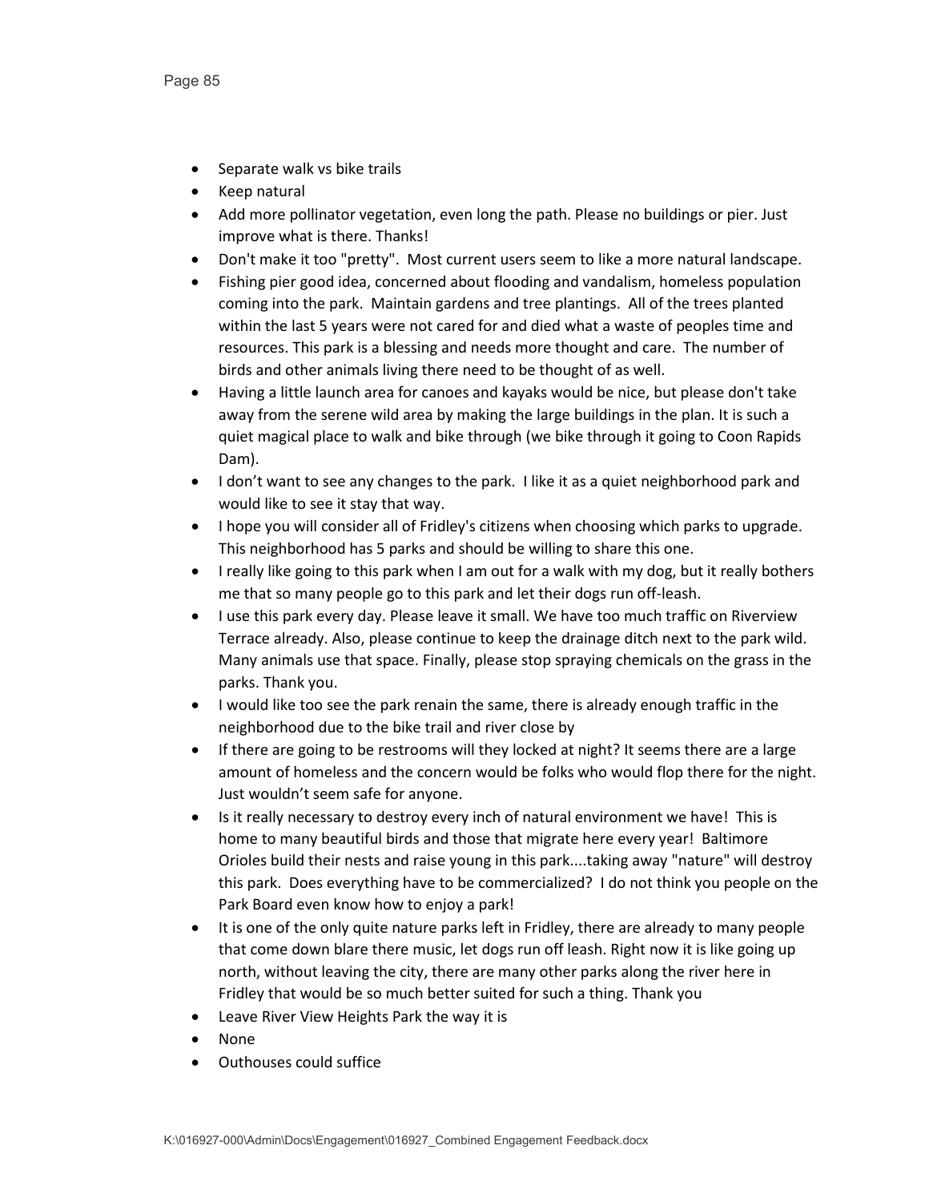- Separate walk vs bike trails
- Keep natural
- Add more pollinator vegetation, even long the path. Please no buildings or pier. Just improve what is there. Thanks!
- Don't make it too "pretty". Most current users seem to like a more natural landscape.
- Fishing pier good idea, concerned about flooding and vandalism, homeless population coming into the park. Maintain gardens and tree plantings. All of the trees planted within the last 5 years were not cared for and died what a waste of peoples time and resources. This park is a blessing and needs more thought and care. The number of birds and other animals living there need to be thought of as well.
- Having a little launch area for canoes and kayaks would be nice, but please don't take away from the serene wild area by making the large buildings in the plan. It is such a quiet magical place to walk and bike through (we bike through it going to Coon Rapids Dam).
- I don't want to see any changes to the park. I like it as a quiet neighborhood park and would like to see it stay that way.
- I hope you will consider all of Fridley's citizens when choosing which parks to upgrade. This neighborhood has 5 parks and should be willing to share this one.
- I really like going to this park when I am out for a walk with my dog, but it really bothers me that so many people go to this park and let their dogs run off-leash.
- I use this park every day. Please leave it small. We have too much traffic on Riverview Terrace already. Also, please continue to keep the drainage ditch next to the park wild. Many animals use that space. Finally, please stop spraying chemicals on the grass in the parks. Thank you.
- I would like too see the park renain the same, there is already enough traffic in the neighborhood due to the bike trail and river close by
- If there are going to be restrooms will they locked at night? It seems there are a large amount of homeless and the concern would be folks who would flop there for the night. Just wouldn't seem safe for anyone.
- Is it really necessary to destroy every inch of natural environment we have! This is home to many beautiful birds and those that migrate here every year! Baltimore Orioles build their nests and raise young in this park....taking away "nature" will destroy this park. Does everything have to be commercialized? I do not think you people on the Park Board even know how to enjoy a park!
- It is one of the only quite nature parks left in Fridley, there are already to many people that come down blare there music, let dogs run off leash. Right now it is like going up north, without leaving the city, there are many other parks along the river here in Fridley that would be so much better suited for such a thing. Thank you
- Leave River View Heights Park the way it is
- None
- Outhouses could suffice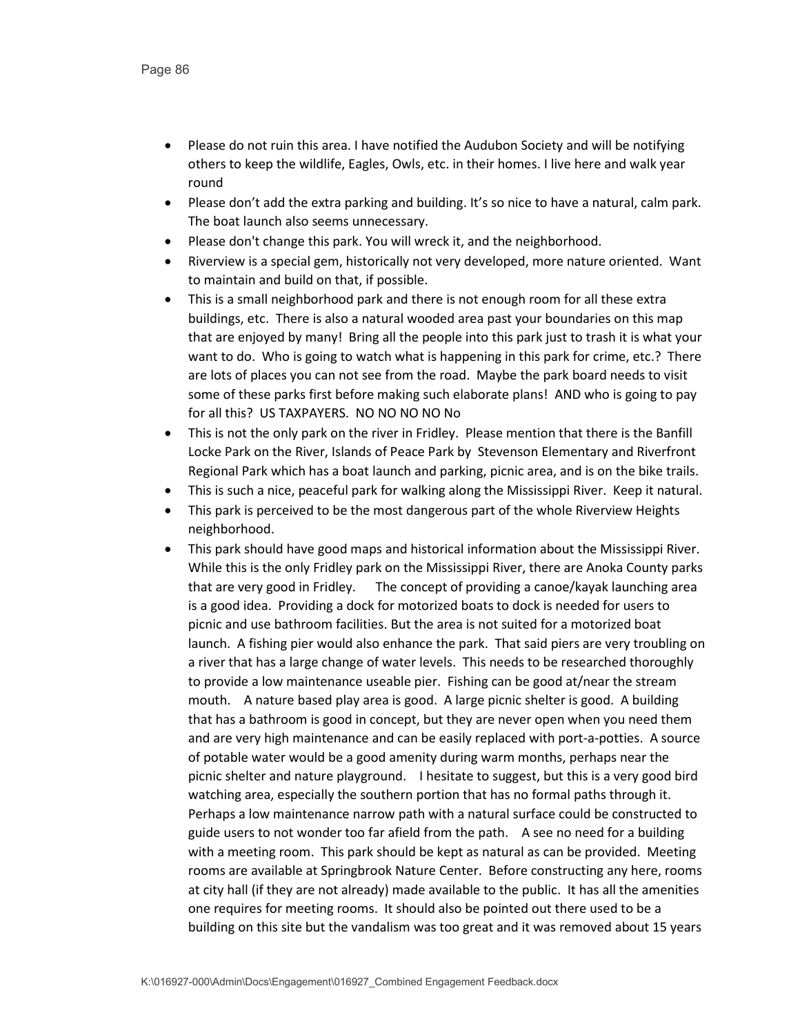- Please do not ruin this area. I have notified the Audubon Society and will be notifying others to keep the wildlife, Eagles, Owls, etc. in their homes. I live here and walk year round
- Please don't add the extra parking and building. It's so nice to have a natural, calm park. The boat launch also seems unnecessary.
- Please don't change this park. You will wreck it, and the neighborhood.
- Riverview is a special gem, historically not very developed, more nature oriented. Want to maintain and build on that, if possible.
- This is a small neighborhood park and there is not enough room for all these extra buildings, etc. There is also a natural wooded area past your boundaries on this map that are enjoyed by many! Bring all the people into this park just to trash it is what your want to do. Who is going to watch what is happening in this park for crime, etc.? There are lots of places you can not see from the road. Maybe the park board needs to visit some of these parks first before making such elaborate plans! AND who is going to pay for all this? US TAXPAYERS. NO NO NO NO No
- This is not the only park on the river in Fridley. Please mention that there is the Banfill Locke Park on the River, Islands of Peace Park by Stevenson Elementary and Riverfront Regional Park which has a boat launch and parking, picnic area, and is on the bike trails.
- This is such a nice, peaceful park for walking along the Mississippi River. Keep it natural.
- This park is perceived to be the most dangerous part of the whole Riverview Heights neighborhood.
- This park should have good maps and historical information about the Mississippi River. While this is the only Fridley park on the Mississippi River, there are Anoka County parks that are very good in Fridley. The concept of providing a canoe/kayak launching area is a good idea. Providing a dock for motorized boats to dock is needed for users to picnic and use bathroom facilities. But the area is not suited for a motorized boat launch. A fishing pier would also enhance the park. That said piers are very troubling on a river that has a large change of water levels. This needs to be researched thoroughly to provide a low maintenance useable pier. Fishing can be good at/near the stream mouth. A nature based play area is good. A large picnic shelter is good. A building that has a bathroom is good in concept, but they are never open when you need them and are very high maintenance and can be easily replaced with port-a-potties. A source of potable water would be a good amenity during warm months, perhaps near the picnic shelter and nature playground. I hesitate to suggest, but this is a very good bird watching area, especially the southern portion that has no formal paths through it. Perhaps a low maintenance narrow path with a natural surface could be constructed to guide users to not wonder too far afield from the path. A see no need for a building with a meeting room. This park should be kept as natural as can be provided. Meeting rooms are available at Springbrook Nature Center. Before constructing any here, rooms at city hall (if they are not already) made available to the public. It has all the amenities one requires for meeting rooms. It should also be pointed out there used to be a building on this site but the vandalism was too great and it was removed about 15 years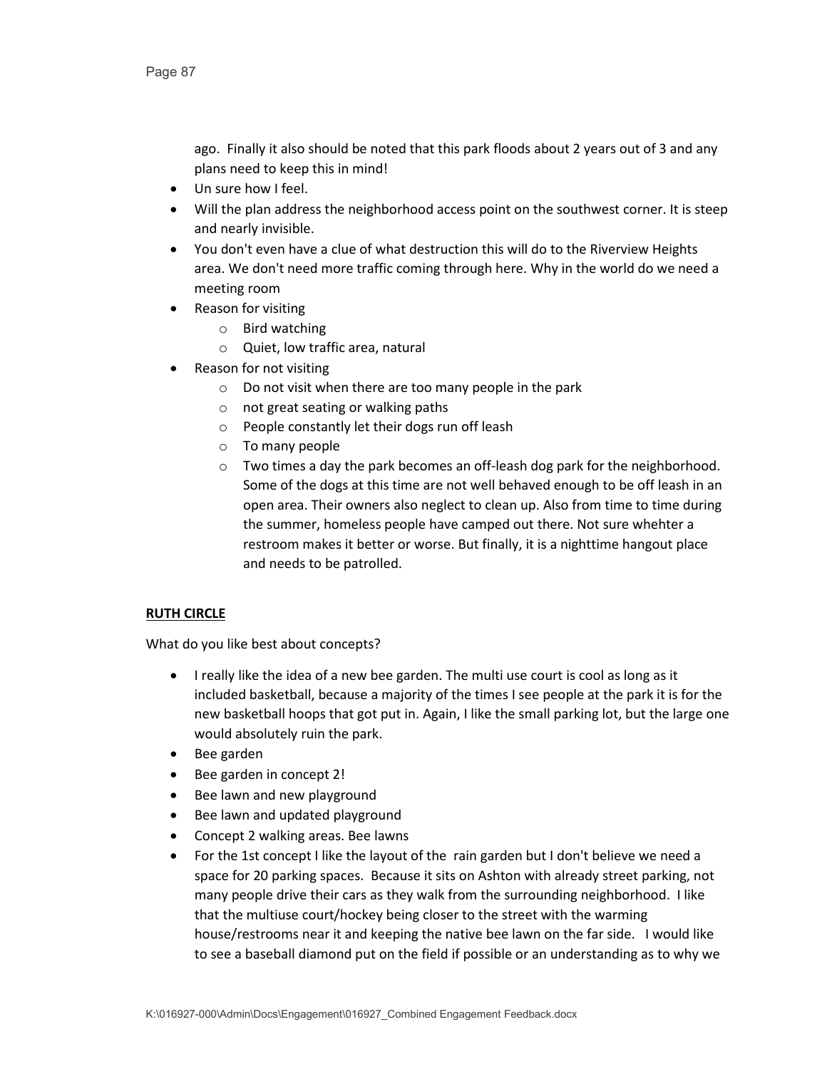ago. Finally it also should be noted that this park floods about 2 years out of 3 and any plans need to keep this in mind!

- Un sure how I feel.
- Will the plan address the neighborhood access point on the southwest corner. It is steep and nearly invisible.
- You don't even have a clue of what destruction this will do to the Riverview Heights area. We don't need more traffic coming through here. Why in the world do we need a meeting room
- Reason for visiting
    - Bird watching
    - Quiet, low traffic area, natural
- Reason for not visiting
    - Do not visit when there are too many people in the park
    - not great seating or walking paths
    - People constantly let their dogs run off leash
    - To many people
    - Two times a day the park becomes an off-leash dog park for the neighborhood. Some of the dogs at this time are not well behaved enough to be off leash in an open area. Their owners also neglect to clean up. Also from time to time during the summer, homeless people have camped out there. Not sure whehter a restroom makes it better or worse. But finally, it is a nighttime hangout place and needs to be patrolled.

**RUTH CIRCLE**

What do you like best about concepts?

- I really like the idea of a new bee garden. The multi use court is cool as long as it included basketball, because a majority of the times I see people at the park it is for the new basketball hoops that got put in. Again, I like the small parking lot, but the large one would absolutely ruin the park.
- Bee garden
- Bee garden in concept 2!
- Bee lawn and new playground
- Bee lawn and updated playground
- Concept 2 walking areas. Bee lawns
- For the 1st concept I like the layout of the rain garden but I don't believe we need a space for 20 parking spaces. Because it sits on Ashton with already street parking, not many people drive their cars as they walk from the surrounding neighborhood. I like that the multiuse court/hockey being closer to the street with the warming house/restrooms near it and keeping the native bee lawn on the far side. I would like to see a baseball diamond put on the field if possible or an understanding as to why we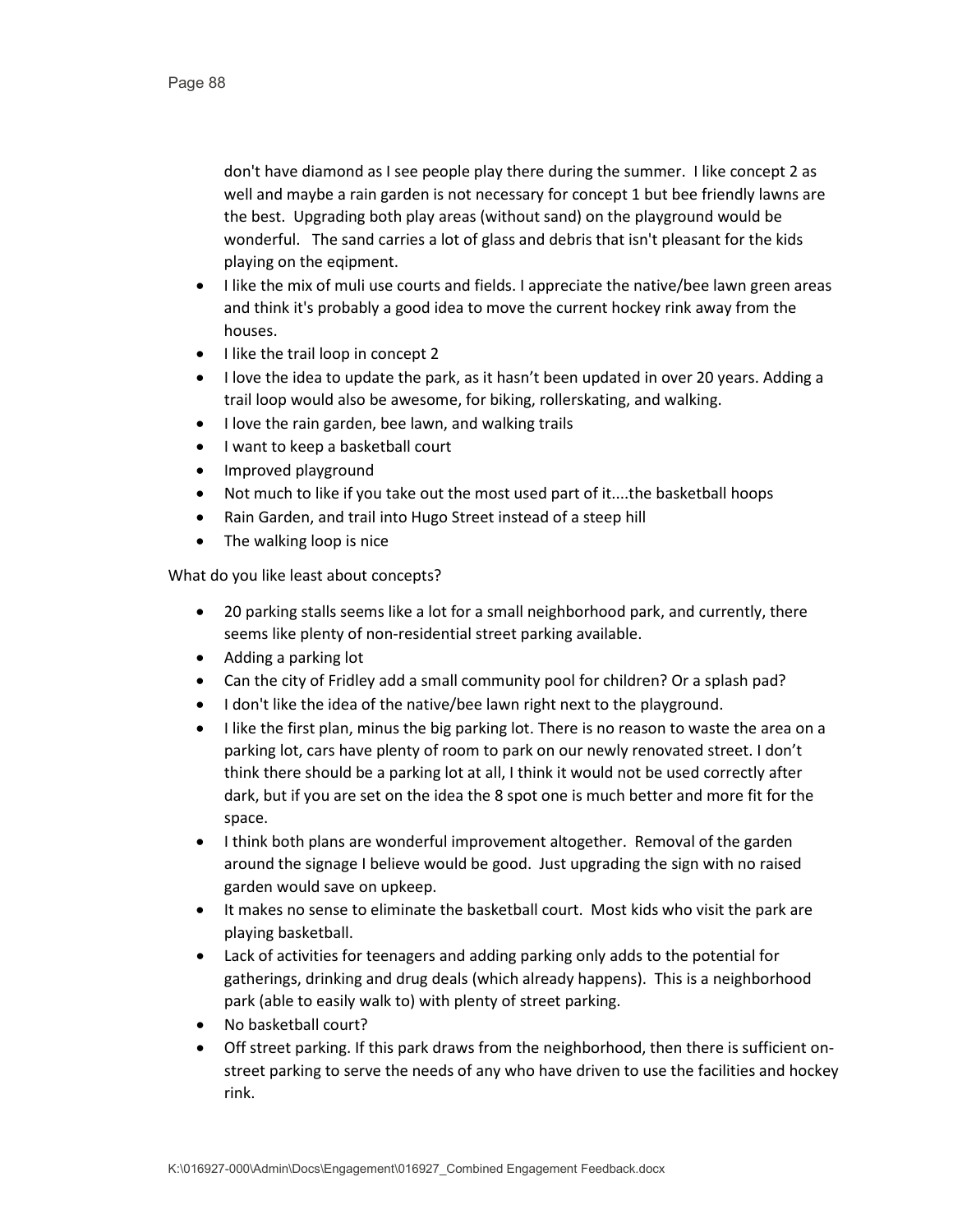don't have diamond as I see people play there during the summer. I like concept 2 as well and maybe a rain garden is not necessary for concept 1 but bee friendly lawns are the best. Upgrading both play areas (without sand) on the playground would be wonderful. The sand carries a lot of glass and debris that isn't pleasant for the kids playing on the eqipment.

- I like the mix of muli use courts and fields. I appreciate the native/bee lawn green areas and think it's probably a good idea to move the current hockey rink away from the houses.
- I like the trail loop in concept 2
- I love the idea to update the park, as it hasn't been updated in over 20 years. Adding a trail loop would also be awesome, for biking, rollerskating, and walking.
- I love the rain garden, bee lawn, and walking trails
- I want to keep a basketball court
- Improved playground
- Not much to like if you take out the most used part of it....the basketball hoops
- Rain Garden, and trail into Hugo Street instead of a steep hill
- The walking loop is nice

What do you like least about concepts?

- 20 parking stalls seems like a lot for a small neighborhood park, and currently, there seems like plenty of non-residential street parking available.
- Adding a parking lot
- Can the city of Fridley add a small community pool for children? Or a splash pad?
- I don't like the idea of the native/bee lawn right next to the playground.
- I like the first plan, minus the big parking lot. There is no reason to waste the area on a parking lot, cars have plenty of room to park on our newly renovated street. I don't think there should be a parking lot at all, I think it would not be used correctly after dark, but if you are set on the idea the 8 spot one is much better and more fit for the space.
- I think both plans are wonderful improvement altogether. Removal of the garden around the signage I believe would be good. Just upgrading the sign with no raised garden would save on upkeep.
- It makes no sense to eliminate the basketball court. Most kids who visit the park are playing basketball.
- Lack of activities for teenagers and adding parking only adds to the potential for gatherings, drinking and drug deals (which already happens). This is a neighborhood park (able to easily walk to) with plenty of street parking.
- No basketball court?
- Off street parking. If this park draws from the neighborhood, then there is sufficient on-street parking to serve the needs of any who have driven to use the facilities and hockey rink.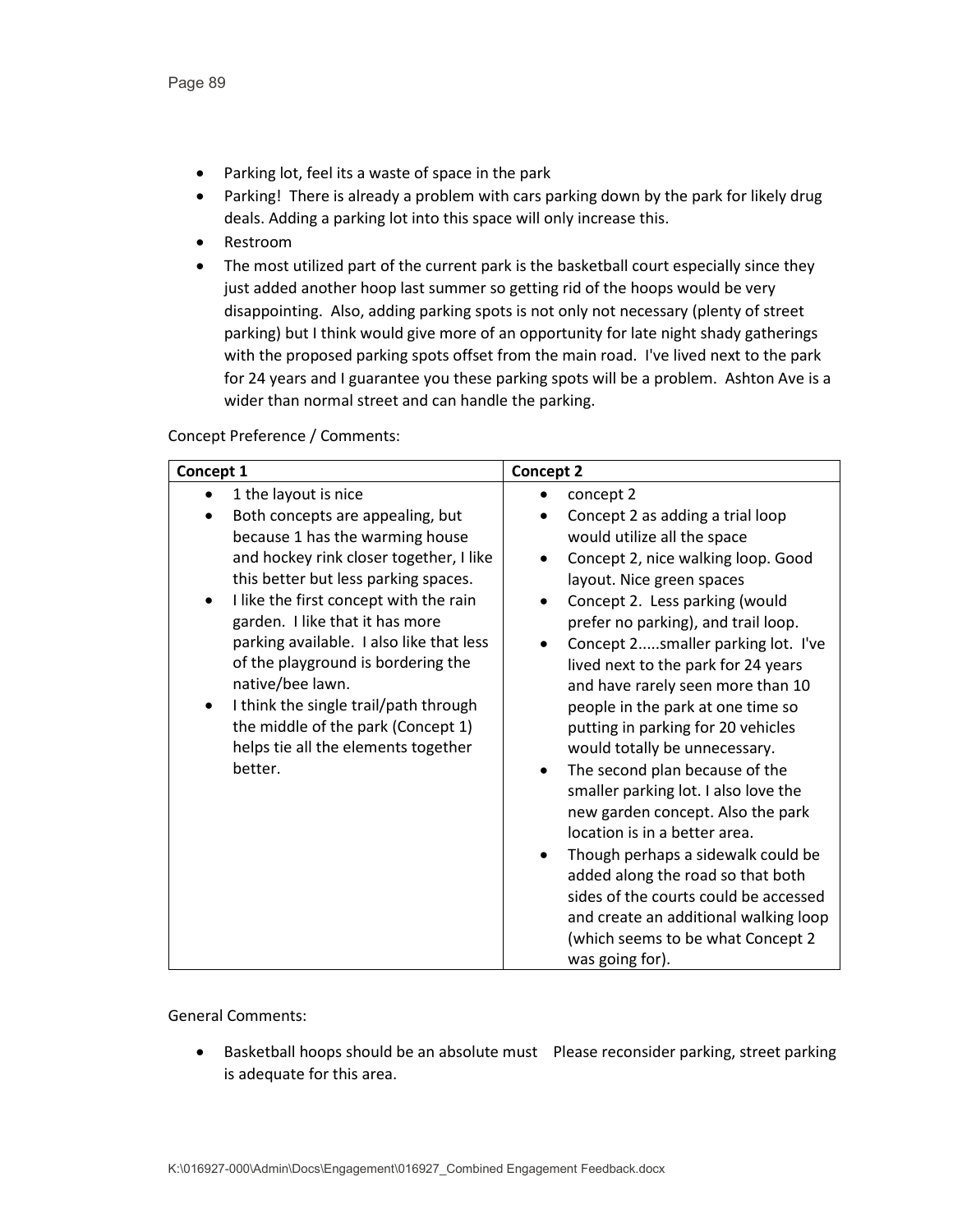- Parking lot, feel its a waste of space in the park
- Parking! There is already a problem with cars parking down by the park for likely drug deals. Adding a parking lot into this space will only increase this.
- Restroom
- The most utilized part of the current park is the basketball court especially since they just added another hoop last summer so getting rid of the hoops would be very disappointing. Also, adding parking spots is not only not necessary (plenty of street parking) but I think would give more of an opportunity for late night shady gatherings with the proposed parking spots offset from the main road. I've lived next to the park for 24 years and I guarantee you these parking spots will be a problem. Ashton Ave is a wider than normal street and can handle the parking.

Concept Preference / Comments:

| Concept 1 | Concept 2 |
|---|---|
| • 1 the layout is nice<br>• Both concepts are appealing, but because 1 has the warming house and hockey rink closer together, I like this better but less parking spaces.<br>• I like the first concept with the rain garden. I like that it has more parking available. I also like that less of the playground is bordering the native/bee lawn.<br>• I think the single trail/path through the middle of the park (Concept 1) helps tie all the elements together better. | • concept 2<br>• Concept 2 as adding a trial loop would utilize all the space<br>• Concept 2, nice walking loop. Good layout. Nice green spaces<br>• Concept 2. Less parking (would prefer no parking), and trail loop.<br>• Concept 2.....smaller parking lot. I've lived next to the park for 24 years and have rarely seen more than 10 people in the park at one time so putting in parking for 20 vehicles would totally be unnecessary.<br>• The second plan because of the smaller parking lot. I also love the new garden concept. Also the park location is in a better area.<br>• Though perhaps a sidewalk could be added along the road so that both sides of the courts could be accessed and create an additional walking loop (which seems to be what Concept 2 was going for). |

General Comments:

- Basketball hoops should be an absolute must Please reconsider parking, street parking is adequate for this area.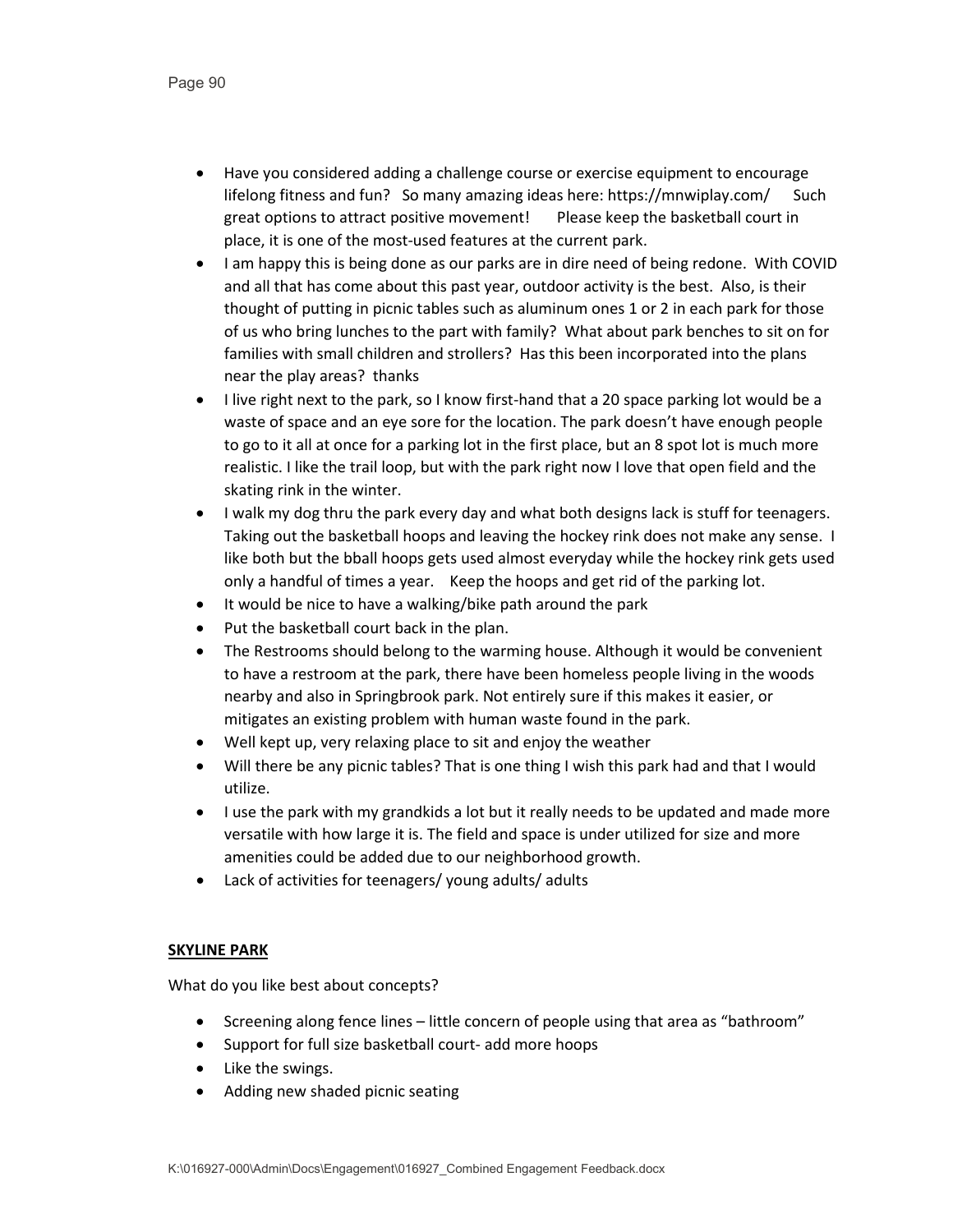- Have you considered adding a challenge course or exercise equipment to encourage lifelong fitness and fun?   So many amazing ideas here: https://mnwiplay.com/      Such great options to attract positive movement!       Please keep the basketball court in place, it is one of the most-used features at the current park.
- I am happy this is being done as our parks are in dire need of being redone.  With COVID and all that has come about this past year, outdoor activity is the best.  Also, is their thought of putting in picnic tables such as aluminum ones 1 or 2 in each park for those of us who bring lunches to the part with family?  What about park benches to sit on for families with small children and strollers?  Has this been incorporated into the plans near the play areas?  thanks
- I live right next to the park, so I know first-hand that a 20 space parking lot would be a waste of space and an eye sore for the location. The park doesn't have enough people to go to it all at once for a parking lot in the first place, but an 8 spot lot is much more realistic. I like the trail loop, but with the park right now I love that open field and the skating rink in the winter.
- I walk my dog thru the park every day and what both designs lack is stuff for teenagers.  Taking out the basketball hoops and leaving the hockey rink does not make any sense.  I like both but the bball hoops gets used almost everyday while the hockey rink gets used only a handful of times a year.    Keep the hoops and get rid of the parking lot.
- It would be nice to have a walking/bike path around the park
- Put the basketball court back in the plan.
- The Restrooms should belong to the warming house. Although it would be convenient to have a restroom at the park, there have been homeless people living in the woods nearby and also in Springbrook park. Not entirely sure if this makes it easier, or mitigates an existing problem with human waste found in the park.
- Well kept up, very relaxing place to sit and enjoy the weather
- Will there be any picnic tables? That is one thing I wish this park had and that I would utilize.
- I use the park with my grandkids a lot but it really needs to be updated and made more versatile with how large it is. The field and space is under utilized for size and more amenities could be added due to our neighborhood growth.
- Lack of activities for teenagers/ young adults/ adults

**SKYLINE PARK**

What do you like best about concepts?

- Screening along fence lines – little concern of people using that area as "bathroom"
- Support for full size basketball court- add more hoops
- Like the swings.
- Adding new shaded picnic seating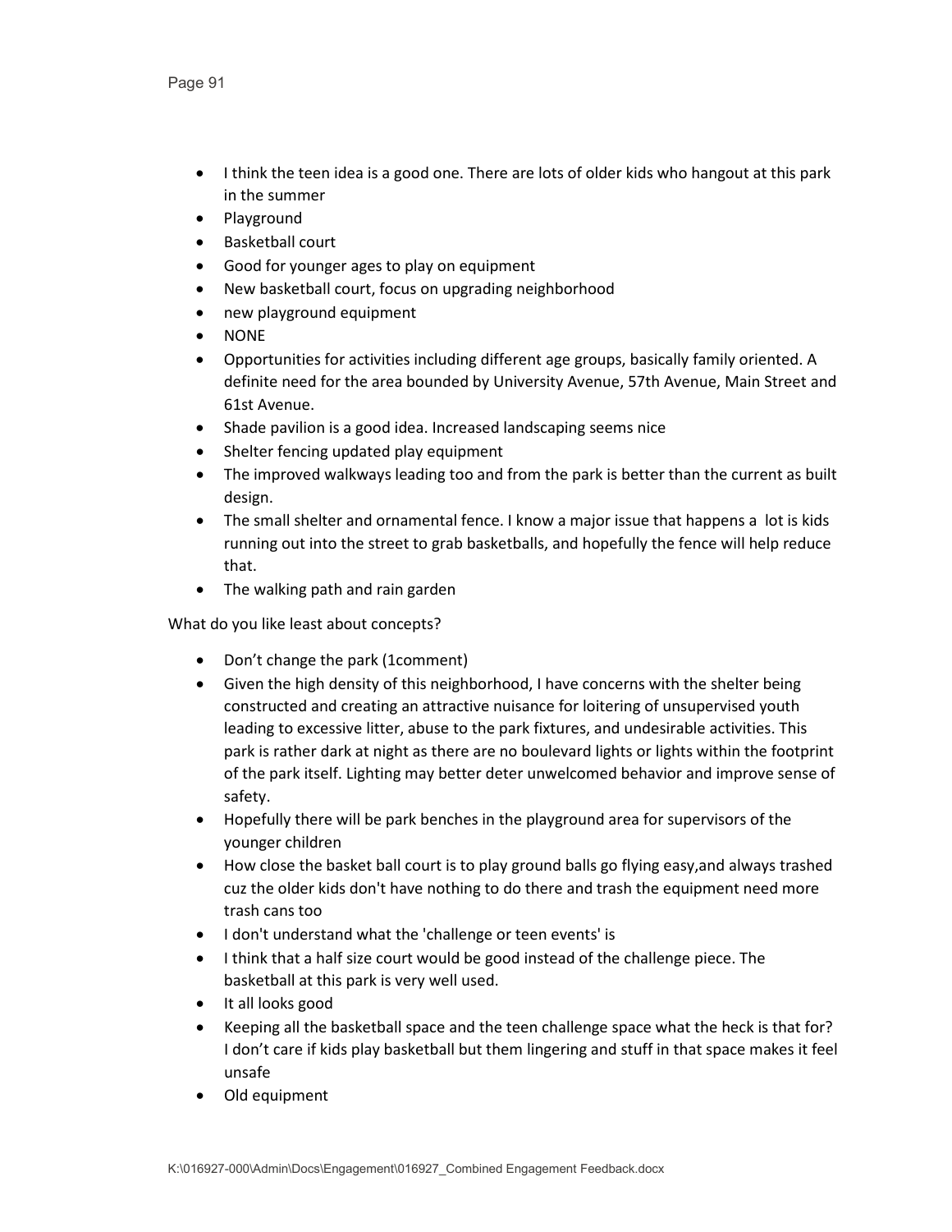- I think the teen idea is a good one. There are lots of older kids who hangout at this park in the summer
- Playground
- Basketball court
- Good for younger ages to play on equipment
- New basketball court, focus on upgrading neighborhood
- new playground equipment
- NONE
- Opportunities for activities including different age groups, basically family oriented. A definite need for the area bounded by University Avenue, 57th Avenue, Main Street and 61st Avenue.
- Shade pavilion is a good idea. Increased landscaping seems nice
- Shelter fencing updated play equipment
- The improved walkways leading too and from the park is better than the current as built design.
- The small shelter and ornamental fence. I know a major issue that happens a lot is kids running out into the street to grab basketballs, and hopefully the fence will help reduce that.
- The walking path and rain garden

What do you like least about concepts?

- Don't change the park (1comment)
- Given the high density of this neighborhood, I have concerns with the shelter being constructed and creating an attractive nuisance for loitering of unsupervised youth leading to excessive litter, abuse to the park fixtures, and undesirable activities. This park is rather dark at night as there are no boulevard lights or lights within the footprint of the park itself. Lighting may better deter unwelcomed behavior and improve sense of safety.
- Hopefully there will be park benches in the playground area for supervisors of the younger children
- How close the basket ball court is to play ground balls go flying easy,and always trashed cuz the older kids don't have nothing to do there and trash the equipment need more trash cans too
- I don't understand what the 'challenge or teen events' is
- I think that a half size court would be good instead of the challenge piece. The basketball at this park is very well used.
- It all looks good
- Keeping all the basketball space and the teen challenge space what the heck is that for? I don't care if kids play basketball but them lingering and stuff in that space makes it feel unsafe
- Old equipment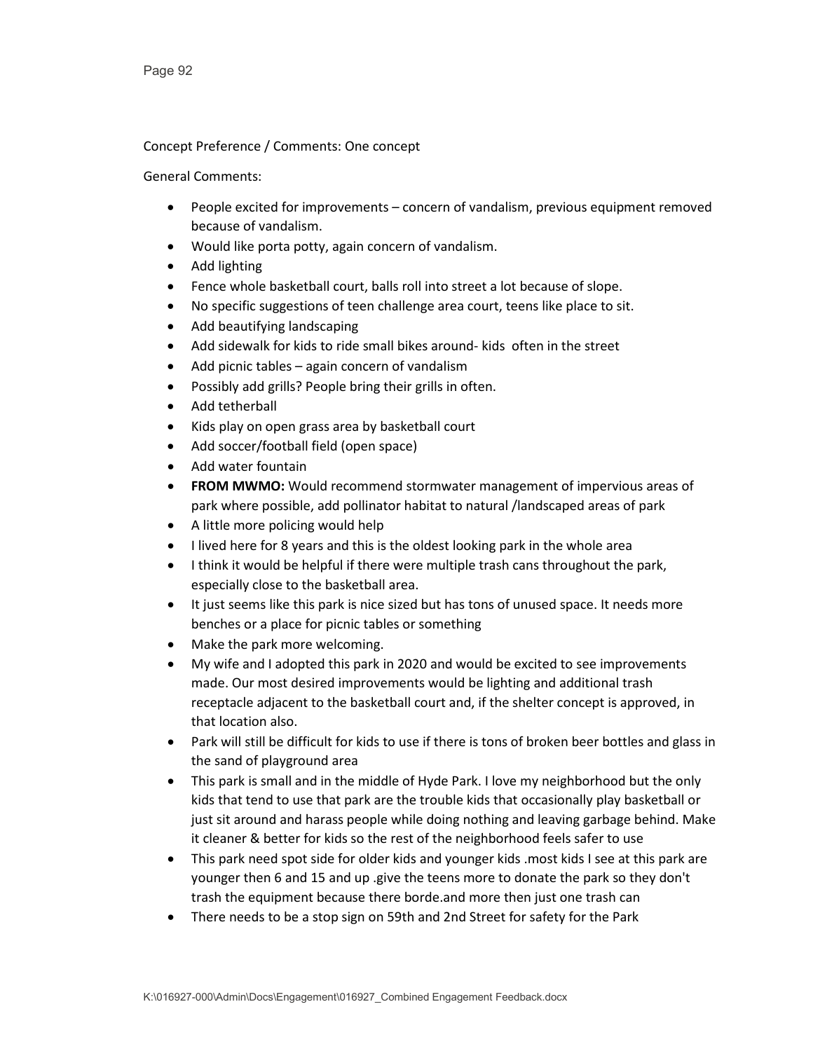Concept Preference / Comments: One concept

General Comments:

- People excited for improvements – concern of vandalism, previous equipment removed because of vandalism.
- Would like porta potty, again concern of vandalism.
- Add lighting
- Fence whole basketball court, balls roll into street a lot because of slope.
- No specific suggestions of teen challenge area court, teens like place to sit.
- Add beautifying landscaping
- Add sidewalk for kids to ride small bikes around- kids often in the street
- Add picnic tables – again concern of vandalism
- Possibly add grills? People bring their grills in often.
- Add tetherball
- Kids play on open grass area by basketball court
- Add soccer/football field (open space)
- Add water fountain
- **FROM MWMO:** Would recommend stormwater management of impervious areas of park where possible, add pollinator habitat to natural /landscaped areas of park
- A little more policing would help
- I lived here for 8 years and this is the oldest looking park in the whole area
- I think it would be helpful if there were multiple trash cans throughout the park, especially close to the basketball area.
- It just seems like this park is nice sized but has tons of unused space. It needs more benches or a place for picnic tables or something
- Make the park more welcoming.
- My wife and I adopted this park in 2020 and would be excited to see improvements made. Our most desired improvements would be lighting and additional trash receptacle adjacent to the basketball court and, if the shelter concept is approved, in that location also.
- Park will still be difficult for kids to use if there is tons of broken beer bottles and glass in the sand of playground area
- This park is small and in the middle of Hyde Park. I love my neighborhood but the only kids that tend to use that park are the trouble kids that occasionally play basketball or just sit around and harass people while doing nothing and leaving garbage behind. Make it cleaner & better for kids so the rest of the neighborhood feels safer to use
- This park need spot side for older kids and younger kids .most kids I see at this park are younger then 6 and 15 and up .give the teens more to donate the park so they don't trash the equipment because there borde.and more then just one trash can
- There needs to be a stop sign on 59th and 2nd Street for safety for the Park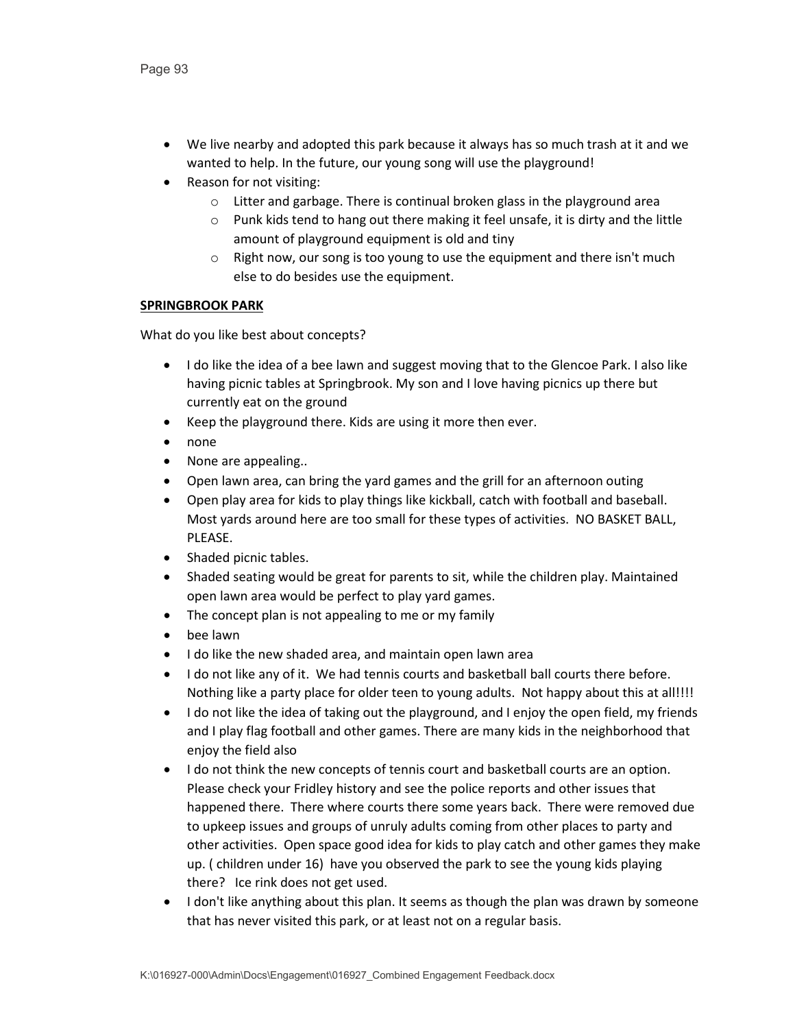- We live nearby and adopted this park because it always has so much trash at it and we wanted to help. In the future, our young song will use the playground!
- Reason for not visiting:
  - Litter and garbage. There is continual broken glass in the playground area
  - Punk kids tend to hang out there making it feel unsafe, it is dirty and the little amount of playground equipment is old and tiny
  - Right now, our song is too young to use the equipment and there isn't much else to do besides use the equipment.

**SPRINGBROOK PARK**

What do you like best about concepts?

- I do like the idea of a bee lawn and suggest moving that to the Glencoe Park. I also like having picnic tables at Springbrook. My son and I love having picnics up there but currently eat on the ground
- Keep the playground there. Kids are using it more then ever.
- none
- None are appealing..
- Open lawn area, can bring the yard games and the grill for an afternoon outing
- Open play area for kids to play things like kickball, catch with football and baseball. Most yards around here are too small for these types of activities. NO BASKET BALL, PLEASE.
- Shaded picnic tables.
- Shaded seating would be great for parents to sit, while the children play. Maintained open lawn area would be perfect to play yard games.
- The concept plan is not appealing to me or my family
- bee lawn
- I do like the new shaded area, and maintain open lawn area
- I do not like any of it. We had tennis courts and basketball ball courts there before. Nothing like a party place for older teen to young adults. Not happy about this at all!!!!
- I do not like the idea of taking out the playground, and I enjoy the open field, my friends and I play flag football and other games. There are many kids in the neighborhood that enjoy the field also
- I do not think the new concepts of tennis court and basketball courts are an option. Please check your Fridley history and see the police reports and other issues that happened there. There where courts there some years back. There were removed due to upkeep issues and groups of unruly adults coming from other places to party and other activities. Open space good idea for kids to play catch and other games they make up. ( children under 16) have you observed the park to see the young kids playing there? Ice rink does not get used.
- I don't like anything about this plan. It seems as though the plan was drawn by someone that has never visited this park, or at least not on a regular basis.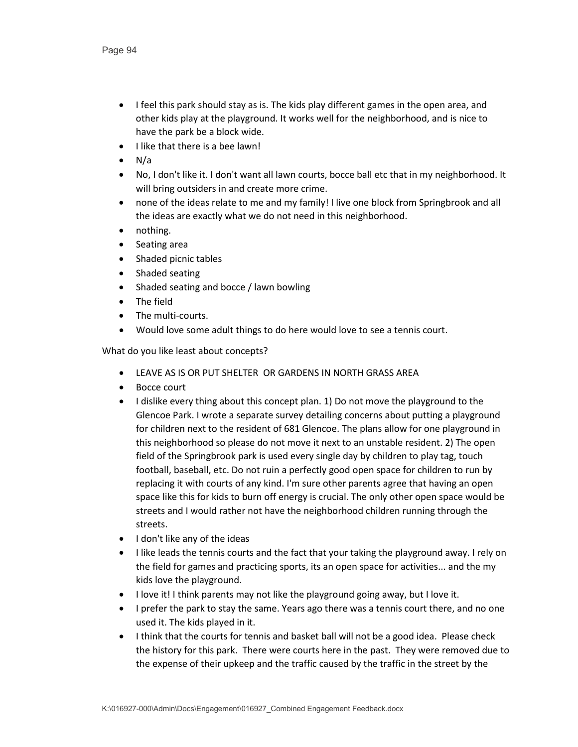- I feel this park should stay as is. The kids play different games in the open area, and other kids play at the playground. It works well for the neighborhood, and is nice to have the park be a block wide.
- I like that there is a bee lawn!
- N/a
- No, I don't like it. I don't want all lawn courts, bocce ball etc that in my neighborhood. It will bring outsiders in and create more crime.
- none of the ideas relate to me and my family! I live one block from Springbrook and all the ideas are exactly what we do not need in this neighborhood.
- nothing.
- Seating area
- Shaded picnic tables
- Shaded seating
- Shaded seating and bocce / lawn bowling
- The field
- The multi-courts.
- Would love some adult things to do here would love to see a tennis court.

What do you like least about concepts?

- LEAVE AS IS OR PUT SHELTER OR GARDENS IN NORTH GRASS AREA
- Bocce court
- I dislike every thing about this concept plan. 1) Do not move the playground to the Glencoe Park. I wrote a separate survey detailing concerns about putting a playground for children next to the resident of 681 Glencoe. The plans allow for one playground in this neighborhood so please do not move it next to an unstable resident. 2) The open field of the Springbrook park is used every single day by children to play tag, touch football, baseball, etc. Do not ruin a perfectly good open space for children to run by replacing it with courts of any kind. I'm sure other parents agree that having an open space like this for kids to burn off energy is crucial. The only other open space would be streets and I would rather not have the neighborhood children running through the streets.
- I don't like any of the ideas
- I like leads the tennis courts and the fact that your taking the playground away. I rely on the field for games and practicing sports, its an open space for activities... and the my kids love the playground.
- I love it! I think parents may not like the playground going away, but I love it.
- I prefer the park to stay the same. Years ago there was a tennis court there, and no one used it. The kids played in it.
- I think that the courts for tennis and basket ball will not be a good idea. Please check the history for this park. There were courts here in the past. They were removed due to the expense of their upkeep and the traffic caused by the traffic in the street by the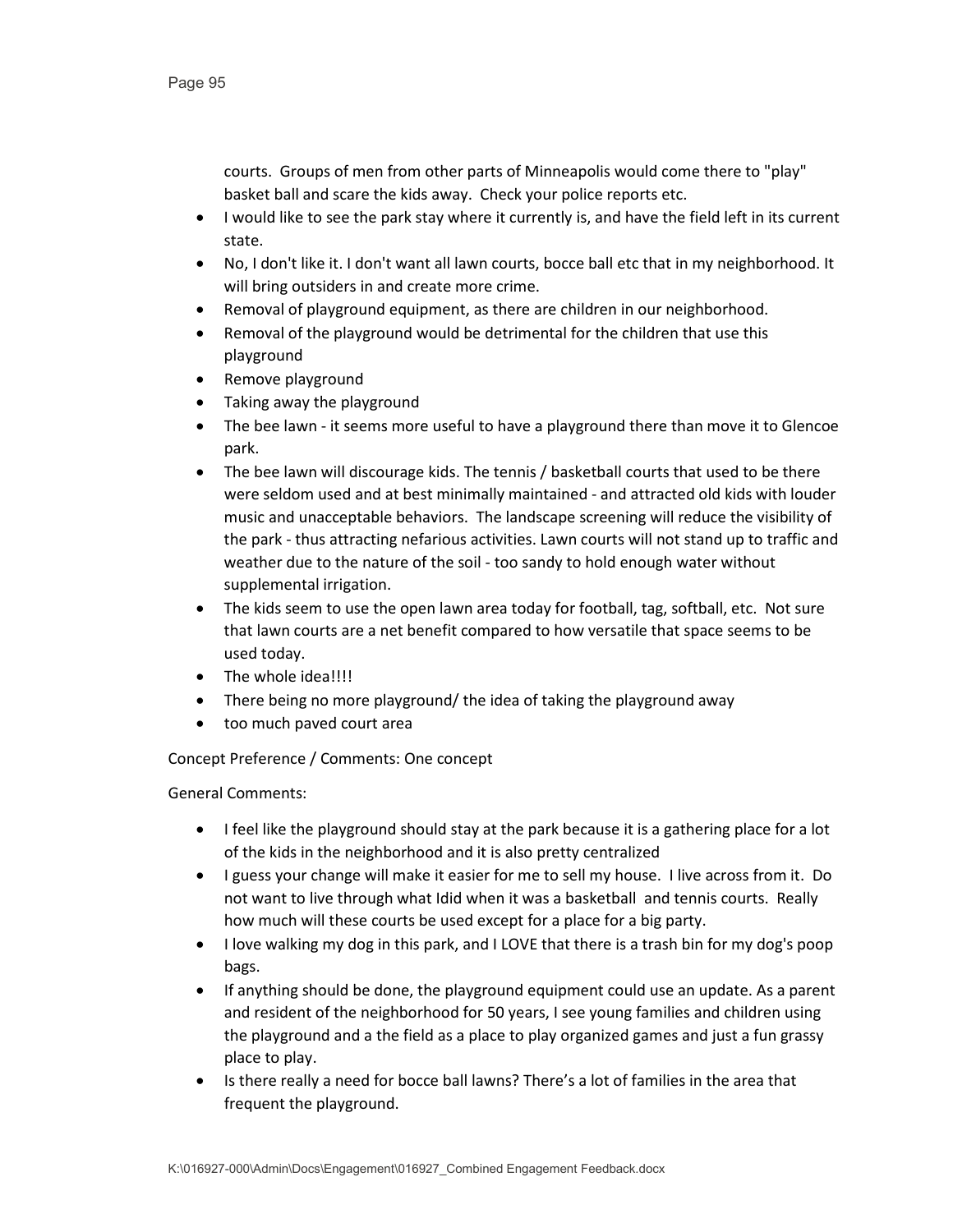courts. Groups of men from other parts of Minneapolis would come there to "play" basket ball and scare the kids away. Check your police reports etc.

- I would like to see the park stay where it currently is, and have the field left in its current state.
- No, I don't like it. I don't want all lawn courts, bocce ball etc that in my neighborhood. It will bring outsiders in and create more crime.
- Removal of playground equipment, as there are children in our neighborhood.
- Removal of the playground would be detrimental for the children that use this playground
- Remove playground
- Taking away the playground
- The bee lawn - it seems more useful to have a playground there than move it to Glencoe park.
- The bee lawn will discourage kids. The tennis / basketball courts that used to be there were seldom used and at best minimally maintained - and attracted old kids with louder music and unacceptable behaviors. The landscape screening will reduce the visibility of the park - thus attracting nefarious activities. Lawn courts will not stand up to traffic and weather due to the nature of the soil - too sandy to hold enough water without supplemental irrigation.
- The kids seem to use the open lawn area today for football, tag, softball, etc. Not sure that lawn courts are a net benefit compared to how versatile that space seems to be used today.
- The whole idea!!!!
- There being no more playground/ the idea of taking the playground away
- too much paved court area

Concept Preference / Comments: One concept

General Comments:

- I feel like the playground should stay at the park because it is a gathering place for a lot of the kids in the neighborhood and it is also pretty centralized
- I guess your change will make it easier for me to sell my house. I live across from it. Do not want to live through what Idid when it was a basketball and tennis courts. Really how much will these courts be used except for a place for a big party.
- I love walking my dog in this park, and I LOVE that there is a trash bin for my dog's poop bags.
- If anything should be done, the playground equipment could use an update. As a parent and resident of the neighborhood for 50 years, I see young families and children using the playground and a the field as a place to play organized games and just a fun grassy place to play.
- Is there really a need for bocce ball lawns? There's a lot of families in the area that frequent the playground.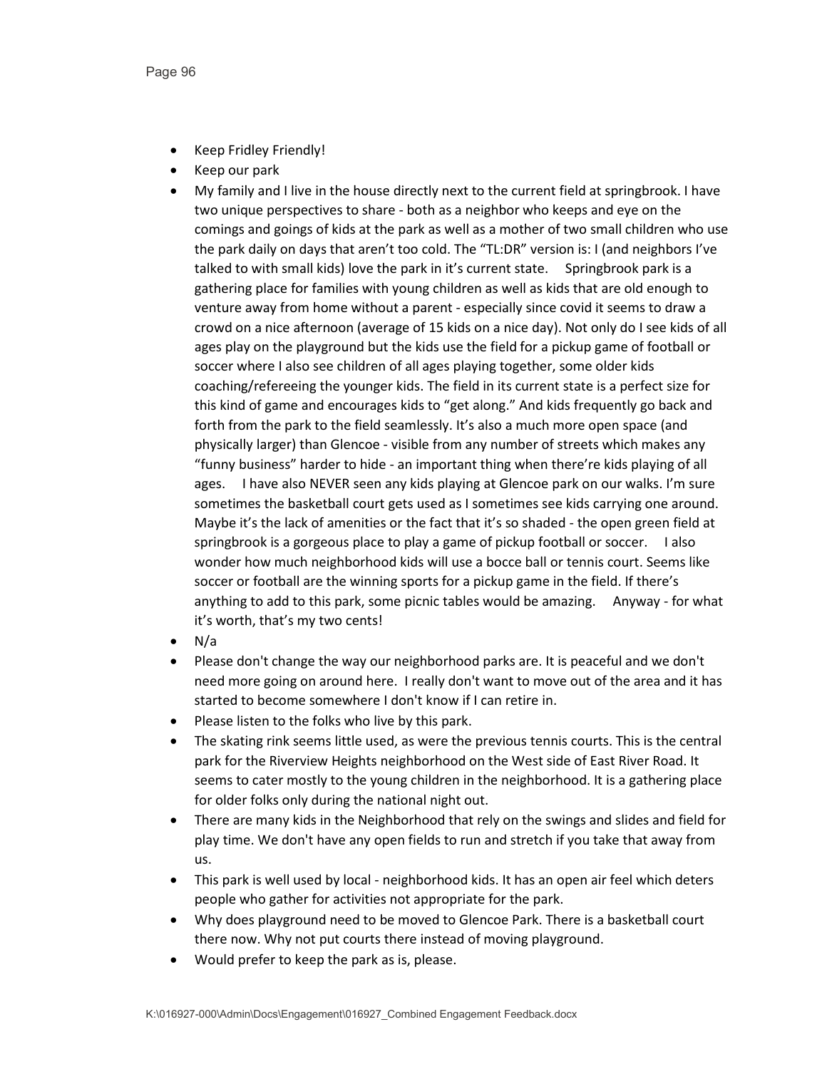- Keep Fridley Friendly!
- Keep our park
- My family and I live in the house directly next to the current field at springbrook. I have two unique perspectives to share - both as a neighbor who keeps and eye on the comings and goings of kids at the park as well as a mother of two small children who use the park daily on days that aren't too cold. The "TL:DR" version is: I (and neighbors I've talked to with small kids) love the park in it's current state.  Springbrook park is a gathering place for families with young children as well as kids that are old enough to venture away from home without a parent - especially since covid it seems to draw a crowd on a nice afternoon (average of 15 kids on a nice day). Not only do I see kids of all ages play on the playground but the kids use the field for a pickup game of football or soccer where I also see children of all ages playing together, some older kids coaching/refereeing the younger kids. The field in its current state is a perfect size for this kind of game and encourages kids to "get along." And kids frequently go back and forth from the park to the field seamlessly. It's also a much more open space (and physically larger) than Glencoe - visible from any number of streets which makes any "funny business" harder to hide - an important thing when there're kids playing of all ages.  I have also NEVER seen any kids playing at Glencoe park on our walks. I'm sure sometimes the basketball court gets used as I sometimes see kids carrying one around. Maybe it's the lack of amenities or the fact that it's so shaded - the open green field at springbrook is a gorgeous place to play a game of pickup football or soccer.  I also wonder how much neighborhood kids will use a bocce ball or tennis court. Seems like soccer or football are the winning sports for a pickup game in the field. If there's anything to add to this park, some picnic tables would be amazing.  Anyway - for what it's worth, that's my two cents!
- N/a
- Please don't change the way our neighborhood parks are. It is peaceful and we don't need more going on around here. I really don't want to move out of the area and it has started to become somewhere I don't know if I can retire in.
- Please listen to the folks who live by this park.
- The skating rink seems little used, as were the previous tennis courts. This is the central park for the Riverview Heights neighborhood on the West side of East River Road. It seems to cater mostly to the young children in the neighborhood. It is a gathering place for older folks only during the national night out.
- There are many kids in the Neighborhood that rely on the swings and slides and field for play time. We don't have any open fields to run and stretch if you take that away from us.
- This park is well used by local - neighborhood kids. It has an open air feel which deters people who gather for activities not appropriate for the park.
- Why does playground need to be moved to Glencoe Park. There is a basketball court there now. Why not put courts there instead of moving playground.
- Would prefer to keep the park as is, please.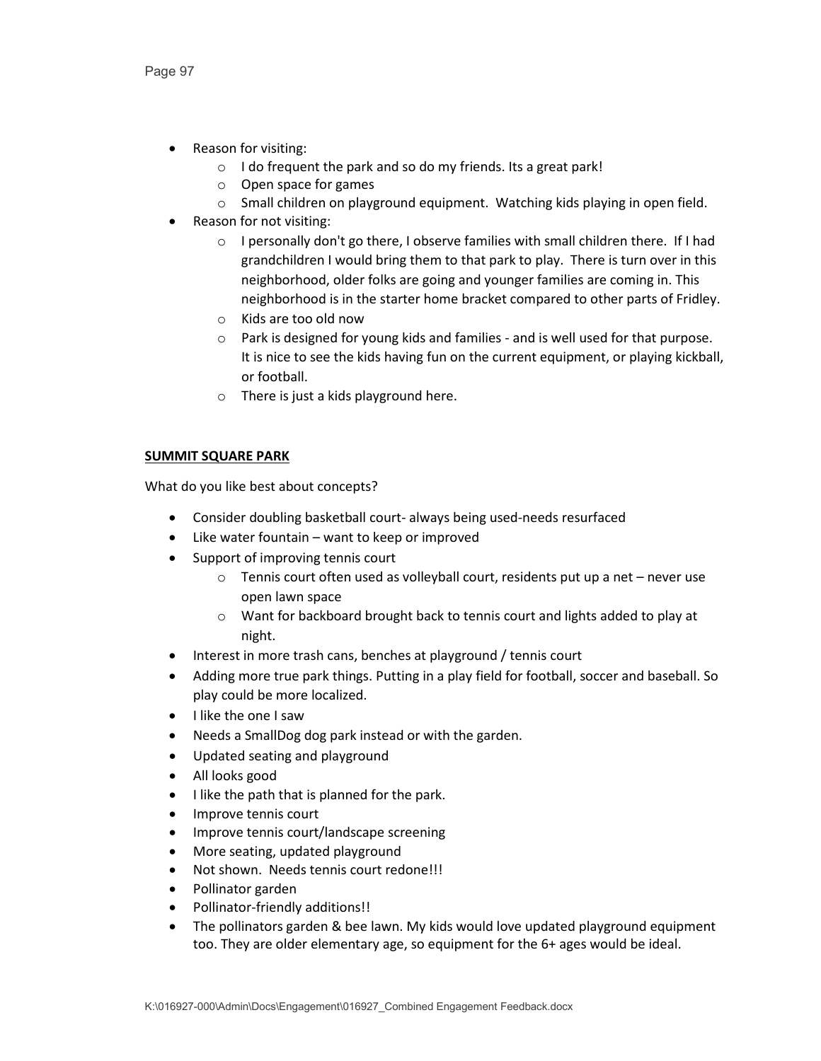- Reason for visiting:
    - I do frequent the park and so do my friends. Its a great park!
    - Open space for games
    - Small children on playground equipment. Watching kids playing in open field.
- Reason for not visiting:
    - I personally don't go there, I observe families with small children there. If I had grandchildren I would bring them to that park to play. There is turn over in this neighborhood, older folks are going and younger families are coming in. This neighborhood is in the starter home bracket compared to other parts of Fridley.
    - Kids are too old now
    - Park is designed for young kids and families - and is well used for that purpose. It is nice to see the kids having fun on the current equipment, or playing kickball, or football.
    - There is just a kids playground here.

**SUMMIT SQUARE PARK**

What do you like best about concepts?

- Consider doubling basketball court- always being used-needs resurfaced
- Like water fountain – want to keep or improved
- Support of improving tennis court
    - Tennis court often used as volleyball court, residents put up a net – never use open lawn space
    - Want for backboard brought back to tennis court and lights added to play at night.
- Interest in more trash cans, benches at playground / tennis court
- Adding more true park things. Putting in a play field for football, soccer and baseball. So play could be more localized.
- I like the one I saw
- Needs a SmallDog dog park instead or with the garden.
- Updated seating and playground
- All looks good
- I like the path that is planned for the park.
- Improve tennis court
- Improve tennis court/landscape screening
- More seating, updated playground
- Not shown. Needs tennis court redone!!!
- Pollinator garden
- Pollinator-friendly additions!!
- The pollinators garden & bee lawn. My kids would love updated playground equipment too. They are older elementary age, so equipment for the 6+ ages would be ideal.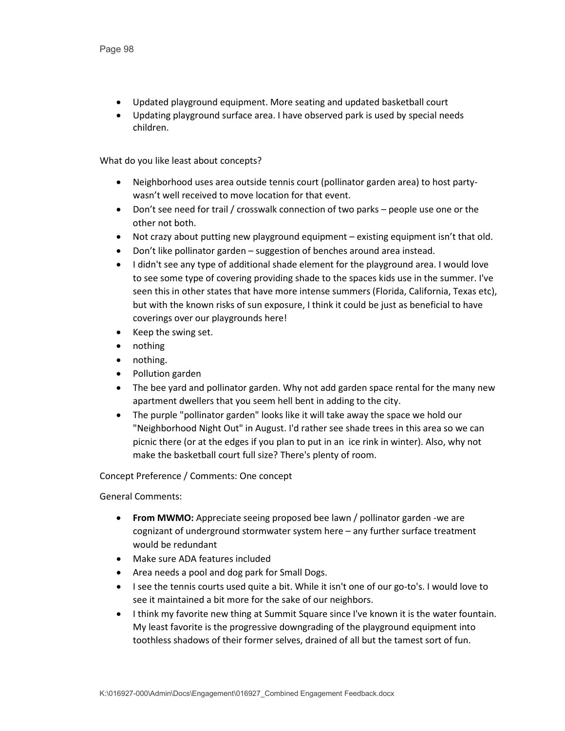- Updated playground equipment. More seating and updated basketball court
- Updating playground surface area. I have observed park is used by special needs children.

What do you like least about concepts?

- Neighborhood uses area outside tennis court (pollinator garden area) to host party- wasn't well received to move location for that event.
- Don't see need for trail / crosswalk connection of two parks – people use one or the other not both.
- Not crazy about putting new playground equipment – existing equipment isn't that old.
- Don't like pollinator garden – suggestion of benches around area instead.
- I didn't see any type of additional shade element for the playground area. I would love to see some type of covering providing shade to the spaces kids use in the summer. I've seen this in other states that have more intense summers (Florida, California, Texas etc), but with the known risks of sun exposure, I think it could be just as beneficial to have coverings over our playgrounds here!
- Keep the swing set.
- nothing
- nothing.
- Pollution garden
- The bee yard and pollinator garden. Why not add garden space rental for the many new apartment dwellers that you seem hell bent in adding to the city.
- The purple "pollinator garden" looks like it will take away the space we hold our "Neighborhood Night Out" in August. I'd rather see shade trees in this area so we can picnic there (or at the edges if you plan to put in an ice rink in winter). Also, why not make the basketball court full size? There's plenty of room.

Concept Preference / Comments: One concept

General Comments:

- **From MWMO:** Appreciate seeing proposed bee lawn / pollinator garden -we are cognizant of underground stormwater system here – any further surface treatment would be redundant
- Make sure ADA features included
- Area needs a pool and dog park for Small Dogs.
- I see the tennis courts used quite a bit. While it isn't one of our go-to's. I would love to see it maintained a bit more for the sake of our neighbors.
- I think my favorite new thing at Summit Square since I've known it is the water fountain. My least favorite is the progressive downgrading of the playground equipment into toothless shadows of their former selves, drained of all but the tamest sort of fun.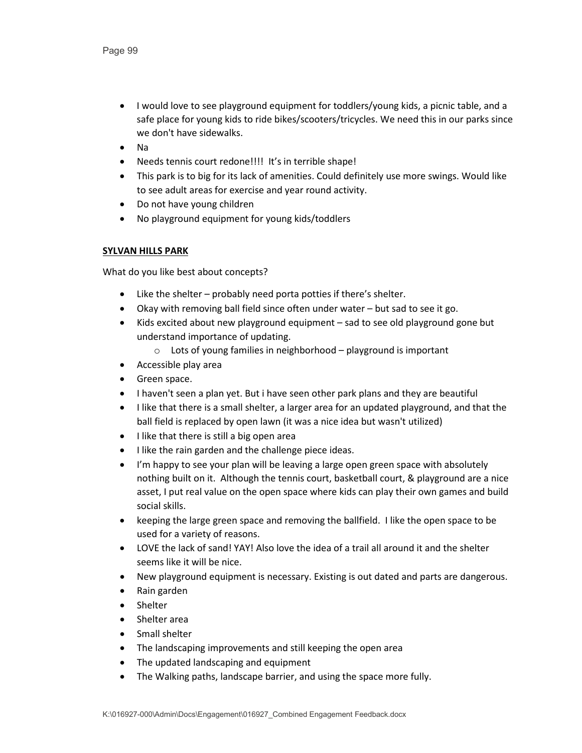- I would love to see playground equipment for toddlers/young kids, a picnic table, and a safe place for young kids to ride bikes/scooters/tricycles. We need this in our parks since we don't have sidewalks.
- Na
- Needs tennis court redone!!!! It's in terrible shape!
- This park is to big for its lack of amenities. Could definitely use more swings. Would like to see adult areas for exercise and year round activity.
- Do not have young children
- No playground equipment for young kids/toddlers

**SYLVAN HILLS PARK**

What do you like best about concepts?

- Like the shelter – probably need porta potties if there's shelter.
- Okay with removing ball field since often under water – but sad to see it go.
- Kids excited about new playground equipment – sad to see old playground gone but understand importance of updating.
  - Lots of young families in neighborhood – playground is important
- Accessible play area
- Green space.
- I haven't seen a plan yet. But i have seen other park plans and they are beautiful
- I like that there is a small shelter, a larger area for an updated playground, and that the ball field is replaced by open lawn (it was a nice idea but wasn't utilized)
- I like that there is still a big open area
- I like the rain garden and the challenge piece ideas.
- I'm happy to see your plan will be leaving a large open green space with absolutely nothing built on it. Although the tennis court, basketball court, & playground are a nice asset, I put real value on the open space where kids can play their own games and build social skills.
- keeping the large green space and removing the ballfield. I like the open space to be used for a variety of reasons.
- LOVE the lack of sand! YAY! Also love the idea of a trail all around it and the shelter seems like it will be nice.
- New playground equipment is necessary. Existing is out dated and parts are dangerous.
- Rain garden
- Shelter
- Shelter area
- Small shelter
- The landscaping improvements and still keeping the open area
- The updated landscaping and equipment
- The Walking paths, landscape barrier, and using the space more fully.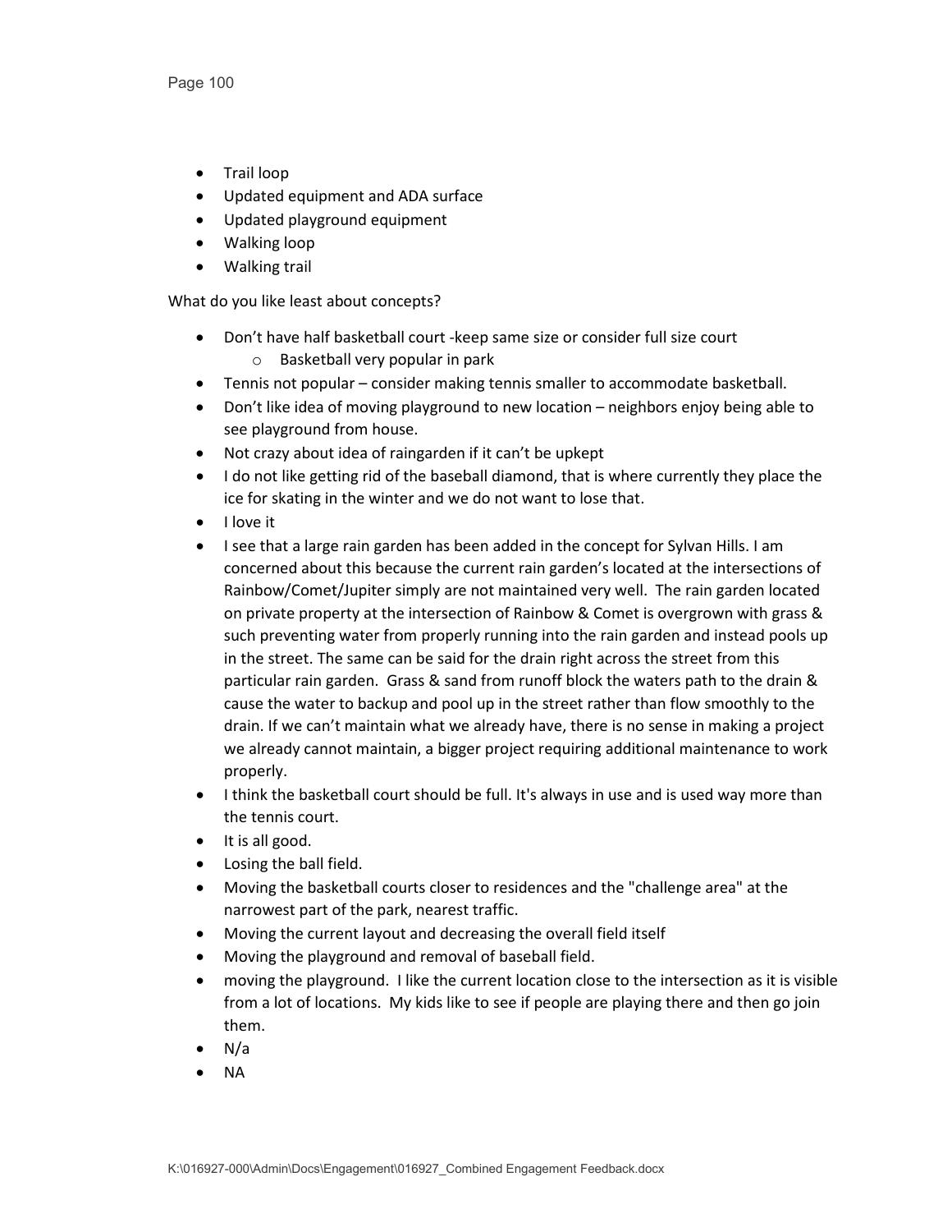- Trail loop
- Updated equipment and ADA surface
- Updated playground equipment
- Walking loop
- Walking trail

What do you like least about concepts?

- Don't have half basketball court -keep same size or consider full size court
    - Basketball very popular in park
- Tennis not popular – consider making tennis smaller to accommodate basketball.
- Don't like idea of moving playground to new location – neighbors enjoy being able to see playground from house.
- Not crazy about idea of raingarden if it can't be upkept
- I do not like getting rid of the baseball diamond, that is where currently they place the ice for skating in the winter and we do not want to lose that.
- I love it
- I see that a large rain garden has been added in the concept for Sylvan Hills. I am concerned about this because the current rain garden's located at the intersections of Rainbow/Comet/Jupiter simply are not maintained very well. The rain garden located on private property at the intersection of Rainbow & Comet is overgrown with grass & such preventing water from properly running into the rain garden and instead pools up in the street. The same can be said for the drain right across the street from this particular rain garden. Grass & sand from runoff block the waters path to the drain & cause the water to backup and pool up in the street rather than flow smoothly to the drain. If we can't maintain what we already have, there is no sense in making a project we already cannot maintain, a bigger project requiring additional maintenance to work properly.
- I think the basketball court should be full. It's always in use and is used way more than the tennis court.
- It is all good.
- Losing the ball field.
- Moving the basketball courts closer to residences and the "challenge area" at the narrowest part of the park, nearest traffic.
- Moving the current layout and decreasing the overall field itself
- Moving the playground and removal of baseball field.
- moving the playground. I like the current location close to the intersection as it is visible from a lot of locations. My kids like to see if people are playing there and then go join them.
- N/a
- NA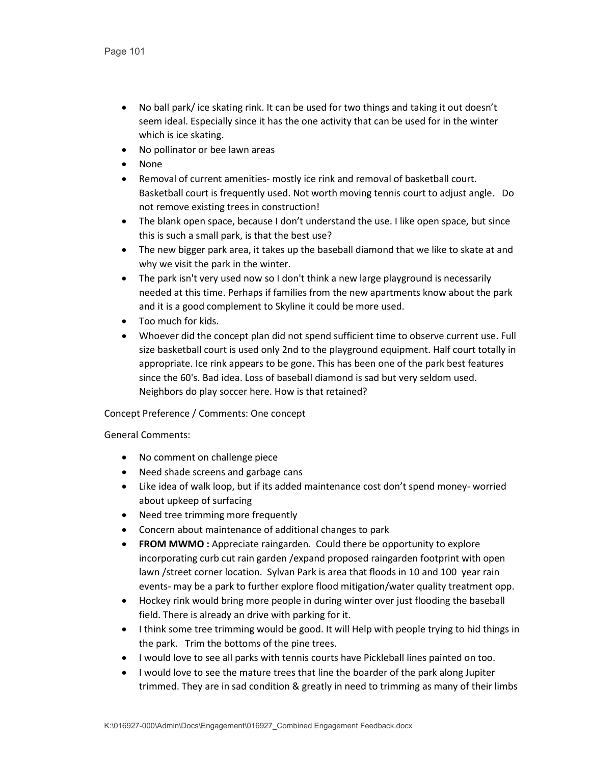- No ball park/ ice skating rink. It can be used for two things and taking it out doesn't seem ideal. Especially since it has the one activity that can be used for in the winter which is ice skating.
- No pollinator or bee lawn areas
- None
- Removal of current amenities- mostly ice rink and removal of basketball court. Basketball court is frequently used. Not worth moving tennis court to adjust angle. Do not remove existing trees in construction!
- The blank open space, because I don't understand the use. I like open space, but since this is such a small park, is that the best use?
- The new bigger park area, it takes up the baseball diamond that we like to skate at and why we visit the park in the winter.
- The park isn't very used now so I don't think a new large playground is necessarily needed at this time. Perhaps if families from the new apartments know about the park and it is a good complement to Skyline it could be more used.
- Too much for kids.
- Whoever did the concept plan did not spend sufficient time to observe current use. Full size basketball court is used only 2nd to the playground equipment. Half court totally in appropriate. Ice rink appears to be gone. This has been one of the park best features since the 60's. Bad idea. Loss of baseball diamond is sad but very seldom used. Neighbors do play soccer here. How is that retained?

Concept Preference / Comments: One concept

General Comments:

- No comment on challenge piece
- Need shade screens and garbage cans
- Like idea of walk loop, but if its added maintenance cost don't spend money- worried about upkeep of surfacing
- Need tree trimming more frequently
- Concern about maintenance of additional changes to park
- **FROM MWMO :** Appreciate raingarden. Could there be opportunity to explore incorporating curb cut rain garden /expand proposed raingarden footprint with open lawn /street corner location. Sylvan Park is area that floods in 10 and 100 year rain events- may be a park to further explore flood mitigation/water quality treatment opp.
- Hockey rink would bring more people in during winter over just flooding the baseball field. There is already an drive with parking for it.
- I think some tree trimming would be good. It will Help with people trying to hid things in the park. Trim the bottoms of the pine trees.
- I would love to see all parks with tennis courts have Pickleball lines painted on too.
- I would love to see the mature trees that line the boarder of the park along Jupiter trimmed. They are in sad condition & greatly in need to trimming as many of their limbs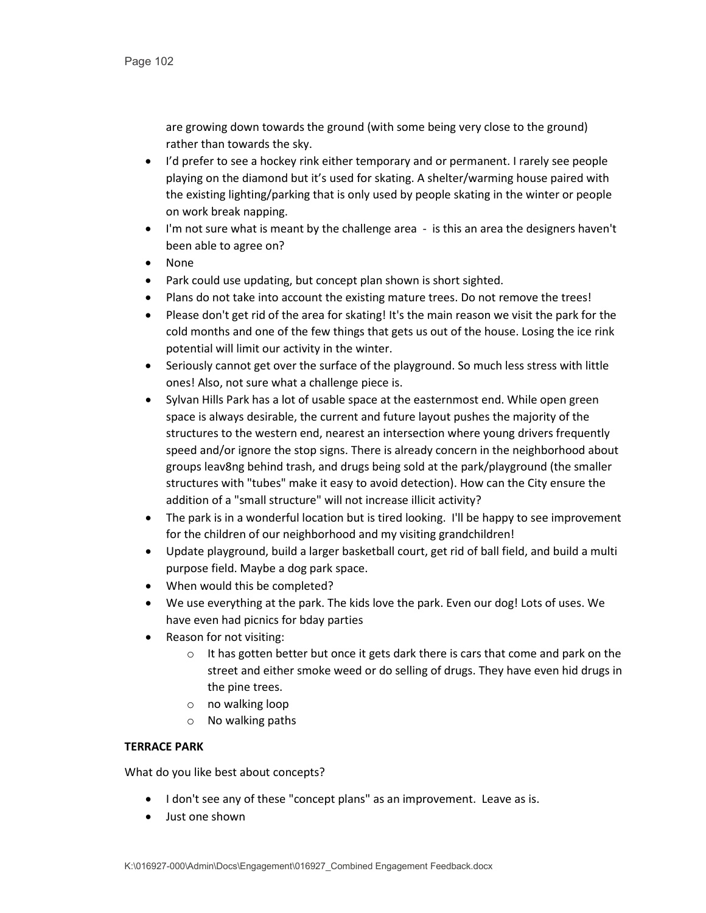are growing down towards the ground (with some being very close to the ground) rather than towards the sky.

- I'd prefer to see a hockey rink either temporary and or permanent. I rarely see people playing on the diamond but it's used for skating. A shelter/warming house paired with the existing lighting/parking that is only used by people skating in the winter or people on work break napping.
- I'm not sure what is meant by the challenge area - is this an area the designers haven't been able to agree on?
- None
- Park could use updating, but concept plan shown is short sighted.
- Plans do not take into account the existing mature trees. Do not remove the trees!
- Please don't get rid of the area for skating! It's the main reason we visit the park for the cold months and one of the few things that gets us out of the house. Losing the ice rink potential will limit our activity in the winter.
- Seriously cannot get over the surface of the playground. So much less stress with little ones! Also, not sure what a challenge piece is.
- Sylvan Hills Park has a lot of usable space at the easternmost end. While open green space is always desirable, the current and future layout pushes the majority of the structures to the western end, nearest an intersection where young drivers frequently speed and/or ignore the stop signs. There is already concern in the neighborhood about groups leav8ng behind trash, and drugs being sold at the park/playground (the smaller structures with "tubes" make it easy to avoid detection). How can the City ensure the addition of a "small structure" will not increase illicit activity?
- The park is in a wonderful location but is tired looking. I'll be happy to see improvement for the children of our neighborhood and my visiting grandchildren!
- Update playground, build a larger basketball court, get rid of ball field, and build a multi purpose field. Maybe a dog park space.
- When would this be completed?
- We use everything at the park. The kids love the park. Even our dog! Lots of uses. We have even had picnics for bday parties
- Reason for not visiting:
  - It has gotten better but once it gets dark there is cars that come and park on the street and either smoke weed or do selling of drugs. They have even hid drugs in the pine trees.
  - no walking loop
  - No walking paths

**TERRACE PARK**

What do you like best about concepts?

- I don't see any of these "concept plans" as an improvement. Leave as is.
- Just one shown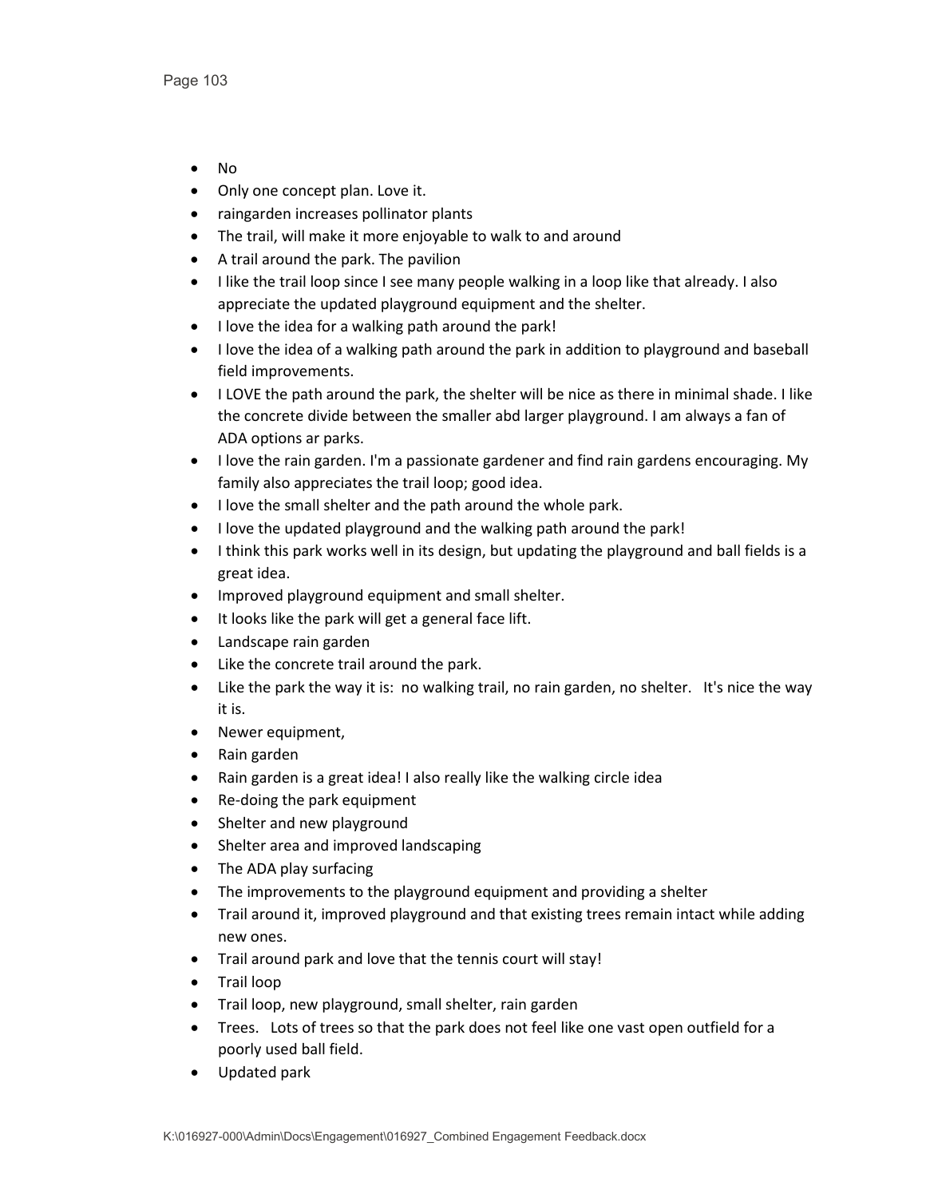- No
- Only one concept plan. Love it.
- raingarden increases pollinator plants
- The trail, will make it more enjoyable to walk to and around
- A trail around the park. The pavilion
- I like the trail loop since I see many people walking in a loop like that already. I also appreciate the updated playground equipment and the shelter.
- I love the idea for a walking path around the park!
- I love the idea of a walking path around the park in addition to playground and baseball field improvements.
- I LOVE the path around the park, the shelter will be nice as there in minimal shade. I like the concrete divide between the smaller abd larger playground. I am always a fan of ADA options ar parks.
- I love the rain garden. I'm a passionate gardener and find rain gardens encouraging. My family also appreciates the trail loop; good idea.
- I love the small shelter and the path around the whole park.
- I love the updated playground and the walking path around the park!
- I think this park works well in its design, but updating the playground and ball fields is a great idea.
- Improved playground equipment and small shelter.
- It looks like the park will get a general face lift.
- Landscape rain garden
- Like the concrete trail around the park.
- Like the park the way it is: no walking trail, no rain garden, no shelter. It's nice the way it is.
- Newer equipment,
- Rain garden
- Rain garden is a great idea! I also really like the walking circle idea
- Re-doing the park equipment
- Shelter and new playground
- Shelter area and improved landscaping
- The ADA play surfacing
- The improvements to the playground equipment and providing a shelter
- Trail around it, improved playground and that existing trees remain intact while adding new ones.
- Trail around park and love that the tennis court will stay!
- Trail loop
- Trail loop, new playground, small shelter, rain garden
- Trees. Lots of trees so that the park does not feel like one vast open outfield for a poorly used ball field.
- Updated park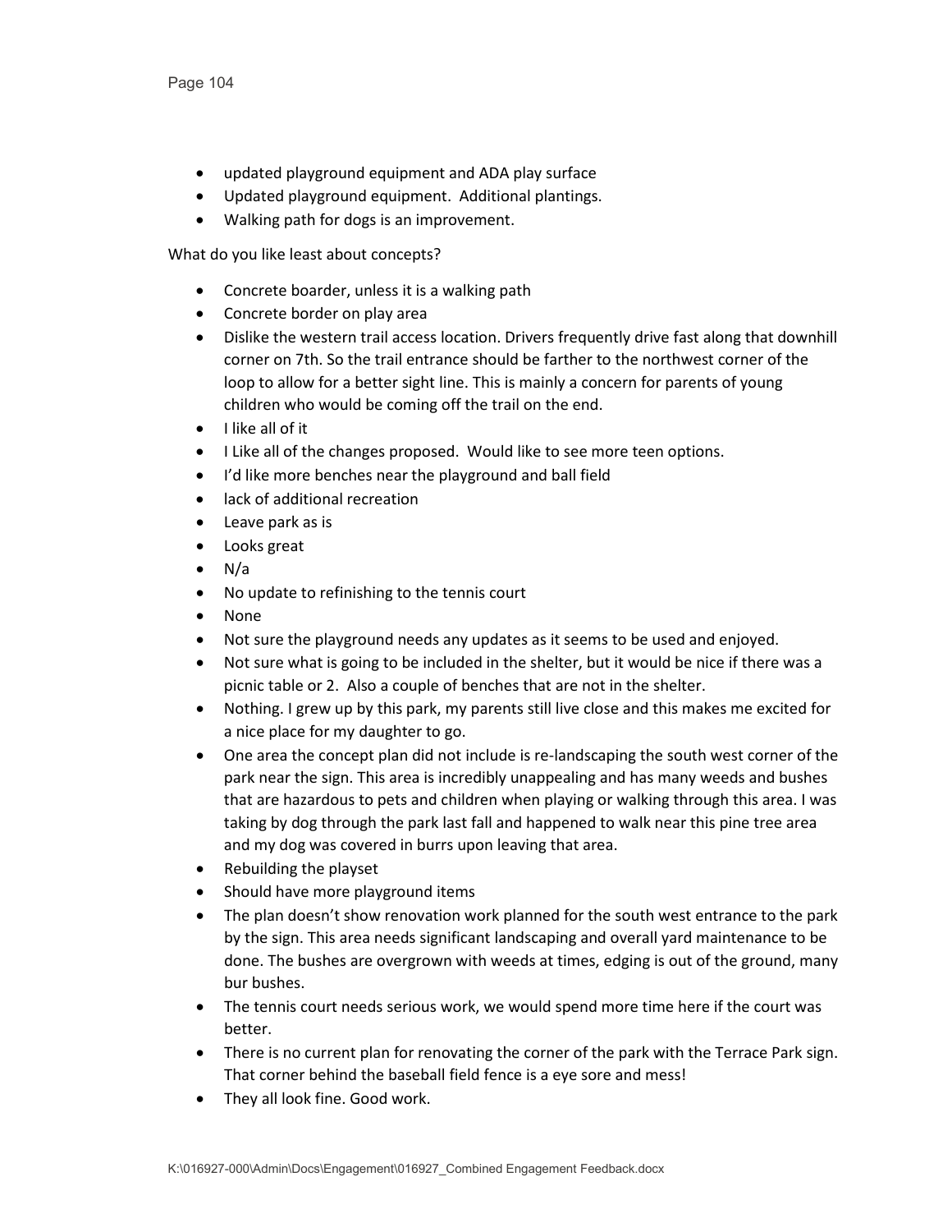- updated playground equipment and ADA play surface
- Updated playground equipment.  Additional plantings.
- Walking path for dogs is an improvement.

What do you like least about concepts?

- Concrete boarder, unless it is a walking path
- Concrete border on play area
- Dislike the western trail access location. Drivers frequently drive fast along that downhill corner on 7th. So the trail entrance should be farther to the northwest corner of the loop to allow for a better sight line. This is mainly a concern for parents of young children who would be coming off the trail on the end.
- I like all of it
- I Like all of the changes proposed.  Would like to see more teen options.
- I'd like more benches near the playground and ball field
- lack of additional recreation
- Leave park as is
- Looks great
- N/a
- No update to refinishing to the tennis court
- None
- Not sure the playground needs any updates as it seems to be used and enjoyed.
- Not sure what is going to be included in the shelter, but it would be nice if there was a picnic table or 2.  Also a couple of benches that are not in the shelter.
- Nothing. I grew up by this park, my parents still live close and this makes me excited for a nice place for my daughter to go.
- One area the concept plan did not include is re-landscaping the south west corner of the park near the sign. This area is incredibly unappealing and has many weeds and bushes that are hazardous to pets and children when playing or walking through this area. I was taking by dog through the park last fall and happened to walk near this pine tree area and my dog was covered in burrs upon leaving that area.
- Rebuilding the playset
- Should have more playground items
- The plan doesn't show renovation work planned for the south west entrance to the park by the sign. This area needs significant landscaping and overall yard maintenance to be done. The bushes are overgrown with weeds at times, edging is out of the ground, many bur bushes.
- The tennis court needs serious work, we would spend more time here if the court was better.
- There is no current plan for renovating the corner of the park with the Terrace Park sign. That corner behind the baseball field fence is a eye sore and mess!
- They all look fine. Good work.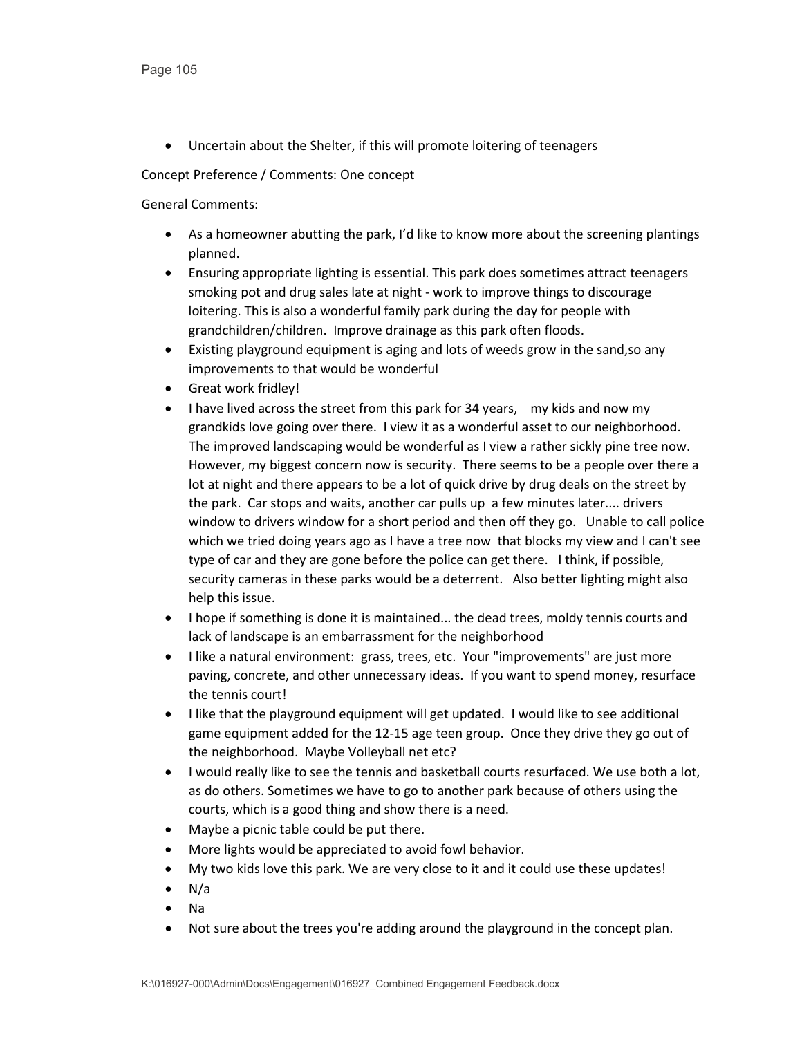- Uncertain about the Shelter, if this will promote loitering of teenagers

Concept Preference / Comments: One concept

General Comments:

- As a homeowner abutting the park, I'd like to know more about the screening plantings planned.
- Ensuring appropriate lighting is essential. This park does sometimes attract teenagers smoking pot and drug sales late at night - work to improve things to discourage loitering. This is also a wonderful family park during the day for people with grandchildren/children. Improve drainage as this park often floods.
- Existing playground equipment is aging and lots of weeds grow in the sand,so any improvements to that would be wonderful
- Great work fridley!
- I have lived across the street from this park for 34 years, my kids and now my grandkids love going over there. I view it as a wonderful asset to our neighborhood. The improved landscaping would be wonderful as I view a rather sickly pine tree now. However, my biggest concern now is security. There seems to be a people over there a lot at night and there appears to be a lot of quick drive by drug deals on the street by the park. Car stops and waits, another car pulls up a few minutes later.... drivers window to drivers window for a short period and then off they go. Unable to call police which we tried doing years ago as I have a tree now that blocks my view and I can't see type of car and they are gone before the police can get there. I think, if possible, security cameras in these parks would be a deterrent. Also better lighting might also help this issue.
- I hope if something is done it is maintained... the dead trees, moldy tennis courts and lack of landscape is an embarrassment for the neighborhood
- I like a natural environment: grass, trees, etc. Your "improvements" are just more paving, concrete, and other unnecessary ideas. If you want to spend money, resurface the tennis court!
- I like that the playground equipment will get updated. I would like to see additional game equipment added for the 12-15 age teen group. Once they drive they go out of the neighborhood. Maybe Volleyball net etc?
- I would really like to see the tennis and basketball courts resurfaced. We use both a lot, as do others. Sometimes we have to go to another park because of others using the courts, which is a good thing and show there is a need.
- Maybe a picnic table could be put there.
- More lights would be appreciated to avoid fowl behavior.
- My two kids love this park. We are very close to it and it could use these updates!
- N/a
- Na
- Not sure about the trees you're adding around the playground in the concept plan.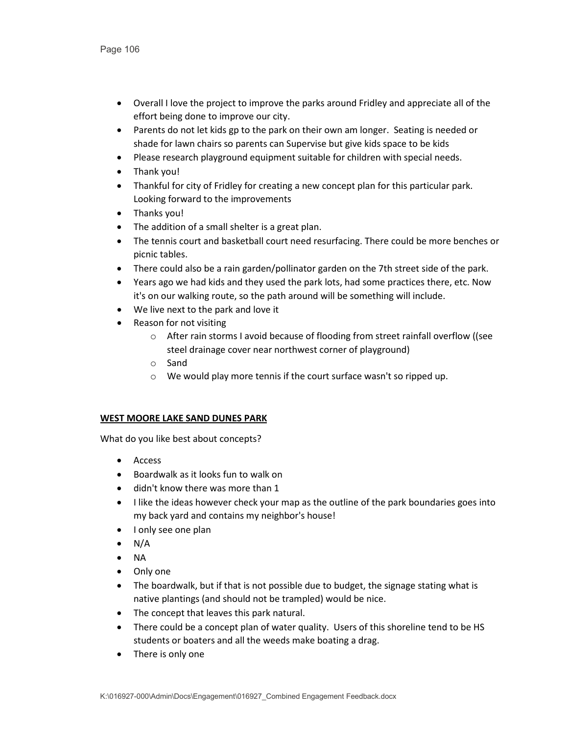- Overall I love the project to improve the parks around Fridley and appreciate all of the effort being done to improve our city.
- Parents do not let kids gp to the park on their own am longer. Seating is needed or shade for lawn chairs so parents can Supervise but give kids space to be kids
- Please research playground equipment suitable for children with special needs.
- Thank you!
- Thankful for city of Fridley for creating a new concept plan for this particular park. Looking forward to the improvements
- Thanks you!
- The addition of a small shelter is a great plan.
- The tennis court and basketball court need resurfacing. There could be more benches or picnic tables.
- There could also be a rain garden/pollinator garden on the 7th street side of the park.
- Years ago we had kids and they used the park lots, had some practices there, etc. Now it's on our walking route, so the path around will be something will include.
- We live next to the park and love it
- Reason for not visiting
  - After rain storms I avoid because of flooding from street rainfall overflow ((see steel drainage cover near northwest corner of playground)
  - Sand
  - We would play more tennis if the court surface wasn't so ripped up.

**WEST MOORE LAKE SAND DUNES PARK**

What do you like best about concepts?

- Access
- Boardwalk as it looks fun to walk on
- didn't know there was more than 1
- I like the ideas however check your map as the outline of the park boundaries goes into my back yard and contains my neighbor's house!
- I only see one plan
- N/A
- NA
- Only one
- The boardwalk, but if that is not possible due to budget, the signage stating what is native plantings (and should not be trampled) would be nice.
- The concept that leaves this park natural.
- There could be a concept plan of water quality. Users of this shoreline tend to be HS students or boaters and all the weeds make boating a drag.
- There is only one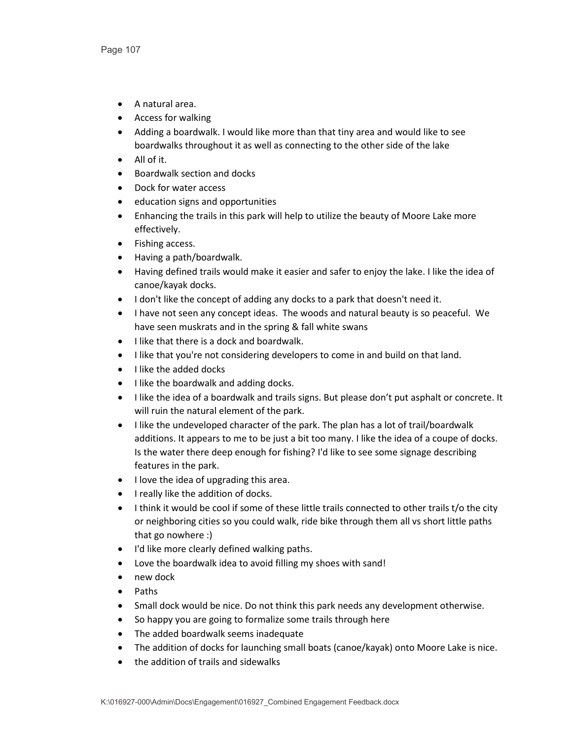- A natural area.
- Access for walking
- Adding a boardwalk. I would like more than that tiny area and would like to see boardwalks throughout it as well as connecting to the other side of the lake
- All of it.
- Boardwalk section and docks
- Dock for water access
- education signs and opportunities
- Enhancing the trails in this park will help to utilize the beauty of Moore Lake more effectively.
- Fishing access.
- Having a path/boardwalk.
- Having defined trails would make it easier and safer to enjoy the lake. I like the idea of canoe/kayak docks.
- I don't like the concept of adding any docks to a park that doesn't need it.
- I have not seen any concept ideas. The woods and natural beauty is so peaceful. We have seen muskrats and in the spring & fall white swans
- I like that there is a dock and boardwalk.
- I like that you're not considering developers to come in and build on that land.
- I like the added docks
- I like the boardwalk and adding docks.
- I like the idea of a boardwalk and trails signs. But please don't put asphalt or concrete. It will ruin the natural element of the park.
- I like the undeveloped character of the park. The plan has a lot of trail/boardwalk additions. It appears to me to be just a bit too many. I like the idea of a coupe of docks. Is the water there deep enough for fishing? I'd like to see some signage describing features in the park.
- I love the idea of upgrading this area.
- I really like the addition of docks.
- I think it would be cool if some of these little trails connected to other trails t/o the city or neighboring cities so you could walk, ride bike through them all vs short little paths that go nowhere :)
- I'd like more clearly defined walking paths.
- Love the boardwalk idea to avoid filling my shoes with sand!
- new dock
- Paths
- Small dock would be nice. Do not think this park needs any development otherwise.
- So happy you are going to formalize some trails through here
- The added boardwalk seems inadequate
- The addition of docks for launching small boats (canoe/kayak) onto Moore Lake is nice.
- the addition of trails and sidewalks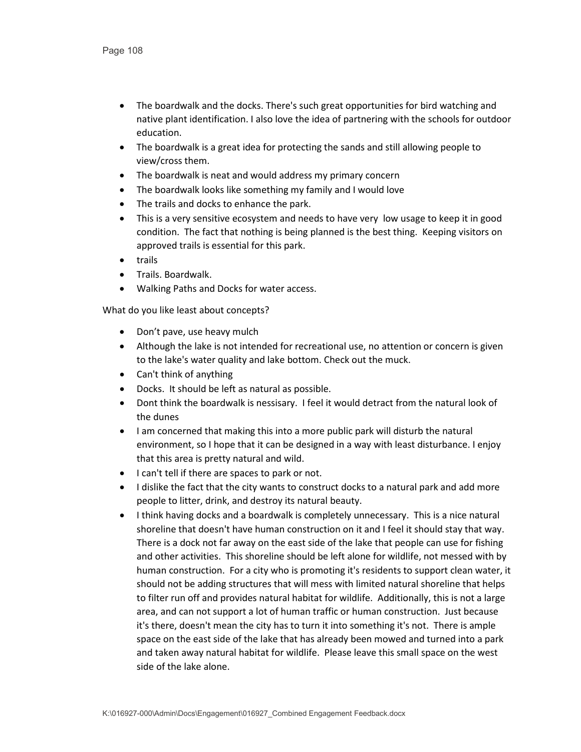- The boardwalk and the docks. There's such great opportunities for bird watching and native plant identification. I also love the idea of partnering with the schools for outdoor education.
- The boardwalk is a great idea for protecting the sands and still allowing people to view/cross them.
- The boardwalk is neat and would address my primary concern
- The boardwalk looks like something my family and I would love
- The trails and docks to enhance the park.
- This is a very sensitive ecosystem and needs to have very low usage to keep it in good condition. The fact that nothing is being planned is the best thing. Keeping visitors on approved trails is essential for this park.
- trails
- Trails. Boardwalk.
- Walking Paths and Docks for water access.

What do you like least about concepts?

- Don't pave, use heavy mulch
- Although the lake is not intended for recreational use, no attention or concern is given to the lake's water quality and lake bottom. Check out the muck.
- Can't think of anything
- Docks. It should be left as natural as possible.
- Dont think the boardwalk is nessisary. I feel it would detract from the natural look of the dunes
- I am concerned that making this into a more public park will disturb the natural environment, so I hope that it can be designed in a way with least disturbance. I enjoy that this area is pretty natural and wild.
- I can't tell if there are spaces to park or not.
- I dislike the fact that the city wants to construct docks to a natural park and add more people to litter, drink, and destroy its natural beauty.
- I think having docks and a boardwalk is completely unnecessary. This is a nice natural shoreline that doesn't have human construction on it and I feel it should stay that way. There is a dock not far away on the east side of the lake that people can use for fishing and other activities. This shoreline should be left alone for wildlife, not messed with by human construction. For a city who is promoting it's residents to support clean water, it should not be adding structures that will mess with limited natural shoreline that helps to filter run off and provides natural habitat for wildlife. Additionally, this is not a large area, and can not support a lot of human traffic or human construction. Just because it's there, doesn't mean the city has to turn it into something it's not. There is ample space on the east side of the lake that has already been mowed and turned into a park and taken away natural habitat for wildlife. Please leave this small space on the west side of the lake alone.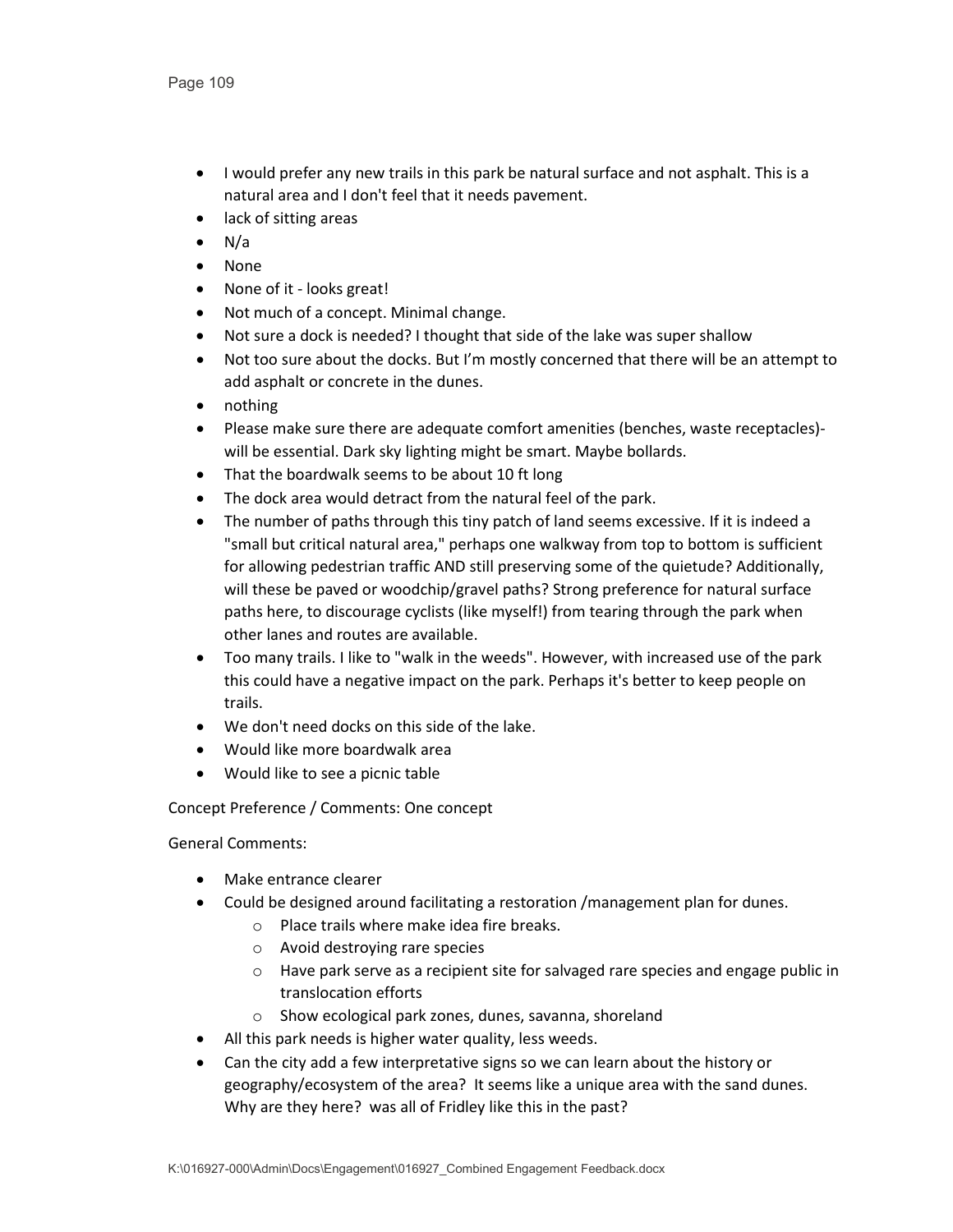- I would prefer any new trails in this park be natural surface and not asphalt. This is a natural area and I don't feel that it needs pavement.
- lack of sitting areas
- N/a
- None
- None of it - looks great!
- Not much of a concept. Minimal change.
- Not sure a dock is needed? I thought that side of the lake was super shallow
- Not too sure about the docks. But I'm mostly concerned that there will be an attempt to add asphalt or concrete in the dunes.
- nothing
- Please make sure there are adequate comfort amenities (benches, waste receptacles)- will be essential. Dark sky lighting might be smart. Maybe bollards.
- That the boardwalk seems to be about 10 ft long
- The dock area would detract from the natural feel of the park.
- The number of paths through this tiny patch of land seems excessive. If it is indeed a "small but critical natural area," perhaps one walkway from top to bottom is sufficient for allowing pedestrian traffic AND still preserving some of the quietude? Additionally, will these be paved or woodchip/gravel paths? Strong preference for natural surface paths here, to discourage cyclists (like myself!) from tearing through the park when other lanes and routes are available.
- Too many trails. I like to "walk in the weeds". However, with increased use of the park this could have a negative impact on the park. Perhaps it's better to keep people on trails.
- We don't need docks on this side of the lake.
- Would like more boardwalk area
- Would like to see a picnic table

Concept Preference / Comments: One concept

General Comments:

- Make entrance clearer
- Could be designed around facilitating a restoration /management plan for dunes.
  - Place trails where make idea fire breaks.
  - Avoid destroying rare species
  - Have park serve as a recipient site for salvaged rare species and engage public in translocation efforts
  - Show ecological park zones, dunes, savanna, shoreland
- All this park needs is higher water quality, less weeds.
- Can the city add a few interpretative signs so we can learn about the history or geography/ecosystem of the area? It seems like a unique area with the sand dunes. Why are they here? was all of Fridley like this in the past?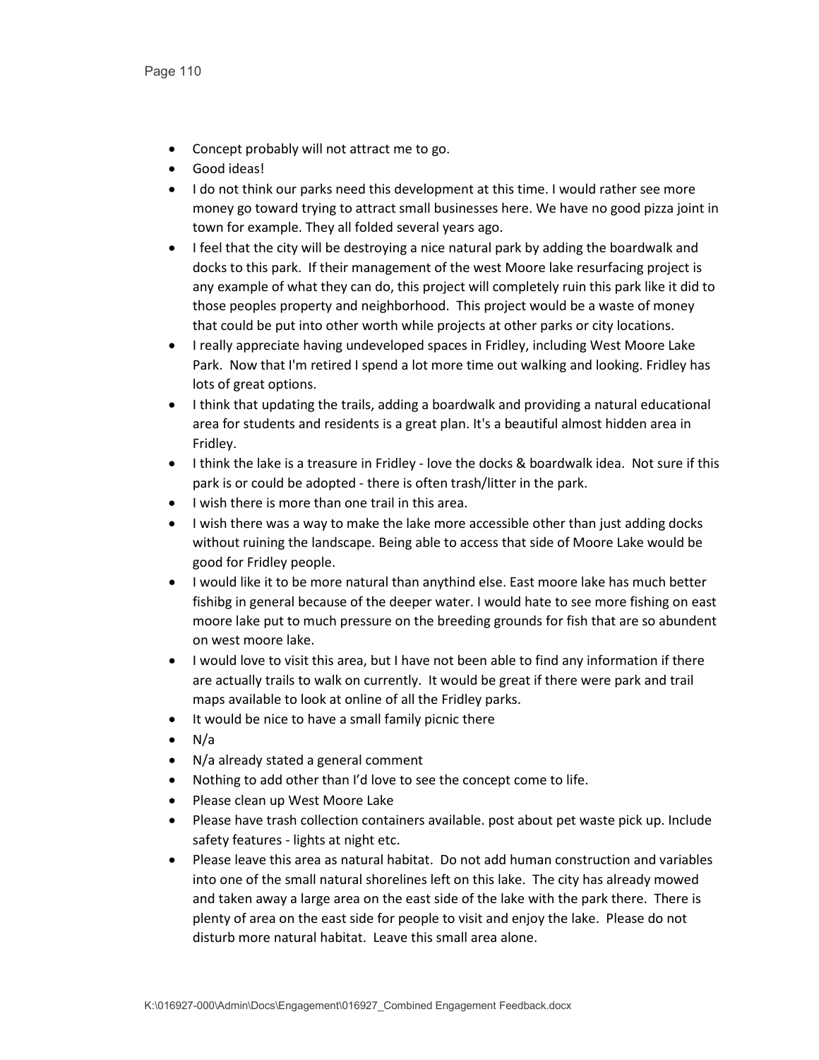- Concept probably will not attract me to go.
- Good ideas!
- I do not think our parks need this development at this time. I would rather see more money go toward trying to attract small businesses here. We have no good pizza joint in town for example. They all folded several years ago.
- I feel that the city will be destroying a nice natural park by adding the boardwalk and docks to this park. If their management of the west Moore lake resurfacing project is any example of what they can do, this project will completely ruin this park like it did to those peoples property and neighborhood. This project would be a waste of money that could be put into other worth while projects at other parks or city locations.
- I really appreciate having undeveloped spaces in Fridley, including West Moore Lake Park. Now that I'm retired I spend a lot more time out walking and looking. Fridley has lots of great options.
- I think that updating the trails, adding a boardwalk and providing a natural educational area for students and residents is a great plan. It's a beautiful almost hidden area in Fridley.
- I think the lake is a treasure in Fridley - love the docks & boardwalk idea. Not sure if this park is or could be adopted - there is often trash/litter in the park.
- I wish there is more than one trail in this area.
- I wish there was a way to make the lake more accessible other than just adding docks without ruining the landscape. Being able to access that side of Moore Lake would be good for Fridley people.
- I would like it to be more natural than anythind else. East moore lake has much better fishibg in general because of the deeper water. I would hate to see more fishing on east moore lake put to much pressure on the breeding grounds for fish that are so abundent on west moore lake.
- I would love to visit this area, but I have not been able to find any information if there are actually trails to walk on currently. It would be great if there were park and trail maps available to look at online of all the Fridley parks.
- It would be nice to have a small family picnic there
- N/a
- N/a already stated a general comment
- Nothing to add other than I'd love to see the concept come to life.
- Please clean up West Moore Lake
- Please have trash collection containers available. post about pet waste pick up. Include safety features - lights at night etc.
- Please leave this area as natural habitat. Do not add human construction and variables into one of the small natural shorelines left on this lake. The city has already mowed and taken away a large area on the east side of the lake with the park there. There is plenty of area on the east side for people to visit and enjoy the lake. Please do not disturb more natural habitat. Leave this small area alone.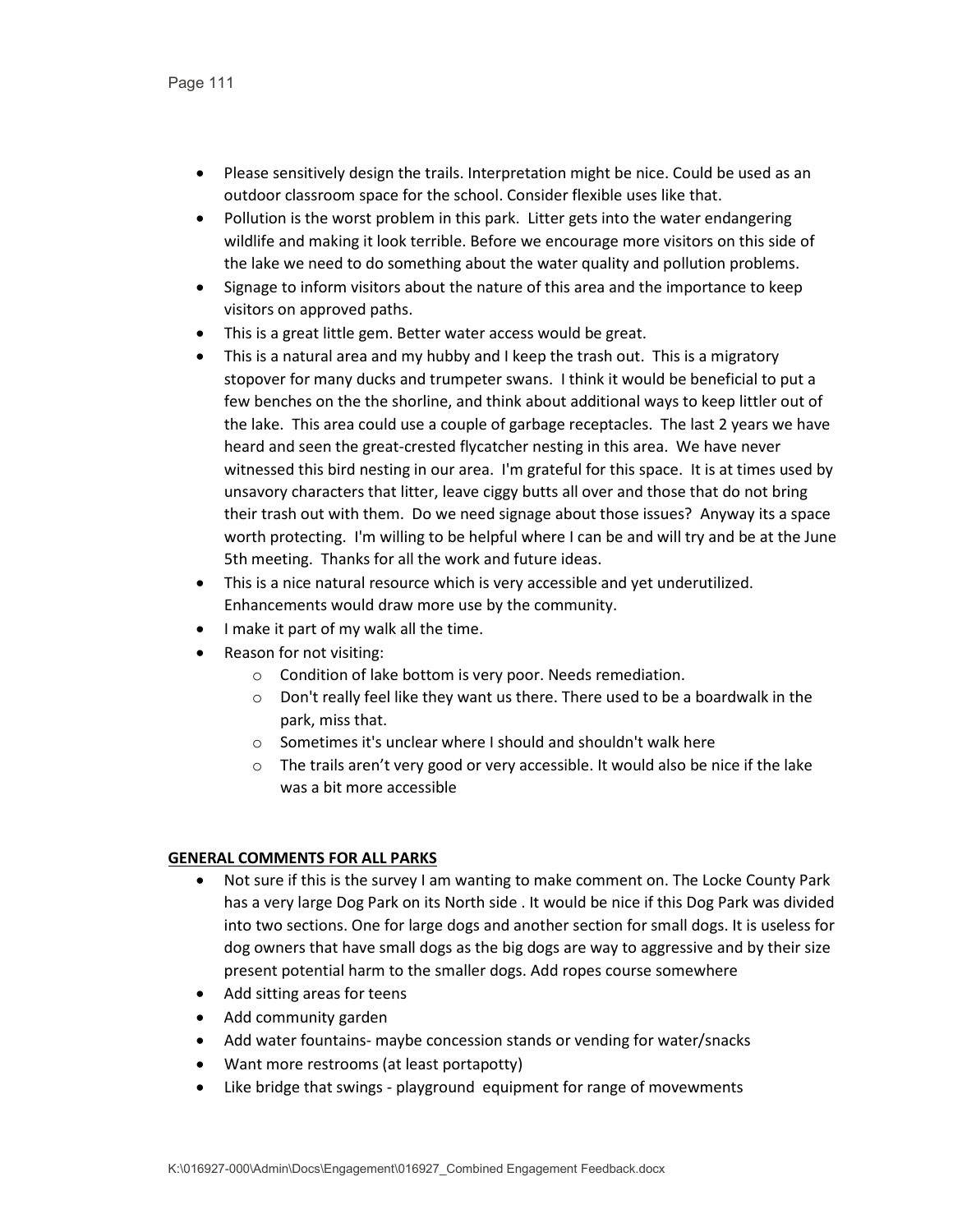- Please sensitively design the trails. Interpretation might be nice. Could be used as an outdoor classroom space for the school. Consider flexible uses like that.
- Pollution is the worst problem in this park. Litter gets into the water endangering wildlife and making it look terrible. Before we encourage more visitors on this side of the lake we need to do something about the water quality and pollution problems.
- Signage to inform visitors about the nature of this area and the importance to keep visitors on approved paths.
- This is a great little gem. Better water access would be great.
- This is a natural area and my hubby and I keep the trash out. This is a migratory stopover for many ducks and trumpeter swans. I think it would be beneficial to put a few benches on the the shorline, and think about additional ways to keep littler out of the lake. This area could use a couple of garbage receptacles. The last 2 years we have heard and seen the great-crested flycatcher nesting in this area. We have never witnessed this bird nesting in our area. I'm grateful for this space. It is at times used by unsavory characters that litter, leave ciggy butts all over and those that do not bring their trash out with them. Do we need signage about those issues? Anyway its a space worth protecting. I'm willing to be helpful where I can be and will try and be at the June 5th meeting. Thanks for all the work and future ideas.
- This is a nice natural resource which is very accessible and yet underutilized. Enhancements would draw more use by the community.
- I make it part of my walk all the time.
- Reason for not visiting:
  - Condition of lake bottom is very poor. Needs remediation.
  - Don't really feel like they want us there. There used to be a boardwalk in the park, miss that.
  - Sometimes it's unclear where I should and shouldn't walk here
  - The trails aren't very good or very accessible. It would also be nice if the lake was a bit more accessible

**GENERAL COMMENTS FOR ALL PARKS**

- Not sure if this is the survey I am wanting to make comment on. The Locke County Park has a very large Dog Park on its North side . It would be nice if this Dog Park was divided into two sections. One for large dogs and another section for small dogs. It is useless for dog owners that have small dogs as the big dogs are way to aggressive and by their size present potential harm to the smaller dogs. Add ropes course somewhere
- Add sitting areas for teens
- Add community garden
- Add water fountains- maybe concession stands or vending for water/snacks
- Want more restrooms (at least portapotty)
- Like bridge that swings - playground equipment for range of movewments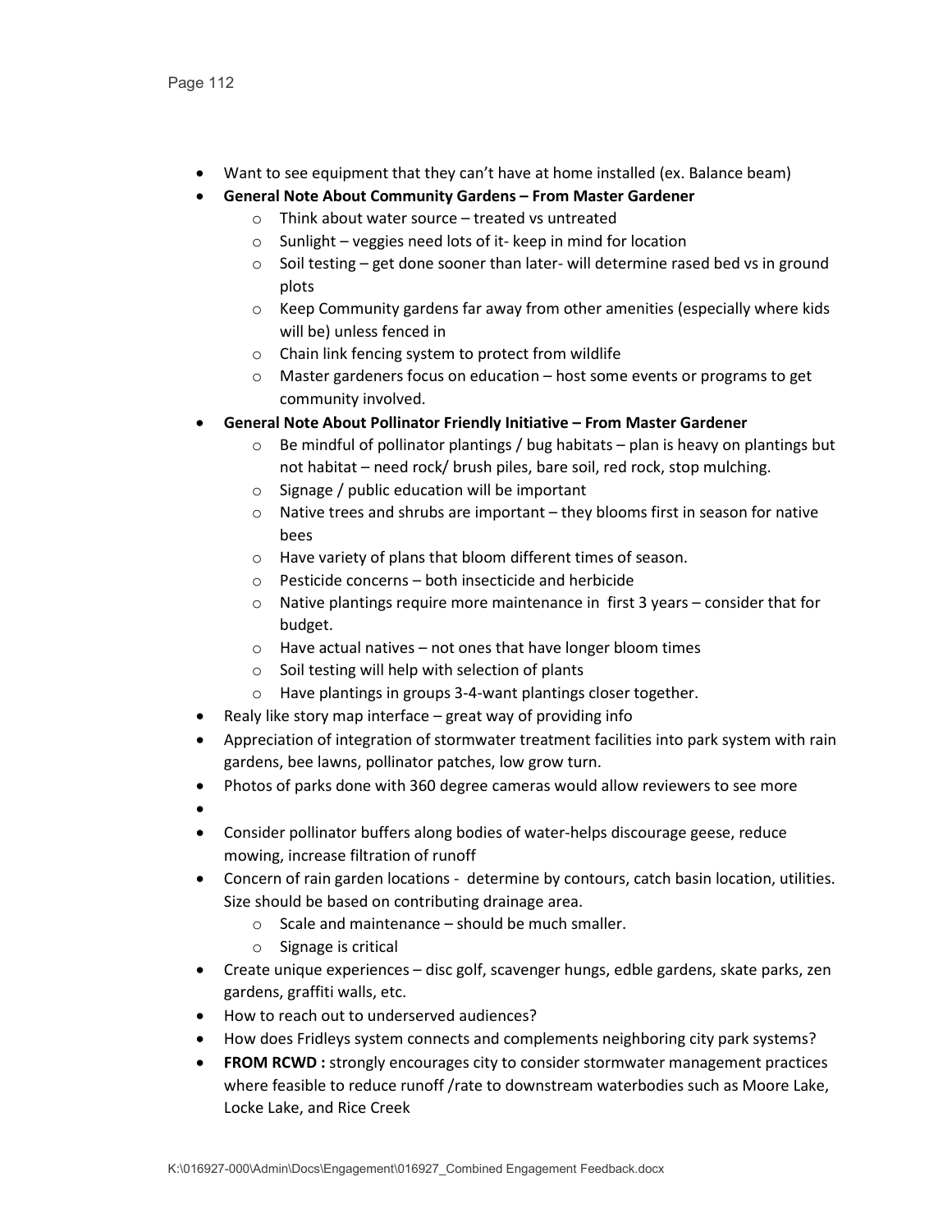- Want to see equipment that they can't have at home installed (ex. Balance beam)
- **General Note About Community Gardens – From Master Gardener**
  - Think about water source – treated vs untreated
  - Sunlight – veggies need lots of it- keep in mind for location
  - Soil testing – get done sooner than later- will determine rased bed vs in ground plots
  - Keep Community gardens far away from other amenities (especially where kids will be) unless fenced in
  - Chain link fencing system to protect from wildlife
  - Master gardeners focus on education – host some events or programs to get community involved.
- **General Note About Pollinator Friendly Initiative – From Master Gardener**
  - Be mindful of pollinator plantings / bug habitats – plan is heavy on plantings but not habitat – need rock/ brush piles, bare soil, red rock, stop mulching.
  - Signage / public education will be important
  - Native trees and shrubs are important – they blooms first in season for native bees
  - Have variety of plans that bloom different times of season.
  - Pesticide concerns – both insecticide and herbicide
  - Native plantings require more maintenance in first 3 years – consider that for budget.
  - Have actual natives – not ones that have longer bloom times
  - Soil testing will help with selection of plants
  - Have plantings in groups 3-4-want plantings closer together.
- Realy like story map interface – great way of providing info
- Appreciation of integration of stormwater treatment facilities into park system with rain gardens, bee lawns, pollinator patches, low grow turn.
- Photos of parks done with 360 degree cameras would allow reviewers to see more
- 
- Consider pollinator buffers along bodies of water-helps discourage geese, reduce mowing, increase filtration of runoff
- Concern of rain garden locations - determine by contours, catch basin location, utilities. Size should be based on contributing drainage area.
  - Scale and maintenance – should be much smaller.
  - Signage is critical
- Create unique experiences – disc golf, scavenger hungs, edble gardens, skate parks, zen gardens, graffiti walls, etc.
- How to reach out to underserved audiences?
- How does Fridleys system connects and complements neighboring city park systems?
- **FROM RCWD :** strongly encourages city to consider stormwater management practices where feasible to reduce runoff /rate to downstream waterbodies such as Moore Lake, Locke Lake, and Rice Creek

K:\016927-000\Admin\Docs\Engagement\016927_Combined Engagement Feedback.docx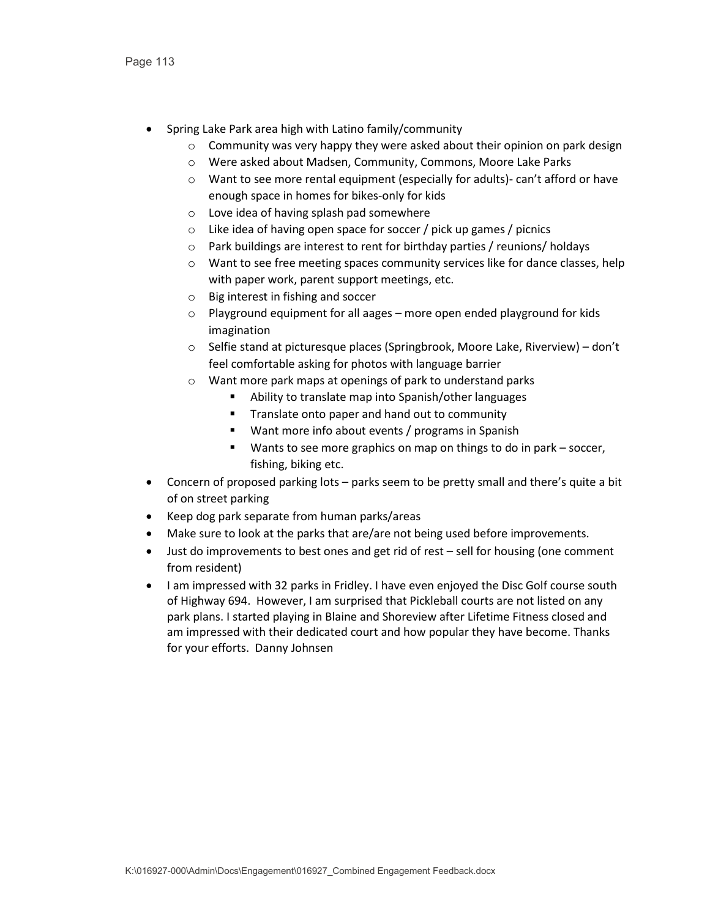- Spring Lake Park area high with Latino family/community
  - Community was very happy they were asked about their opinion on park design
  - Were asked about Madsen, Community, Commons, Moore Lake Parks
  - Want to see more rental equipment (especially for adults)- can't afford or have enough space in homes for bikes-only for kids
  - Love idea of having splash pad somewhere
  - Like idea of having open space for soccer / pick up games / picnics
  - Park buildings are interest to rent for birthday parties / reunions/ holdays
  - Want to see free meeting spaces community services like for dance classes, help with paper work, parent support meetings, etc.
  - Big interest in fishing and soccer
  - Playground equipment for all aages – more open ended playground for kids imagination
  - Selfie stand at picturesque places (Springbrook, Moore Lake, Riverview) – don't feel comfortable asking for photos with language barrier
  - Want more park maps at openings of park to understand parks
    - Ability to translate map into Spanish/other languages
    - Translate onto paper and hand out to community
    - Want more info about events / programs in Spanish
    - Wants to see more graphics on map on things to do in park – soccer, fishing, biking etc.
- Concern of proposed parking lots – parks seem to be pretty small and there's quite a bit of on street parking
- Keep dog park separate from human parks/areas
- Make sure to look at the parks that are/are not being used before improvements.
- Just do improvements to best ones and get rid of rest – sell for housing (one comment from resident)
- I am impressed with 32 parks in Fridley. I have even enjoyed the Disc Golf course south of Highway 694. However, I am surprised that Pickleball courts are not listed on any park plans. I started playing in Blaine and Shoreview after Lifetime Fitness closed and am impressed with their dedicated court and how popular they have become. Thanks for your efforts. Danny Johnsen